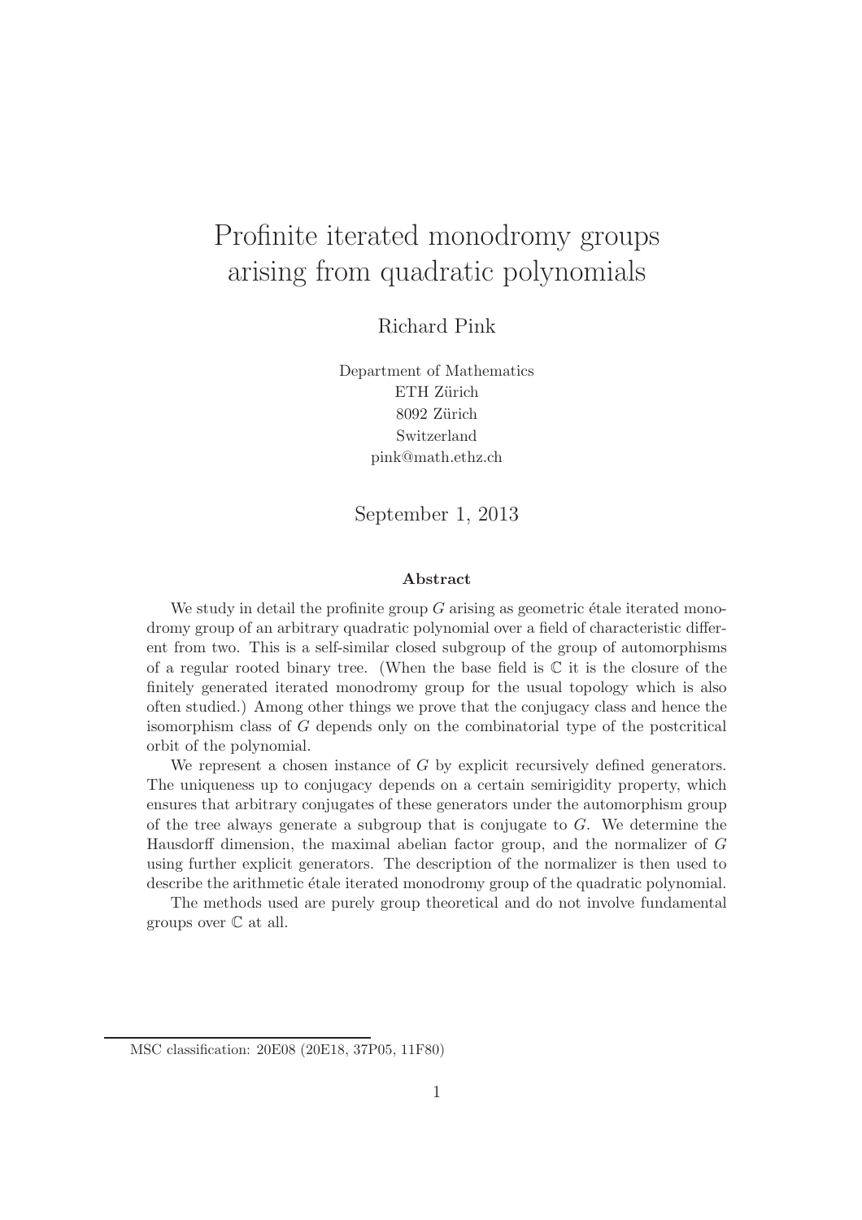# Profinite iterated monodromy groups arising from quadratic polynomials

Richard Pink

Department of Mathematics
ETH Zürich
8092 Zürich
Switzerland
pink@math.ethz.ch

September 1, 2013

### Abstract

We study in detail the profinite group $G$ arising as geometric étale iterated monodromy group of an arbitrary quadratic polynomial over a field of characteristic different from two. This is a self-similar closed subgroup of the group of automorphisms of a regular rooted binary tree. (When the base field is $\mathbb{C}$ it is the closure of the finitely generated iterated monodromy group for the usual topology which is also often studied.) Among other things we prove that the conjugacy class and hence the isomorphism class of $G$ depends only on the combinatorial type of the postcritical orbit of the polynomial.

We represent a chosen instance of $G$ by explicit recursively defined generators. The uniqueness up to conjugacy depends on a certain semirigidity property, which ensures that arbitrary conjugates of these generators under the automorphism group of the tree always generate a subgroup that is conjugate to $G$. We determine the Hausdorff dimension, the maximal abelian factor group, and the normalizer of $G$ using further explicit generators. The description of the normalizer is then used to describe the arithmetic étale iterated monodromy group of the quadratic polynomial.

The methods used are purely group theoretical and do not involve fundamental groups over $\mathbb{C}$ at all.

---

MSC classification: 20E08 (20E18, 37P05, 11F80)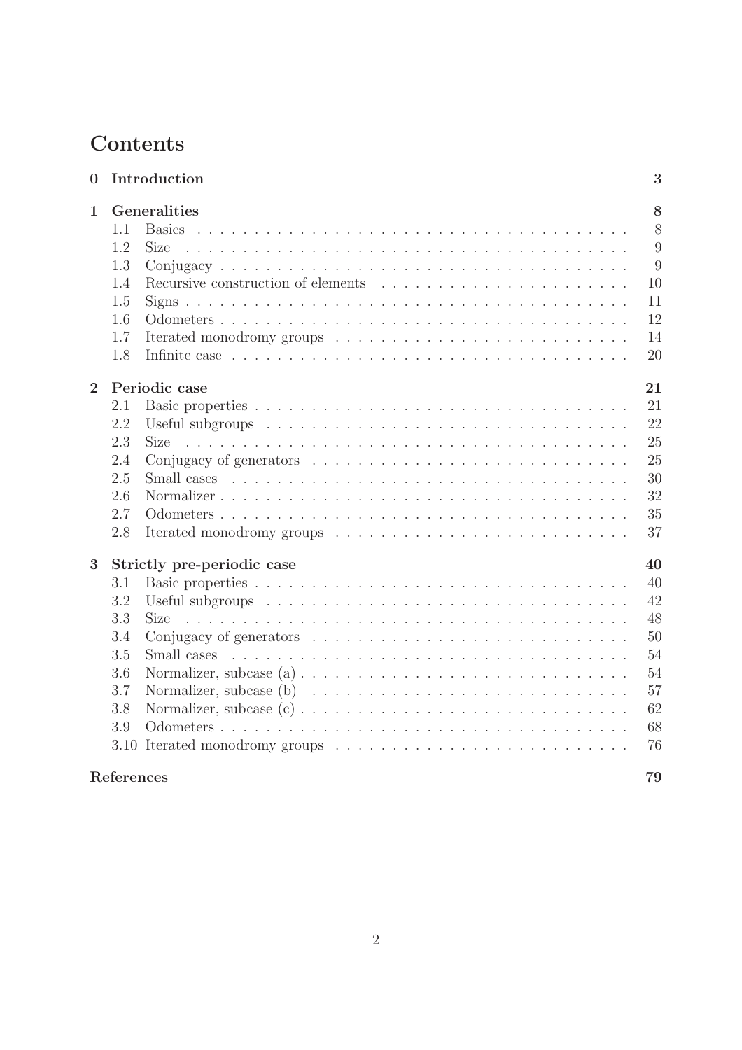# Contents

| | | |
|---|---|---|
| **0** | **Introduction** | **3** |
| **1** | **Generalities** | **8** |
| 1.1 | Basics | 8 |
| 1.2 | Size | 9 |
| 1.3 | Conjugacy | 9 |
| 1.4 | Recursive construction of elements | 10 |
| 1.5 | Signs | 11 |
| 1.6 | Odometers | 12 |
| 1.7 | Iterated monodromy groups | 14 |
| 1.8 | Infinite case | 20 |
| **2** | **Periodic case** | **21** |
| 2.1 | Basic properties | 21 |
| 2.2 | Useful subgroups | 22 |
| 2.3 | Size | 25 |
| 2.4 | Conjugacy of generators | 25 |
| 2.5 | Small cases | 30 |
| 2.6 | Normalizer | 32 |
| 2.7 | Odometers | 35 |
| 2.8 | Iterated monodromy groups | 37 |
| **3** | **Strictly pre-periodic case** | **40** |
| 3.1 | Basic properties | 40 |
| 3.2 | Useful subgroups | 42 |
| 3.3 | Size | 48 |
| 3.4 | Conjugacy of generators | 50 |
| 3.5 | Small cases | 54 |
| 3.6 | Normalizer, subcase (a) | 54 |
| 3.7 | Normalizer, subcase (b) | 57 |
| 3.8 | Normalizer, subcase (c) | 62 |
| 3.9 | Odometers | 68 |
| 3.10 | Iterated monodromy groups | 76 |
| | **References** | **79** |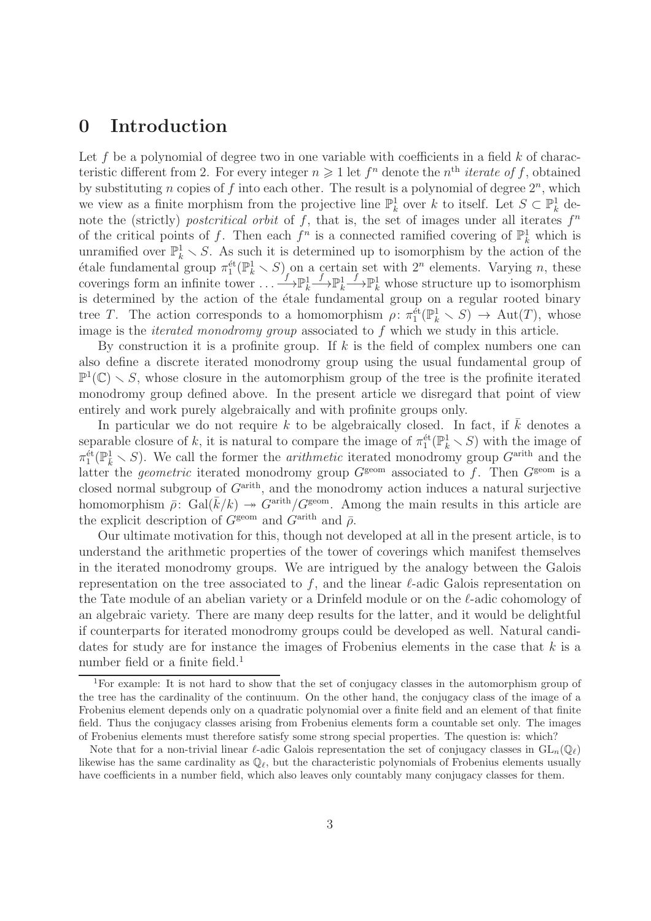# 0 Introduction

Let $f$ be a polynomial of degree two in one variable with coefficients in a field $k$ of characteristic different from 2. For every integer $n \geqslant 1$ let $f^n$ denote the $n^{\text{th}}$ *iterate of* $f$, obtained by substituting $n$ copies of $f$ into each other. The result is a polynomial of degree $2^n$, which we view as a finite morphism from the projective line $\mathbb{P}^1_k$ over $k$ to itself. Let $S \subset \mathbb{P}^1_k$ denote the (strictly) *postcritical orbit* of $f$, that is, the set of images under all iterates $f^n$ of the critical points of $f$. Then each $f^n$ is a connected ramified covering of $\mathbb{P}^1_k$ which is unramified over $\mathbb{P}^1_k \smallsetminus S$. As such it is determined up to isomorphism by the action of the étale fundamental group $\pi_1^{\text{ét}}(\mathbb{P}^1_k \smallsetminus S)$ on a certain set with $2^n$ elements. Varying $n$, these coverings form an infinite tower $\ldots \xrightarrow{f} \mathbb{P}^1_k \xrightarrow{f} \mathbb{P}^1_k \xrightarrow{f} \mathbb{P}^1_k$ whose structure up to isomorphism is determined by the action of the étale fundamental group on a regular rooted binary tree $T$. The action corresponds to a homomorphism $\rho\colon \pi_1^{\text{ét}}(\mathbb{P}^1_k \smallsetminus S) \to \text{Aut}(T)$, whose image is the *iterated monodromy group* associated to $f$ which we study in this article.

By construction it is a profinite group. If $k$ is the field of complex numbers one can also define a discrete iterated monodromy group using the usual fundamental group of $\mathbb{P}^1(\mathbb{C}) \smallsetminus S$, whose closure in the automorphism group of the tree is the profinite iterated monodromy group defined above. In the present article we disregard that point of view entirely and work purely algebraically and with profinite groups only.

In particular we do not require $k$ to be algebraically closed. In fact, if $\bar{k}$ denotes a separable closure of $k$, it is natural to compare the image of $\pi_1^{\text{ét}}(\mathbb{P}^1_k \smallsetminus S)$ with the image of $\pi_1^{\text{ét}}(\mathbb{P}^1_{\bar{k}} \smallsetminus S)$. We call the former the *arithmetic* iterated monodromy group $G^{\text{arith}}$ and the latter the *geometric* iterated monodromy group $G^{\text{geom}}$ associated to $f$. Then $G^{\text{geom}}$ is a closed normal subgroup of $G^{\text{arith}}$, and the monodromy action induces a natural surjective homomorphism $\bar{\rho}\colon \text{Gal}(\bar{k}/k) \twoheadrightarrow G^{\text{arith}}/G^{\text{geom}}$. Among the main results in this article are the explicit description of $G^{\text{geom}}$ and $G^{\text{arith}}$ and $\bar{\rho}$.

Our ultimate motivation for this, though not developed at all in the present article, is to understand the arithmetic properties of the tower of coverings which manifest themselves in the iterated monodromy groups. We are intrigued by the analogy between the Galois representation on the tree associated to $f$, and the linear $\ell$-adic Galois representation on the Tate module of an abelian variety or a Drinfeld module or on the $\ell$-adic cohomology of an algebraic variety. There are many deep results for the latter, and it would be delightful if counterparts for iterated monodromy groups could be developed as well. Natural candidates for study are for instance the images of Frobenius elements in the case that $k$ is a number field or a finite field.[1]

[1]For example: It is not hard to show that the set of conjugacy classes in the automorphism group of the tree has the cardinality of the continuum. On the other hand, the conjugacy class of the image of a Frobenius element depends only on a quadratic polynomial over a finite field and an element of that finite field. Thus the conjugacy classes arising from Frobenius elements form a countable set only. The images of Frobenius elements must therefore satisfy some strong special properties. The question is: which?

Note that for a non-trivial linear $\ell$-adic Galois representation the set of conjugacy classes in $\text{GL}_n(\mathbb{Q}_\ell)$ likewise has the same cardinality as $\mathbb{Q}_\ell$, but the characteristic polynomials of Frobenius elements usually have coefficients in a number field, which also leaves only countably many conjugacy classes for them.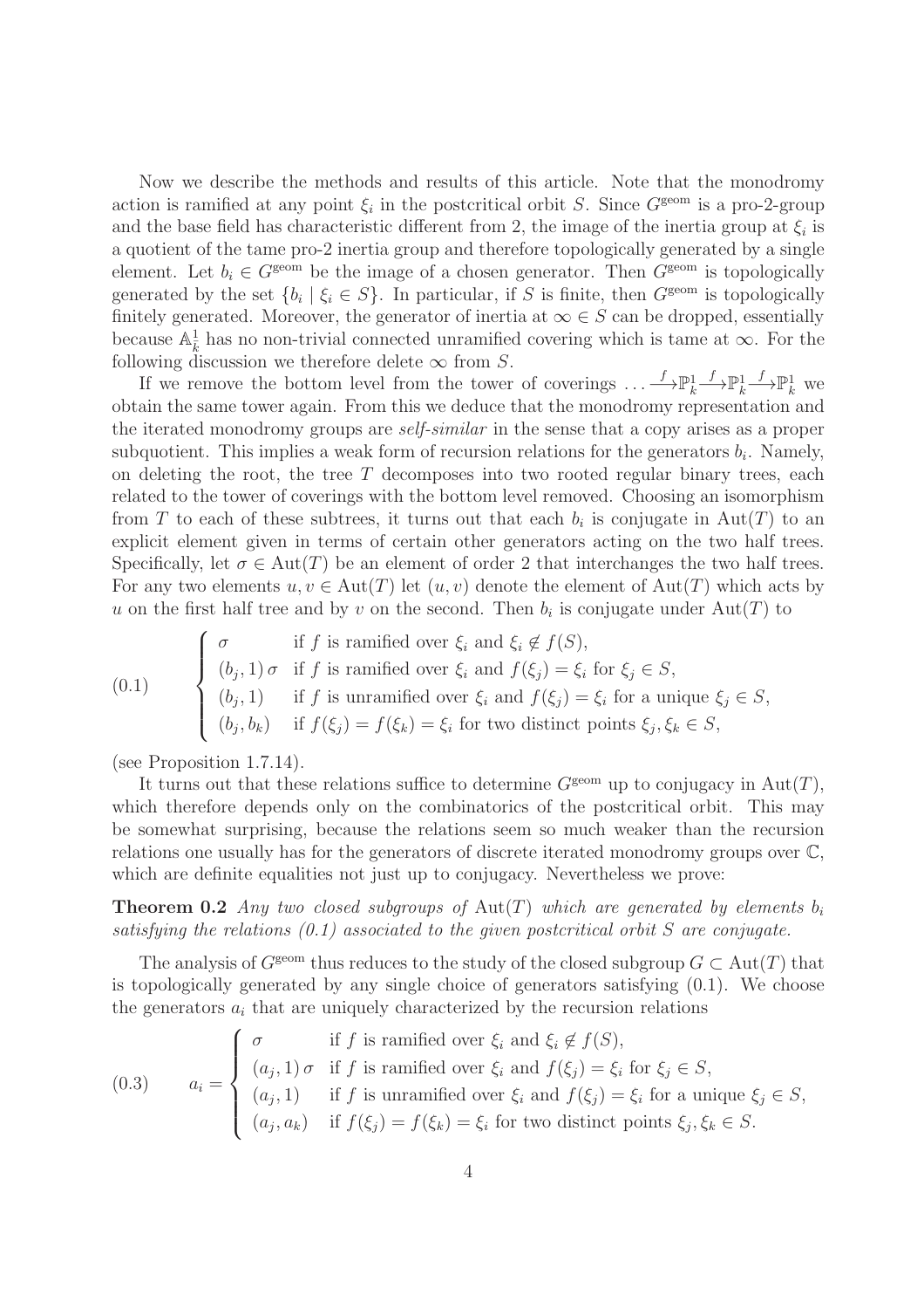Now we describe the methods and results of this article. Note that the monodromy action is ramified at any point $\xi_i$ in the postcritical orbit $S$. Since $G^{\rm geom}$ is a pro-2-group and the base field has characteristic different from 2, the image of the inertia group at $\xi_i$ is a quotient of the tame pro-2 inertia group and therefore topologically generated by a single element. Let $b_i \in G^{\rm geom}$ be the image of a chosen generator. Then $G^{\rm geom}$ is topologically generated by the set $\{b_i \mid \xi_i \in S\}$. In particular, if $S$ is finite, then $G^{\rm geom}$ is topologically finitely generated. Moreover, the generator of inertia at $\infty \in S$ can be dropped, essentially because $\mathbb{A}^1_k$ has no non-trivial connected unramified covering which is tame at $\infty$. For the following discussion we therefore delete $\infty$ from $S$.

If we remove the bottom level from the tower of coverings $\ldots \xrightarrow{f} \mathbb{P}^1_k \xrightarrow{f} \mathbb{P}^1_k \xrightarrow{f} \mathbb{P}^1_k$ we obtain the same tower again. From this we deduce that the monodromy representation and the iterated monodromy groups are *self-similar* in the sense that a copy arises as a proper subquotient. This implies a weak form of recursion relations for the generators $b_i$. Namely, on deleting the root, the tree $T$ decomposes into two rooted regular binary trees, each related to the tower of coverings with the bottom level removed. Choosing an isomorphism from $T$ to each of these subtrees, it turns out that each $b_i$ is conjugate in $\mathrm{Aut}(T)$ to an explicit element given in terms of certain other generators acting on the two half trees. Specifically, let $\sigma \in \mathrm{Aut}(T)$ be an element of order 2 that interchanges the two half trees. For any two elements $u, v \in \mathrm{Aut}(T)$ let $(u, v)$ denote the element of $\mathrm{Aut}(T)$ which acts by $u$ on the first half tree and by $v$ on the second. Then $b_i$ is conjugate under $\mathrm{Aut}(T)$ to

$$
(0.1) \qquad \begin{cases} \sigma & \text{if } f \text{ is ramified over } \xi_i \text{ and } \xi_i \notin f(S), \\ (b_j, 1)\,\sigma & \text{if } f \text{ is ramified over } \xi_i \text{ and } f(\xi_j) = \xi_i \text{ for } \xi_j \in S, \\ (b_j, 1) & \text{if } f \text{ is unramified over } \xi_i \text{ and } f(\xi_j) = \xi_i \text{ for a unique } \xi_j \in S, \\ (b_j, b_k) & \text{if } f(\xi_j) = f(\xi_k) = \xi_i \text{ for two distinct points } \xi_j, \xi_k \in S, \end{cases}
$$

(see Proposition 1.7.14).

It turns out that these relations suffice to determine $G^{\rm geom}$ up to conjugacy in $\mathrm{Aut}(T)$, which therefore depends only on the combinatorics of the postcritical orbit. This may be somewhat surprising, because the relations seem so much weaker than the recursion relations one usually has for the generators of discrete iterated monodromy groups over $\mathbb{C}$, which are definite equalities not just up to conjugacy. Nevertheless we prove:

**Theorem 0.2** *Any two closed subgroups of $\mathrm{Aut}(T)$ which are generated by elements $b_i$ satisfying the relations (0.1) associated to the given postcritical orbit $S$ are conjugate.*

The analysis of $G^{\rm geom}$ thus reduces to the study of the closed subgroup $G \subset \mathrm{Aut}(T)$ that is topologically generated by any single choice of generators satisfying (0.1). We choose the generators $a_i$ that are uniquely characterized by the recursion relations

$$
(0.3) \qquad a_i = \begin{cases} \sigma & \text{if } f \text{ is ramified over } \xi_i \text{ and } \xi_i \notin f(S), \\ (a_j, 1)\,\sigma & \text{if } f \text{ is ramified over } \xi_i \text{ and } f(\xi_j) = \xi_i \text{ for } \xi_j \in S, \\ (a_j, 1) & \text{if } f \text{ is unramified over } \xi_i \text{ and } f(\xi_j) = \xi_i \text{ for a unique } \xi_j \in S, \\ (a_j, a_k) & \text{if } f(\xi_j) = f(\xi_k) = \xi_i \text{ for two distinct points } \xi_j, \xi_k \in S. \end{cases}
$$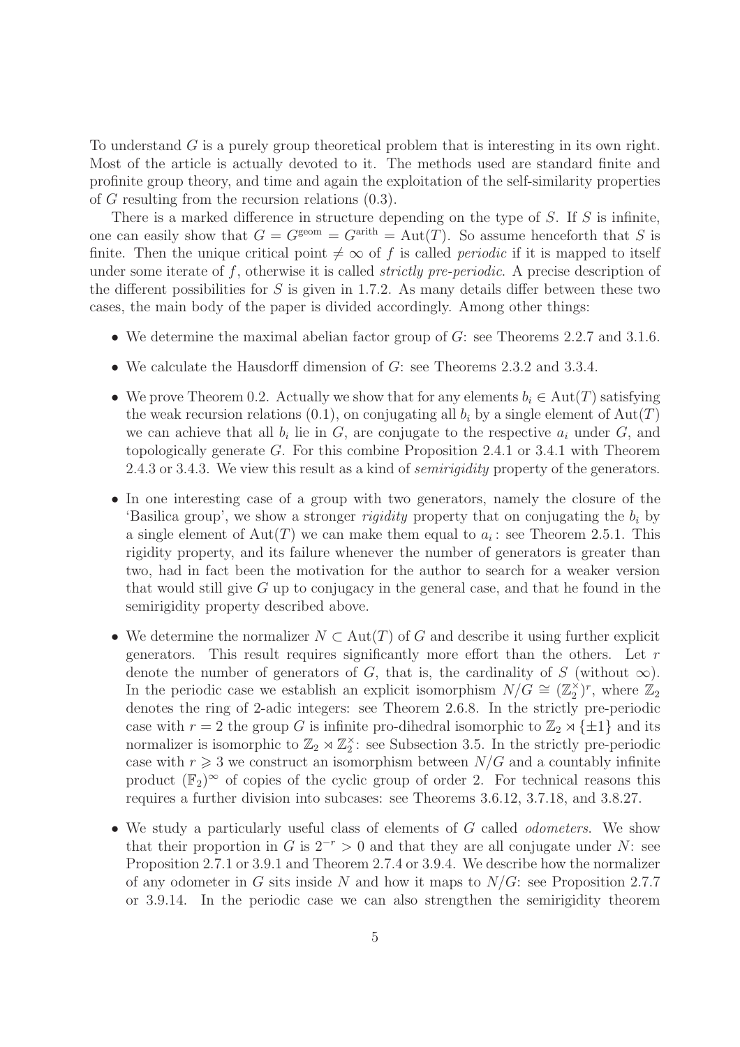To understand $G$ is a purely group theoretical problem that is interesting in its own right. Most of the article is actually devoted to it. The methods used are standard finite and profinite group theory, and time and again the exploitation of the self-similarity properties of $G$ resulting from the recursion relations (0.3).

There is a marked difference in structure depending on the type of $S$. If $S$ is infinite, one can easily show that $G = G^{\rm geom} = G^{\rm arith} = \operatorname{Aut}(T)$. So assume henceforth that $S$ is finite. Then the unique critical point $\neq \infty$ of $f$ is called *periodic* if it is mapped to itself under some iterate of $f$, otherwise it is called *strictly pre-periodic*. A precise description of the different possibilities for $S$ is given in 1.7.2. As many details differ between these two cases, the main body of the paper is divided accordingly. Among other things:

- We determine the maximal abelian factor group of $G$: see Theorems 2.2.7 and 3.1.6.
- We calculate the Hausdorff dimension of $G$: see Theorems 2.3.2 and 3.3.4.
- We prove Theorem 0.2. Actually we show that for any elements $b_i \in \operatorname{Aut}(T)$ satisfying the weak recursion relations (0.1), on conjugating all $b_i$ by a single element of $\operatorname{Aut}(T)$ we can achieve that all $b_i$ lie in $G$, are conjugate to the respective $a_i$ under $G$, and topologically generate $G$. For this combine Proposition 2.4.1 or 3.4.1 with Theorem 2.4.3 or 3.4.3. We view this result as a kind of *semirigidity* property of the generators.
- In one interesting case of a group with two generators, namely the closure of the 'Basilica group', we show a stronger *rigidity* property that on conjugating the $b_i$ by a single element of $\operatorname{Aut}(T)$ we can make them equal to $a_i$ : see Theorem 2.5.1. This rigidity property, and its failure whenever the number of generators is greater than two, had in fact been the motivation for the author to search for a weaker version that would still give $G$ up to conjugacy in the general case, and that he found in the semirigidity property described above.
- We determine the normalizer $N \subset \operatorname{Aut}(T)$ of $G$ and describe it using further explicit generators. This result requires significantly more effort than the others. Let $r$ denote the number of generators of $G$, that is, the cardinality of $S$ (without $\infty$). In the periodic case we establish an explicit isomorphism $N/G \cong (\mathbb{Z}_2^\times)^r$, where $\mathbb{Z}_2$ denotes the ring of 2-adic integers: see Theorem 2.6.8. In the strictly pre-periodic case with $r = 2$ the group $G$ is infinite pro-dihedral isomorphic to $\mathbb{Z}_2 \rtimes \{\pm 1\}$ and its normalizer is isomorphic to $\mathbb{Z}_2 \rtimes \mathbb{Z}_2^\times$: see Subsection 3.5. In the strictly pre-periodic case with $r \geqslant 3$ we construct an isomorphism between $N/G$ and a countably infinite product $(\mathbb{F}_2)^\infty$ of copies of the cyclic group of order 2. For technical reasons this requires a further division into subcases: see Theorems 3.6.12, 3.7.18, and 3.8.27.
- We study a particularly useful class of elements of $G$ called *odometers*. We show that their proportion in $G$ is $2^{-r} > 0$ and that they are all conjugate under $N$: see Proposition 2.7.1 or 3.9.1 and Theorem 2.7.4 or 3.9.4. We describe how the normalizer of any odometer in $G$ sits inside $N$ and how it maps to $N/G$: see Proposition 2.7.7 or 3.9.14. In the periodic case we can also strengthen the semirigidity theorem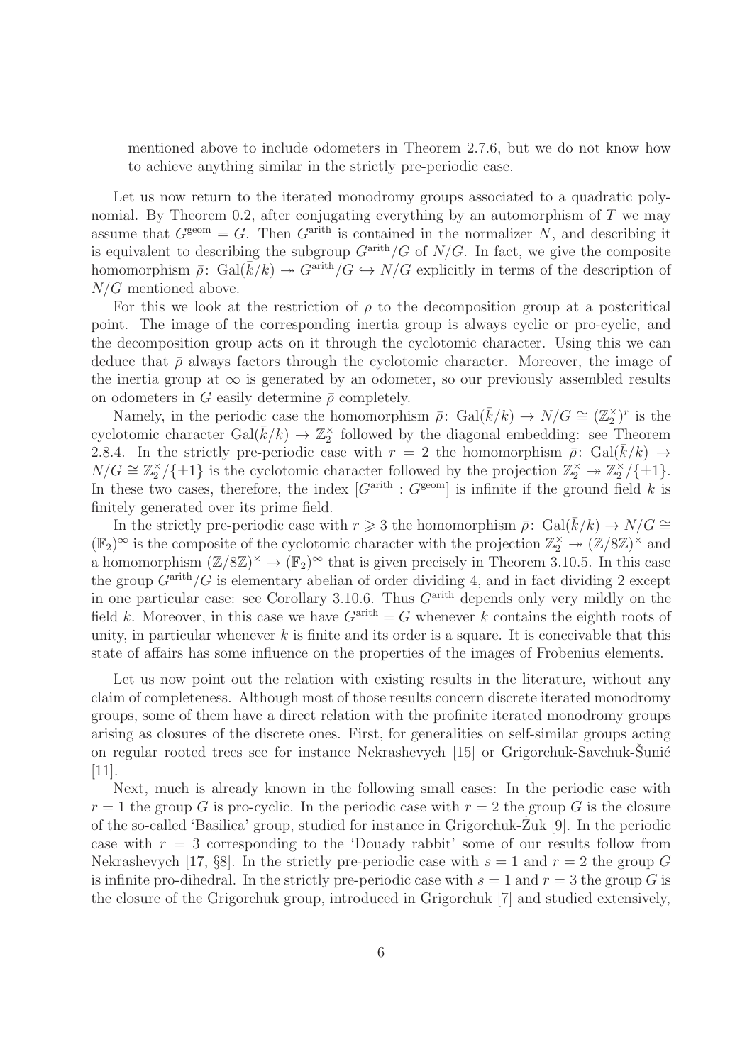mentioned above to include odometers in Theorem 2.7.6, but we do not know how to achieve anything similar in the strictly pre-periodic case.

Let us now return to the iterated monodromy groups associated to a quadratic polynomial. By Theorem 0.2, after conjugating everything by an automorphism of $T$ we may assume that $G^{\rm geom} = G$. Then $G^{\rm arith}$ is contained in the normalizer $N$, and describing it is equivalent to describing the subgroup $G^{\rm arith}/G$ of $N/G$. In fact, we give the composite homomorphism $\bar\rho\colon \mathrm{Gal}(\bar k/k) \twoheadrightarrow G^{\rm arith}/G \hookrightarrow N/G$ explicitly in terms of the description of $N/G$ mentioned above.

For this we look at the restriction of $\rho$ to the decomposition group at a postcritical point. The image of the corresponding inertia group is always cyclic or pro-cyclic, and the decomposition group acts on it through the cyclotomic character. Using this we can deduce that $\bar\rho$ always factors through the cyclotomic character. Moreover, the image of the inertia group at $\infty$ is generated by an odometer, so our previously assembled results on odometers in $G$ easily determine $\bar\rho$ completely.

Namely, in the periodic case the homomorphism $\bar\rho\colon \mathrm{Gal}(\bar k/k) \to N/G \cong (\mathbb{Z}_2^\times)^r$ is the cyclotomic character $\mathrm{Gal}(\bar k/k) \to \mathbb{Z}_2^\times$ followed by the diagonal embedding: see Theorem 2.8.4. In the strictly pre-periodic case with $r = 2$ the homomorphism $\bar\rho\colon \mathrm{Gal}(\bar k/k) \to N/G \cong \mathbb{Z}_2^\times/\{\pm1\}$ is the cyclotomic character followed by the projection $\mathbb{Z}_2^\times \twoheadrightarrow \mathbb{Z}_2^\times/\{\pm1\}$. In these two cases, therefore, the index $[G^{\rm arith} : G^{\rm geom}]$ is infinite if the ground field $k$ is finitely generated over its prime field.

In the strictly pre-periodic case with $r \geqslant 3$ the homomorphism $\bar\rho\colon \mathrm{Gal}(\bar k/k) \to N/G \cong (\mathbb{F}_2)^\infty$ is the composite of the cyclotomic character with the projection $\mathbb{Z}_2^\times \twoheadrightarrow (\mathbb{Z}/8\mathbb{Z})^\times$ and a homomorphism $(\mathbb{Z}/8\mathbb{Z})^\times \to (\mathbb{F}_2)^\infty$ that is given precisely in Theorem 3.10.5. In this case the group $G^{\rm arith}/G$ is elementary abelian of order dividing 4, and in fact dividing 2 except in one particular case: see Corollary 3.10.6. Thus $G^{\rm arith}$ depends only very mildly on the field $k$. Moreover, in this case we have $G^{\rm arith} = G$ whenever $k$ contains the eighth roots of unity, in particular whenever $k$ is finite and its order is a square. It is conceivable that this state of affairs has some influence on the properties of the images of Frobenius elements.

Let us now point out the relation with existing results in the literature, without any claim of completeness. Although most of those results concern discrete iterated monodromy groups, some of them have a direct relation with the profinite iterated monodromy groups arising as closures of the discrete ones. First, for generalities on self-similar groups acting on regular rooted trees see for instance Nekrashevych [15] or Grigorchuk-Savchuk-Šunić [11].

Next, much is already known in the following small cases: In the periodic case with $r = 1$ the group $G$ is pro-cyclic. In the periodic case with $r = 2$ the group $G$ is the closure of the so-called 'Basilica' group, studied for instance in Grigorchuk-Żuk [9]. In the periodic case with $r = 3$ corresponding to the 'Douady rabbit' some of our results follow from Nekrashevych [17, §8]. In the strictly pre-periodic case with $s = 1$ and $r = 2$ the group $G$ is infinite pro-dihedral. In the strictly pre-periodic case with $s = 1$ and $r = 3$ the group $G$ is the closure of the Grigorchuk group, introduced in Grigorchuk [7] and studied extensively,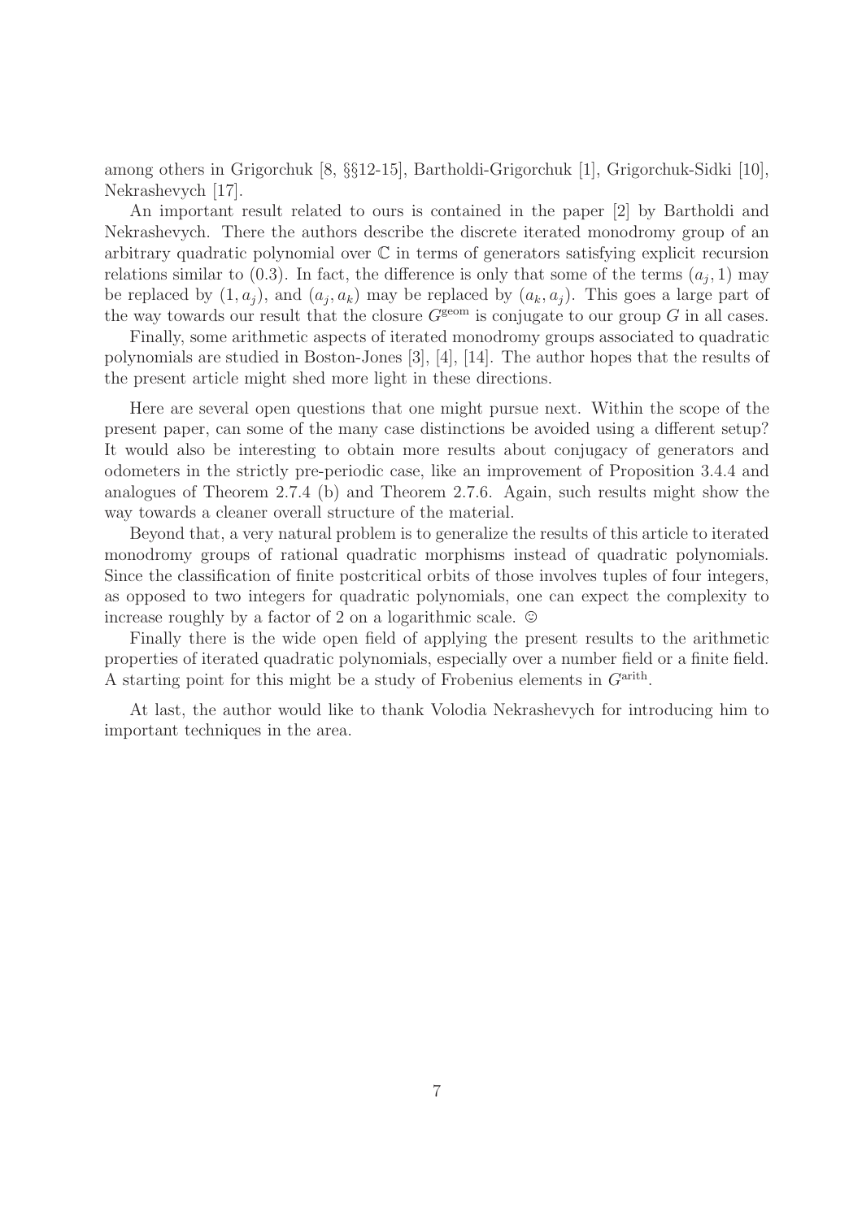among others in Grigorchuk [8, §§12-15], Bartholdi-Grigorchuk [1], Grigorchuk-Sidki [10], Nekrashevych [17].

An important result related to ours is contained in the paper [2] by Bartholdi and Nekrashevych. There the authors describe the discrete iterated monodromy group of an arbitrary quadratic polynomial over $\mathbb{C}$ in terms of generators satisfying explicit recursion relations similar to (0.3). In fact, the difference is only that some of the terms $(a_j, 1)$ may be replaced by $(1, a_j)$, and $(a_j, a_k)$ may be replaced by $(a_k, a_j)$. This goes a large part of the way towards our result that the closure $G^{\text{geom}}$ is conjugate to our group $G$ in all cases.

Finally, some arithmetic aspects of iterated monodromy groups associated to quadratic polynomials are studied in Boston-Jones [3], [4], [14]. The author hopes that the results of the present article might shed more light in these directions.

Here are several open questions that one might pursue next. Within the scope of the present paper, can some of the many case distinctions be avoided using a different setup? It would also be interesting to obtain more results about conjugacy of generators and odometers in the strictly pre-periodic case, like an improvement of Proposition 3.4.4 and analogues of Theorem 2.7.4 (b) and Theorem 2.7.6. Again, such results might show the way towards a cleaner overall structure of the material.

Beyond that, a very natural problem is to generalize the results of this article to iterated monodromy groups of rational quadratic morphisms instead of quadratic polynomials. Since the classification of finite postcritical orbits of those involves tuples of four integers, as opposed to two integers for quadratic polynomials, one can expect the complexity to increase roughly by a factor of 2 on a logarithmic scale. ☺

Finally there is the wide open field of applying the present results to the arithmetic properties of iterated quadratic polynomials, especially over a number field or a finite field. A starting point for this might be a study of Frobenius elements in $G^{\text{arith}}$.

At last, the author would like to thank Volodia Nekrashevych for introducing him to important techniques in the area.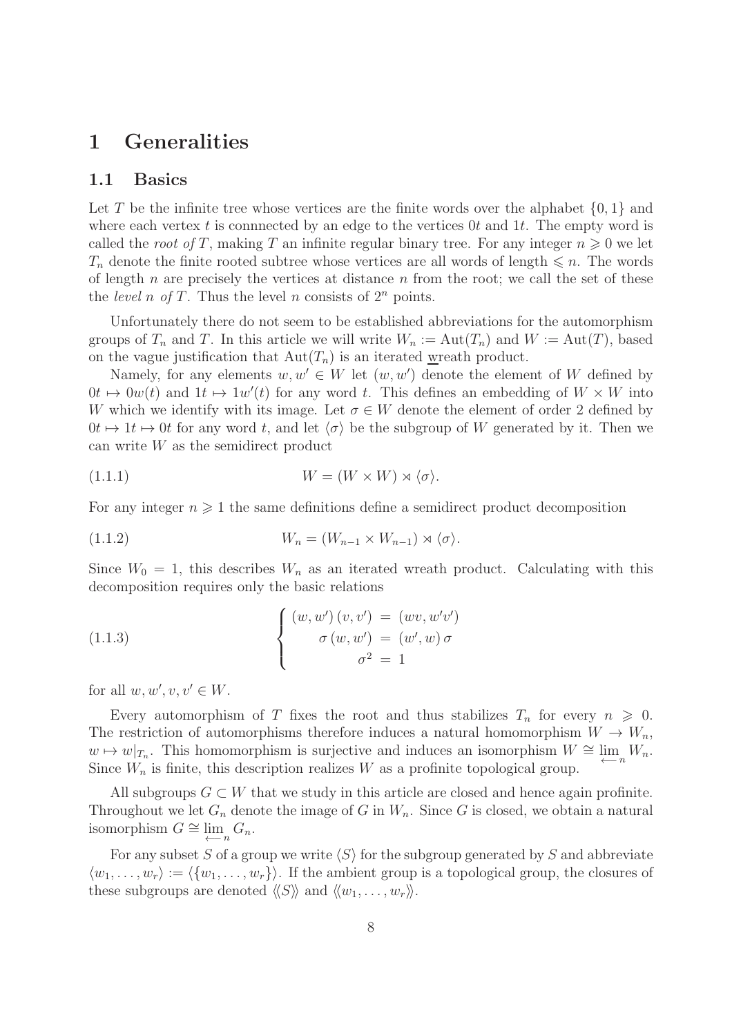# 1 Generalities

## 1.1 Basics

Let $T$ be the infinite tree whose vertices are the finite words over the alphabet $\{0,1\}$ and where each vertex $t$ is connnected by an edge to the vertices $0t$ and $1t$. The empty word is called the *root of* $T$, making $T$ an infinite regular binary tree. For any integer $n \geqslant 0$ we let $T_n$ denote the finite rooted subtree whose vertices are all words of length $\leqslant n$. The words of length $n$ are precisely the vertices at distance $n$ from the root; we call the set of these the *level* $n$ *of* $T$. Thus the level $n$ consists of $2^n$ points.

Unfortunately there do not seem to be established abbreviations for the automorphism groups of $T_n$ and $T$. In this article we will write $W_n := \mathrm{Aut}(T_n)$ and $W := \mathrm{Aut}(T)$, based on the vague justification that $\mathrm{Aut}(T_n)$ is an iterated wreath product.

Namely, for any elements $w, w' \in W$ let $(w, w')$ denote the element of $W$ defined by $0t \mapsto 0w(t)$ and $1t \mapsto 1w'(t)$ for any word $t$. This defines an embedding of $W \times W$ into $W$ which we identify with its image. Let $\sigma \in W$ denote the element of order 2 defined by $0t \mapsto 1t \mapsto 0t$ for any word $t$, and let $\langle\sigma\rangle$ be the subgroup of $W$ generated by it. Then we can write $W$ as the semidirect product

$$W = (W \times W) \rtimes \langle\sigma\rangle. \tag{1.1.1}$$

For any integer $n \geqslant 1$ the same definitions define a semidirect product decomposition

$$W_n = (W_{n-1} \times W_{n-1}) \rtimes \langle\sigma\rangle. \tag{1.1.2}$$

Since $W_0 = 1$, this describes $W_n$ as an iterated wreath product. Calculating with this decomposition requires only the basic relations

$$\begin{cases} (w, w')\,(v, v') \;=\; (wv, w'v') \\ \quad\sigma\,(w, w') \;=\; (w', w)\,\sigma \\ \qquad\quad \sigma^2 \;=\; 1 \end{cases} \tag{1.1.3}$$

for all $w, w', v, v' \in W$.

Every automorphism of $T$ fixes the root and thus stabilizes $T_n$ for every $n \geqslant 0$. The restriction of automorphisms therefore induces a natural homomorphism $W \to W_n$, $w \mapsto w|_{T_n}$. This homomorphism is surjective and induces an isomorphism $W \cong \varprojlim_n W_n$. Since $W_n$ is finite, this description realizes $W$ as a profinite topological group.

All subgroups $G \subset W$ that we study in this article are closed and hence again profinite. Throughout we let $G_n$ denote the image of $G$ in $W_n$. Since $G$ is closed, we obtain a natural isomorphism $G \cong \varprojlim_n G_n$.

For any subset $S$ of a group we write $\langle S\rangle$ for the subgroup generated by $S$ and abbreviate $\langle w_1, \ldots, w_r\rangle := \langle\{w_1, \ldots, w_r\}\rangle$. If the ambient group is a topological group, the closures of these subgroups are denoted $\langle\!\langle S\rangle\!\rangle$ and $\langle\!\langle w_1, \ldots, w_r\rangle\!\rangle$.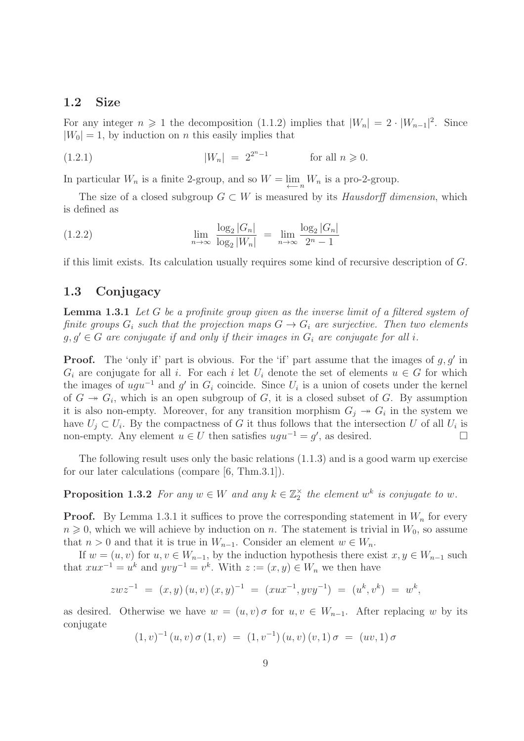## 1.2 Size

For any integer $n \geqslant 1$ the decomposition (1.1.2) implies that $|W_n| = 2 \cdot |W_{n-1}|^2$. Since $|W_0| = 1$, by induction on $n$ this easily implies that

$$|W_n| \;=\; 2^{2^n - 1} \qquad\qquad \text{for all } n \geqslant 0. \tag{1.2.1}$$

In particular $W_n$ is a finite 2-group, and so $W = \varprojlim_n W_n$ is a pro-2-group.

The size of a closed subgroup $G \subset W$ is measured by its *Hausdorff dimension*, which is defined as

$$\lim_{n\to\infty} \frac{\log_2 |G_n|}{\log_2 |W_n|} \;=\; \lim_{n\to\infty} \frac{\log_2 |G_n|}{2^n - 1} \tag{1.2.2}$$

if this limit exists. Its calculation usually requires some kind of recursive description of $G$.

## 1.3 Conjugacy

**Lemma 1.3.1** *Let $G$ be a profinite group given as the inverse limit of a filtered system of finite groups $G_i$ such that the projection maps $G \to G_i$ are surjective. Then two elements $g, g' \in G$ are conjugate if and only if their images in $G_i$ are conjugate for all $i$.*

**Proof.** The 'only if' part is obvious. For the 'if' part assume that the images of $g, g'$ in $G_i$ are conjugate for all $i$. For each $i$ let $U_i$ denote the set of elements $u \in G$ for which the images of $ugu^{-1}$ and $g'$ in $G_i$ coincide. Since $U_i$ is a union of cosets under the kernel of $G \twoheadrightarrow G_i$, which is an open subgroup of $G$, it is a closed subset of $G$. By assumption it is also non-empty. Moreover, for any transition morphism $G_j \twoheadrightarrow G_i$ in the system we have $U_j \subset U_i$. By the compactness of $G$ it thus follows that the intersection $U$ of all $U_i$ is non-empty. Any element $u \in U$ then satisfies $ugu^{-1} = g'$, as desired. $\square$

The following result uses only the basic relations (1.1.3) and is a good warm up exercise for our later calculations (compare [6, Thm.3.1]).

**Proposition 1.3.2** *For any $w \in W$ and any $k \in \mathbb{Z}_2^\times$ the element $w^k$ is conjugate to $w$.*

**Proof.** By Lemma 1.3.1 it suffices to prove the corresponding statement in $W_n$ for every $n \geqslant 0$, which we will achieve by induction on $n$. The statement is trivial in $W_0$, so assume that $n > 0$ and that it is true in $W_{n-1}$. Consider an element $w \in W_n$.

If $w = (u, v)$ for $u, v \in W_{n-1}$, by the induction hypothesis there exist $x, y \in W_{n-1}$ such that $xux^{-1} = u^k$ and $yvy^{-1} = v^k$. With $z := (x, y) \in W_n$ we then have

$$zwz^{-1} \;=\; (x,y)\,(u,v)\,(x,y)^{-1} \;=\; (xux^{-1}, yvy^{-1}) \;=\; (u^k, v^k) \;=\; w^k,$$

as desired. Otherwise we have $w = (u, v)\,\sigma$ for $u, v \in W_{n-1}$. After replacing $w$ by its conjugate

$$(1,v)^{-1}\,(u,v)\,\sigma\,(1,v) \;=\; (1,v^{-1})\,(u,v)\,(v,1)\,\sigma \;=\; (uv,1)\,\sigma$$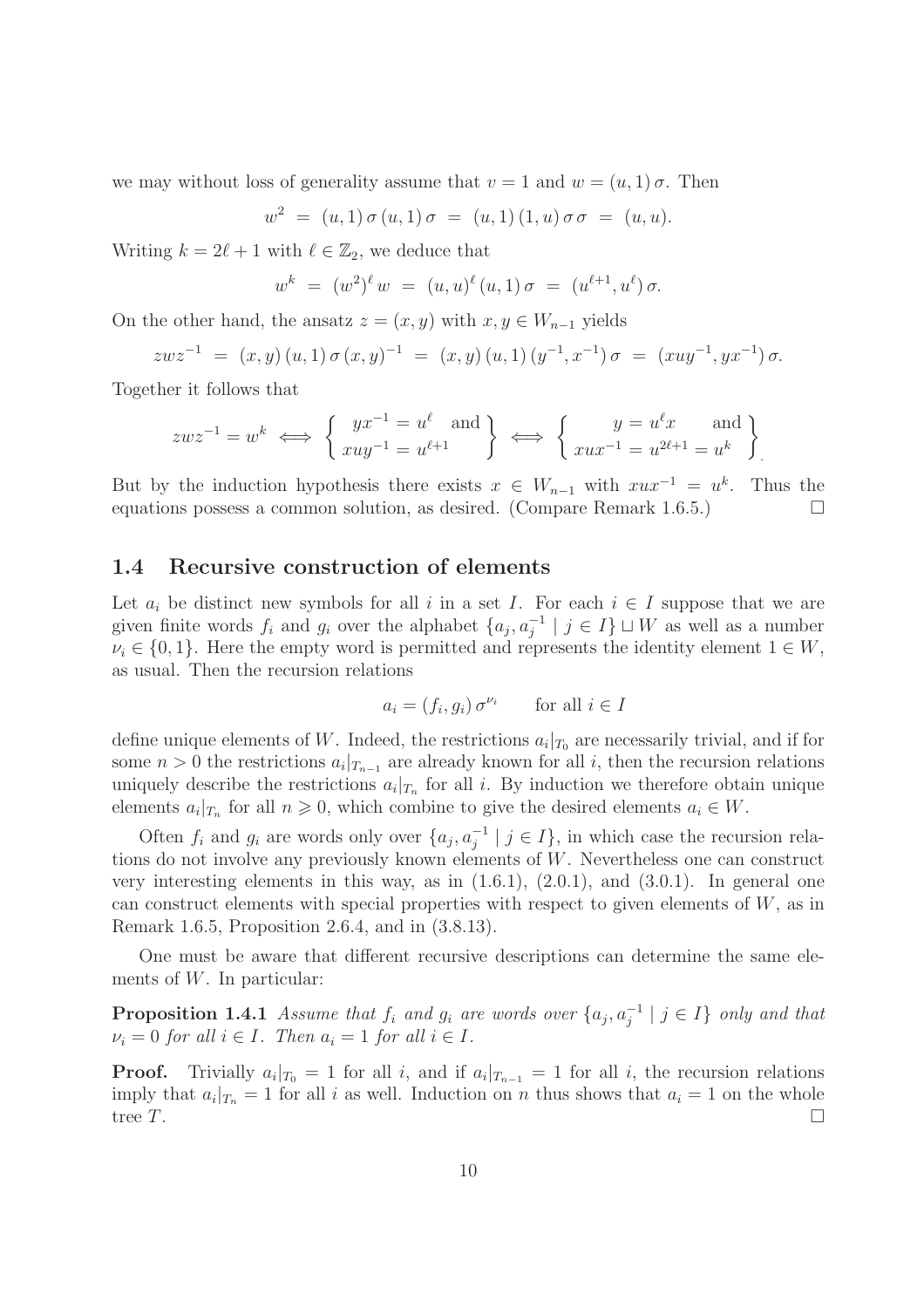we may without loss of generality assume that $v = 1$ and $w = (u, 1)\,\sigma$. Then

$$w^2 \;=\; (u,1)\,\sigma\,(u,1)\,\sigma \;=\; (u,1)\,(1,u)\,\sigma\,\sigma \;=\; (u,u).$$

Writing $k = 2\ell + 1$ with $\ell \in \mathbb{Z}_2$, we deduce that

$$w^k \;=\; (w^2)^\ell\, w \;=\; (u,u)^\ell\,(u,1)\,\sigma \;=\; (u^{\ell+1}, u^\ell)\,\sigma.$$

On the other hand, the ansatz $z = (x, y)$ with $x, y \in W_{n-1}$ yields

$$zwz^{-1} \;=\; (x,y)\,(u,1)\,\sigma\,(x,y)^{-1} \;=\; (x,y)\,(u,1)\,(y^{-1},x^{-1})\,\sigma \;=\; (xuy^{-1}, yx^{-1})\,\sigma.$$

Together it follows that

$$zwz^{-1} = w^k \iff \left\{ \begin{array}{l} yx^{-1} = u^\ell \quad \text{and} \\ xuy^{-1} = u^{\ell+1} \end{array} \right\} \iff \left\{ \begin{array}{c} y = u^\ell x \qquad \text{and} \\ xux^{-1} = u^{2\ell+1} = u^k \end{array} \right\}.$$

But by the induction hypothesis there exists $x \in W_{n-1}$ with $xux^{-1} = u^k$. Thus the equations possess a common solution, as desired. (Compare Remark 1.6.5.) $\square$

## 1.4 Recursive construction of elements

Let $a_i$ be distinct new symbols for all $i$ in a set $I$. For each $i \in I$ suppose that we are given finite words $f_i$ and $g_i$ over the alphabet $\{a_j, a_j^{-1} \mid j \in I\} \sqcup W$ as well as a number $\nu_i \in \{0, 1\}$. Here the empty word is permitted and represents the identity element $1 \in W$, as usual. Then the recursion relations

$$a_i = (f_i, g_i)\,\sigma^{\nu_i} \qquad \text{for all } i \in I$$

define unique elements of $W$. Indeed, the restrictions $a_i|_{T_0}$ are necessarily trivial, and if for some $n > 0$ the restrictions $a_i|_{T_{n-1}}$ are already known for all $i$, then the recursion relations uniquely describe the restrictions $a_i|_{T_n}$ for all $i$. By induction we therefore obtain unique elements $a_i|_{T_n}$ for all $n \geqslant 0$, which combine to give the desired elements $a_i \in W$.

Often $f_i$ and $g_i$ are words only over $\{a_j, a_j^{-1} \mid j \in I\}$, in which case the recursion relations do not involve any previously known elements of $W$. Nevertheless one can construct very interesting elements in this way, as in (1.6.1), (2.0.1), and (3.0.1). In general one can construct elements with special properties with respect to given elements of $W$, as in Remark 1.6.5, Proposition 2.6.4, and in (3.8.13).

One must be aware that different recursive descriptions can determine the same elements of $W$. In particular:

**Proposition 1.4.1** *Assume that $f_i$ and $g_i$ are words over $\{a_j, a_j^{-1} \mid j \in I\}$ only and that $\nu_i = 0$ for all $i \in I$. Then $a_i = 1$ for all $i \in I$.*

**Proof.** Trivially $a_i|_{T_0} = 1$ for all $i$, and if $a_i|_{T_{n-1}} = 1$ for all $i$, the recursion relations imply that $a_i|_{T_n} = 1$ for all $i$ as well. Induction on $n$ thus shows that $a_i = 1$ on the whole tree $T$. $\square$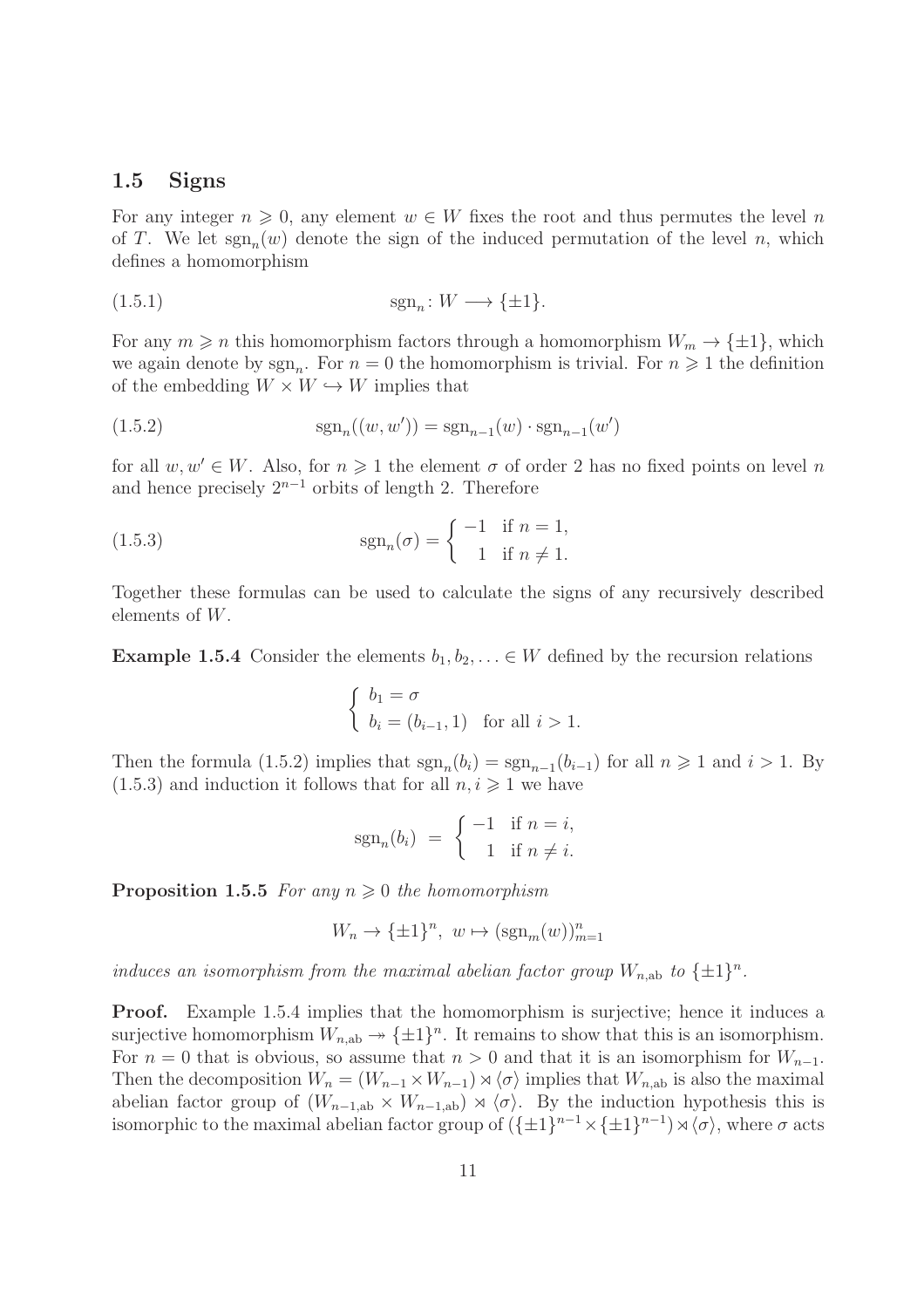## 1.5 Signs

For any integer $n \geqslant 0$, any element $w \in W$ fixes the root and thus permutes the level $n$ of $T$. We let $\mathrm{sgn}_n(w)$ denote the sign of the induced permutation of the level $n$, which defines a homomorphism

$$\mathrm{sgn}_n \colon W \longrightarrow \{\pm 1\}. \tag{1.5.1}$$

For any $m \geqslant n$ this homomorphism factors through a homomorphism $W_m \to \{\pm 1\}$, which we again denote by $\mathrm{sgn}_n$. For $n = 0$ the homomorphism is trivial. For $n \geqslant 1$ the definition of the embedding $W \times W \hookrightarrow W$ implies that

$$\mathrm{sgn}_n((w, w')) = \mathrm{sgn}_{n-1}(w) \cdot \mathrm{sgn}_{n-1}(w') \tag{1.5.2}$$

for all $w, w' \in W$. Also, for $n \geqslant 1$ the element $\sigma$ of order 2 has no fixed points on level $n$ and hence precisely $2^{n-1}$ orbits of length 2. Therefore

$$\mathrm{sgn}_n(\sigma) = \begin{cases} -1 & \text{if } n = 1, \\ \phantom{-}1 & \text{if } n \neq 1. \end{cases} \tag{1.5.3}$$

Together these formulas can be used to calculate the signs of any recursively described elements of $W$.

**Example 1.5.4** Consider the elements $b_1, b_2, \ldots \in W$ defined by the recursion relations

$$\begin{cases} b_1 = \sigma \\ b_i = (b_{i-1}, 1) \quad \text{for all } i > 1. \end{cases}$$

Then the formula (1.5.2) implies that $\mathrm{sgn}_n(b_i) = \mathrm{sgn}_{n-1}(b_{i-1})$ for all $n \geqslant 1$ and $i > 1$. By (1.5.3) and induction it follows that for all $n, i \geqslant 1$ we have

$$\mathrm{sgn}_n(b_i) \ = \ \begin{cases} -1 & \text{if } n = i, \\ \phantom{-}1 & \text{if } n \neq i. \end{cases}$$

**Proposition 1.5.5** *For any $n \geqslant 0$ the homomorphism*

$$W_n \to \{\pm 1\}^n, \ w \mapsto (\mathrm{sgn}_m(w))_{m=1}^n$$

*induces an isomorphism from the maximal abelian factor group $W_{n,\mathrm{ab}}$ to $\{\pm 1\}^n$.*

**Proof.** Example 1.5.4 implies that the homomorphism is surjective; hence it induces a surjective homomorphism $W_{n,\mathrm{ab}} \twoheadrightarrow \{\pm 1\}^n$. It remains to show that this is an isomorphism. For $n = 0$ that is obvious, so assume that $n > 0$ and that it is an isomorphism for $W_{n-1}$. Then the decomposition $W_n = (W_{n-1} \times W_{n-1}) \rtimes \langle \sigma \rangle$ implies that $W_{n,\mathrm{ab}}$ is also the maximal abelian factor group of $(W_{n-1,\mathrm{ab}} \times W_{n-1,\mathrm{ab}}) \rtimes \langle \sigma \rangle$. By the induction hypothesis this is isomorphic to the maximal abelian factor group of $(\{\pm 1\}^{n-1} \times \{\pm 1\}^{n-1}) \rtimes \langle \sigma \rangle$, where $\sigma$ acts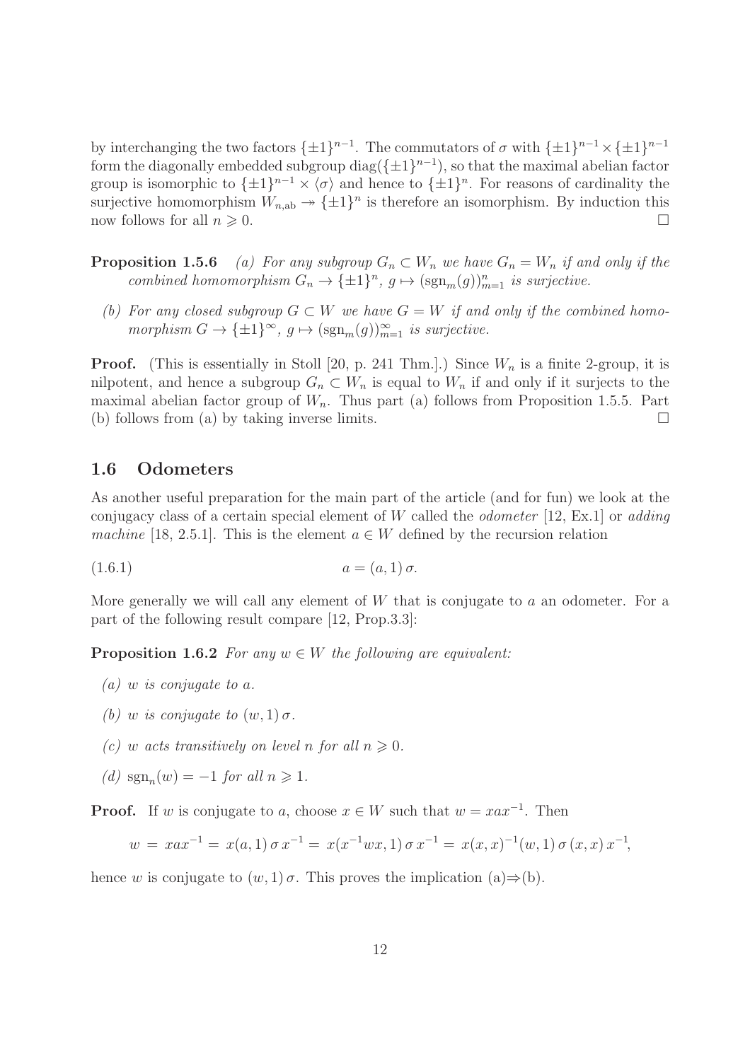by interchanging the two factors $\{\pm 1\}^{n-1}$. The commutators of $\sigma$ with $\{\pm 1\}^{n-1} \times \{\pm 1\}^{n-1}$ form the diagonally embedded subgroup $\operatorname{diag}(\{\pm 1\}^{n-1})$, so that the maximal abelian factor group is isomorphic to $\{\pm 1\}^{n-1} \times \langle \sigma \rangle$ and hence to $\{\pm 1\}^n$. For reasons of cardinality the surjective homomorphism $W_{n,\mathrm{ab}} \twoheadrightarrow \{\pm 1\}^n$ is therefore an isomorphism. By induction this now follows for all $n \geqslant 0$. $\square$

**Proposition 1.5.6** *(a) For any subgroup $G_n \subset W_n$ we have $G_n = W_n$ if and only if the combined homomorphism $G_n \to \{\pm 1\}^n$, $g \mapsto (\operatorname{sgn}_m(g))_{m=1}^n$ is surjective.*

*(b) For any closed subgroup $G \subset W$ we have $G = W$ if and only if the combined homomorphism $G \to \{\pm 1\}^\infty$, $g \mapsto (\operatorname{sgn}_m(g))_{m=1}^\infty$ is surjective.*

**Proof.** (This is essentially in Stoll [20, p. 241 Thm.].) Since $W_n$ is a finite 2-group, it is nilpotent, and hence a subgroup $G_n \subset W_n$ is equal to $W_n$ if and only if it surjects to the maximal abelian factor group of $W_n$. Thus part (a) follows from Proposition 1.5.5. Part (b) follows from (a) by taking inverse limits. $\square$

## 1.6 Odometers

As another useful preparation for the main part of the article (and for fun) we look at the conjugacy class of a certain special element of $W$ called the *odometer* [12, Ex.1] or *adding machine* [18, 2.5.1]. This is the element $a \in W$ defined by the recursion relation

$$a = (a, 1)\,\sigma. \tag{1.6.1}$$

More generally we will call any element of $W$ that is conjugate to $a$ an odometer. For a part of the following result compare [12, Prop.3.3]:

**Proposition 1.6.2** *For any $w \in W$ the following are equivalent:*

*(a) $w$ is conjugate to $a$.*

*(b) $w$ is conjugate to $(w, 1)\,\sigma$.*

*(c) $w$ acts transitively on level $n$ for all $n \geqslant 0$.*

*(d) $\operatorname{sgn}_n(w) = -1$ for all $n \geqslant 1$.*

**Proof.** If $w$ is conjugate to $a$, choose $x \in W$ such that $w = xax^{-1}$. Then

$$w \,=\, xax^{-1} \,=\, x(a,1)\,\sigma\,x^{-1} \,=\, x(x^{-1}wx, 1)\,\sigma\,x^{-1} \,=\, x(x,x)^{-1}(w,1)\,\sigma\,(x,x)\,x^{-1},$$

hence $w$ is conjugate to $(w, 1)\,\sigma$. This proves the implication (a)$\Rightarrow$(b).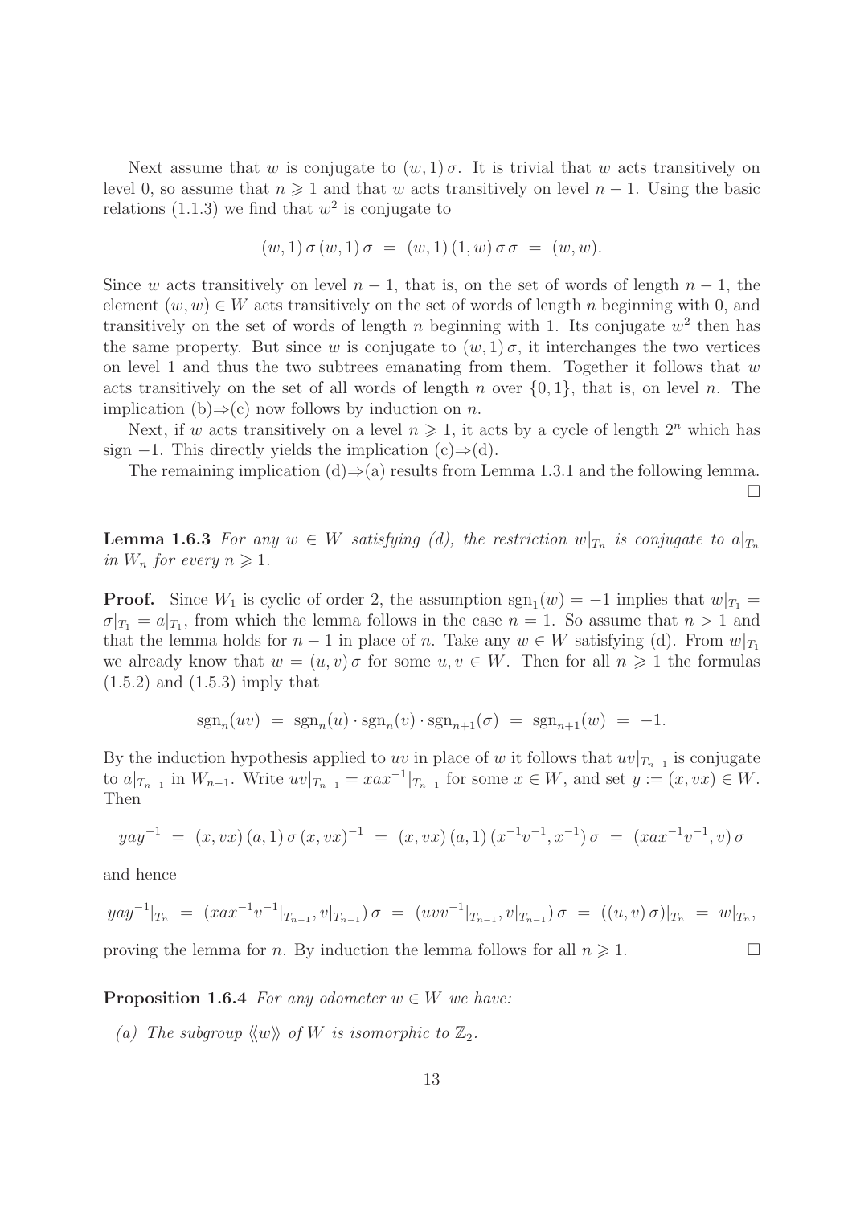Next assume that $w$ is conjugate to $(w,1)\,\sigma$. It is trivial that $w$ acts transitively on level 0, so assume that $n \geqslant 1$ and that $w$ acts transitively on level $n-1$. Using the basic relations (1.1.3) we find that $w^2$ is conjugate to

$$(w,1)\,\sigma\,(w,1)\,\sigma \;=\; (w,1)\,(1,w)\,\sigma\,\sigma \;=\; (w,w).$$

Since $w$ acts transitively on level $n-1$, that is, on the set of words of length $n-1$, the element $(w,w) \in W$ acts transitively on the set of words of length $n$ beginning with 0, and transitively on the set of words of length $n$ beginning with 1. Its conjugate $w^2$ then has the same property. But since $w$ is conjugate to $(w,1)\,\sigma$, it interchanges the two vertices on level 1 and thus the two subtrees emanating from them. Together it follows that $w$ acts transitively on the set of all words of length $n$ over $\{0,1\}$, that is, on level $n$. The implication (b)$\Rightarrow$(c) now follows by induction on $n$.

Next, if $w$ acts transitively on a level $n \geqslant 1$, it acts by a cycle of length $2^n$ which has sign $-1$. This directly yields the implication (c)$\Rightarrow$(d).

The remaining implication (d)$\Rightarrow$(a) results from Lemma 1.3.1 and the following lemma. $\square$

**Lemma 1.6.3** *For any $w \in W$ satisfying (d), the restriction $w|_{T_n}$ is conjugate to $a|_{T_n}$ in $W_n$ for every $n \geqslant 1$.*

**Proof.** Since $W_1$ is cyclic of order 2, the assumption $\mathrm{sgn}_1(w) = -1$ implies that $w|_{T_1} = \sigma|_{T_1} = a|_{T_1}$, from which the lemma follows in the case $n = 1$. So assume that $n > 1$ and that the lemma holds for $n-1$ in place of $n$. Take any $w \in W$ satisfying (d). From $w|_{T_1}$ we already know that $w = (u,v)\,\sigma$ for some $u, v \in W$. Then for all $n \geqslant 1$ the formulas (1.5.2) and (1.5.3) imply that

$$\mathrm{sgn}_n(uv) \;=\; \mathrm{sgn}_n(u)\cdot\mathrm{sgn}_n(v)\cdot\mathrm{sgn}_{n+1}(\sigma) \;=\; \mathrm{sgn}_{n+1}(w) \;=\; -1.$$

By the induction hypothesis applied to $uv$ in place of $w$ it follows that $uv|_{T_{n-1}}$ is conjugate to $a|_{T_{n-1}}$ in $W_{n-1}$. Write $uv|_{T_{n-1}} = xax^{-1}|_{T_{n-1}}$ for some $x \in W$, and set $y := (x, vx) \in W$. Then

$$yay^{-1} \;=\; (x,vx)\,(a,1)\,\sigma\,(x,vx)^{-1} \;=\; (x,vx)\,(a,1)\,(x^{-1}v^{-1},x^{-1})\,\sigma \;=\; (xax^{-1}v^{-1},v)\,\sigma$$

and hence

$$yay^{-1}|_{T_n} \;=\; (xax^{-1}v^{-1}|_{T_{n-1}}, v|_{T_{n-1}})\,\sigma \;=\; (uvv^{-1}|_{T_{n-1}}, v|_{T_{n-1}})\,\sigma \;=\; ((u,v)\,\sigma)|_{T_n} \;=\; w|_{T_n},$$

proving the lemma for $n$. By induction the lemma follows for all $n \geqslant 1$. $\square$

**Proposition 1.6.4** *For any odometer $w \in W$ we have:*

*(a) The subgroup $\langle\!\langle w \rangle\!\rangle$ of $W$ is isomorphic to $\mathbb{Z}_2$.*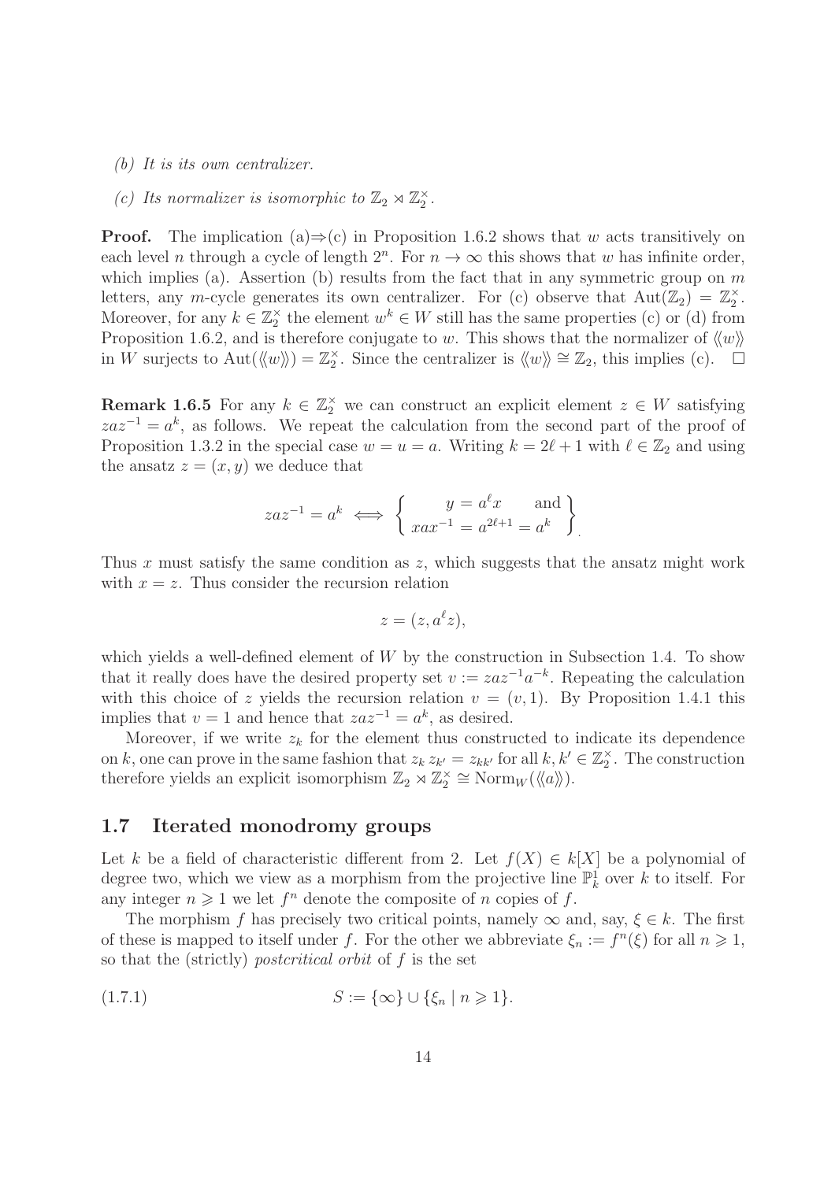*(b) It is its own centralizer.*

*(c) Its normalizer is isomorphic to $\mathbb{Z}_2 \rtimes \mathbb{Z}_2^\times$.*

**Proof.** The implication (a)⇒(c) in Proposition 1.6.2 shows that $w$ acts transitively on each level $n$ through a cycle of length $2^n$. For $n \to \infty$ this shows that $w$ has infinite order, which implies (a). Assertion (b) results from the fact that in any symmetric group on $m$ letters, any $m$-cycle generates its own centralizer. For (c) observe that $\mathrm{Aut}(\mathbb{Z}_2) = \mathbb{Z}_2^\times$. Moreover, for any $k \in \mathbb{Z}_2^\times$ the element $w^k \in W$ still has the same properties (c) or (d) from Proposition 1.6.2, and is therefore conjugate to $w$. This shows that the normalizer of $\langle\!\langle w \rangle\!\rangle$ in $W$ surjects to $\mathrm{Aut}(\langle\!\langle w \rangle\!\rangle) = \mathbb{Z}_2^\times$. Since the centralizer is $\langle\!\langle w \rangle\!\rangle \cong \mathbb{Z}_2$, this implies (c). $\square$

**Remark 1.6.5** For any $k \in \mathbb{Z}_2^\times$ we can construct an explicit element $z \in W$ satisfying $zaz^{-1} = a^k$, as follows. We repeat the calculation from the second part of the proof of Proposition 1.3.2 in the special case $w = u = a$. Writing $k = 2\ell + 1$ with $\ell \in \mathbb{Z}_2$ and using the ansatz $z = (x, y)$ we deduce that

$$zaz^{-1} = a^k \iff \left\{ \begin{array}{c} y = a^\ell x \qquad \text{and} \\ xax^{-1} = a^{2\ell+1} = a^k \end{array} \right\}.$$

Thus $x$ must satisfy the same condition as $z$, which suggests that the ansatz might work with $x = z$. Thus consider the recursion relation

$$z = (z, a^\ell z),$$

which yields a well-defined element of $W$ by the construction in Subsection 1.4. To show that it really does have the desired property set $v := zaz^{-1}a^{-k}$. Repeating the calculation with this choice of $z$ yields the recursion relation $v = (v, 1)$. By Proposition 1.4.1 this implies that $v = 1$ and hence that $zaz^{-1} = a^k$, as desired.

Moreover, if we write $z_k$ for the element thus constructed to indicate its dependence on $k$, one can prove in the same fashion that $z_k\, z_{k'} = z_{kk'}$ for all $k, k' \in \mathbb{Z}_2^\times$. The construction therefore yields an explicit isomorphism $\mathbb{Z}_2 \rtimes \mathbb{Z}_2^\times \cong \mathrm{Norm}_W(\langle\!\langle a \rangle\!\rangle)$.

## 1.7 Iterated monodromy groups

Let $k$ be a field of characteristic different from 2. Let $f(X) \in k[X]$ be a polynomial of degree two, which we view as a morphism from the projective line $\mathbb{P}^1_k$ over $k$ to itself. For any integer $n \geqslant 1$ we let $f^n$ denote the composite of $n$ copies of $f$.

The morphism $f$ has precisely two critical points, namely $\infty$ and, say, $\xi \in k$. The first of these is mapped to itself under $f$. For the other we abbreviate $\xi_n := f^n(\xi)$ for all $n \geqslant 1$, so that the (strictly) *postcritical orbit* of $f$ is the set

$$S := \{\infty\} \cup \{\xi_n \mid n \geqslant 1\}. \tag{1.7.1}$$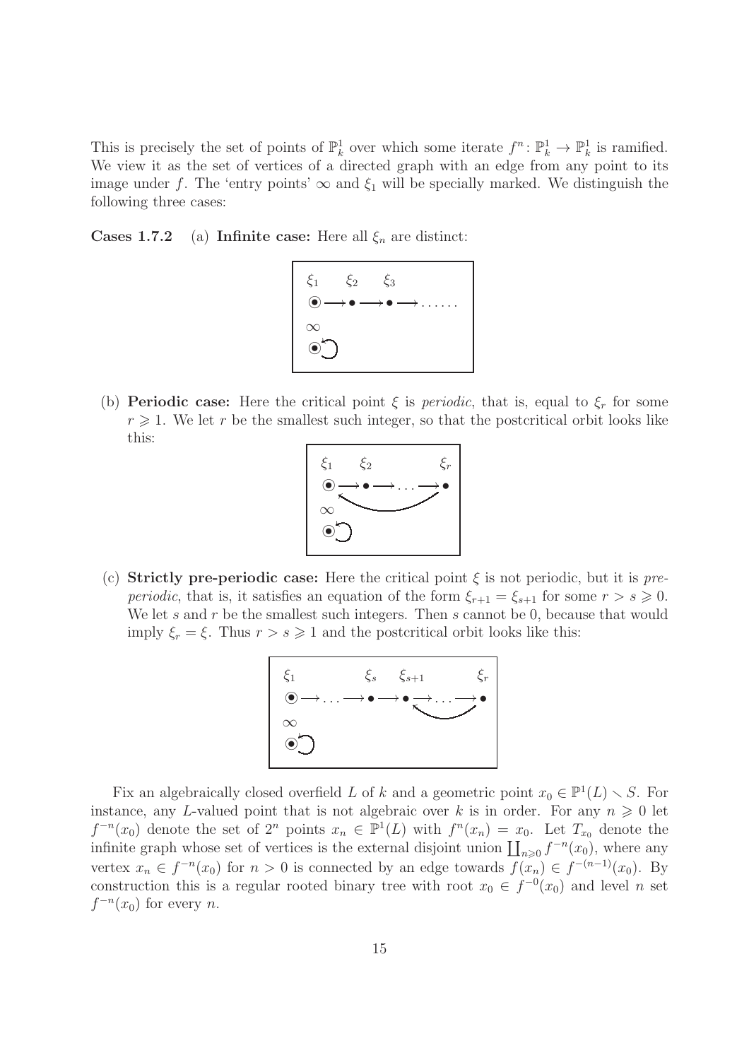This is precisely the set of points of $\mathbb{P}^1_k$ over which some iterate $f^n\colon \mathbb{P}^1_k \to \mathbb{P}^1_k$ is ramified. We view it as the set of vertices of a directed graph with an edge from any point to its image under $f$. The 'entry points' $\infty$ and $\xi_1$ will be specially marked. We distinguish the following three cases:

**Cases 1.7.2** (a) **Infinite case:** Here all $\xi_n$ are distinct:

$$\xi_1 \longrightarrow \xi_2 \longrightarrow \xi_3 \longrightarrow \ldots\ldots \qquad \infty \circlearrowleft$$

(b) **Periodic case:** Here the critical point $\xi$ is *periodic*, that is, equal to $\xi_r$ for some $r \geqslant 1$. We let $r$ be the smallest such integer, so that the postcritical orbit looks like this:

$$\xi_1 \longrightarrow \xi_2 \longrightarrow \ldots \longrightarrow \xi_r \longrightarrow \xi_1 \qquad \infty \circlearrowleft$$

(c) **Strictly pre-periodic case:** Here the critical point $\xi$ is not periodic, but it is *pre-periodic*, that is, it satisfies an equation of the form $\xi_{r+1} = \xi_{s+1}$ for some $r > s \geqslant 0$. We let $s$ and $r$ be the smallest such integers. Then $s$ cannot be 0, because that would imply $\xi_r = \xi$. Thus $r > s \geqslant 1$ and the postcritical orbit looks like this:

$$\xi_1 \longrightarrow \ldots \longrightarrow \xi_s \longrightarrow \xi_{s+1} \longrightarrow \ldots \longrightarrow \xi_r \longrightarrow \xi_{s+1} \qquad \infty \circlearrowleft$$

Fix an algebraically closed overfield $L$ of $k$ and a geometric point $x_0 \in \mathbb{P}^1(L) \smallsetminus S$. For instance, any $L$-valued point that is not algebraic over $k$ is in order. For any $n \geqslant 0$ let $f^{-n}(x_0)$ denote the set of $2^n$ points $x_n \in \mathbb{P}^1(L)$ with $f^n(x_n) = x_0$. Let $T_{x_0}$ denote the infinite graph whose set of vertices is the external disjoint union $\coprod_{n \geqslant 0} f^{-n}(x_0)$, where any vertex $x_n \in f^{-n}(x_0)$ for $n > 0$ is connected by an edge towards $f(x_n) \in f^{-(n-1)}(x_0)$. By construction this is a regular rooted binary tree with root $x_0 \in f^{-0}(x_0)$ and level $n$ set $f^{-n}(x_0)$ for every $n$.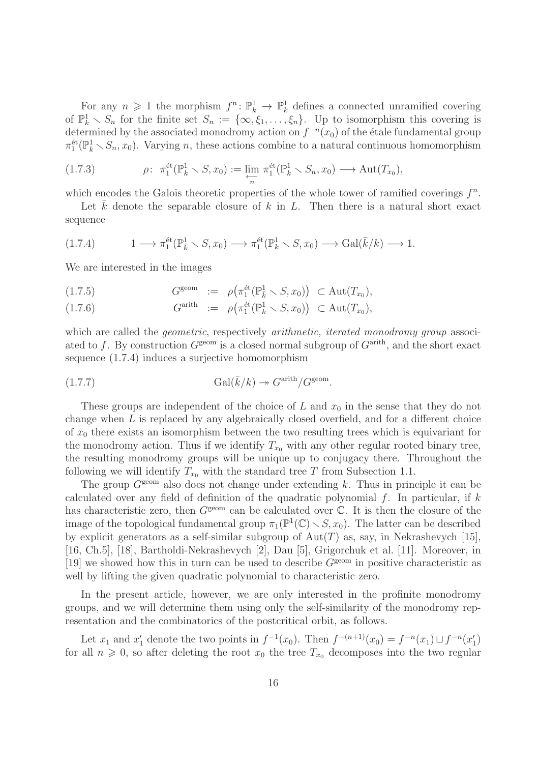For any $n \geqslant 1$ the morphism $f^n\colon \mathbb{P}^1_k \to \mathbb{P}^1_k$ defines a connected unramified covering of $\mathbb{P}^1_k \smallsetminus S_n$ for the finite set $S_n := \{\infty, \xi_1, \ldots, \xi_n\}$. Up to isomorphism this covering is determined by the associated monodromy action on $f^{-n}(x_0)$ of the étale fundamental group $\pi_1^{\text{ét}}(\mathbb{P}^1_k \smallsetminus S_n, x_0)$. Varying $n$, these actions combine to a natural continuous homomorphism

$$\rho\colon\ \pi_1^{\text{ét}}(\mathbb{P}^1_k \smallsetminus S, x_0) := \varprojlim_n \pi_1^{\text{ét}}(\mathbb{P}^1_k \smallsetminus S_n, x_0) \longrightarrow \operatorname{Aut}(T_{x_0}), \tag{1.7.3}$$

which encodes the Galois theoretic properties of the whole tower of ramified coverings $f^n$.

Let $\bar{k}$ denote the separable closure of $k$ in $L$. Then there is a natural short exact sequence

$$1 \longrightarrow \pi_1^{\text{ét}}(\mathbb{P}^1_{\bar{k}} \smallsetminus S, x_0) \longrightarrow \pi_1^{\text{ét}}(\mathbb{P}^1_k \smallsetminus S, x_0) \longrightarrow \operatorname{Gal}(\bar{k}/k) \longrightarrow 1. \tag{1.7.4}$$

We are interested in the images

$$G^{\text{geom}} \ := \ \rho\big(\pi_1^{\text{ét}}(\mathbb{P}^1_{\bar{k}} \smallsetminus S, x_0)\big) \ \subset \operatorname{Aut}(T_{x_0}), \tag{1.7.5}$$

$$G^{\text{arith}} \ := \ \rho\big(\pi_1^{\text{ét}}(\mathbb{P}^1_k \smallsetminus S, x_0)\big) \ \subset \operatorname{Aut}(T_{x_0}), \tag{1.7.6}$$

which are called the *geometric*, respectively *arithmetic, iterated monodromy group* associated to $f$. By construction $G^{\text{geom}}$ is a closed normal subgroup of $G^{\text{arith}}$, and the short exact sequence (1.7.4) induces a surjective homomorphism

$$\operatorname{Gal}(\bar{k}/k) \twoheadrightarrow G^{\text{arith}}/G^{\text{geom}}. \tag{1.7.7}$$

These groups are independent of the choice of $L$ and $x_0$ in the sense that they do not change when $L$ is replaced by any algebraically closed overfield, and for a different choice of $x_0$ there exists an isomorphism between the two resulting trees which is equivariant for the monodromy action. Thus if we identify $T_{x_0}$ with any other regular rooted binary tree, the resulting monodromy groups will be unique up to conjugacy there. Throughout the following we will identify $T_{x_0}$ with the standard tree $T$ from Subsection 1.1.

The group $G^{\text{geom}}$ also does not change under extending $k$. Thus in principle it can be calculated over any field of definition of the quadratic polynomial $f$. In particular, if $k$ has characteristic zero, then $G^{\text{geom}}$ can be calculated over $\mathbb{C}$. It is then the closure of the image of the topological fundamental group $\pi_1(\mathbb{P}^1(\mathbb{C}) \smallsetminus S, x_0)$. The latter can be described by explicit generators as a self-similar subgroup of $\operatorname{Aut}(T)$ as, say, in Nekrashevych [15], [16, Ch.5], [18], Bartholdi-Nekrashevych [2], Dau [5], Grigorchuk et al. [11]. Moreover, in [19] we showed how this in turn can be used to describe $G^{\text{geom}}$ in positive characteristic as well by lifting the given quadratic polynomial to characteristic zero.

In the present article, however, we are only interested in the profinite monodromy groups, and we will determine them using only the self-similarity of the monodromy representation and the combinatorics of the postcritical orbit, as follows.

Let $x_1$ and $x_1'$ denote the two points in $f^{-1}(x_0)$. Then $f^{-(n+1)}(x_0) = f^{-n}(x_1) \sqcup f^{-n}(x_1')$ for all $n \geqslant 0$, so after deleting the root $x_0$ the tree $T_{x_0}$ decomposes into the two regular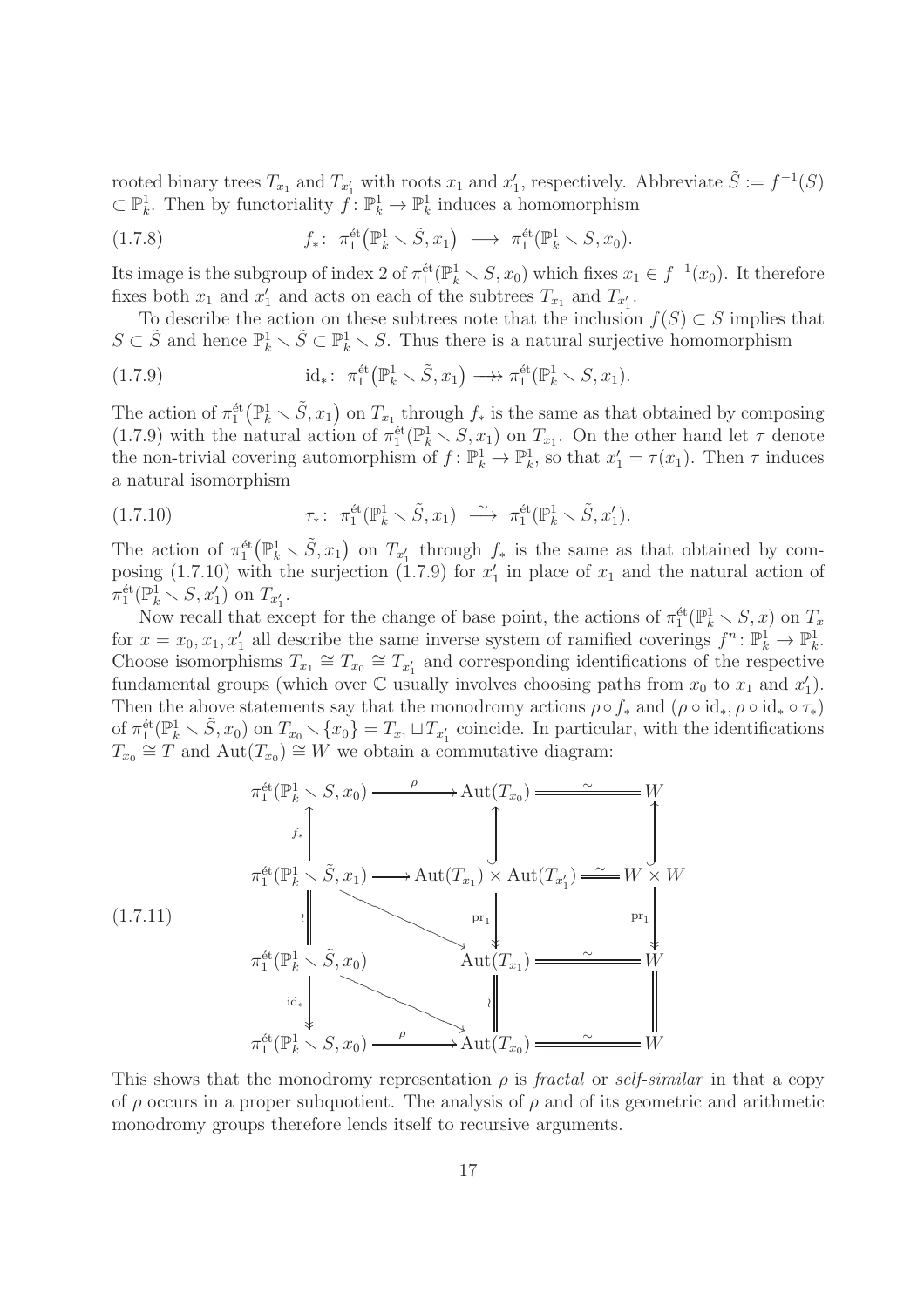rooted binary trees $T_{x_1}$ and $T_{x'_1}$ with roots $x_1$ and $x'_1$, respectively. Abbreviate $\tilde{S} := f^{-1}(S) \subset \mathbb{P}^1_k$. Then by functoriality $f: \mathbb{P}^1_k \to \mathbb{P}^1_k$ induces a homomorphism

$$f_*: \ \pi_1^{\text{ét}}\big(\mathbb{P}^1_k \smallsetminus \tilde{S}, x_1\big) \ \longrightarrow \ \pi_1^{\text{ét}}(\mathbb{P}^1_k \smallsetminus S, x_0). \tag{1.7.8}$$

Its image is the subgroup of index 2 of $\pi_1^{\text{ét}}(\mathbb{P}^1_k \smallsetminus S, x_0)$ which fixes $x_1 \in f^{-1}(x_0)$. It therefore fixes both $x_1$ and $x'_1$ and acts on each of the subtrees $T_{x_1}$ and $T_{x'_1}$.

To describe the action on these subtrees note that the inclusion $f(S) \subset S$ implies that $S \subset \tilde{S}$ and hence $\mathbb{P}^1_k \smallsetminus \tilde{S} \subset \mathbb{P}^1_k \smallsetminus S$. Thus there is a natural surjective homomorphism

$$\text{id}_*: \ \pi_1^{\text{ét}}\big(\mathbb{P}^1_k \smallsetminus \tilde{S}, x_1\big) \longrightarrow\!\!\!\!\!\rightarrow \pi_1^{\text{ét}}(\mathbb{P}^1_k \smallsetminus S, x_1). \tag{1.7.9}$$

The action of $\pi_1^{\text{ét}}\big(\mathbb{P}^1_k \smallsetminus \tilde{S}, x_1\big)$ on $T_{x_1}$ through $f_*$ is the same as that obtained by composing (1.7.9) with the natural action of $\pi_1^{\text{ét}}(\mathbb{P}^1_k \smallsetminus S, x_1)$ on $T_{x_1}$. On the other hand let $\tau$ denote the non-trivial covering automorphism of $f: \mathbb{P}^1_k \to \mathbb{P}^1_k$, so that $x'_1 = \tau(x_1)$. Then $\tau$ induces a natural isomorphism

$$\tau_*: \ \pi_1^{\text{ét}}(\mathbb{P}^1_k \smallsetminus \tilde{S}, x_1) \ \xrightarrow{\ \sim\ } \ \pi_1^{\text{ét}}(\mathbb{P}^1_k \smallsetminus \tilde{S}, x'_1). \tag{1.7.10}$$

The action of $\pi_1^{\text{ét}}\big(\mathbb{P}^1_k \smallsetminus \tilde{S}, x_1\big)$ on $T_{x'_1}$ through $f_*$ is the same as that obtained by composing (1.7.10) with the surjection (1.7.9) for $x'_1$ in place of $x_1$ and the natural action of $\pi_1^{\text{ét}}(\mathbb{P}^1_k \smallsetminus S, x'_1)$ on $T_{x'_1}$.

Now recall that except for the change of base point, the actions of $\pi_1^{\text{ét}}(\mathbb{P}^1_k \smallsetminus S, x)$ on $T_x$ for $x = x_0, x_1, x'_1$ all describe the same inverse system of ramified coverings $f^n: \mathbb{P}^1_k \to \mathbb{P}^1_k$. Choose isomorphisms $T_{x_1} \cong T_{x_0} \cong T_{x'_1}$ and corresponding identifications of the respective fundamental groups (which over $\mathbb{C}$ usually involves choosing paths from $x_0$ to $x_1$ and $x'_1$). Then the above statements say that the monodromy actions $\rho \circ f_*$ and $(\rho \circ \text{id}_*, \rho \circ \text{id}_* \circ \tau_*)$ of $\pi_1^{\text{ét}}(\mathbb{P}^1_k \smallsetminus \tilde{S}, x_0)$ on $T_{x_0} \smallsetminus \{x_0\} = T_{x_1} \sqcup T_{x'_1}$ coincide. In particular, with the identifications $T_{x_0} \cong T$ and $\text{Aut}(T_{x_0}) \cong W$ we obtain a commutative diagram:

$$\begin{array}{ccccc}
\pi_1^{\text{ét}}(\mathbb{P}^1_k \smallsetminus S, x_0) & \xrightarrow{\ \rho\ } & \text{Aut}(T_{x_0}) & \xlongequal{\ \sim\ } & W \\
\uparrow{\scriptstyle f_*} & & \uparrow & & \uparrow \\
\pi_1^{\text{ét}}(\mathbb{P}^1_k \smallsetminus \tilde{S}, x_1) & \longrightarrow & \text{Aut}(T_{x_1}) \times \text{Aut}(T_{x'_1}) & \xlongequal{\ \sim\ } & W \times W \\
\| {\scriptstyle \wr} & \searrow & \downarrow{\scriptstyle \text{pr}_1} & & \downarrow{\scriptstyle \text{pr}_1} \\
\pi_1^{\text{ét}}(\mathbb{P}^1_k \smallsetminus \tilde{S}, x_0) & & \text{Aut}(T_{x_1}) & \xlongequal{\ \sim\ } & W \\
\downarrow{\scriptstyle \text{id}_*} & \searrow & \| {\scriptstyle \wr} & & \| \\
\pi_1^{\text{ét}}(\mathbb{P}^1_k \smallsetminus S, x_0) & \xrightarrow{\ \rho\ } & \text{Aut}(T_{x_0}) & \xlongequal{\ \sim\ } & W
\end{array} \tag{1.7.11}$$

This shows that the monodromy representation $\rho$ is *fractal* or *self-similar* in that a copy of $\rho$ occurs in a proper subquotient. The analysis of $\rho$ and of its geometric and arithmetic monodromy groups therefore lends itself to recursive arguments.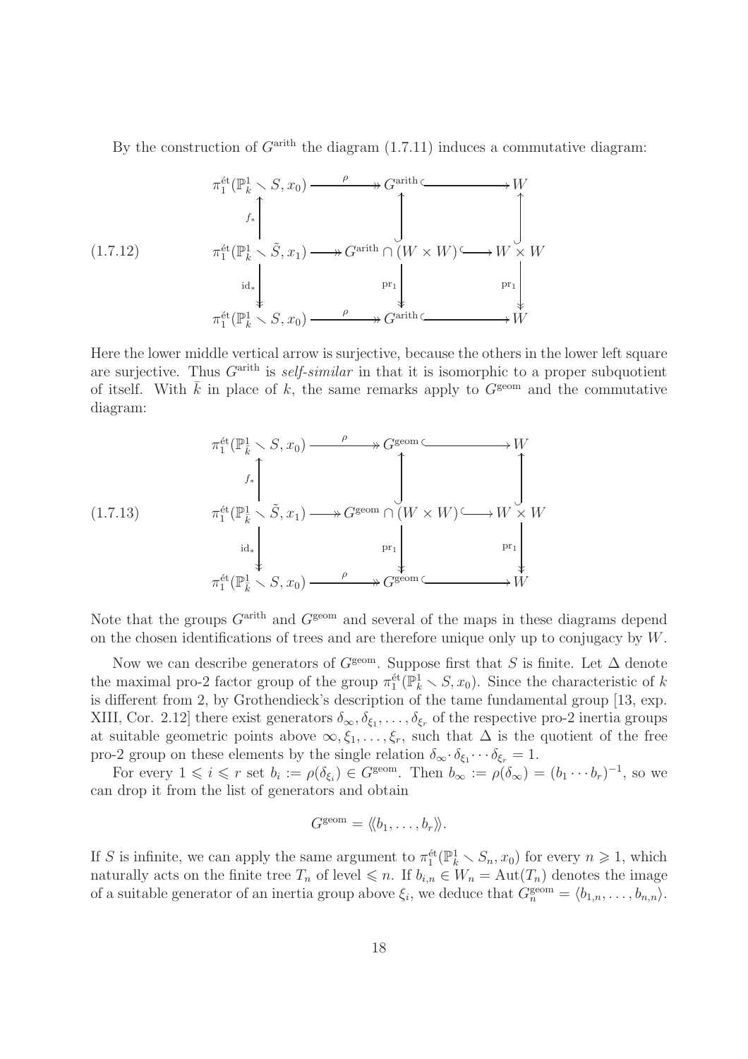By the construction of $G^{\mathrm{arith}}$ the diagram (1.7.11) induces a commutative diagram:

$$
\begin{array}{ccccc}
\pi_1^{\text{ét}}(\mathbb{P}^1_k \smallsetminus S, x_0) & \xrightarrow{\ \rho\ } & G^{\mathrm{arith}} & \hookrightarrow & W \\
\uparrow{\scriptstyle f_*} & & \uparrow & & \uparrow \\
\pi_1^{\text{ét}}(\mathbb{P}^1_k \smallsetminus \tilde{S}, x_1) & \twoheadrightarrow & G^{\mathrm{arith}} \cap (W \times W) & \hookrightarrow & W \times W \\
\downarrow{\scriptstyle \mathrm{id}_*} & & \downarrow{\scriptstyle \mathrm{pr}_1} & & \downarrow{\scriptstyle \mathrm{pr}_1} \\
\pi_1^{\text{ét}}(\mathbb{P}^1_k \smallsetminus S, x_0) & \xrightarrow{\ \rho\ } & G^{\mathrm{arith}} & \hookrightarrow & W
\end{array}
\tag{1.7.12}
$$

Here the lower middle vertical arrow is surjective, because the others in the lower left square are surjective. Thus $G^{\mathrm{arith}}$ is *self-similar* in that it is isomorphic to a proper subquotient of itself. With $\bar{k}$ in place of $k$, the same remarks apply to $G^{\mathrm{geom}}$ and the commutative diagram:

$$
\begin{array}{ccccc}
\pi_1^{\text{ét}}(\mathbb{P}^1_{\bar{k}} \smallsetminus S, x_0) & \xrightarrow{\ \rho\ } & G^{\mathrm{geom}} & \hookrightarrow & W \\
\uparrow{\scriptstyle f_*} & & \uparrow & & \uparrow \\
\pi_1^{\text{ét}}(\mathbb{P}^1_{\bar{k}} \smallsetminus \tilde{S}, x_1) & \twoheadrightarrow & G^{\mathrm{geom}} \cap (W \times W) & \hookrightarrow & W \times W \\
\downarrow{\scriptstyle \mathrm{id}_*} & & \downarrow{\scriptstyle \mathrm{pr}_1} & & \downarrow{\scriptstyle \mathrm{pr}_1} \\
\pi_1^{\text{ét}}(\mathbb{P}^1_{\bar{k}} \smallsetminus S, x_0) & \xrightarrow{\ \rho\ } & G^{\mathrm{geom}} & \hookrightarrow & W
\end{array}
\tag{1.7.13}
$$

Note that the groups $G^{\mathrm{arith}}$ and $G^{\mathrm{geom}}$ and several of the maps in these diagrams depend on the chosen identifications of trees and are therefore unique only up to conjugacy by $W$.

Now we can describe generators of $G^{\mathrm{geom}}$. Suppose first that $S$ is finite. Let $\Delta$ denote the maximal pro-2 factor group of the group $\pi_1^{\text{ét}}(\mathbb{P}^1_{\bar{k}} \smallsetminus S, x_0)$. Since the characteristic of $k$ is different from 2, by Grothendieck's description of the tame fundamental group [13, exp. XIII, Cor. 2.12] there exist generators $\delta_\infty, \delta_{\xi_1}, \ldots, \delta_{\xi_r}$ of the respective pro-2 inertia groups at suitable geometric points above $\infty, \xi_1, \ldots, \xi_r$, such that $\Delta$ is the quotient of the free pro-2 group on these elements by the single relation $\delta_\infty \cdot \delta_{\xi_1} \cdots \delta_{\xi_r} = 1$.

For every $1 \leqslant i \leqslant r$ set $b_i := \rho(\delta_{\xi_i}) \in G^{\mathrm{geom}}$. Then $b_\infty := \rho(\delta_\infty) = (b_1 \cdots b_r)^{-1}$, so we can drop it from the list of generators and obtain

$$G^{\mathrm{geom}} = \langle\!\langle b_1, \ldots, b_r \rangle\!\rangle.$$

If $S$ is infinite, we can apply the same argument to $\pi_1^{\text{ét}}(\mathbb{P}^1_{\bar{k}} \smallsetminus S_n, x_0)$ for every $n \geqslant 1$, which naturally acts on the finite tree $T_n$ of level $\leqslant n$. If $b_{i,n} \in W_n = \mathrm{Aut}(T_n)$ denotes the image of a suitable generator of an inertia group above $\xi_i$, we deduce that $G^{\mathrm{geom}}_n = \langle b_{1,n}, \ldots, b_{n,n} \rangle$.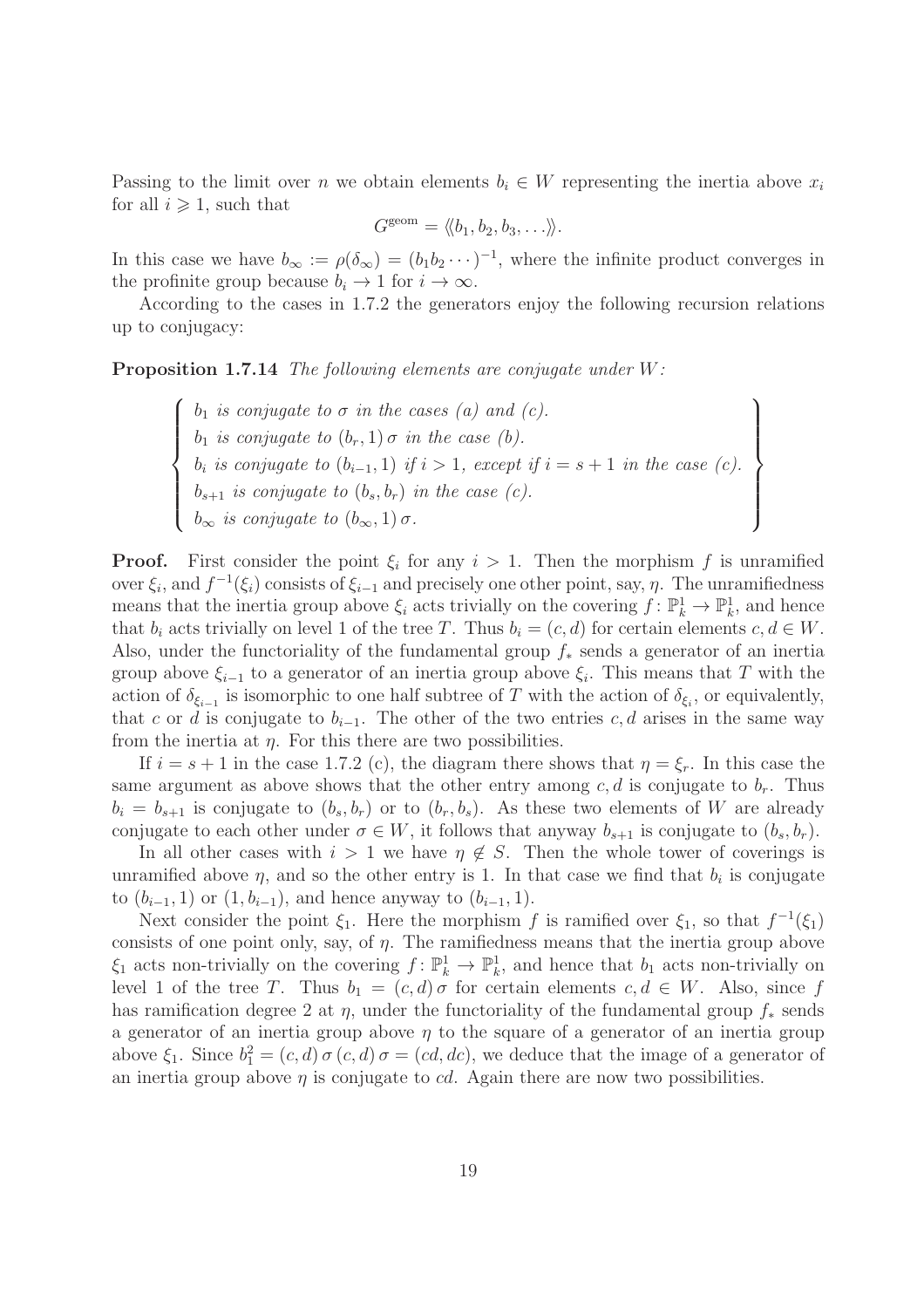Passing to the limit over $n$ we obtain elements $b_i \in W$ representing the inertia above $x_i$ for all $i \geqslant 1$, such that

$$G^{\mathrm{geom}} = \langle\!\langle b_1, b_2, b_3, \ldots \rangle\!\rangle.$$

In this case we have $b_\infty := \rho(\delta_\infty) = (b_1 b_2 \cdots)^{-1}$, where the infinite product converges in the profinite group because $b_i \to 1$ for $i \to \infty$.

According to the cases in 1.7.2 the generators enjoy the following recursion relations up to conjugacy:

**Proposition 1.7.14** *The following elements are conjugate under $W$:*

$$\left\{ \begin{array}{l} b_1 \text{ is conjugate to } \sigma \text{ in the cases (a) and (c).} \\ b_1 \text{ is conjugate to } (b_r, 1)\,\sigma \text{ in the case (b).} \\ b_i \text{ is conjugate to } (b_{i-1}, 1) \text{ if } i > 1, \text{ except if } i = s+1 \text{ in the case (c).} \\ b_{s+1} \text{ is conjugate to } (b_s, b_r) \text{ in the case (c).} \\ b_\infty \text{ is conjugate to } (b_\infty, 1)\,\sigma. \end{array} \right\}$$

**Proof.** First consider the point $\xi_i$ for any $i > 1$. Then the morphism $f$ is unramified over $\xi_i$, and $f^{-1}(\xi_i)$ consists of $\xi_{i-1}$ and precisely one other point, say, $\eta$. The unramifiedness means that the inertia group above $\xi_i$ acts trivially on the covering $f\colon \mathbb{P}^1_k \to \mathbb{P}^1_k$, and hence that $b_i$ acts trivially on level 1 of the tree $T$. Thus $b_i = (c, d)$ for certain elements $c, d \in W$. Also, under the functoriality of the fundamental group $f_*$ sends a generator of an inertia group above $\xi_{i-1}$ to a generator of an inertia group above $\xi_i$. This means that $T$ with the action of $\delta_{\xi_{i-1}}$ is isomorphic to one half subtree of $T$ with the action of $\delta_{\xi_i}$, or equivalently, that $c$ or $d$ is conjugate to $b_{i-1}$. The other of the two entries $c, d$ arises in the same way from the inertia at $\eta$. For this there are two possibilities.

If $i = s+1$ in the case 1.7.2 (c), the diagram there shows that $\eta = \xi_r$. In this case the same argument as above shows that the other entry among $c, d$ is conjugate to $b_r$. Thus $b_i = b_{s+1}$ is conjugate to $(b_s, b_r)$ or to $(b_r, b_s)$. As these two elements of $W$ are already conjugate to each other under $\sigma \in W$, it follows that anyway $b_{s+1}$ is conjugate to $(b_s, b_r)$.

In all other cases with $i > 1$ we have $\eta \notin S$. Then the whole tower of coverings is unramified above $\eta$, and so the other entry is 1. In that case we find that $b_i$ is conjugate to $(b_{i-1}, 1)$ or $(1, b_{i-1})$, and hence anyway to $(b_{i-1}, 1)$.

Next consider the point $\xi_1$. Here the morphism $f$ is ramified over $\xi_1$, so that $f^{-1}(\xi_1)$ consists of one point only, say, of $\eta$. The ramifiedness means that the inertia group above $\xi_1$ acts non-trivially on the covering $f\colon \mathbb{P}^1_k \to \mathbb{P}^1_k$, and hence that $b_1$ acts non-trivially on level 1 of the tree $T$. Thus $b_1 = (c, d)\,\sigma$ for certain elements $c, d \in W$. Also, since $f$ has ramification degree 2 at $\eta$, under the functoriality of the fundamental group $f_*$ sends a generator of an inertia group above $\eta$ to the square of a generator of an inertia group above $\xi_1$. Since $b_1^2 = (c, d)\,\sigma\,(c, d)\,\sigma = (cd, dc)$, we deduce that the image of a generator of an inertia group above $\eta$ is conjugate to $cd$. Again there are now two possibilities.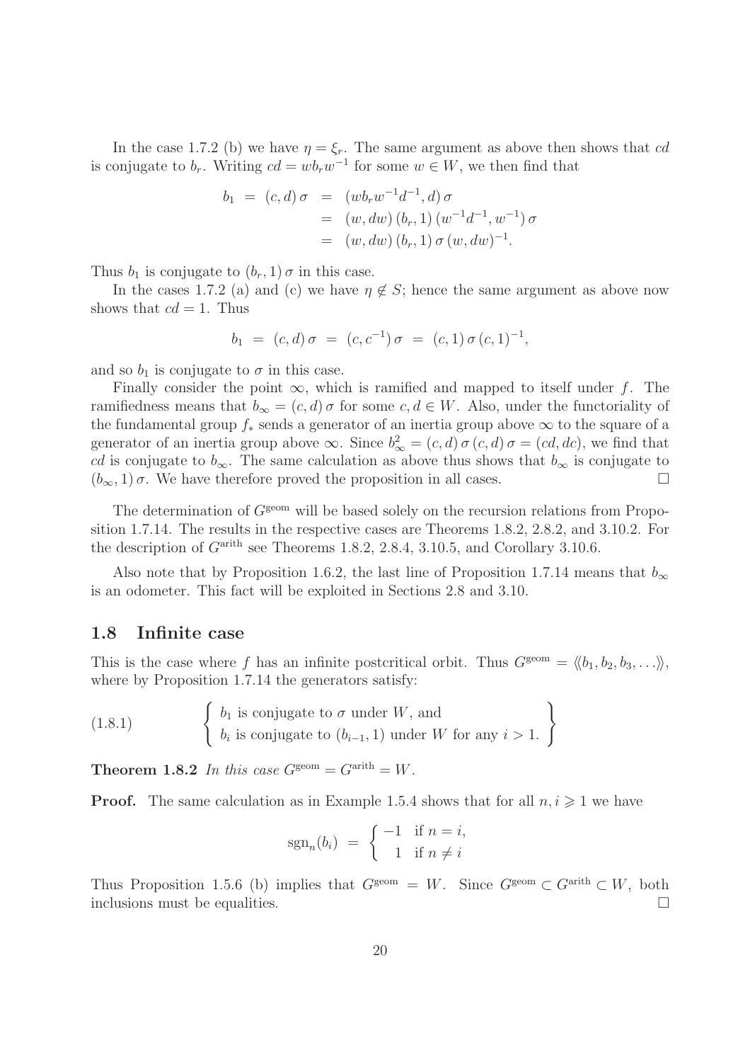In the case 1.7.2 (b) we have $\eta = \xi_r$. The same argument as above then shows that $cd$ is conjugate to $b_r$. Writing $cd = w b_r w^{-1}$ for some $w \in W$, we then find that

$$\begin{aligned} b_1 \;=\; (c,d)\,\sigma &= (w b_r w^{-1} d^{-1}, d)\,\sigma \\ &= (w, dw)\,(b_r, 1)\,(w^{-1}d^{-1}, w^{-1})\,\sigma \\ &= (w, dw)\,(b_r, 1)\,\sigma\,(w, dw)^{-1}. \end{aligned}$$

Thus $b_1$ is conjugate to $(b_r, 1)\,\sigma$ in this case.

In the cases 1.7.2 (a) and (c) we have $\eta \notin S$; hence the same argument as above now shows that $cd = 1$. Thus

$$b_1 \;=\; (c,d)\,\sigma \;=\; (c, c^{-1})\,\sigma \;=\; (c,1)\,\sigma\,(c,1)^{-1},$$

and so $b_1$ is conjugate to $\sigma$ in this case.

Finally consider the point $\infty$, which is ramified and mapped to itself under $f$. The ramifiedness means that $b_\infty = (c,d)\,\sigma$ for some $c, d \in W$. Also, under the functoriality of the fundamental group $f_*$ sends a generator of an inertia group above $\infty$ to the square of a generator of an inertia group above $\infty$. Since $b_\infty^2 = (c,d)\,\sigma\,(c,d)\,\sigma = (cd, dc)$, we find that $cd$ is conjugate to $b_\infty$. The same calculation as above thus shows that $b_\infty$ is conjugate to $(b_\infty, 1)\,\sigma$. We have therefore proved the proposition in all cases. $\square$

The determination of $G^{\rm geom}$ will be based solely on the recursion relations from Proposition 1.7.14. The results in the respective cases are Theorems 1.8.2, 2.8.2, and 3.10.2. For the description of $G^{\rm arith}$ see Theorems 1.8.2, 2.8.4, 3.10.5, and Corollary 3.10.6.

Also note that by Proposition 1.6.2, the last line of Proposition 1.7.14 means that $b_\infty$ is an odometer. This fact will be exploited in Sections 2.8 and 3.10.

## 1.8 Infinite case

This is the case where $f$ has an infinite postcritical orbit. Thus $G^{\rm geom} = \langle\!\langle b_1, b_2, b_3, \ldots \rangle\!\rangle$, where by Proposition 1.7.14 the generators satisfy:

$$(1.8.1) \qquad \left\{ \begin{array}{l} b_1 \text{ is conjugate to } \sigma \text{ under } W, \text{ and} \\ b_i \text{ is conjugate to } (b_{i-1}, 1) \text{ under } W \text{ for any } i > 1. \end{array} \right\}$$

**Theorem 1.8.2** *In this case $G^{\rm geom} = G^{\rm arith} = W$.*

**Proof.** The same calculation as in Example 1.5.4 shows that for all $n, i \geqslant 1$ we have

$$\mathrm{sgn}_n(b_i) \;=\; \begin{cases} -1 & \text{if } n = i, \\ \;\;\,1 & \text{if } n \neq i \end{cases}$$

Thus Proposition 1.5.6 (b) implies that $G^{\rm geom} = W$. Since $G^{\rm geom} \subset G^{\rm arith} \subset W$, both inclusions must be equalities. $\square$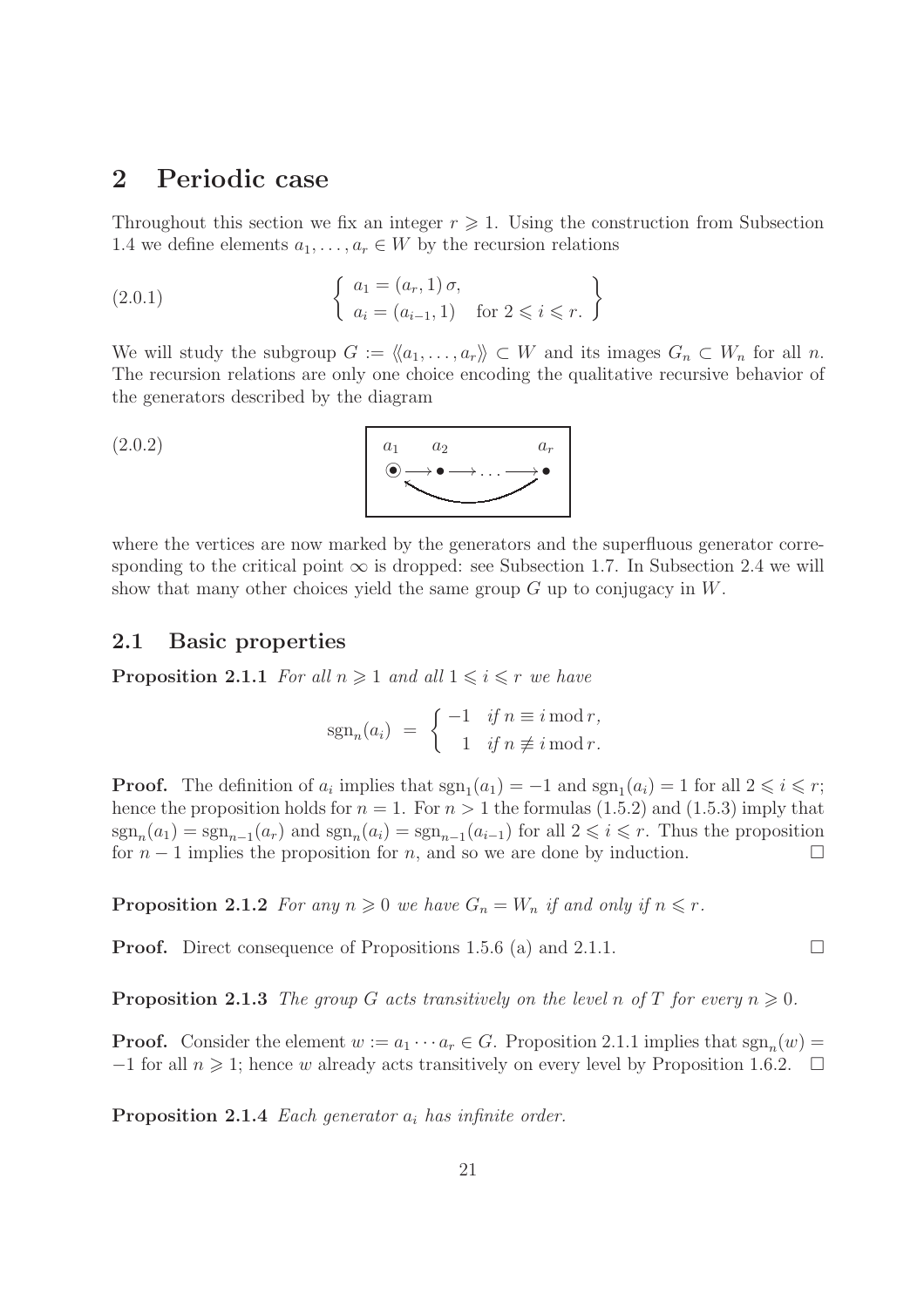# 2 Periodic case

Throughout this section we fix an integer $r \geqslant 1$. Using the construction from Subsection 1.4 we define elements $a_1, \ldots, a_r \in W$ by the recursion relations

$$
\left\{ \begin{array}{l} a_1 = (a_r, 1)\,\sigma, \\ a_i = (a_{i-1}, 1) \quad \text{for } 2 \leqslant i \leqslant r. \end{array} \right\} \tag{2.0.1}
$$

We will study the subgroup $G := \langle\langle a_1, \ldots, a_r \rangle\rangle \subset W$ and its images $G_n \subset W_n$ for all $n$. The recursion relations are only one choice encoding the qualitative recursive behavior of the generators described by the diagram

(2.0.2)

$$
\begin{array}{cccc} a_1 & a_2 & & a_r \\ \odot \longrightarrow & \bullet \longrightarrow & \ldots \longrightarrow & \bullet \end{array}
$$

where the vertices are now marked by the generators and the superfluous generator corresponding to the critical point $\infty$ is dropped: see Subsection 1.7. In Subsection 2.4 we will show that many other choices yield the same group $G$ up to conjugacy in $W$.

## 2.1 Basic properties

**Proposition 2.1.1** *For all $n \geqslant 1$ and all $1 \leqslant i \leqslant r$ we have*

$$
\operatorname{sgn}_n(a_i) \;=\; \begin{cases} -1 & \text{if } n \equiv i \bmod r, \\ \;\;\,1 & \text{if } n \not\equiv i \bmod r. \end{cases}
$$

**Proof.** The definition of $a_i$ implies that $\operatorname{sgn}_1(a_1) = -1$ and $\operatorname{sgn}_1(a_i) = 1$ for all $2 \leqslant i \leqslant r$; hence the proposition holds for $n = 1$. For $n > 1$ the formulas (1.5.2) and (1.5.3) imply that $\operatorname{sgn}_n(a_1) = \operatorname{sgn}_{n-1}(a_r)$ and $\operatorname{sgn}_n(a_i) = \operatorname{sgn}_{n-1}(a_{i-1})$ for all $2 \leqslant i \leqslant r$. Thus the proposition for $n-1$ implies the proposition for $n$, and so we are done by induction. □

**Proposition 2.1.2** *For any $n \geqslant 0$ we have $G_n = W_n$ if and only if $n \leqslant r$.*

**Proof.** Direct consequence of Propositions 1.5.6 (a) and 2.1.1. □

**Proposition 2.1.3** *The group $G$ acts transitively on the level $n$ of $T$ for every $n \geqslant 0$.*

**Proof.** Consider the element $w := a_1 \cdots a_r \in G$. Proposition 2.1.1 implies that $\operatorname{sgn}_n(w) = -1$ for all $n \geqslant 1$; hence $w$ already acts transitively on every level by Proposition 1.6.2. □

**Proposition 2.1.4** *Each generator $a_i$ has infinite order.*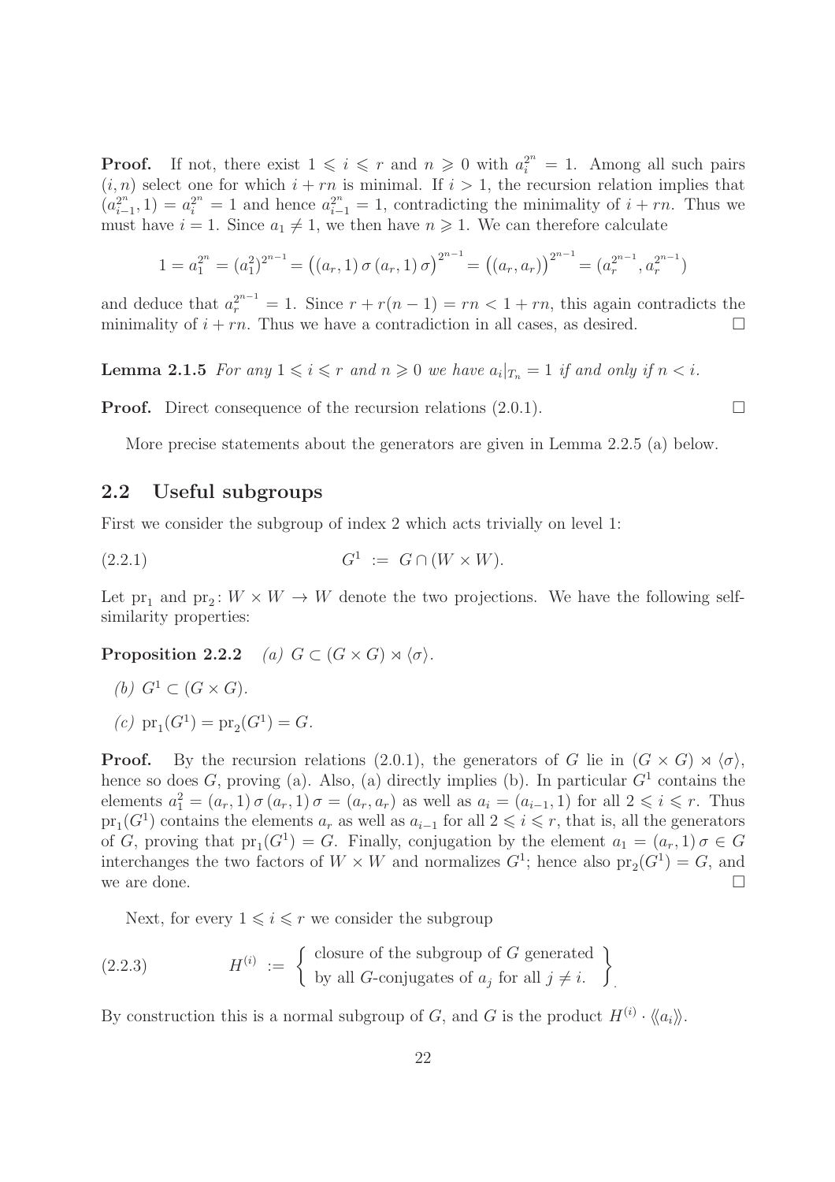**Proof.** If not, there exist $1 \leqslant i \leqslant r$ and $n \geqslant 0$ with $a_i^{2^n} = 1$. Among all such pairs $(i, n)$ select one for which $i + rn$ is minimal. If $i > 1$, the recursion relation implies that $(a_{i-1}^{2^n}, 1) = a_i^{2^n} = 1$ and hence $a_{i-1}^{2^n} = 1$, contradicting the minimality of $i + rn$. Thus we must have $i = 1$. Since $a_1 \neq 1$, we then have $n \geqslant 1$. We can therefore calculate

$$1 = a_1^{2^n} = (a_1^2)^{2^{n-1}} = \big((a_r, 1)\,\sigma\,(a_r, 1)\,\sigma\big)^{2^{n-1}} = \big((a_r, a_r)\big)^{2^{n-1}} = (a_r^{2^{n-1}}, a_r^{2^{n-1}})$$

and deduce that $a_r^{2^{n-1}} = 1$. Since $r + r(n-1) = rn < 1 + rn$, this again contradicts the minimality of $i + rn$. Thus we have a contradiction in all cases, as desired. $\square$

**Lemma 2.1.5** *For any $1 \leqslant i \leqslant r$ and $n \geqslant 0$ we have $a_i|_{T_n} = 1$ if and only if $n < i$.*

**Proof.** Direct consequence of the recursion relations (2.0.1). $\square$

More precise statements about the generators are given in Lemma 2.2.5 (a) below.

## 2.2 Useful subgroups

First we consider the subgroup of index 2 which acts trivially on level 1:

$$G^1 \;:=\; G \cap (W \times W). \tag{2.2.1}$$

Let $\mathrm{pr}_1$ and $\mathrm{pr}_2 \colon W \times W \to W$ denote the two projections. We have the following self-similarity properties:

**Proposition 2.2.2** *(a) $G \subset (G \times G) \rtimes \langle\sigma\rangle$.*

*(b) $G^1 \subset (G \times G)$.*

*(c) $\mathrm{pr}_1(G^1) = \mathrm{pr}_2(G^1) = G$.*

**Proof.** By the recursion relations (2.0.1), the generators of $G$ lie in $(G \times G) \rtimes \langle\sigma\rangle$, hence so does $G$, proving (a). Also, (a) directly implies (b). In particular $G^1$ contains the elements $a_1^2 = (a_r, 1)\,\sigma\,(a_r, 1)\,\sigma = (a_r, a_r)$ as well as $a_i = (a_{i-1}, 1)$ for all $2 \leqslant i \leqslant r$. Thus $\mathrm{pr}_1(G^1)$ contains the elements $a_r$ as well as $a_{i-1}$ for all $2 \leqslant i \leqslant r$, that is, all the generators of $G$, proving that $\mathrm{pr}_1(G^1) = G$. Finally, conjugation by the element $a_1 = (a_r, 1)\,\sigma \in G$ interchanges the two factors of $W \times W$ and normalizes $G^1$; hence also $\mathrm{pr}_2(G^1) = G$, and we are done. $\square$

Next, for every $1 \leqslant i \leqslant r$ we consider the subgroup

$$H^{(i)} \;:=\; \left\{ \begin{array}{c} \text{closure of the subgroup of } G \text{ generated} \\ \text{by all } G\text{-conjugates of } a_j \text{ for all } j \neq i. \end{array} \right\} \tag{2.2.3}$$

By construction this is a normal subgroup of $G$, and $G$ is the product $H^{(i)} \cdot \langle\!\langle a_i \rangle\!\rangle$.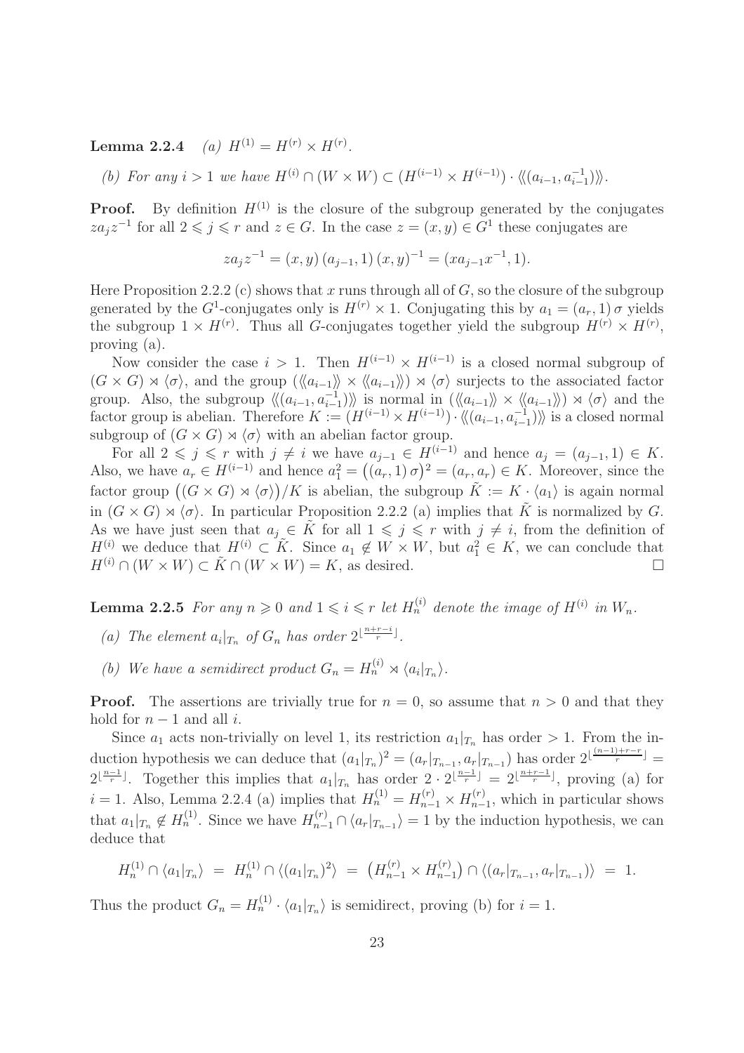**Lemma 2.2.4** *(a) $H^{(1)} = H^{(r)} \times H^{(r)}$.*

*(b) For any $i > 1$ we have $H^{(i)} \cap (W \times W) \subset (H^{(i-1)} \times H^{(i-1)}) \cdot \langle\!\langle (a_{i-1}, a_{i-1}^{-1}) \rangle\!\rangle$.*

**Proof.** By definition $H^{(1)}$ is the closure of the subgroup generated by the conjugates $za_jz^{-1}$ for all $2 \leqslant j \leqslant r$ and $z \in G$. In the case $z = (x, y) \in G^1$ these conjugates are

$$za_jz^{-1} = (x, y)\,(a_{j-1}, 1)\,(x, y)^{-1} = (xa_{j-1}x^{-1}, 1).$$

Here Proposition 2.2.2 (c) shows that $x$ runs through all of $G$, so the closure of the subgroup generated by the $G^1$-conjugates only is $H^{(r)} \times 1$. Conjugating this by $a_1 = (a_r, 1)\,\sigma$ yields the subgroup $1 \times H^{(r)}$. Thus all $G$-conjugates together yield the subgroup $H^{(r)} \times H^{(r)}$, proving (a).

Now consider the case $i > 1$. Then $H^{(i-1)} \times H^{(i-1)}$ is a closed normal subgroup of $(G \times G) \rtimes \langle\sigma\rangle$, and the group $(\langle\!\langle a_{i-1} \rangle\!\rangle \times \langle\!\langle a_{i-1} \rangle\!\rangle) \rtimes \langle\sigma\rangle$ surjects to the associated factor group. Also, the subgroup $\langle\!\langle (a_{i-1}, a_{i-1}^{-1}) \rangle\!\rangle$ is normal in $(\langle\!\langle a_{i-1} \rangle\!\rangle \times \langle\!\langle a_{i-1} \rangle\!\rangle) \rtimes \langle\sigma\rangle$ and the factor group is abelian. Therefore $K := (H^{(i-1)} \times H^{(i-1)}) \cdot \langle\!\langle (a_{i-1}, a_{i-1}^{-1}) \rangle\!\rangle$ is a closed normal subgroup of $(G \times G) \rtimes \langle\sigma\rangle$ with an abelian factor group.

For all $2 \leqslant j \leqslant r$ with $j \neq i$ we have $a_{j-1} \in H^{(i-1)}$ and hence $a_j = (a_{j-1}, 1) \in K$. Also, we have $a_r \in H^{(i-1)}$ and hence $a_1^2 = \big((a_r, 1)\,\sigma\big)^2 = (a_r, a_r) \in K$. Moreover, since the factor group $\big((G \times G) \rtimes \langle\sigma\rangle\big)/K$ is abelian, the subgroup $\tilde{K} := K \cdot \langle a_1 \rangle$ is again normal in $(G \times G) \rtimes \langle\sigma\rangle$. In particular Proposition 2.2.2 (a) implies that $\tilde{K}$ is normalized by $G$. As we have just seen that $a_j \in \tilde{K}$ for all $1 \leqslant j \leqslant r$ with $j \neq i$, from the definition of $H^{(i)}$ we deduce that $H^{(i)} \subset \tilde{K}$. Since $a_1 \notin W \times W$, but $a_1^2 \in K$, we can conclude that $H^{(i)} \cap (W \times W) \subset \tilde{K} \cap (W \times W) = K$, as desired. $\square$

**Lemma 2.2.5** *For any $n \geqslant 0$ and $1 \leqslant i \leqslant r$ let $H_n^{(i)}$ denote the image of $H^{(i)}$ in $W_n$.*

*(a) The element $a_i|_{T_n}$ of $G_n$ has order $2^{\lfloor \frac{n+r-i}{r} \rfloor}$.*

*(b) We have a semidirect product $G_n = H_n^{(i)} \rtimes \langle a_i|_{T_n} \rangle$.*

**Proof.** The assertions are trivially true for $n = 0$, so assume that $n > 0$ and that they hold for $n - 1$ and all $i$.

Since $a_1$ acts non-trivially on level 1, its restriction $a_1|_{T_n}$ has order $> 1$. From the induction hypothesis we can deduce that $(a_1|_{T_n})^2 = (a_r|_{T_{n-1}}, a_r|_{T_{n-1}})$ has order $2^{\lfloor \frac{(n-1)+r-r}{r} \rfloor} = 2^{\lfloor \frac{n-1}{r} \rfloor}$. Together this implies that $a_1|_{T_n}$ has order $2 \cdot 2^{\lfloor \frac{n-1}{r} \rfloor} = 2^{\lfloor \frac{n+r-1}{r} \rfloor}$, proving (a) for $i = 1$. Also, Lemma 2.2.4 (a) implies that $H_n^{(1)} = H_{n-1}^{(r)} \times H_{n-1}^{(r)}$, which in particular shows that $a_1|_{T_n} \notin H_n^{(1)}$. Since we have $H_{n-1}^{(r)} \cap \langle a_r|_{T_{n-1}} \rangle = 1$ by the induction hypothesis, we can deduce that

$$H_n^{(1)} \cap \langle a_1|_{T_n} \rangle \;=\; H_n^{(1)} \cap \langle (a_1|_{T_n})^2 \rangle \;=\; \big(H_{n-1}^{(r)} \times H_{n-1}^{(r)}\big) \cap \langle (a_r|_{T_{n-1}}, a_r|_{T_{n-1}}) \rangle \;=\; 1.$$

Thus the product $G_n = H_n^{(1)} \cdot \langle a_1|_{T_n} \rangle$ is semidirect, proving (b) for $i = 1$.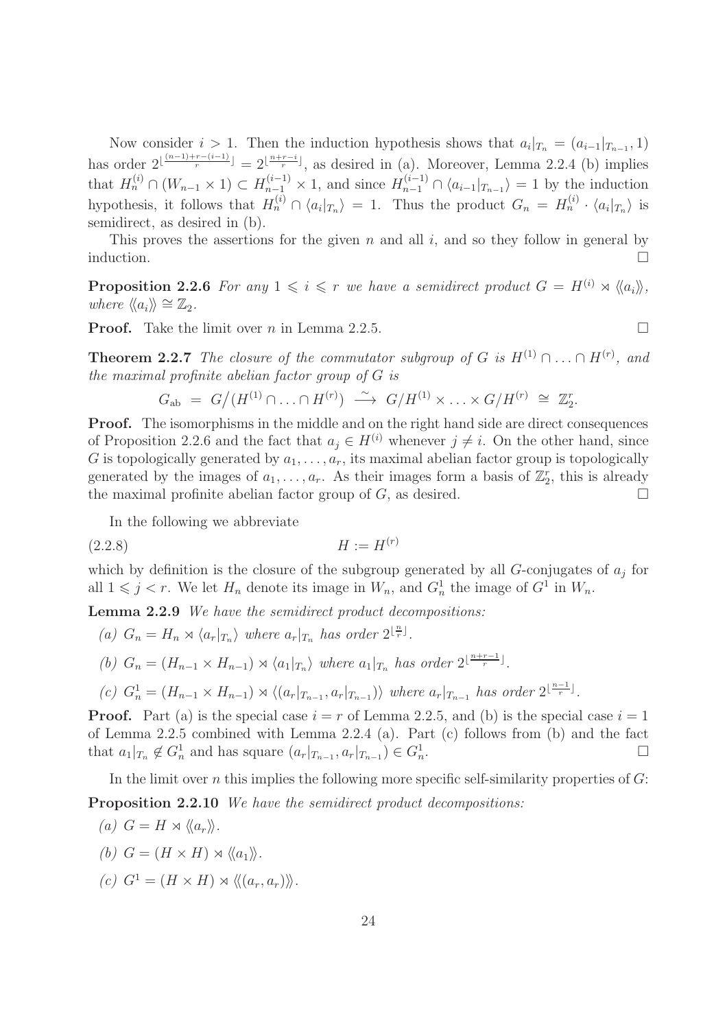Now consider $i > 1$. Then the induction hypothesis shows that $a_i|_{T_n} = (a_{i-1}|_{T_{n-1}}, 1)$ has order $2^{\lfloor \frac{(n-1)+r-(i-1)}{r} \rfloor} = 2^{\lfloor \frac{n+r-i}{r} \rfloor}$, as desired in (a). Moreover, Lemma 2.2.4 (b) implies that $H_n^{(i)} \cap (W_{n-1} \times 1) \subset H_{n-1}^{(i-1)} \times 1$, and since $H_{n-1}^{(i-1)} \cap \langle a_{i-1}|_{T_{n-1}} \rangle = 1$ by the induction hypothesis, it follows that $H_n^{(i)} \cap \langle a_i|_{T_n} \rangle = 1$. Thus the product $G_n = H_n^{(i)} \cdot \langle a_i|_{T_n} \rangle$ is semidirect, as desired in (b).

This proves the assertions for the given $n$ and all $i$, and so they follow in general by induction. □

**Proposition 2.2.6** *For any $1 \leqslant i \leqslant r$ we have a semidirect product $G = H^{(i)} \rtimes \langle\!\langle a_i \rangle\!\rangle$, where $\langle\!\langle a_i \rangle\!\rangle \cong \mathbb{Z}_2$.*

**Proof.** Take the limit over $n$ in Lemma 2.2.5. □

**Theorem 2.2.7** *The closure of the commutator subgroup of $G$ is $H^{(1)} \cap \ldots \cap H^{(r)}$, and the maximal profinite abelian factor group of $G$ is*

$$G_{\mathrm{ab}} \;=\; G/\big(H^{(1)} \cap \ldots \cap H^{(r)}\big) \;\xrightarrow{\;\sim\;}\; G/H^{(1)} \times \ldots \times G/H^{(r)} \;\cong\; \mathbb{Z}_2^r.$$

**Proof.** The isomorphisms in the middle and on the right hand side are direct consequences of Proposition 2.2.6 and the fact that $a_j \in H^{(i)}$ whenever $j \neq i$. On the other hand, since $G$ is topologically generated by $a_1, \ldots, a_r$, its maximal abelian factor group is topologically generated by the images of $a_1, \ldots, a_r$. As their images form a basis of $\mathbb{Z}_2^r$, this is already the maximal profinite abelian factor group of $G$, as desired. □

In the following we abbreviate

$$H := H^{(r)} \tag{2.2.8}$$

which by definition is the closure of the subgroup generated by all $G$-conjugates of $a_j$ for all $1 \leqslant j < r$. We let $H_n$ denote its image in $W_n$, and $G_n^1$ the image of $G^1$ in $W_n$.

**Lemma 2.2.9** *We have the semidirect product decompositions:*

*(a) $G_n = H_n \rtimes \langle a_r|_{T_n} \rangle$ where $a_r|_{T_n}$ has order $2^{\lfloor \frac{n}{r} \rfloor}$.*

*(b) $G_n = (H_{n-1} \times H_{n-1}) \rtimes \langle a_1|_{T_n} \rangle$ where $a_1|_{T_n}$ has order $2^{\lfloor \frac{n+r-1}{r} \rfloor}$.*

*(c) $G_n^1 = (H_{n-1} \times H_{n-1}) \rtimes \langle (a_r|_{T_{n-1}}, a_r|_{T_{n-1}}) \rangle$ where $a_r|_{T_{n-1}}$ has order $2^{\lfloor \frac{n-1}{r} \rfloor}$.*

**Proof.** Part (a) is the special case $i = r$ of Lemma 2.2.5, and (b) is the special case $i = 1$ of Lemma 2.2.5 combined with Lemma 2.2.4 (a). Part (c) follows from (b) and the fact that $a_1|_{T_n} \notin G_n^1$ and has square $(a_r|_{T_{n-1}}, a_r|_{T_{n-1}}) \in G_n^1$. □

In the limit over $n$ this implies the following more specific self-similarity properties of $G$:

**Proposition 2.2.10** *We have the semidirect product decompositions:*

*(a) $G = H \rtimes \langle\!\langle a_r \rangle\!\rangle$.*

*(b) $G = (H \times H) \rtimes \langle\!\langle a_1 \rangle\!\rangle$.*

*(c) $G^1 = (H \times H) \rtimes \langle\!\langle (a_r, a_r) \rangle\!\rangle$.*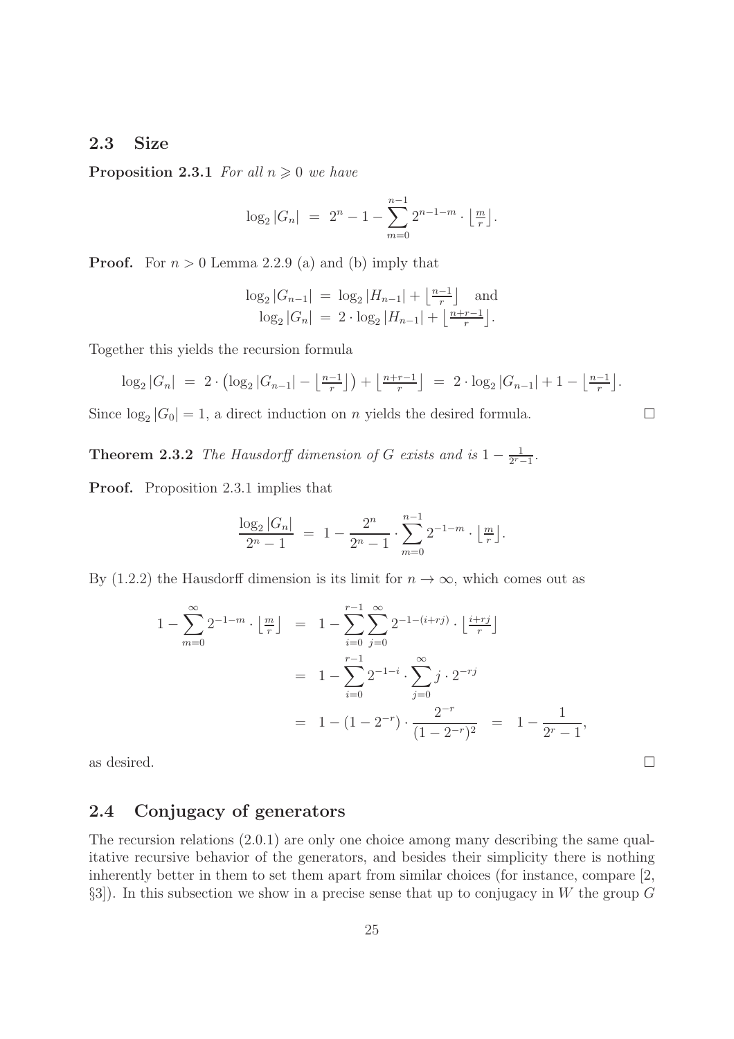## 2.3 Size

**Proposition 2.3.1** *For all $n \geqslant 0$ we have*

$$\log_2 |G_n| \;=\; 2^n - 1 - \sum_{m=0}^{n-1} 2^{n-1-m} \cdot \left\lfloor \tfrac{m}{r} \right\rfloor.$$

**Proof.** For $n > 0$ Lemma 2.2.9 (a) and (b) imply that

$$\begin{aligned} \log_2 |G_{n-1}| \;&=\; \log_2 |H_{n-1}| + \left\lfloor \tfrac{n-1}{r} \right\rfloor \quad \text{and} \\ \log_2 |G_n| \;&=\; 2 \cdot \log_2 |H_{n-1}| + \left\lfloor \tfrac{n+r-1}{r} \right\rfloor. \end{aligned}$$

Together this yields the recursion formula

$$\log_2 |G_n| \;=\; 2 \cdot \left( \log_2 |G_{n-1}| - \left\lfloor \tfrac{n-1}{r} \right\rfloor \right) + \left\lfloor \tfrac{n+r-1}{r} \right\rfloor \;=\; 2 \cdot \log_2 |G_{n-1}| + 1 - \left\lfloor \tfrac{n-1}{r} \right\rfloor.$$

Since $\log_2 |G_0| = 1$, a direct induction on $n$ yields the desired formula. $\square$

**Theorem 2.3.2** *The Hausdorff dimension of $G$ exists and is $1 - \frac{1}{2^r - 1}$.*

**Proof.** Proposition 2.3.1 implies that

$$\frac{\log_2 |G_n|}{2^n - 1} \;=\; 1 - \frac{2^n}{2^n - 1} \cdot \sum_{m=0}^{n-1} 2^{-1-m} \cdot \left\lfloor \tfrac{m}{r} \right\rfloor.$$

By (1.2.2) the Hausdorff dimension is its limit for $n \to \infty$, which comes out as

$$\begin{aligned} 1 - \sum_{m=0}^{\infty} 2^{-1-m} \cdot \left\lfloor \tfrac{m}{r} \right\rfloor \;&=\; 1 - \sum_{i=0}^{r-1} \sum_{j=0}^{\infty} 2^{-1-(i+rj)} \cdot \left\lfloor \tfrac{i+rj}{r} \right\rfloor \\ &=\; 1 - \sum_{i=0}^{r-1} 2^{-1-i} \cdot \sum_{j=0}^{\infty} j \cdot 2^{-rj} \\ &=\; 1 - (1 - 2^{-r}) \cdot \frac{2^{-r}}{(1-2^{-r})^2} \;=\; 1 - \frac{1}{2^r - 1}, \end{aligned}$$

as desired. $\square$

## 2.4 Conjugacy of generators

The recursion relations (2.0.1) are only one choice among many describing the same qualitative recursive behavior of the generators, and besides their simplicity there is nothing inherently better in them to set them apart from similar choices (for instance, compare [2, §3]). In this subsection we show in a precise sense that up to conjugacy in $W$ the group $G$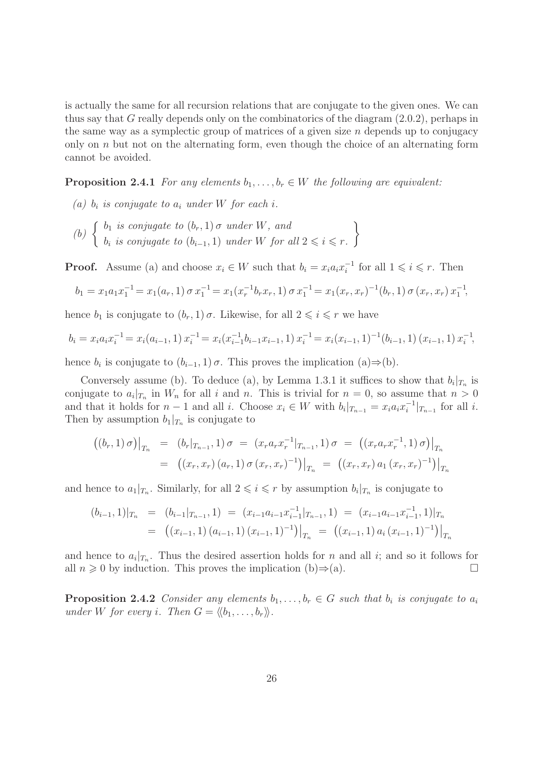is actually the same for all recursion relations that are conjugate to the given ones. We can thus say that $G$ really depends only on the combinatorics of the diagram (2.0.2), perhaps in the same way as a symplectic group of matrices of a given size $n$ depends up to conjugacy only on $n$ but not on the alternating form, even though the choice of an alternating form cannot be avoided.

**Proposition 2.4.1** *For any elements $b_1, \ldots, b_r \in W$ the following are equivalent:*

*(a) $b_i$ is conjugate to $a_i$ under $W$ for each $i$.*

*(b)* $\left\{ \begin{array}{l} b_1 \text{ is conjugate to } (b_r, 1)\,\sigma \text{ under } W, \text{ and} \\ b_i \text{ is conjugate to } (b_{i-1}, 1) \text{ under } W \text{ for all } 2 \leqslant i \leqslant r. \end{array} \right\}$

**Proof.** Assume (a) and choose $x_i \in W$ such that $b_i = x_i a_i x_i^{-1}$ for all $1 \leqslant i \leqslant r$. Then

$$b_1 = x_1 a_1 x_1^{-1} = x_1 (a_r, 1)\,\sigma\, x_1^{-1} = x_1 (x_r^{-1} b_r x_r, 1)\,\sigma\, x_1^{-1} = x_1 (x_r, x_r)^{-1} (b_r, 1)\,\sigma\,(x_r, x_r)\, x_1^{-1},$$

hence $b_1$ is conjugate to $(b_r, 1)\,\sigma$. Likewise, for all $2 \leqslant i \leqslant r$ we have

$$b_i = x_i a_i x_i^{-1} = x_i (a_{i-1}, 1)\, x_i^{-1} = x_i (x_{i-1}^{-1} b_{i-1} x_{i-1}, 1)\, x_i^{-1} = x_i (x_{i-1}, 1)^{-1} (b_{i-1}, 1)\,(x_{i-1}, 1)\, x_i^{-1},$$

hence $b_i$ is conjugate to $(b_{i-1}, 1)\,\sigma$. This proves the implication (a)⇒(b).

Conversely assume (b). To deduce (a), by Lemma 1.3.1 it suffices to show that $b_i|_{T_n}$ is conjugate to $a_i|_{T_n}$ in $W_n$ for all $i$ and $n$. This is trivial for $n = 0$, so assume that $n > 0$ and that it holds for $n-1$ and all $i$. Choose $x_i \in W$ with $b_i|_{T_{n-1}} = x_i a_i x_i^{-1}|_{T_{n-1}}$ for all $i$. Then by assumption $b_1|_{T_n}$ is conjugate to

$$\begin{aligned} \big((b_r, 1)\,\sigma\big)\big|_{T_n} &= (b_r|_{T_{n-1}}, 1)\,\sigma \;=\; (x_r a_r x_r^{-1}|_{T_{n-1}}, 1)\,\sigma \;=\; \big((x_r a_r x_r^{-1}, 1)\,\sigma\big)\big|_{T_n} \\ &= \big((x_r, x_r)\,(a_r, 1)\,\sigma\,(x_r, x_r)^{-1}\big)\big|_{T_n} \;=\; \big((x_r, x_r)\, a_1\,(x_r, x_r)^{-1}\big)\big|_{T_n} \end{aligned}$$

and hence to $a_1|_{T_n}$. Similarly, for all $2 \leqslant i \leqslant r$ by assumption $b_i|_{T_n}$ is conjugate to

$$\begin{aligned} (b_{i-1}, 1)|_{T_n} &= (b_{i-1}|_{T_{n-1}}, 1) \;=\; (x_{i-1} a_{i-1} x_{i-1}^{-1}|_{T_{n-1}}, 1) \;=\; (x_{i-1} a_{i-1} x_{i-1}^{-1}, 1)|_{T_n} \\ &= \big((x_{i-1}, 1)\,(a_{i-1}, 1)\,(x_{i-1}, 1)^{-1}\big)\big|_{T_n} \;=\; \big((x_{i-1}, 1)\, a_i\,(x_{i-1}, 1)^{-1}\big)\big|_{T_n} \end{aligned}$$

and hence to $a_i|_{T_n}$. Thus the desired assertion holds for $n$ and all $i$; and so it follows for all $n \geqslant 0$ by induction. This proves the implication (b)⇒(a). □

**Proposition 2.4.2** *Consider any elements $b_1, \ldots, b_r \in G$ such that $b_i$ is conjugate to $a_i$ under $W$ for every $i$. Then $G = \langle\!\langle b_1, \ldots, b_r \rangle\!\rangle$.*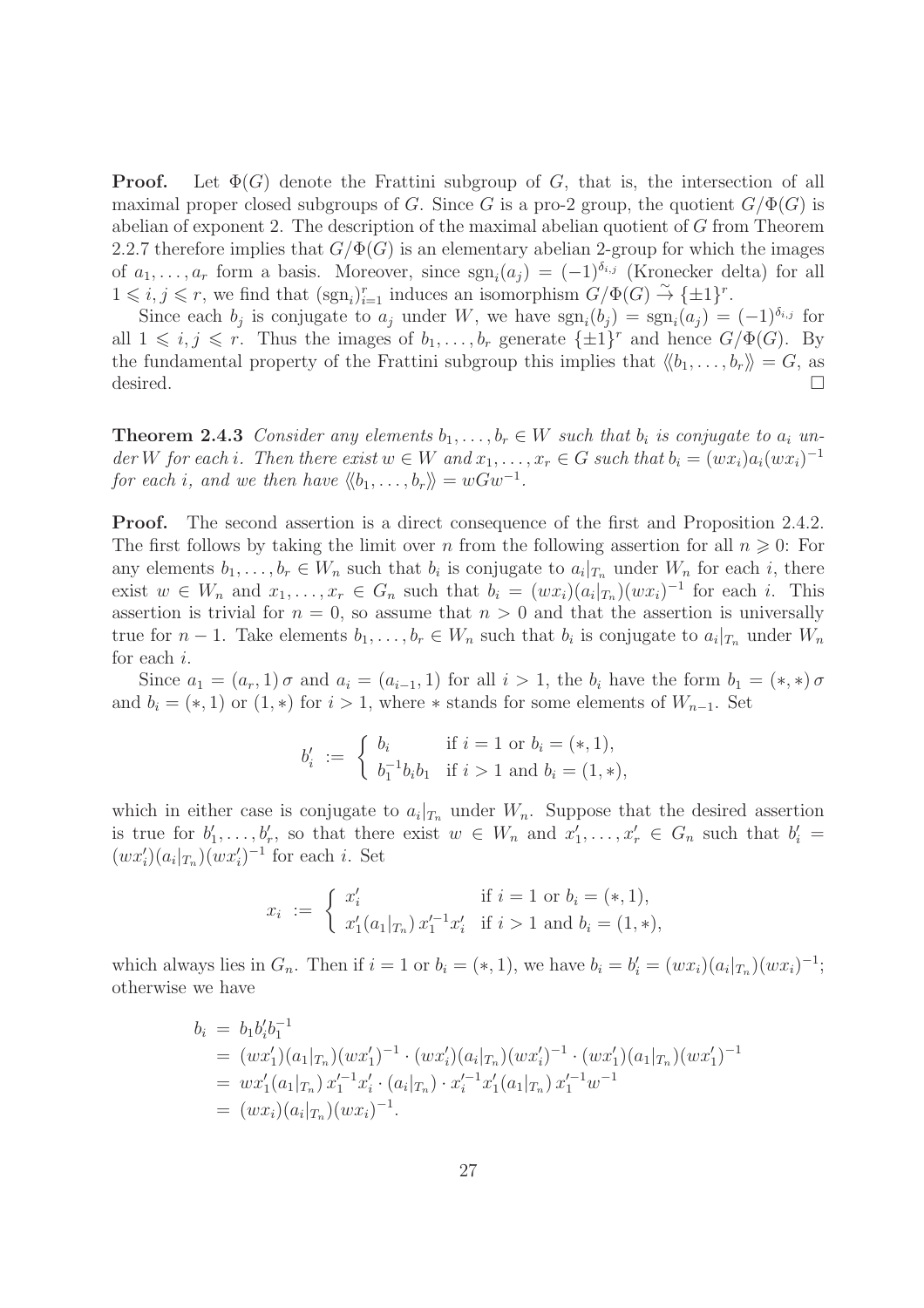**Proof.** Let $\Phi(G)$ denote the Frattini subgroup of $G$, that is, the intersection of all maximal proper closed subgroups of $G$. Since $G$ is a pro-2 group, the quotient $G/\Phi(G)$ is abelian of exponent 2. The description of the maximal abelian quotient of $G$ from Theorem 2.2.7 therefore implies that $G/\Phi(G)$ is an elementary abelian 2-group for which the images of $a_1, \ldots, a_r$ form a basis. Moreover, since $\mathrm{sgn}_i(a_j) = (-1)^{\delta_{i,j}}$ (Kronecker delta) for all $1 \leqslant i, j \leqslant r$, we find that $(\mathrm{sgn}_i)_{i=1}^r$ induces an isomorphism $G/\Phi(G) \xrightarrow{\sim} \{\pm 1\}^r$.

Since each $b_j$ is conjugate to $a_j$ under $W$, we have $\mathrm{sgn}_i(b_j) = \mathrm{sgn}_i(a_j) = (-1)^{\delta_{i,j}}$ for all $1 \leqslant i, j \leqslant r$. Thus the images of $b_1, \ldots, b_r$ generate $\{\pm 1\}^r$ and hence $G/\Phi(G)$. By the fundamental property of the Frattini subgroup this implies that $\langle\!\langle b_1, \ldots, b_r \rangle\!\rangle = G$, as desired. $\square$

**Theorem 2.4.3** *Consider any elements $b_1, \ldots, b_r \in W$ such that $b_i$ is conjugate to $a_i$ under $W$ for each $i$. Then there exist $w \in W$ and $x_1, \ldots, x_r \in G$ such that $b_i = (wx_i)a_i(wx_i)^{-1}$ for each $i$, and we then have $\langle\!\langle b_1, \ldots, b_r \rangle\!\rangle = wGw^{-1}$.*

**Proof.** The second assertion is a direct consequence of the first and Proposition 2.4.2. The first follows by taking the limit over $n$ from the following assertion for all $n \geqslant 0$: For any elements $b_1, \ldots, b_r \in W_n$ such that $b_i$ is conjugate to $a_i|_{T_n}$ under $W_n$ for each $i$, there exist $w \in W_n$ and $x_1, \ldots, x_r \in G_n$ such that $b_i = (wx_i)(a_i|_{T_n})(wx_i)^{-1}$ for each $i$. This assertion is trivial for $n = 0$, so assume that $n > 0$ and that the assertion is universally true for $n-1$. Take elements $b_1, \ldots, b_r \in W_n$ such that $b_i$ is conjugate to $a_i|_{T_n}$ under $W_n$ for each $i$.

Since $a_1 = (a_r, 1)\,\sigma$ and $a_i = (a_{i-1}, 1)$ for all $i > 1$, the $b_i$ have the form $b_1 = (*, *)\,\sigma$ and $b_i = (*, 1)$ or $(1, *)$ for $i > 1$, where $*$ stands for some elements of $W_{n-1}$. Set

$$b_i' := \begin{cases} b_i & \text{if } i = 1 \text{ or } b_i = (*, 1), \\ b_1^{-1} b_i b_1 & \text{if } i > 1 \text{ and } b_i = (1, *), \end{cases}$$

which in either case is conjugate to $a_i|_{T_n}$ under $W_n$. Suppose that the desired assertion is true for $b_1', \ldots, b_r'$, so that there exist $w \in W_n$ and $x_1', \ldots, x_r' \in G_n$ such that $b_i' = (wx_i')(a_i|_{T_n})(wx_i')^{-1}$ for each $i$. Set

$$x_i := \begin{cases} x_i' & \text{if } i = 1 \text{ or } b_i = (*, 1), \\ x_1'(a_1|_{T_n})\, x_1'^{-1} x_i' & \text{if } i > 1 \text{ and } b_i = (1, *), \end{cases}$$

which always lies in $G_n$. Then if $i = 1$ or $b_i = (*, 1)$, we have $b_i = b_i' = (wx_i)(a_i|_{T_n})(wx_i)^{-1}$; otherwise we have

$$\begin{aligned}
b_i &= b_1 b_i' b_1^{-1} \\
&= (wx_1')(a_1|_{T_n})(wx_1')^{-1} \cdot (wx_i')(a_i|_{T_n})(wx_i')^{-1} \cdot (wx_1')(a_1|_{T_n})(wx_1')^{-1} \\
&= wx_1'(a_1|_{T_n})\, x_1'^{-1} x_i' \cdot (a_i|_{T_n}) \cdot x_i'^{-1} x_1'(a_1|_{T_n})\, x_1'^{-1} w^{-1} \\
&= (wx_i)(a_i|_{T_n})(wx_i)^{-1}.
\end{aligned}$$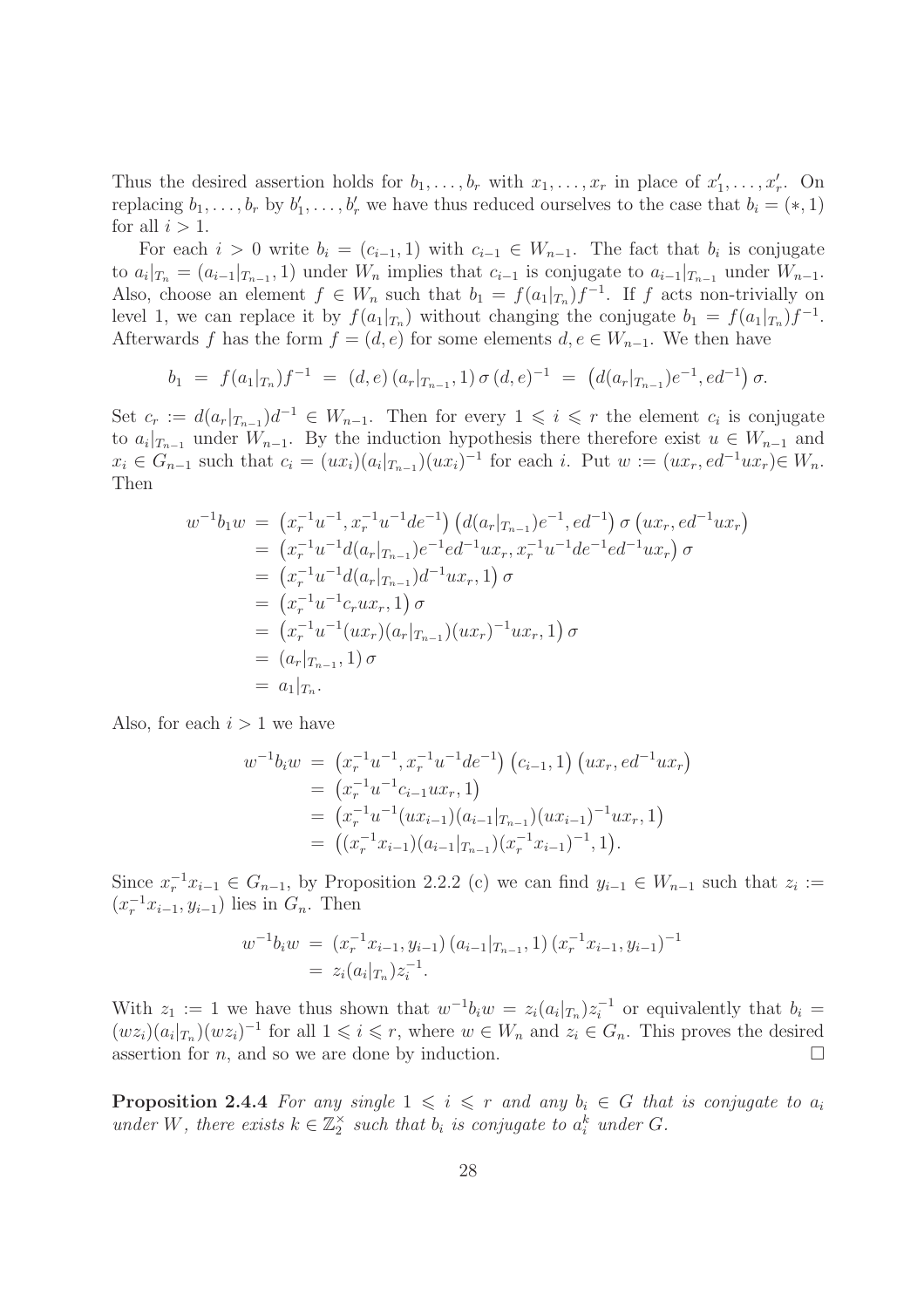Thus the desired assertion holds for $b_1, \ldots, b_r$ with $x_1, \ldots, x_r$ in place of $x'_1, \ldots, x'_r$. On replacing $b_1, \ldots, b_r$ by $b'_1, \ldots, b'_r$ we have thus reduced ourselves to the case that $b_i = (*, 1)$ for all $i > 1$.

For each $i > 0$ write $b_i = (c_{i-1}, 1)$ with $c_{i-1} \in W_{n-1}$. The fact that $b_i$ is conjugate to $a_i|_{T_n} = (a_{i-1}|_{T_{n-1}}, 1)$ under $W_n$ implies that $c_{i-1}$ is conjugate to $a_{i-1}|_{T_{n-1}}$ under $W_{n-1}$. Also, choose an element $f \in W_n$ such that $b_1 = f(a_1|_{T_n})f^{-1}$. If $f$ acts non-trivially on level 1, we can replace it by $f(a_1|_{T_n})$ without changing the conjugate $b_1 = f(a_1|_{T_n})f^{-1}$. Afterwards $f$ has the form $f = (d, e)$ for some elements $d, e \in W_{n-1}$. We then have

$$b_1 \;=\; f(a_1|_{T_n})f^{-1} \;=\; (d,e)\,(a_r|_{T_{n-1}}, 1)\,\sigma\,(d,e)^{-1} \;=\; \big(d(a_r|_{T_{n-1}})e^{-1}, ed^{-1}\big)\,\sigma.$$

Set $c_r := d(a_r|_{T_{n-1}})d^{-1} \in W_{n-1}$. Then for every $1 \leqslant i \leqslant r$ the element $c_i$ is conjugate to $a_i|_{T_{n-1}}$ under $W_{n-1}$. By the induction hypothesis there therefore exist $u \in W_{n-1}$ and $x_i \in G_{n-1}$ such that $c_i = (ux_i)(a_i|_{T_{n-1}})(ux_i)^{-1}$ for each $i$. Put $w := (ux_r, ed^{-1}ux_r) \in W_n$. Then

$$\begin{aligned}
w^{-1}b_1w \;&=\; \big(x_r^{-1}u^{-1}, x_r^{-1}u^{-1}de^{-1}\big)\,\big(d(a_r|_{T_{n-1}})e^{-1}, ed^{-1}\big)\,\sigma\,\big(ux_r, ed^{-1}ux_r\big)\\
&=\; \big(x_r^{-1}u^{-1}d(a_r|_{T_{n-1}})e^{-1}ed^{-1}ux_r, x_r^{-1}u^{-1}de^{-1}ed^{-1}ux_r\big)\,\sigma\\
&=\; \big(x_r^{-1}u^{-1}d(a_r|_{T_{n-1}})d^{-1}ux_r, 1\big)\,\sigma\\
&=\; \big(x_r^{-1}u^{-1}c_rux_r, 1\big)\,\sigma\\
&=\; \big(x_r^{-1}u^{-1}(ux_r)(a_r|_{T_{n-1}})(ux_r)^{-1}ux_r, 1\big)\,\sigma\\
&=\; (a_r|_{T_{n-1}}, 1)\,\sigma\\
&=\; a_1|_{T_n}.
\end{aligned}$$

Also, for each $i > 1$ we have

$$\begin{aligned}
w^{-1}b_iw \;&=\; \big(x_r^{-1}u^{-1}, x_r^{-1}u^{-1}de^{-1}\big)\,\big(c_{i-1}, 1\big)\,\big(ux_r, ed^{-1}ux_r\big)\\
&=\; \big(x_r^{-1}u^{-1}c_{i-1}ux_r, 1\big)\\
&=\; \big(x_r^{-1}u^{-1}(ux_{i-1})(a_{i-1}|_{T_{n-1}})(ux_{i-1})^{-1}ux_r, 1\big)\\
&=\; \big((x_r^{-1}x_{i-1})(a_{i-1}|_{T_{n-1}})(x_r^{-1}x_{i-1})^{-1}, 1\big).
\end{aligned}$$

Since $x_r^{-1}x_{i-1} \in G_{n-1}$, by Proposition 2.2.2 (c) we can find $y_{i-1} \in W_{n-1}$ such that $z_i := (x_r^{-1}x_{i-1}, y_{i-1})$ lies in $G_n$. Then

$$\begin{aligned}
w^{-1}b_iw \;&=\; (x_r^{-1}x_{i-1}, y_{i-1})\,(a_{i-1}|_{T_{n-1}}, 1)\,(x_r^{-1}x_{i-1}, y_{i-1})^{-1}\\
&=\; z_i(a_i|_{T_n})z_i^{-1}.
\end{aligned}$$

With $z_1 := 1$ we have thus shown that $w^{-1}b_iw = z_i(a_i|_{T_n})z_i^{-1}$ or equivalently that $b_i = (wz_i)(a_i|_{T_n})(wz_i)^{-1}$ for all $1 \leqslant i \leqslant r$, where $w \in W_n$ and $z_i \in G_n$. This proves the desired assertion for $n$, and so we are done by induction. □

**Proposition 2.4.4** *For any single $1 \leqslant i \leqslant r$ and any $b_i \in G$ that is conjugate to $a_i$ under $W$, there exists $k \in \mathbb{Z}_2^\times$ such that $b_i$ is conjugate to $a_i^k$ under $G$.*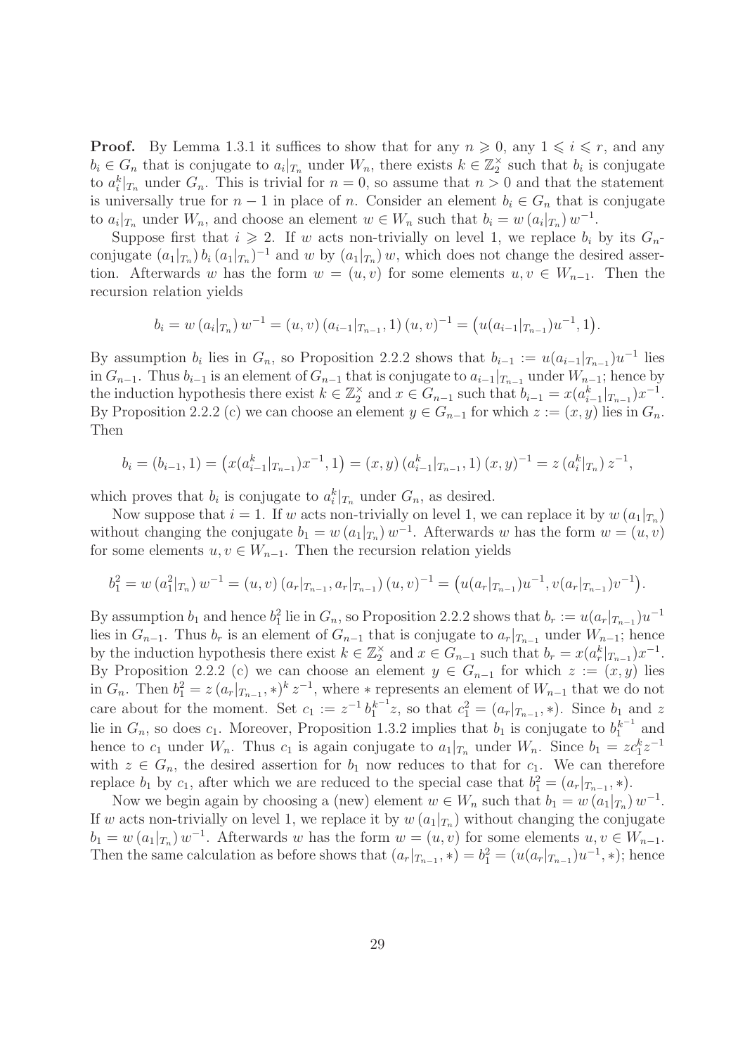**Proof.** By Lemma 1.3.1 it suffices to show that for any $n \geqslant 0$, any $1 \leqslant i \leqslant r$, and any $b_i \in G_n$ that is conjugate to $a_i|_{T_n}$ under $W_n$, there exists $k \in \mathbb{Z}_2^\times$ such that $b_i$ is conjugate to $a_i^k|_{T_n}$ under $G_n$. This is trivial for $n = 0$, so assume that $n > 0$ and that the statement is universally true for $n-1$ in place of $n$. Consider an element $b_i \in G_n$ that is conjugate to $a_i|_{T_n}$ under $W_n$, and choose an element $w \in W_n$ such that $b_i = w\,(a_i|_{T_n})\,w^{-1}$.

Suppose first that $i \geqslant 2$. If $w$ acts non-trivially on level 1, we replace $b_i$ by its $G_n$-conjugate $(a_1|_{T_n})\,b_i\,(a_1|_{T_n})^{-1}$ and $w$ by $(a_1|_{T_n})\,w$, which does not change the desired assertion. Afterwards $w$ has the form $w = (u, v)$ for some elements $u, v \in W_{n-1}$. Then the recursion relation yields

$$b_i = w\,(a_i|_{T_n})\,w^{-1} = (u,v)\,(a_{i-1}|_{T_{n-1}}, 1)\,(u,v)^{-1} = \big(u(a_{i-1}|_{T_{n-1}})u^{-1}, 1\big).$$

By assumption $b_i$ lies in $G_n$, so Proposition 2.2.2 shows that $b_{i-1} := u(a_{i-1}|_{T_{n-1}})u^{-1}$ lies in $G_{n-1}$. Thus $b_{i-1}$ is an element of $G_{n-1}$ that is conjugate to $a_{i-1}|_{T_{n-1}}$ under $W_{n-1}$; hence by the induction hypothesis there exist $k \in \mathbb{Z}_2^\times$ and $x \in G_{n-1}$ such that $b_{i-1} = x(a_{i-1}^k|_{T_{n-1}})x^{-1}$. By Proposition 2.2.2 (c) we can choose an element $y \in G_{n-1}$ for which $z := (x, y)$ lies in $G_n$. Then

$$b_i = (b_{i-1}, 1) = \big(x(a_{i-1}^k|_{T_{n-1}})x^{-1}, 1\big) = (x,y)\,(a_{i-1}^k|_{T_{n-1}}, 1)\,(x,y)^{-1} = z\,(a_i^k|_{T_n})\,z^{-1},$$

which proves that $b_i$ is conjugate to $a_i^k|_{T_n}$ under $G_n$, as desired.

Now suppose that $i = 1$. If $w$ acts non-trivially on level 1, we can replace it by $w\,(a_1|_{T_n})$ without changing the conjugate $b_1 = w\,(a_1|_{T_n})\,w^{-1}$. Afterwards $w$ has the form $w = (u, v)$ for some elements $u, v \in W_{n-1}$. Then the recursion relation yields

$$b_1^2 = w\,(a_1^2|_{T_n})\,w^{-1} = (u,v)\,(a_r|_{T_{n-1}}, a_r|_{T_{n-1}})\,(u,v)^{-1} = \big(u(a_r|_{T_{n-1}})u^{-1}, v(a_r|_{T_{n-1}})v^{-1}\big).$$

By assumption $b_1$ and hence $b_1^2$ lie in $G_n$, so Proposition 2.2.2 shows that $b_r := u(a_r|_{T_{n-1}})u^{-1}$ lies in $G_{n-1}$. Thus $b_r$ is an element of $G_{n-1}$ that is conjugate to $a_r|_{T_{n-1}}$ under $W_{n-1}$; hence by the induction hypothesis there exist $k \in \mathbb{Z}_2^\times$ and $x \in G_{n-1}$ such that $b_r = x(a_r^k|_{T_{n-1}})x^{-1}$. By Proposition 2.2.2 (c) we can choose an element $y \in G_{n-1}$ for which $z := (x, y)$ lies in $G_n$. Then $b_1^2 = z\,(a_r|_{T_{n-1}}, *)^k\,z^{-1}$, where $*$ represents an element of $W_{n-1}$ that we do not care about for the moment. Set $c_1 := z^{-1}\,b_1^{k^{-1}}z$, so that $c_1^2 = (a_r|_{T_{n-1}}, *)$. Since $b_1$ and $z$ lie in $G_n$, so does $c_1$. Moreover, Proposition 1.3.2 implies that $b_1$ is conjugate to $b_1^{k^{-1}}$ and hence to $c_1$ under $W_n$. Thus $c_1$ is again conjugate to $a_1|_{T_n}$ under $W_n$. Since $b_1 = zc_1^kz^{-1}$ with $z \in G_n$, the desired assertion for $b_1$ now reduces to that for $c_1$. We can therefore replace $b_1$ by $c_1$, after which we are reduced to the special case that $b_1^2 = (a_r|_{T_{n-1}}, *)$.

Now we begin again by choosing a (new) element $w \in W_n$ such that $b_1 = w\,(a_1|_{T_n})\,w^{-1}$. If $w$ acts non-trivially on level 1, we replace it by $w\,(a_1|_{T_n})$ without changing the conjugate $b_1 = w\,(a_1|_{T_n})\,w^{-1}$. Afterwards $w$ has the form $w = (u, v)$ for some elements $u, v \in W_{n-1}$. Then the same calculation as before shows that $(a_r|_{T_{n-1}}, *) = b_1^2 = (u(a_r|_{T_{n-1}})u^{-1}, *)$; hence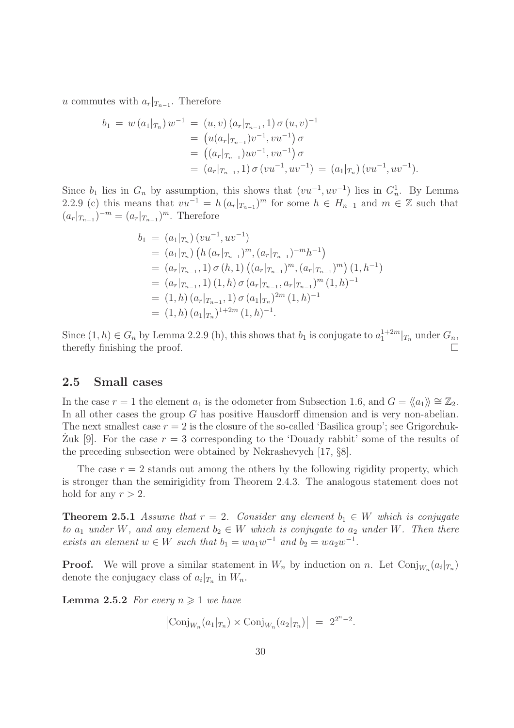$u$ commutes with $a_r|_{T_{n-1}}$. Therefore

$$
\begin{aligned}
b_1 \;=\; w\,(a_1|_{T_n})\,w^{-1} \;&=\; (u,v)\,(a_r|_{T_{n-1}},1)\,\sigma\,(u,v)^{-1} \\
&=\; \big(u(a_r|_{T_{n-1}})v^{-1}, vu^{-1}\big)\,\sigma \\
&=\; \big((a_r|_{T_{n-1}})uv^{-1}, vu^{-1}\big)\,\sigma \\
&=\; (a_r|_{T_{n-1}},1)\,\sigma\,(vu^{-1}, uv^{-1}) \;=\; (a_1|_{T_n})\,(vu^{-1}, uv^{-1}).
\end{aligned}
$$

Since $b_1$ lies in $G_n$ by assumption, this shows that $(vu^{-1}, uv^{-1})$ lies in $G_n^1$. By Lemma 2.2.9 (c) this means that $vu^{-1} = h\,(a_r|_{T_{n-1}})^m$ for some $h \in H_{n-1}$ and $m \in \mathbb{Z}$ such that $(a_r|_{T_{n-1}})^{-m} = (a_r|_{T_{n-1}})^m$. Therefore

$$
\begin{aligned}
b_1 \;&=\; (a_1|_{T_n})\,(vu^{-1}, uv^{-1}) \\
&=\; (a_1|_{T_n})\,\big(h\,(a_r|_{T_{n-1}})^m, (a_r|_{T_{n-1}})^{-m}h^{-1}\big) \\
&=\; (a_r|_{T_{n-1}},1)\,\sigma\,(h,1)\,\big((a_r|_{T_{n-1}})^m, (a_r|_{T_{n-1}})^m\big)\,(1,h^{-1}) \\
&=\; (a_r|_{T_{n-1}},1)\,(1,h)\,\sigma\,(a_r|_{T_{n-1}}, a_r|_{T_{n-1}})^m\,(1,h)^{-1} \\
&=\; (1,h)\,(a_r|_{T_{n-1}},1)\,\sigma\,(a_1|_{T_n})^{2m}\,(1,h)^{-1} \\
&=\; (1,h)\,(a_1|_{T_n})^{1+2m}\,(1,h)^{-1}.
\end{aligned}
$$

Since $(1,h) \in G_n$ by Lemma 2.2.9 (b), this shows that $b_1$ is conjugate to $a_1^{1+2m}|_{T_n}$ under $G_n$, therefly finishing the proof. $\square$

## 2.5 Small cases

In the case $r = 1$ the element $a_1$ is the odometer from Subsection 1.6, and $G = \langle\!\langle a_1 \rangle\!\rangle \cong \mathbb{Z}_2$. In all other cases the group $G$ has positive Hausdorff dimension and is very non-abelian. The next smallest case $r = 2$ is the closure of the so-called 'Basilica group'; see Grigorchuk-Żuk [9]. For the case $r = 3$ corresponding to the 'Douady rabbit' some of the results of the preceding subsection were obtained by Nekrashevych [17, §8].

The case $r = 2$ stands out among the others by the following rigidity property, which is stronger than the semirigidity from Theorem 2.4.3. The analogous statement does not hold for any $r > 2$.

**Theorem 2.5.1** *Assume that $r = 2$. Consider any element $b_1 \in W$ which is conjugate to $a_1$ under $W$, and any element $b_2 \in W$ which is conjugate to $a_2$ under $W$. Then there exists an element $w \in W$ such that $b_1 = wa_1w^{-1}$ and $b_2 = wa_2w^{-1}$.*

**Proof.** We will prove a similar statement in $W_n$ by induction on $n$. Let $\mathrm{Conj}_{W_n}(a_i|_{T_n})$ denote the conjugacy class of $a_i|_{T_n}$ in $W_n$.

**Lemma 2.5.2** *For every $n \geqslant 1$ we have*

$$
\big|\mathrm{Conj}_{W_n}(a_1|_{T_n}) \times \mathrm{Conj}_{W_n}(a_2|_{T_n})\big| \;=\; 2^{2^n-2}.
$$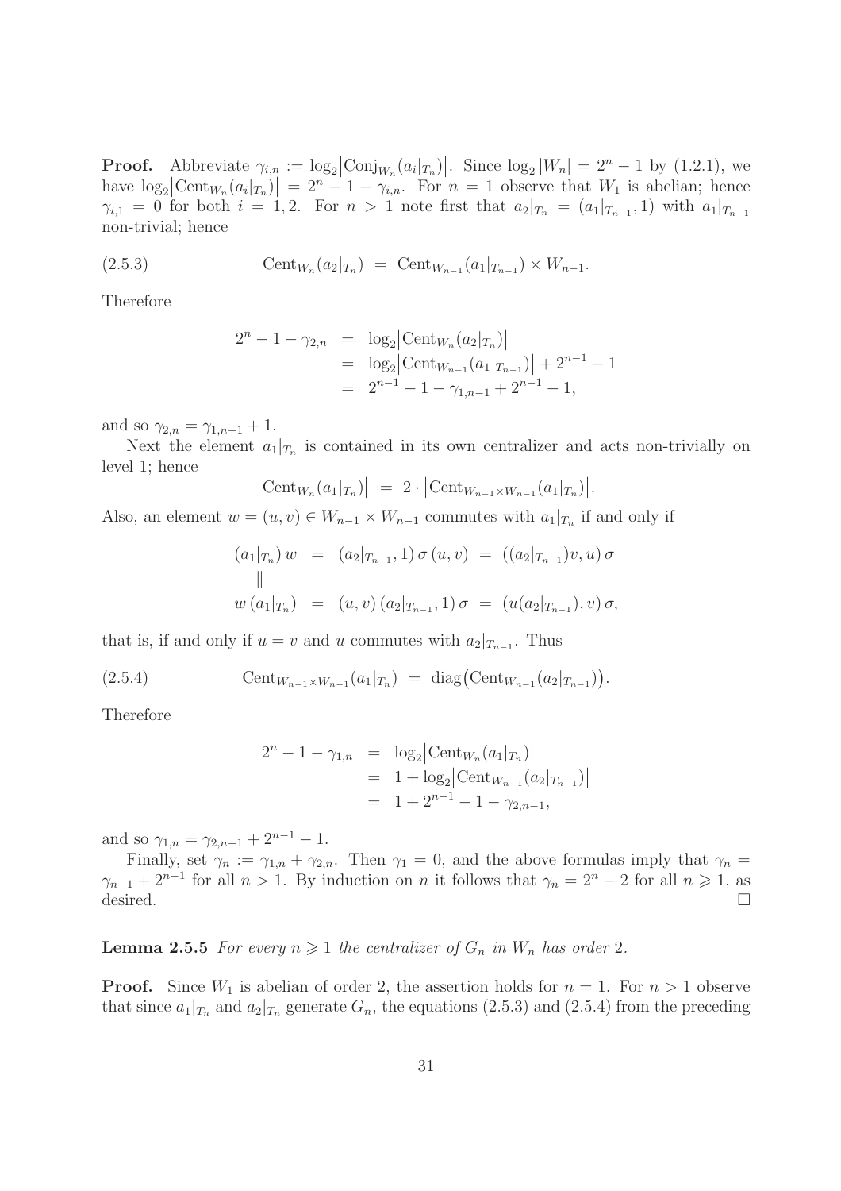**Proof.** Abbreviate $\gamma_{i,n} := \log_2\bigl|\mathrm{Conj}_{W_n}(a_i|_{T_n})\bigr|$. Since $\log_2|W_n| = 2^n - 1$ by (1.2.1), we have $\log_2\bigl|\mathrm{Cent}_{W_n}(a_i|_{T_n})\bigr| = 2^n - 1 - \gamma_{i,n}$. For $n = 1$ observe that $W_1$ is abelian; hence $\gamma_{i,1} = 0$ for both $i = 1, 2$. For $n > 1$ note first that $a_2|_{T_n} = (a_1|_{T_{n-1}}, 1)$ with $a_1|_{T_{n-1}}$ non-trivial; hence

$$\mathrm{Cent}_{W_n}(a_2|_{T_n}) \;=\; \mathrm{Cent}_{W_{n-1}}(a_1|_{T_{n-1}}) \times W_{n-1}. \tag{2.5.3}$$

Therefore

$$\begin{aligned}
2^n - 1 - \gamma_{2,n} &= \log_2\bigl|\mathrm{Cent}_{W_n}(a_2|_{T_n})\bigr| \\
&= \log_2\bigl|\mathrm{Cent}_{W_{n-1}}(a_1|_{T_{n-1}})\bigr| + 2^{n-1} - 1 \\
&= 2^{n-1} - 1 - \gamma_{1,n-1} + 2^{n-1} - 1,
\end{aligned}$$

and so $\gamma_{2,n} = \gamma_{1,n-1} + 1$.

Next the element $a_1|_{T_n}$ is contained in its own centralizer and acts non-trivially on level 1; hence

$$\bigl|\mathrm{Cent}_{W_n}(a_1|_{T_n})\bigr| \;=\; 2 \cdot \bigl|\mathrm{Cent}_{W_{n-1}\times W_{n-1}}(a_1|_{T_n})\bigr|.$$

Also, an element $w = (u, v) \in W_{n-1} \times W_{n-1}$ commutes with $a_1|_{T_n}$ if and only if

$$\begin{aligned}
(a_1|_{T_n})\, w \;&=\; (a_2|_{T_{n-1}}, 1)\, \sigma\, (u, v) \;=\; ((a_2|_{T_{n-1}})v, u)\, \sigma \\
\Vert\quad & \\
w\, (a_1|_{T_n}) \;&=\; (u, v)\, (a_2|_{T_{n-1}}, 1)\, \sigma \;=\; (u(a_2|_{T_{n-1}}), v)\, \sigma,
\end{aligned}$$

that is, if and only if $u = v$ and $u$ commutes with $a_2|_{T_{n-1}}$. Thus

$$\mathrm{Cent}_{W_{n-1}\times W_{n-1}}(a_1|_{T_n}) \;=\; \mathrm{diag}\bigl(\mathrm{Cent}_{W_{n-1}}(a_2|_{T_{n-1}})\bigr). \tag{2.5.4}$$

Therefore

$$\begin{aligned}
2^n - 1 - \gamma_{1,n} &= \log_2\bigl|\mathrm{Cent}_{W_n}(a_1|_{T_n})\bigr| \\
&= 1 + \log_2\bigl|\mathrm{Cent}_{W_{n-1}}(a_2|_{T_{n-1}})\bigr| \\
&= 1 + 2^{n-1} - 1 - \gamma_{2,n-1},
\end{aligned}$$

and so $\gamma_{1,n} = \gamma_{2,n-1} + 2^{n-1} - 1$.

Finally, set $\gamma_n := \gamma_{1,n} + \gamma_{2,n}$. Then $\gamma_1 = 0$, and the above formulas imply that $\gamma_n = \gamma_{n-1} + 2^{n-1}$ for all $n > 1$. By induction on $n$ it follows that $\gamma_n = 2^n - 2$ for all $n \geqslant 1$, as desired. $\square$

**Lemma 2.5.5** *For every $n \geqslant 1$ the centralizer of $G_n$ in $W_n$ has order 2.*

**Proof.** Since $W_1$ is abelian of order 2, the assertion holds for $n = 1$. For $n > 1$ observe that since $a_1|_{T_n}$ and $a_2|_{T_n}$ generate $G_n$, the equations (2.5.3) and (2.5.4) from the preceding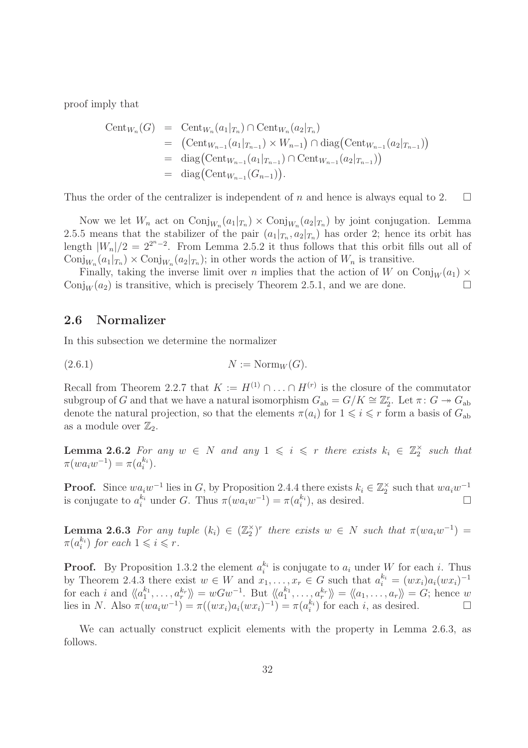proof imply that

$$
\begin{aligned}
\mathrm{Cent}_{W_n}(G) &= \mathrm{Cent}_{W_n}(a_1|_{T_n}) \cap \mathrm{Cent}_{W_n}(a_2|_{T_n}) \\
&= \big(\mathrm{Cent}_{W_{n-1}}(a_1|_{T_{n-1}}) \times W_{n-1}\big) \cap \mathrm{diag}\big(\mathrm{Cent}_{W_{n-1}}(a_2|_{T_{n-1}})\big) \\
&= \mathrm{diag}\big(\mathrm{Cent}_{W_{n-1}}(a_1|_{T_{n-1}}) \cap \mathrm{Cent}_{W_{n-1}}(a_2|_{T_{n-1}})\big) \\
&= \mathrm{diag}\big(\mathrm{Cent}_{W_{n-1}}(G_{n-1})\big).
\end{aligned}
$$

Thus the order of the centralizer is independent of $n$ and hence is always equal to 2. $\square$

Now we let $W_n$ act on $\mathrm{Conj}_{W_n}(a_1|_{T_n}) \times \mathrm{Conj}_{W_n}(a_2|_{T_n})$ by joint conjugation. Lemma 2.5.5 means that the stabilizer of the pair $(a_1|_{T_n}, a_2|_{T_n})$ has order 2; hence its orbit has length $|W_n|/2 = 2^{2^n-2}$. From Lemma 2.5.2 it thus follows that this orbit fills out all of $\mathrm{Conj}_{W_n}(a_1|_{T_n}) \times \mathrm{Conj}_{W_n}(a_2|_{T_n})$; in other words the action of $W_n$ is transitive.

Finally, taking the inverse limit over $n$ implies that the action of $W$ on $\mathrm{Conj}_W(a_1) \times \mathrm{Conj}_W(a_2)$ is transitive, which is precisely Theorem 2.5.1, and we are done. $\square$

## 2.6 Normalizer

In this subsection we determine the normalizer

$$
N := \mathrm{Norm}_W(G). \tag{2.6.1}
$$

Recall from Theorem 2.2.7 that $K := H^{(1)} \cap \ldots \cap H^{(r)}$ is the closure of the commutator subgroup of $G$ and that we have a natural isomorphism $G_{\mathrm{ab}} = G/K \cong \mathbb{Z}_2^r$. Let $\pi\colon G \twoheadrightarrow G_{\mathrm{ab}}$ denote the natural projection, so that the elements $\pi(a_i)$ for $1 \leqslant i \leqslant r$ form a basis of $G_{\mathrm{ab}}$ as a module over $\mathbb{Z}_2$.

**Lemma 2.6.2** *For any $w \in N$ and any $1 \leqslant i \leqslant r$ there exists $k_i \in \mathbb{Z}_2^\times$ such that $\pi(wa_iw^{-1}) = \pi(a_i^{k_i})$.*

**Proof.** Since $wa_iw^{-1}$ lies in $G$, by Proposition 2.4.4 there exists $k_i \in \mathbb{Z}_2^\times$ such that $wa_iw^{-1}$ is conjugate to $a_i^{k_i}$ under $G$. Thus $\pi(wa_iw^{-1}) = \pi(a_i^{k_i})$, as desired. $\square$

**Lemma 2.6.3** *For any tuple $(k_i) \in (\mathbb{Z}_2^\times)^r$ there exists $w \in N$ such that $\pi(wa_iw^{-1}) = \pi(a_i^{k_i})$ for each $1 \leqslant i \leqslant r$.*

**Proof.** By Proposition 1.3.2 the element $a_i^{k_i}$ is conjugate to $a_i$ under $W$ for each $i$. Thus by Theorem 2.4.3 there exist $w \in W$ and $x_1, \ldots, x_r \in G$ such that $a_i^{k_i} = (wx_i)a_i(wx_i)^{-1}$ for each $i$ and $\langle\!\langle a_1^{k_1}, \ldots, a_r^{k_r} \rangle\!\rangle = wGw^{-1}$. But $\langle\!\langle a_1^{k_1}, \ldots, a_r^{k_r} \rangle\!\rangle = \langle\!\langle a_1, \ldots, a_r \rangle\!\rangle = G$; hence $w$ lies in $N$. Also $\pi(wa_iw^{-1}) = \pi((wx_i)a_i(wx_i)^{-1}) = \pi(a_i^{k_i})$ for each $i$, as desired. $\square$

We can actually construct explicit elements with the property in Lemma 2.6.3, as follows.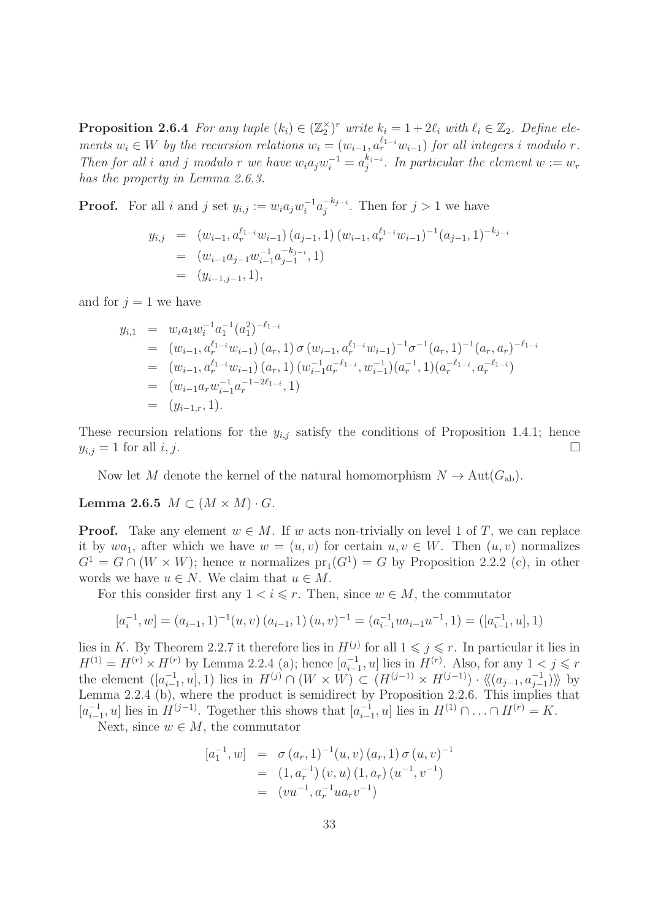**Proposition 2.6.4** *For any tuple $(k_i) \in (\mathbb{Z}_2^\times)^r$ write $k_i = 1 + 2\ell_i$ with $\ell_i \in \mathbb{Z}_2$. Define elements $w_i \in W$ by the recursion relations $w_i = (w_{i-1}, a_r^{\ell_{1-i}} w_{i-1})$ for all integers $i$ modulo $r$. Then for all $i$ and $j$ modulo $r$ we have $w_i a_j w_i^{-1} = a_j^{k_{j-i}}$. In particular the element $w := w_r$ has the property in Lemma 2.6.3.*

**Proof.** For all $i$ and $j$ set $y_{i,j} := w_i a_j w_i^{-1} a_j^{-k_{j-i}}$. Then for $j > 1$ we have

$$\begin{aligned} y_{i,j} &= (w_{i-1}, a_r^{\ell_{1-i}} w_{i-1})\,(a_{j-1}, 1)\,(w_{i-1}, a_r^{\ell_{1-i}} w_{i-1})^{-1} (a_{j-1}, 1)^{-k_{j-i}} \\ &= (w_{i-1} a_{j-1} w_{i-1}^{-1} a_{j-1}^{-k_{j-i}}, 1) \\ &= (y_{i-1,j-1}, 1), \end{aligned}$$

and for $j = 1$ we have

$$\begin{aligned} y_{i,1} &= w_i a_1 w_i^{-1} a_1^{-1} (a_1^2)^{-\ell_{1-i}} \\ &= (w_{i-1}, a_r^{\ell_{1-i}} w_{i-1})\,(a_r, 1)\,\sigma\,(w_{i-1}, a_r^{\ell_{1-i}} w_{i-1})^{-1} \sigma^{-1} (a_r, 1)^{-1} (a_r, a_r)^{-\ell_{1-i}} \\ &= (w_{i-1}, a_r^{\ell_{1-i}} w_{i-1})\,(a_r, 1)\,(w_{i-1}^{-1} a_r^{-\ell_{1-i}}, w_{i-1}^{-1})(a_r^{-1}, 1)(a_r^{-\ell_{1-i}}, a_r^{-\ell_{1-i}}) \\ &= (w_{i-1} a_r w_{i-1}^{-1} a_r^{-1-2\ell_{1-i}}, 1) \\ &= (y_{i-1,r}, 1). \end{aligned}$$

These recursion relations for the $y_{i,j}$ satisfy the conditions of Proposition 1.4.1; hence $y_{i,j} = 1$ for all $i, j$. □

Now let $M$ denote the kernel of the natural homomorphism $N \to \mathrm{Aut}(G_{\mathrm{ab}})$.

**Lemma 2.6.5** $M \subset (M \times M) \cdot G$.

**Proof.** Take any element $w \in M$. If $w$ acts non-trivially on level 1 of $T$, we can replace it by $wa_1$, after which we have $w = (u, v)$ for certain $u, v \in W$. Then $(u, v)$ normalizes $G^1 = G \cap (W \times W)$; hence $u$ normalizes $\mathrm{pr}_1(G^1) = G$ by Proposition 2.2.2 (c), in other words we have $u \in N$. We claim that $u \in M$.

For this consider first any $1 < i \leqslant r$. Then, since $w \in M$, the commutator

$$[a_i^{-1}, w] = (a_{i-1}, 1)^{-1} (u, v)\,(a_{i-1}, 1)\,(u, v)^{-1} = (a_{i-1}^{-1} u a_{i-1} u^{-1}, 1) = ([a_{i-1}^{-1}, u], 1)$$

lies in $K$. By Theorem 2.2.7 it therefore lies in $H^{(j)}$ for all $1 \leqslant j \leqslant r$. In particular it lies in $H^{(1)} = H^{(r)} \times H^{(r)}$ by Lemma 2.2.4 (a); hence $[a_{i-1}^{-1}, u]$ lies in $H^{(r)}$. Also, for any $1 < j \leqslant r$ the element $([a_{i-1}^{-1}, u], 1)$ lies in $H^{(j)} \cap (W \times W) \subset (H^{(j-1)} \times H^{(j-1)}) \cdot \langle\!\langle (a_{j-1}, a_{j-1}^{-1}) \rangle\!\rangle$ by Lemma 2.2.4 (b), where the product is semidirect by Proposition 2.2.6. This implies that $[a_{i-1}^{-1}, u]$ lies in $H^{(j-1)}$. Together this shows that $[a_{i-1}^{-1}, u]$ lies in $H^{(1)} \cap \ldots \cap H^{(r)} = K$.

Next, since $w \in M$, the commutator

$$\begin{aligned} [a_1^{-1}, w] &= \sigma\,(a_r, 1)^{-1} (u, v)\,(a_r, 1)\,\sigma\,(u, v)^{-1} \\ &= (1, a_r^{-1})\,(v, u)\,(1, a_r)\,(u^{-1}, v^{-1}) \\ &= (vu^{-1}, a_r^{-1} u a_r v^{-1}) \end{aligned}$$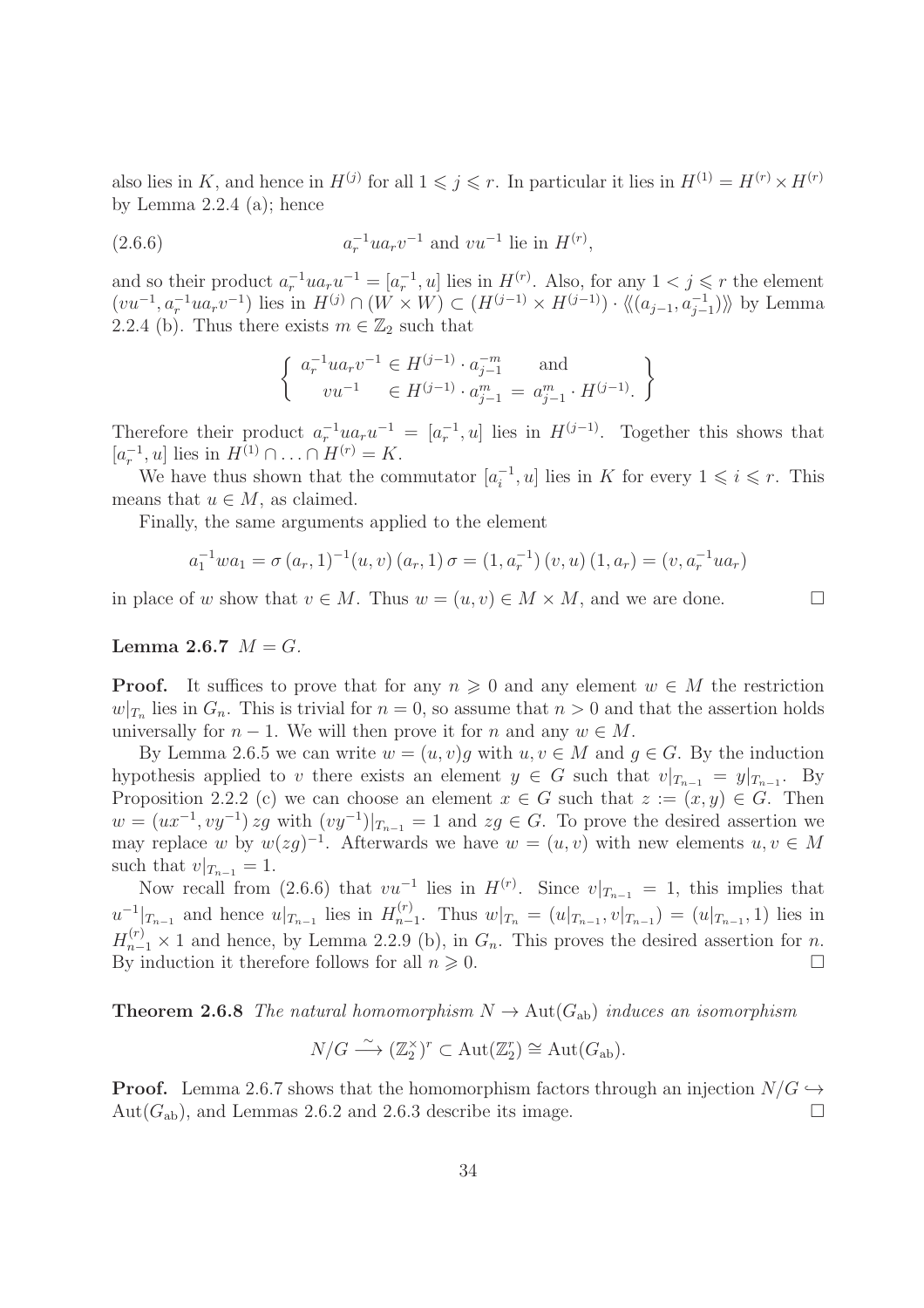also lies in $K$, and hence in $H^{(j)}$ for all $1 \leqslant j \leqslant r$. In particular it lies in $H^{(1)} = H^{(r)} \times H^{(r)}$ by Lemma 2.2.4 (a); hence

$$a_r^{-1} u a_r v^{-1} \text{ and } v u^{-1} \text{ lie in } H^{(r)}, \tag{2.6.6}$$

and so their product $a_r^{-1} u a_r u^{-1} = [a_r^{-1}, u]$ lies in $H^{(r)}$. Also, for any $1 < j \leqslant r$ the element $(vu^{-1}, a_r^{-1} u a_r v^{-1})$ lies in $H^{(j)} \cap (W \times W) \subset (H^{(j-1)} \times H^{(j-1)}) \cdot \langle\!\langle (a_{j-1}, a_{j-1}^{-1}) \rangle\!\rangle$ by Lemma 2.2.4 (b). Thus there exists $m \in \mathbb{Z}_2$ such that

$$\left\{ \begin{array}{ll} a_r^{-1} u a_r v^{-1} \in H^{(j-1)} \cdot a_{j-1}^{-m} & \text{and} \\ \quad\; v u^{-1} \in H^{(j-1)} \cdot a_{j-1}^{m} = a_{j-1}^{m} \cdot H^{(j-1)}. & \end{array} \right\}$$

Therefore their product $a_r^{-1} u a_r u^{-1} = [a_r^{-1}, u]$ lies in $H^{(j-1)}$. Together this shows that $[a_r^{-1}, u]$ lies in $H^{(1)} \cap \ldots \cap H^{(r)} = K$.

We have thus shown that the commutator $[a_i^{-1}, u]$ lies in $K$ for every $1 \leqslant i \leqslant r$. This means that $u \in M$, as claimed.

Finally, the same arguments applied to the element

$$a_1^{-1} w a_1 = \sigma\,(a_r, 1)^{-1} (u, v)\,(a_r, 1)\,\sigma = (1, a_r^{-1})\,(v, u)\,(1, a_r) = (v, a_r^{-1} u a_r)$$

in place of $w$ show that $v \in M$. Thus $w = (u, v) \in M \times M$, and we are done. $\square$

**Lemma 2.6.7** *$M = G$.*

**Proof.** It suffices to prove that for any $n \geqslant 0$ and any element $w \in M$ the restriction $w|_{T_n}$ lies in $G_n$. This is trivial for $n = 0$, so assume that $n > 0$ and that the assertion holds universally for $n - 1$. We will then prove it for $n$ and any $w \in M$.

By Lemma 2.6.5 we can write $w = (u, v)g$ with $u, v \in M$ and $g \in G$. By the induction hypothesis applied to $v$ there exists an element $y \in G$ such that $v|_{T_{n-1}} = y|_{T_{n-1}}$. By Proposition 2.2.2 (c) we can choose an element $x \in G$ such that $z := (x, y) \in G$. Then $w = (ux^{-1}, vy^{-1})\, zg$ with $(vy^{-1})|_{T_{n-1}} = 1$ and $zg \in G$. To prove the desired assertion we may replace $w$ by $w(zg)^{-1}$. Afterwards we have $w = (u, v)$ with new elements $u, v \in M$ such that $v|_{T_{n-1}} = 1$.

Now recall from (2.6.6) that $vu^{-1}$ lies in $H^{(r)}$. Since $v|_{T_{n-1}} = 1$, this implies that $u^{-1}|_{T_{n-1}}$ and hence $u|_{T_{n-1}}$ lies in $H_{n-1}^{(r)}$. Thus $w|_{T_n} = (u|_{T_{n-1}}, v|_{T_{n-1}}) = (u|_{T_{n-1}}, 1)$ lies in $H_{n-1}^{(r)} \times 1$ and hence, by Lemma 2.2.9 (b), in $G_n$. This proves the desired assertion for $n$. By induction it therefore follows for all $n \geqslant 0$. $\square$

**Theorem 2.6.8** *The natural homomorphism $N \to \mathrm{Aut}(G_{\mathrm{ab}})$ induces an isomorphism*

$$N/G \xrightarrow{\;\sim\;} (\mathbb{Z}_2^\times)^r \subset \mathrm{Aut}(\mathbb{Z}_2^r) \cong \mathrm{Aut}(G_{\mathrm{ab}}).$$

**Proof.** Lemma 2.6.7 shows that the homomorphism factors through an injection $N/G \hookrightarrow \mathrm{Aut}(G_{\mathrm{ab}})$, and Lemmas 2.6.2 and 2.6.3 describe its image. $\square$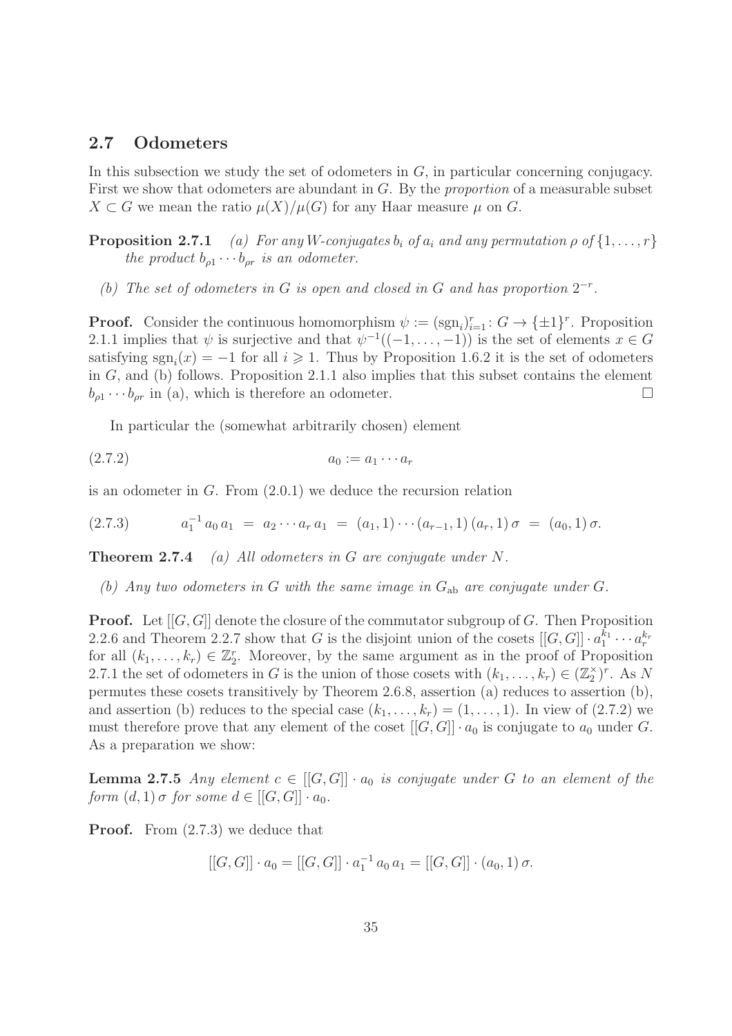## 2.7 Odometers

In this subsection we study the set of odometers in $G$, in particular concerning conjugacy. First we show that odometers are abundant in $G$. By the *proportion* of a measurable subset $X \subset G$ we mean the ratio $\mu(X)/\mu(G)$ for any Haar measure $\mu$ on $G$.

**Proposition 2.7.1** *(a) For any $W$-conjugates $b_i$ of $a_i$ and any permutation $\rho$ of $\{1, \ldots, r\}$ the product $b_{\rho 1} \cdots b_{\rho r}$ is an odometer.*

*(b) The set of odometers in $G$ is open and closed in $G$ and has proportion $2^{-r}$.*

**Proof.** Consider the continuous homomorphism $\psi := (\mathrm{sgn}_i)_{i=1}^r \colon G \to \{\pm 1\}^r$. Proposition 2.1.1 implies that $\psi$ is surjective and that $\psi^{-1}((-1, \ldots, -1))$ is the set of elements $x \in G$ satisfying $\mathrm{sgn}_i(x) = -1$ for all $i \geqslant 1$. Thus by Proposition 1.6.2 it is the set of odometers in $G$, and (b) follows. Proposition 2.1.1 also implies that this subset contains the element $b_{\rho 1} \cdots b_{\rho r}$ in (a), which is therefore an odometer. $\square$

In particular the (somewhat arbitrarily chosen) element

$$a_0 := a_1 \cdots a_r \tag{2.7.2}$$

is an odometer in $G$. From (2.0.1) we deduce the recursion relation

$$a_1^{-1}\, a_0\, a_1 \;=\; a_2 \cdots a_r\, a_1 \;=\; (a_1, 1) \cdots (a_{r-1}, 1)\, (a_r, 1)\, \sigma \;=\; (a_0, 1)\, \sigma. \tag{2.7.3}$$

**Theorem 2.7.4** *(a) All odometers in $G$ are conjugate under $N$.*

*(b) Any two odometers in $G$ with the same image in $G_{\mathrm{ab}}$ are conjugate under $G$.*

**Proof.** Let $[[G, G]]$ denote the closure of the commutator subgroup of $G$. Then Proposition 2.2.6 and Theorem 2.2.7 show that $G$ is the disjoint union of the cosets $[[G, G]] \cdot a_1^{k_1} \cdots a_r^{k_r}$ for all $(k_1, \ldots, k_r) \in \mathbb{Z}_2^r$. Moreover, by the same argument as in the proof of Proposition 2.7.1 the set of odometers in $G$ is the union of those cosets with $(k_1, \ldots, k_r) \in (\mathbb{Z}_2^\times)^r$. As $N$ permutes these cosets transitively by Theorem 2.6.8, assertion (a) reduces to assertion (b), and assertion (b) reduces to the special case $(k_1, \ldots, k_r) = (1, \ldots, 1)$. In view of (2.7.2) we must therefore prove that any element of the coset $[[G, G]] \cdot a_0$ is conjugate to $a_0$ under $G$. As a preparation we show:

**Lemma 2.7.5** *Any element $c \in [[G, G]] \cdot a_0$ is conjugate under $G$ to an element of the form $(d, 1)\, \sigma$ for some $d \in [[G, G]] \cdot a_0$.*

**Proof.** From (2.7.3) we deduce that

$$[[G, G]] \cdot a_0 = [[G, G]] \cdot a_1^{-1}\, a_0\, a_1 = [[G, G]] \cdot (a_0, 1)\, \sigma.$$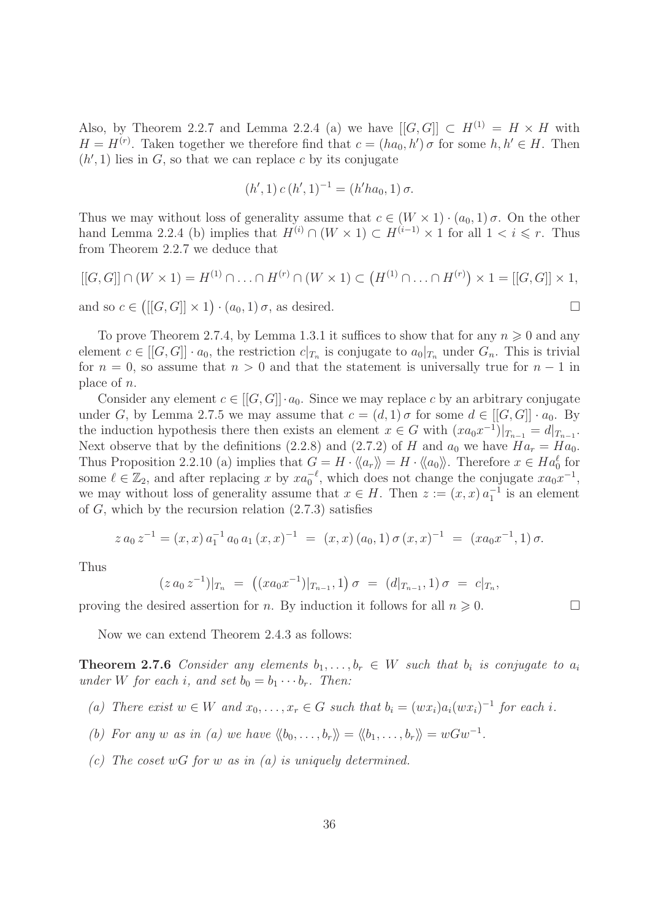Also, by Theorem 2.2.7 and Lemma 2.2.4 (a) we have $[[G,G]] \subset H^{(1)} = H \times H$ with $H = H^{(r)}$. Taken together we therefore find that $c = (ha_0, h')\,\sigma$ for some $h, h' \in H$. Then $(h', 1)$ lies in $G$, so that we can replace $c$ by its conjugate

$$(h',1)\,c\,(h',1)^{-1} = (h'ha_0, 1)\,\sigma.$$

Thus we may without loss of generality assume that $c \in (W \times 1) \cdot (a_0, 1)\,\sigma$. On the other hand Lemma 2.2.4 (b) implies that $H^{(i)} \cap (W \times 1) \subset H^{(i-1)} \times 1$ for all $1 < i \leqslant r$. Thus from Theorem 2.2.7 we deduce that

$$[[G,G]] \cap (W \times 1) = H^{(1)} \cap \ldots \cap H^{(r)} \cap (W \times 1) \subset \big(H^{(1)} \cap \ldots \cap H^{(r)}\big) \times 1 = [[G,G]] \times 1,$$

and so $c \in \big([[G,G]] \times 1\big) \cdot (a_0, 1)\,\sigma$, as desired. $\square$

To prove Theorem 2.7.4, by Lemma 1.3.1 it suffices to show that for any $n \geqslant 0$ and any element $c \in [[G,G]] \cdot a_0$, the restriction $c|_{T_n}$ is conjugate to $a_0|_{T_n}$ under $G_n$. This is trivial for $n = 0$, so assume that $n > 0$ and that the statement is universally true for $n-1$ in place of $n$.

Consider any element $c \in [[G,G]] \cdot a_0$. Since we may replace $c$ by an arbitrary conjugate under $G$, by Lemma 2.7.5 we may assume that $c = (d, 1)\,\sigma$ for some $d \in [[G,G]] \cdot a_0$. By the induction hypothesis there then exists an element $x \in G$ with $(xa_0x^{-1})|_{T_{n-1}} = d|_{T_{n-1}}$. Next observe that by the definitions (2.2.8) and (2.7.2) of $H$ and $a_0$ we have $Ha_r = Ha_0$. Thus Proposition 2.2.10 (a) implies that $G = H \cdot \langle\!\langle a_r \rangle\!\rangle = H \cdot \langle\!\langle a_0 \rangle\!\rangle$. Therefore $x \in Ha_0^\ell$ for some $\ell \in \mathbb{Z}_2$, and after replacing $x$ by $xa_0^{-\ell}$, which does not change the conjugate $xa_0x^{-1}$, we may without loss of generality assume that $x \in H$. Then $z := (x, x)\,a_1^{-1}$ is an element of $G$, which by the recursion relation (2.7.3) satisfies

$$z\,a_0\,z^{-1} = (x,x)\,a_1^{-1}\,a_0\,a_1\,(x,x)^{-1} \;=\; (x,x)\,(a_0,1)\,\sigma\,(x,x)^{-1} \;=\; (xa_0x^{-1}, 1)\,\sigma.$$

Thus

$$(z\,a_0\,z^{-1})|_{T_n} \;=\; \big((xa_0x^{-1})|_{T_{n-1}}, 1\big)\,\sigma \;=\; (d|_{T_{n-1}}, 1)\,\sigma \;=\; c|_{T_n},$$

proving the desired assertion for $n$. By induction it follows for all $n \geqslant 0$. $\square$

Now we can extend Theorem 2.4.3 as follows:

**Theorem 2.7.6** *Consider any elements $b_1, \ldots, b_r \in W$ such that $b_i$ is conjugate to $a_i$ under $W$ for each $i$, and set $b_0 = b_1 \cdots b_r$. Then:*

*(a) There exist $w \in W$ and $x_0, \ldots, x_r \in G$ such that $b_i = (wx_i)a_i(wx_i)^{-1}$ for each $i$.*

*(b) For any $w$ as in (a) we have $\langle\!\langle b_0, \ldots, b_r \rangle\!\rangle = \langle\!\langle b_1, \ldots, b_r \rangle\!\rangle = wGw^{-1}$.*

*(c) The coset $wG$ for $w$ as in (a) is uniquely determined.*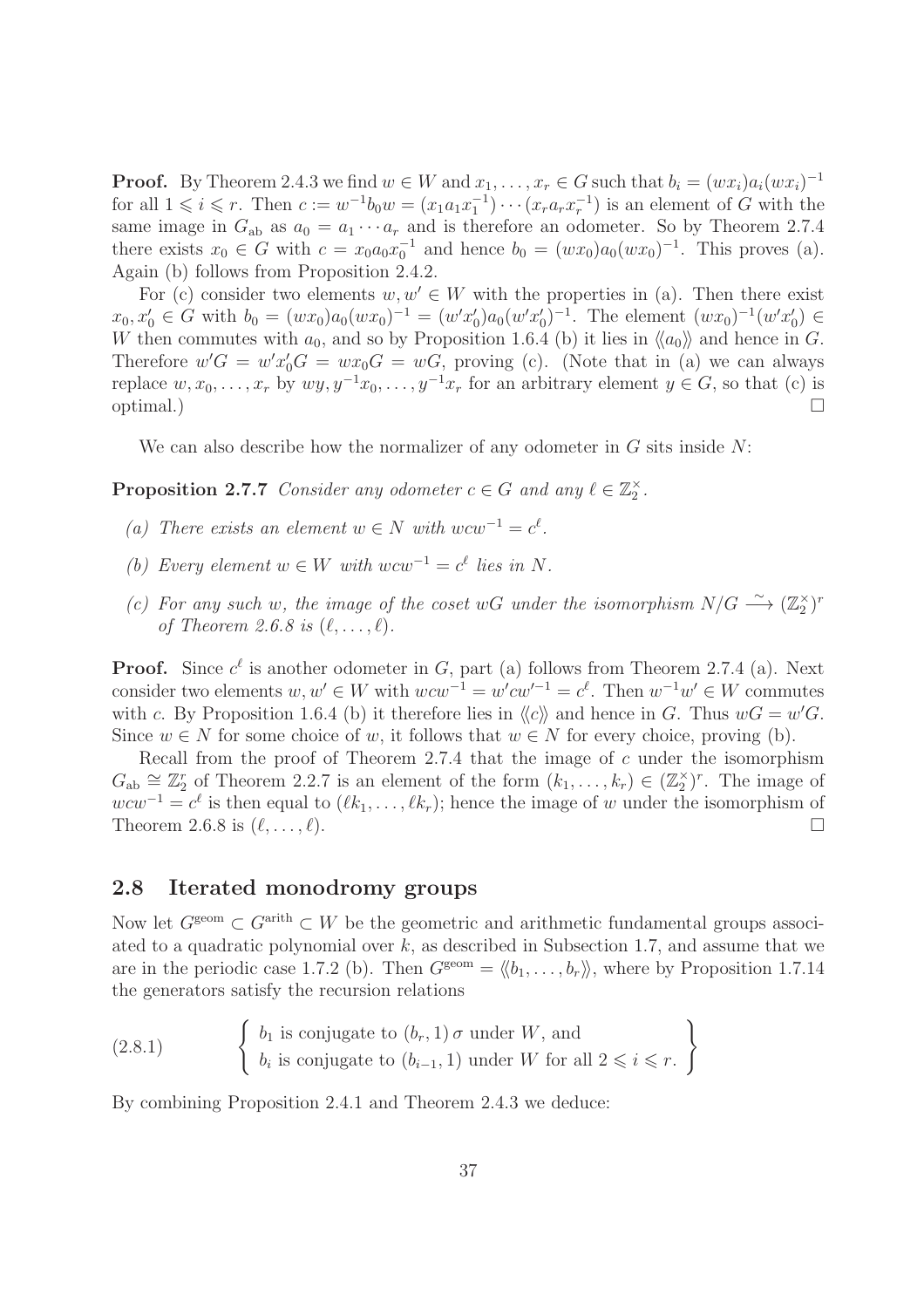**Proof.** By Theorem 2.4.3 we find $w \in W$ and $x_1, \ldots, x_r \in G$ such that $b_i = (wx_i)a_i(wx_i)^{-1}$ for all $1 \leqslant i \leqslant r$. Then $c := w^{-1}b_0w = (x_1a_1x_1^{-1}) \cdots (x_ra_rx_r^{-1})$ is an element of $G$ with the same image in $G_{\rm ab}$ as $a_0 = a_1 \cdots a_r$ and is therefore an odometer. So by Theorem 2.7.4 there exists $x_0 \in G$ with $c = x_0a_0x_0^{-1}$ and hence $b_0 = (wx_0)a_0(wx_0)^{-1}$. This proves (a). Again (b) follows from Proposition 2.4.2.

For (c) consider two elements $w, w' \in W$ with the properties in (a). Then there exist $x_0, x_0' \in G$ with $b_0 = (wx_0)a_0(wx_0)^{-1} = (w'x_0')a_0(w'x_0')^{-1}$. The element $(wx_0)^{-1}(w'x_0') \in W$ then commutes with $a_0$, and so by Proposition 1.6.4 (b) it lies in $\langle\!\langle a_0 \rangle\!\rangle$ and hence in $G$. Therefore $w'G = w'x_0'G = wx_0G = wG$, proving (c). (Note that in (a) we can always replace $w, x_0, \ldots, x_r$ by $wy, y^{-1}x_0, \ldots, y^{-1}x_r$ for an arbitrary element $y \in G$, so that (c) is optimal.) $\square$

We can also describe how the normalizer of any odometer in $G$ sits inside $N$:

**Proposition 2.7.7** *Consider any odometer $c \in G$ and any $\ell \in \mathbb{Z}_2^\times$.*

*(a) There exists an element $w \in N$ with $wcw^{-1} = c^\ell$.*

*(b) Every element $w \in W$ with $wcw^{-1} = c^\ell$ lies in $N$.*

*(c) For any such $w$, the image of the coset $wG$ under the isomorphism $N/G \xrightarrow{\sim} (\mathbb{Z}_2^\times)^r$ of Theorem 2.6.8 is $(\ell, \ldots, \ell)$.*

**Proof.** Since $c^\ell$ is another odometer in $G$, part (a) follows from Theorem 2.7.4 (a). Next consider two elements $w, w' \in W$ with $wcw^{-1} = w'cw'^{-1} = c^\ell$. Then $w^{-1}w' \in W$ commutes with $c$. By Proposition 1.6.4 (b) it therefore lies in $\langle\!\langle c \rangle\!\rangle$ and hence in $G$. Thus $wG = w'G$. Since $w \in N$ for some choice of $w$, it follows that $w \in N$ for every choice, proving (b).

Recall from the proof of Theorem 2.7.4 that the image of $c$ under the isomorphism $G_{\rm ab} \cong \mathbb{Z}_2^r$ of Theorem 2.2.7 is an element of the form $(k_1, \ldots, k_r) \in (\mathbb{Z}_2^\times)^r$. The image of $wcw^{-1} = c^\ell$ is then equal to $(\ell k_1, \ldots, \ell k_r)$; hence the image of $w$ under the isomorphism of Theorem 2.6.8 is $(\ell, \ldots, \ell)$. $\square$

## 2.8 Iterated monodromy groups

Now let $G^{\rm geom} \subset G^{\rm arith} \subset W$ be the geometric and arithmetic fundamental groups associated to a quadratic polynomial over $k$, as described in Subsection 1.7, and assume that we are in the periodic case 1.7.2 (b). Then $G^{\rm geom} = \langle\!\langle b_1, \ldots, b_r \rangle\!\rangle$, where by Proposition 1.7.14 the generators satisfy the recursion relations

$$\left\{ \begin{array}{l} b_1 \text{ is conjugate to } (b_r, 1)\,\sigma \text{ under } W, \text{ and} \\ b_i \text{ is conjugate to } (b_{i-1}, 1) \text{ under } W \text{ for all } 2 \leqslant i \leqslant r. \end{array} \right\} \tag{2.8.1}$$

By combining Proposition 2.4.1 and Theorem 2.4.3 we deduce: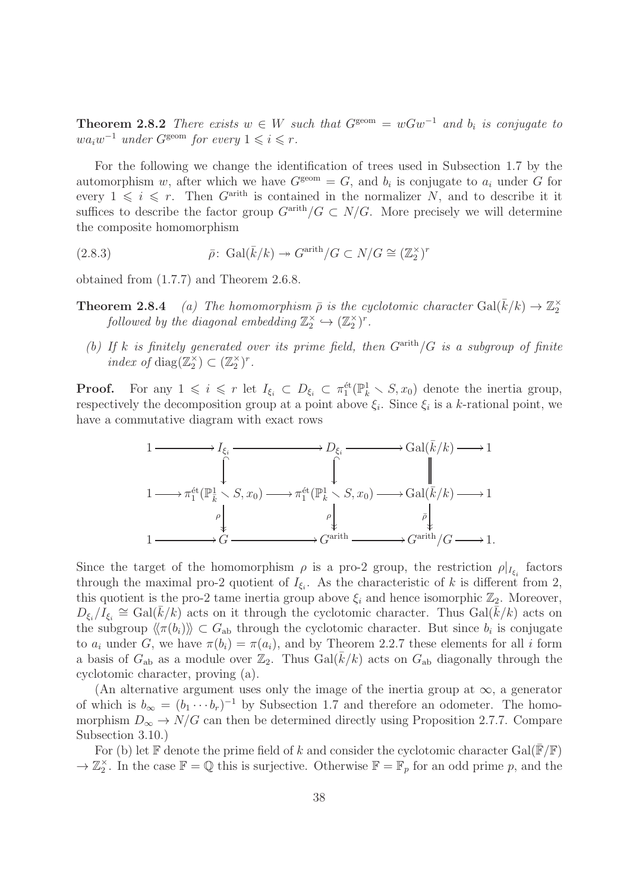**Theorem 2.8.2** *There exists $w \in W$ such that $G^{\rm geom} = wGw^{-1}$ and $b_i$ is conjugate to $wa_iw^{-1}$ under $G^{\rm geom}$ for every $1 \leqslant i \leqslant r$.*

For the following we change the identification of trees used in Subsection 1.7 by the automorphism $w$, after which we have $G^{\rm geom} = G$, and $b_i$ is conjugate to $a_i$ under $G$ for every $1 \leqslant i \leqslant r$. Then $G^{\rm arith}$ is contained in the normalizer $N$, and to describe it it suffices to describe the factor group $G^{\rm arith}/G \subset N/G$. More precisely we will determine the composite homomorphism

$$\bar\rho\colon \operatorname{Gal}(\bar k/k) \twoheadrightarrow G^{\rm arith}/G \subset N/G \cong (\mathbb{Z}_2^\times)^r \tag{2.8.3}$$

obtained from (1.7.7) and Theorem 2.6.8.

**Theorem 2.8.4** *(a) The homomorphism $\bar\rho$ is the cyclotomic character $\operatorname{Gal}(\bar k/k) \to \mathbb{Z}_2^\times$ followed by the diagonal embedding $\mathbb{Z}_2^\times \hookrightarrow (\mathbb{Z}_2^\times)^r$.*

*(b) If $k$ is finitely generated over its prime field, then $G^{\rm arith}/G$ is a subgroup of finite index of $\operatorname{diag}(\mathbb{Z}_2^\times) \subset (\mathbb{Z}_2^\times)^r$.*

**Proof.** For any $1 \leqslant i \leqslant r$ let $I_{\xi_i} \subset D_{\xi_i} \subset \pi_1^{\text{ét}}(\mathbb{P}^1_k \smallsetminus S, x_0)$ denote the inertia group, respectively the decomposition group at a point above $\xi_i$. Since $\xi_i$ is a $k$-rational point, we have a commutative diagram with exact rows

$$\begin{array}{ccccccccc}
1 & \longrightarrow & I_{\xi_i} & \longrightarrow & D_{\xi_i} & \longrightarrow & \operatorname{Gal}(\bar k/k) & \longrightarrow & 1 \\
 & & \big\downarrow & & \big\downarrow & & \big\| & & \\
1 & \longrightarrow & \pi_1^{\text{ét}}(\mathbb{P}^1_{\bar k} \smallsetminus S, x_0) & \longrightarrow & \pi_1^{\text{ét}}(\mathbb{P}^1_k \smallsetminus S, x_0) & \longrightarrow & \operatorname{Gal}(\bar k/k) & \longrightarrow & 1 \\
 & & \big\downarrow{\scriptstyle\rho} & & \big\downarrow{\scriptstyle\rho} & & \big\downarrow{\scriptstyle\bar\rho} & & \\
1 & \longrightarrow & G & \longrightarrow & G^{\rm arith} & \longrightarrow & G^{\rm arith}/G & \longrightarrow & 1.
\end{array}$$

Since the target of the homomorphism $\rho$ is a pro-2 group, the restriction $\rho|_{I_{\xi_i}}$ factors through the maximal pro-2 quotient of $I_{\xi_i}$. As the characteristic of $k$ is different from 2, this quotient is the pro-2 tame inertia group above $\xi_i$ and hence isomorphic $\mathbb{Z}_2$. Moreover, $D_{\xi_i}/I_{\xi_i} \cong \operatorname{Gal}(\bar k/k)$ acts on it through the cyclotomic character. Thus $\operatorname{Gal}(\bar k/k)$ acts on the subgroup $\langle\!\langle \pi(b_i)\rangle\!\rangle \subset G_{\rm ab}$ through the cyclotomic character. But since $b_i$ is conjugate to $a_i$ under $G$, we have $\pi(b_i) = \pi(a_i)$, and by Theorem 2.2.7 these elements for all $i$ form a basis of $G_{\rm ab}$ as a module over $\mathbb{Z}_2$. Thus $\operatorname{Gal}(\bar k/k)$ acts on $G_{\rm ab}$ diagonally through the cyclotomic character, proving (a).

(An alternative argument uses only the image of the inertia group at $\infty$, a generator of which is $b_\infty = (b_1 \cdots b_r)^{-1}$ by Subsection 1.7 and therefore an odometer. The homomorphism $D_\infty \to N/G$ can then be determined directly using Proposition 2.7.7. Compare Subsection 3.10.)

For (b) let $\mathbb{F}$ denote the prime field of $k$ and consider the cyclotomic character $\operatorname{Gal}(\bar{\mathbb{F}}/\mathbb{F}) \to \mathbb{Z}_2^\times$. In the case $\mathbb{F} = \mathbb{Q}$ this is surjective. Otherwise $\mathbb{F} = \mathbb{F}_p$ for an odd prime $p$, and the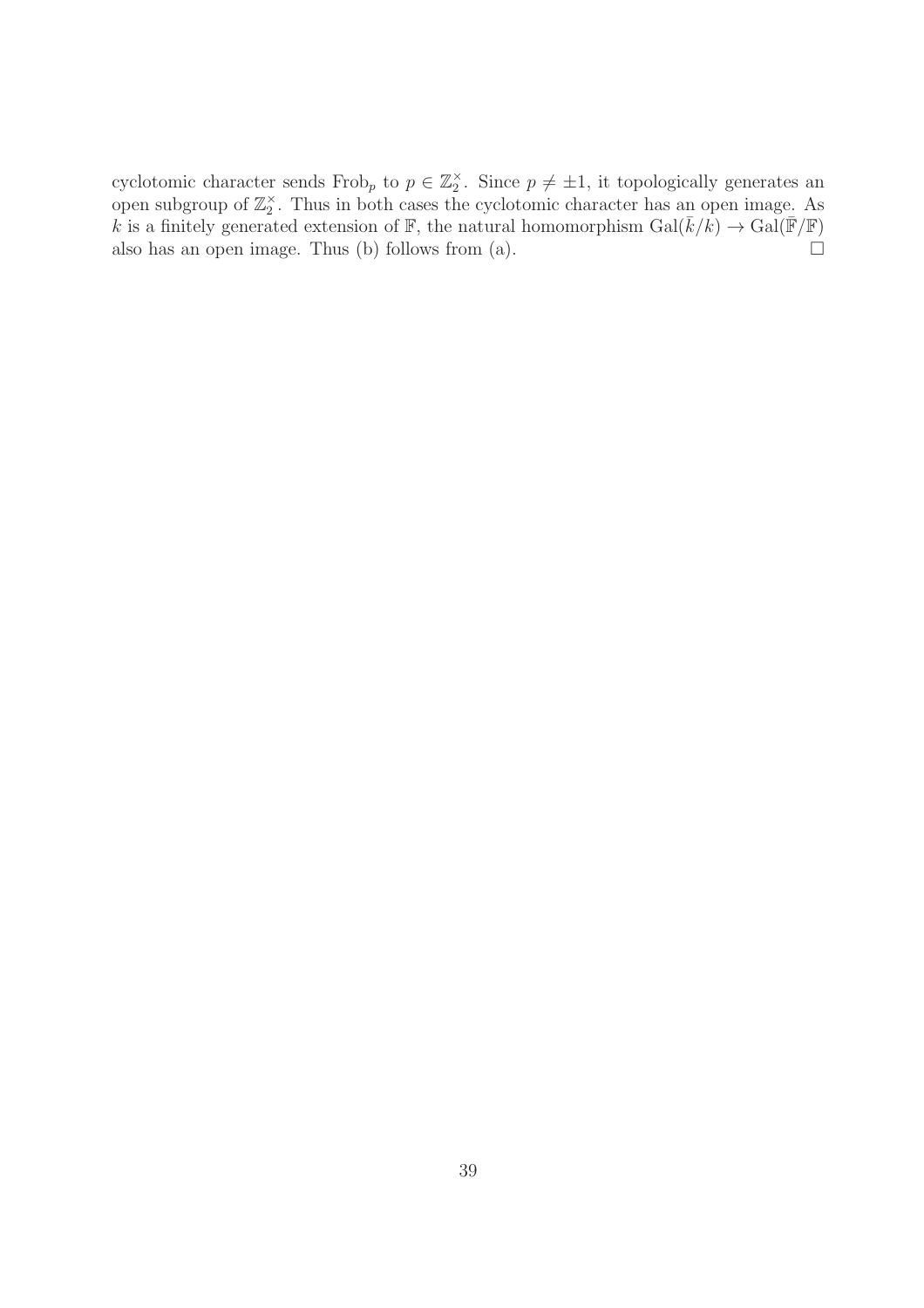cyclotomic character sends $\mathrm{Frob}_p$ to $p \in \mathbb{Z}_2^\times$. Since $p \neq \pm 1$, it topologically generates an open subgroup of $\mathbb{Z}_2^\times$. Thus in both cases the cyclotomic character has an open image. As $k$ is a finitely generated extension of $\mathbb{F}$, the natural homomorphism $\mathrm{Gal}(\bar{k}/k) \to \mathrm{Gal}(\bar{\mathbb{F}}/\mathbb{F})$ also has an open image. Thus (b) follows from (a). $\square$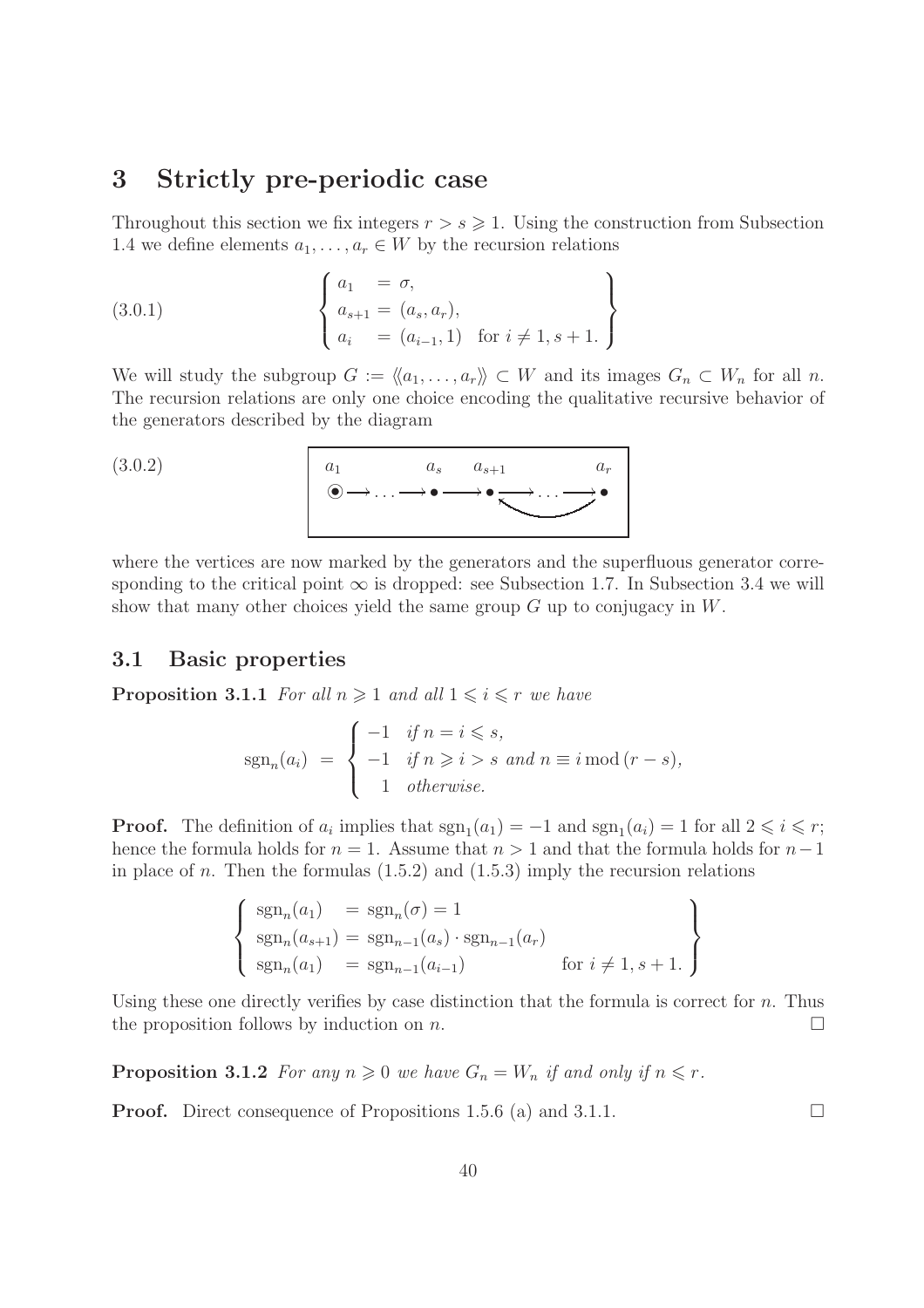## 3 Strictly pre-periodic case

Throughout this section we fix integers $r > s \geqslant 1$. Using the construction from Subsection 1.4 we define elements $a_1, \ldots, a_r \in W$ by the recursion relations

$$\left\{\begin{array}{lll} a_1 & = \sigma, & \\ a_{s+1} & = (a_s, a_r), & \\ a_i & = (a_{i-1}, 1) & \text{for } i \neq 1, s+1. \end{array}\right\} \tag{3.0.1}$$

We will study the subgroup $G := \langle\!\langle a_1, \ldots, a_r \rangle\!\rangle \subset W$ and its images $G_n \subset W_n$ for all $n$. The recursion relations are only one choice encoding the qualitative recursive behavior of the generators described by the diagram

$$\begin{array}{c} a_1 \qquad\quad a_s \quad\; a_{s+1} \qquad\quad a_r \\ \odot \longrightarrow \ldots \longrightarrow \bullet \longrightarrow \bullet \longrightarrow \ldots \longrightarrow \bullet \end{array} \tag{3.0.2}$$

(with an arrow from $a_r$ back to $a_{s+1}$)

where the vertices are now marked by the generators and the superfluous generator corresponding to the critical point $\infty$ is dropped: see Subsection 1.7. In Subsection 3.4 we will show that many other choices yield the same group $G$ up to conjugacy in $W$.

### 3.1 Basic properties

**Proposition 3.1.1** *For all $n \geqslant 1$ and all $1 \leqslant i \leqslant r$ we have*

$$\operatorname{sgn}_n(a_i) = \begin{cases} -1 & \text{if } n = i \leqslant s, \\ -1 & \text{if } n \geqslant i > s \text{ and } n \equiv i \bmod (r-s), \\ \;\;1 & \text{otherwise.} \end{cases}$$

**Proof.** The definition of $a_i$ implies that $\operatorname{sgn}_1(a_1) = -1$ and $\operatorname{sgn}_1(a_i) = 1$ for all $2 \leqslant i \leqslant r$; hence the formula holds for $n = 1$. Assume that $n > 1$ and that the formula holds for $n-1$ in place of $n$. Then the formulas (1.5.2) and (1.5.3) imply the recursion relations

$$\left\{\begin{array}{lll} \operatorname{sgn}_n(a_1) & = \operatorname{sgn}_n(\sigma) = 1 & \\ \operatorname{sgn}_n(a_{s+1}) & = \operatorname{sgn}_{n-1}(a_s) \cdot \operatorname{sgn}_{n-1}(a_r) & \\ \operatorname{sgn}_n(a_1) & = \operatorname{sgn}_{n-1}(a_{i-1}) & \text{for } i \neq 1, s+1. \end{array}\right\}$$

Using these one directly verifies by case distinction that the formula is correct for $n$. Thus the proposition follows by induction on $n$. $\square$

**Proposition 3.1.2** *For any $n \geqslant 0$ we have $G_n = W_n$ if and only if $n \leqslant r$.*

**Proof.** Direct consequence of Propositions 1.5.6 (a) and 3.1.1. $\square$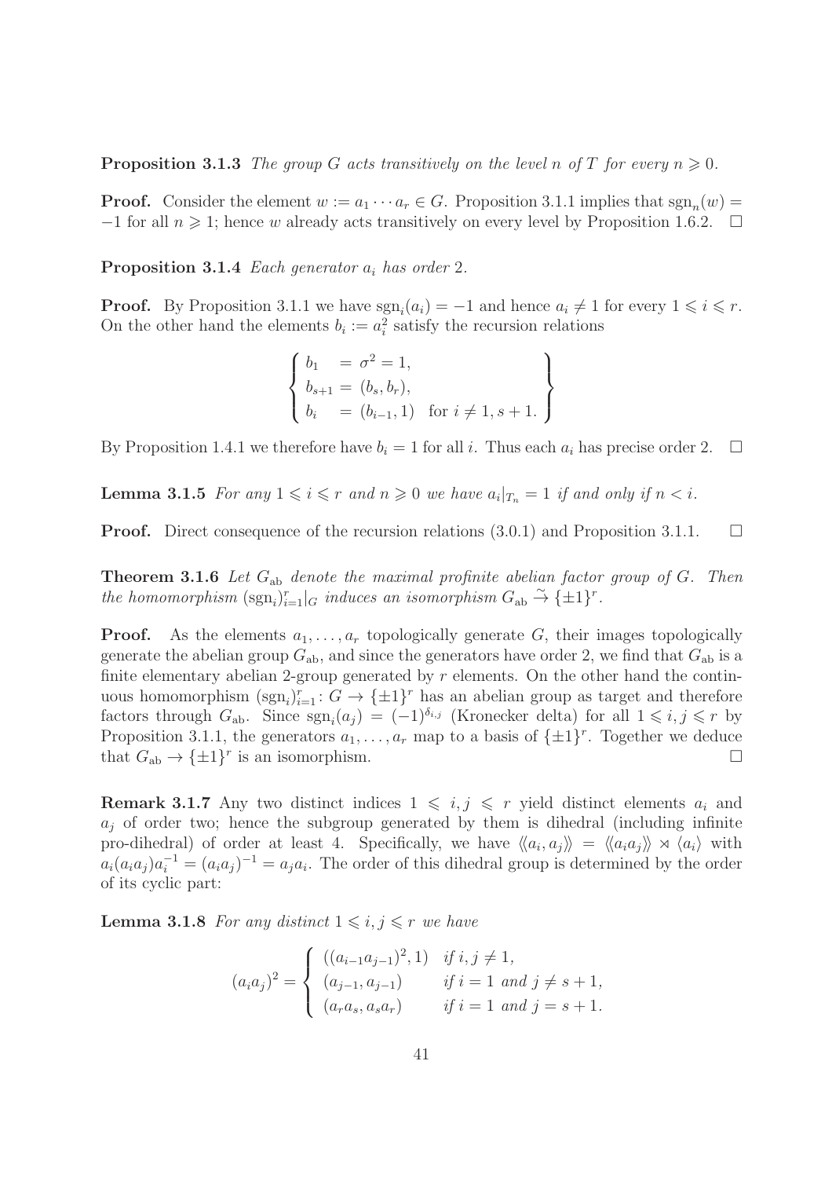**Proposition 3.1.3** *The group $G$ acts transitively on the level $n$ of $T$ for every $n \geqslant 0$.*

**Proof.** Consider the element $w := a_1 \cdots a_r \in G$. Proposition 3.1.1 implies that $\operatorname{sgn}_n(w) = -1$ for all $n \geqslant 1$; hence $w$ already acts transitively on every level by Proposition 1.6.2. $\square$

**Proposition 3.1.4** *Each generator $a_i$ has order 2.*

**Proof.** By Proposition 3.1.1 we have $\operatorname{sgn}_i(a_i) = -1$ and hence $a_i \neq 1$ for every $1 \leqslant i \leqslant r$. On the other hand the elements $b_i := a_i^2$ satisfy the recursion relations

$$\left\{ \begin{array}{ll} b_1 &= \sigma^2 = 1, \\ b_{s+1} &= (b_s, b_r), \\ b_i &= (b_{i-1}, 1) \quad \text{for } i \neq 1, s+1. \end{array} \right\}$$

By Proposition 1.4.1 we therefore have $b_i = 1$ for all $i$. Thus each $a_i$ has precise order 2. $\square$

**Lemma 3.1.5** *For any $1 \leqslant i \leqslant r$ and $n \geqslant 0$ we have $a_i|_{T_n} = 1$ if and only if $n < i$.*

**Proof.** Direct consequence of the recursion relations (3.0.1) and Proposition 3.1.1. $\square$

**Theorem 3.1.6** *Let $G_{\mathrm{ab}}$ denote the maximal profinite abelian factor group of $G$. Then the homomorphism $(\operatorname{sgn}_i)_{i=1}^r|_G$ induces an isomorphism $G_{\mathrm{ab}} \xrightarrow{\sim} \{\pm 1\}^r$.*

**Proof.** As the elements $a_1, \ldots, a_r$ topologically generate $G$, their images topologically generate the abelian group $G_{\mathrm{ab}}$, and since the generators have order 2, we find that $G_{\mathrm{ab}}$ is a finite elementary abelian 2-group generated by $r$ elements. On the other hand the continuous homomorphism $(\operatorname{sgn}_i)_{i=1}^r \colon G \to \{\pm 1\}^r$ has an abelian group as target and therefore factors through $G_{\mathrm{ab}}$. Since $\operatorname{sgn}_i(a_j) = (-1)^{\delta_{i,j}}$ (Kronecker delta) for all $1 \leqslant i, j \leqslant r$ by Proposition 3.1.1, the generators $a_1, \ldots, a_r$ map to a basis of $\{\pm 1\}^r$. Together we deduce that $G_{\mathrm{ab}} \to \{\pm 1\}^r$ is an isomorphism. $\square$

**Remark 3.1.7** Any two distinct indices $1 \leqslant i, j \leqslant r$ yield distinct elements $a_i$ and $a_j$ of order two; hence the subgroup generated by them is dihedral (including infinite pro-dihedral) of order at least 4. Specifically, we have $\langle\!\langle a_i, a_j \rangle\!\rangle = \langle\!\langle a_i a_j \rangle\!\rangle \rtimes \langle a_i \rangle$ with $a_i (a_i a_j) a_i^{-1} = (a_i a_j)^{-1} = a_j a_i$. The order of this dihedral group is determined by the order of its cyclic part:

**Lemma 3.1.8** *For any distinct $1 \leqslant i, j \leqslant r$ we have*

$$(a_i a_j)^2 = \begin{cases} ((a_{i-1} a_{j-1})^2, 1) & \text{if } i, j \neq 1, \\ (a_{j-1}, a_{j-1}) & \text{if } i = 1 \text{ and } j \neq s+1, \\ (a_r a_s, a_s a_r) & \text{if } i = 1 \text{ and } j = s+1. \end{cases}$$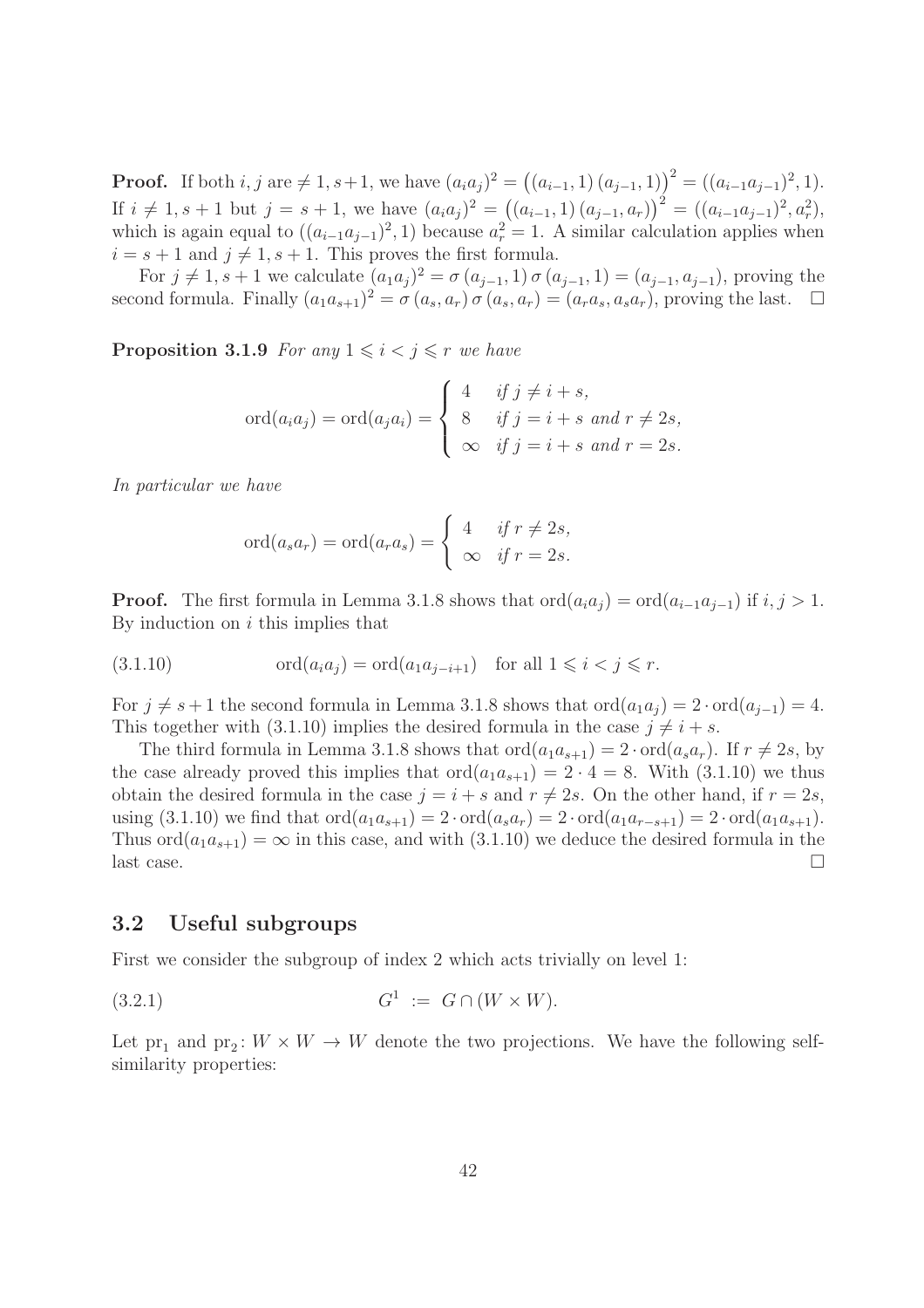**Proof.** If both $i, j$ are $\neq 1, s+1$, we have $(a_i a_j)^2 = \big((a_{i-1}, 1)\,(a_{j-1}, 1)\big)^2 = ((a_{i-1}a_{j-1})^2, 1)$. If $i \neq 1, s+1$ but $j = s+1$, we have $(a_i a_j)^2 = \big((a_{i-1}, 1)\,(a_{j-1}, a_r)\big)^2 = ((a_{i-1}a_{j-1})^2, a_r^2)$, which is again equal to $((a_{i-1}a_{j-1})^2, 1)$ because $a_r^2 = 1$. A similar calculation applies when $i = s+1$ and $j \neq 1, s+1$. This proves the first formula.

For $j \neq 1, s+1$ we calculate $(a_1 a_j)^2 = \sigma\,(a_{j-1}, 1)\,\sigma\,(a_{j-1}, 1) = (a_{j-1}, a_{j-1})$, proving the second formula. Finally $(a_1 a_{s+1})^2 = \sigma\,(a_s, a_r)\,\sigma\,(a_s, a_r) = (a_r a_s, a_s a_r)$, proving the last. $\square$

**Proposition 3.1.9** *For any $1 \leqslant i < j \leqslant r$ we have*

$$\operatorname{ord}(a_i a_j) = \operatorname{ord}(a_j a_i) = \begin{cases} 4 & \text{if } j \neq i+s, \\ 8 & \text{if } j = i+s \text{ and } r \neq 2s, \\ \infty & \text{if } j = i+s \text{ and } r = 2s. \end{cases}$$

*In particular we have*

$$\operatorname{ord}(a_s a_r) = \operatorname{ord}(a_r a_s) = \begin{cases} 4 & \text{if } r \neq 2s, \\ \infty & \text{if } r = 2s. \end{cases}$$

**Proof.** The first formula in Lemma 3.1.8 shows that $\operatorname{ord}(a_i a_j) = \operatorname{ord}(a_{i-1}a_{j-1})$ if $i, j > 1$. By induction on $i$ this implies that

$$\operatorname{ord}(a_i a_j) = \operatorname{ord}(a_1 a_{j-i+1}) \quad \text{for all } 1 \leqslant i < j \leqslant r. \tag{3.1.10}$$

For $j \neq s+1$ the second formula in Lemma 3.1.8 shows that $\operatorname{ord}(a_1 a_j) = 2 \cdot \operatorname{ord}(a_{j-1}) = 4$. This together with (3.1.10) implies the desired formula in the case $j \neq i+s$.

The third formula in Lemma 3.1.8 shows that $\operatorname{ord}(a_1 a_{s+1}) = 2 \cdot \operatorname{ord}(a_s a_r)$. If $r \neq 2s$, by the case already proved this implies that $\operatorname{ord}(a_1 a_{s+1}) = 2 \cdot 4 = 8$. With (3.1.10) we thus obtain the desired formula in the case $j = i+s$ and $r \neq 2s$. On the other hand, if $r = 2s$, using (3.1.10) we find that $\operatorname{ord}(a_1 a_{s+1}) = 2 \cdot \operatorname{ord}(a_s a_r) = 2 \cdot \operatorname{ord}(a_1 a_{r-s+1}) = 2 \cdot \operatorname{ord}(a_1 a_{s+1})$. Thus $\operatorname{ord}(a_1 a_{s+1}) = \infty$ in this case, and with (3.1.10) we deduce the desired formula in the last case. $\square$

## 3.2 Useful subgroups

First we consider the subgroup of index 2 which acts trivially on level 1:

$$G^1 \;:=\; G \cap (W \times W). \tag{3.2.1}$$

Let $\mathrm{pr}_1$ and $\mathrm{pr}_2 \colon W \times W \to W$ denote the two projections. We have the following self-similarity properties: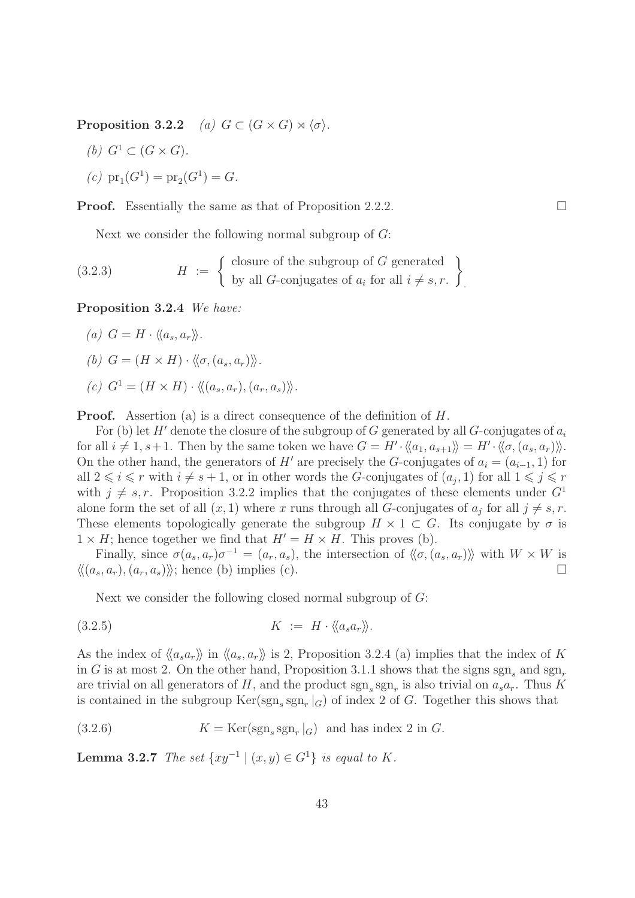**Proposition 3.2.2** *(a) $G \subset (G \times G) \rtimes \langle\sigma\rangle$.*

*(b) $G^1 \subset (G \times G)$.*

*(c) $\mathrm{pr}_1(G^1) = \mathrm{pr}_2(G^1) = G$.*

**Proof.** Essentially the same as that of Proposition 2.2.2. $\square$

Next we consider the following normal subgroup of $G$:

$$H := \left\{ \begin{array}{c} \text{closure of the subgroup of } G \text{ generated} \\ \text{by all } G\text{-conjugates of } a_i \text{ for all } i \neq s, r. \end{array} \right\}. \tag{3.2.3}$$

**Proposition 3.2.4** *We have:*

*(a) $G = H \cdot \langle\!\langle a_s, a_r \rangle\!\rangle$.*

*(b) $G = (H \times H) \cdot \langle\!\langle \sigma, (a_s, a_r) \rangle\!\rangle$.*

*(c) $G^1 = (H \times H) \cdot \langle\!\langle (a_s, a_r), (a_r, a_s) \rangle\!\rangle$.*

**Proof.** Assertion (a) is a direct consequence of the definition of $H$.

For (b) let $H'$ denote the closure of the subgroup of $G$ generated by all $G$-conjugates of $a_i$ for all $i \neq 1, s+1$. Then by the same token we have $G = H' \cdot \langle\!\langle a_1, a_{s+1} \rangle\!\rangle = H' \cdot \langle\!\langle \sigma, (a_s, a_r) \rangle\!\rangle$. On the other hand, the generators of $H'$ are precisely the $G$-conjugates of $a_i = (a_{i-1}, 1)$ for all $2 \leqslant i \leqslant r$ with $i \neq s+1$, or in other words the $G$-conjugates of $(a_j, 1)$ for all $1 \leqslant j \leqslant r$ with $j \neq s, r$. Proposition 3.2.2 implies that the conjugates of these elements under $G^1$ alone form the set of all $(x, 1)$ where $x$ runs through all $G$-conjugates of $a_j$ for all $j \neq s, r$. These elements topologically generate the subgroup $H \times 1 \subset G$. Its conjugate by $\sigma$ is $1 \times H$; hence together we find that $H' = H \times H$. This proves (b).

Finally, since $\sigma(a_s, a_r)\sigma^{-1} = (a_r, a_s)$, the intersection of $\langle\!\langle \sigma, (a_s, a_r) \rangle\!\rangle$ with $W \times W$ is $\langle\!\langle (a_s, a_r), (a_r, a_s) \rangle\!\rangle$; hence (b) implies (c). $\square$

Next we consider the following closed normal subgroup of $G$:

$$K := H \cdot \langle\!\langle a_s a_r \rangle\!\rangle. \tag{3.2.5}$$

As the index of $\langle\!\langle a_s a_r \rangle\!\rangle$ in $\langle\!\langle a_s, a_r \rangle\!\rangle$ is 2, Proposition 3.2.4 (a) implies that the index of $K$ in $G$ is at most 2. On the other hand, Proposition 3.1.1 shows that the signs $\mathrm{sgn}_s$ and $\mathrm{sgn}_r$ are trivial on all generators of $H$, and the product $\mathrm{sgn}_s \mathrm{sgn}_r$ is also trivial on $a_s a_r$. Thus $K$ is contained in the subgroup $\mathrm{Ker}(\mathrm{sgn}_s \mathrm{sgn}_r |_G)$ of index 2 of $G$. Together this shows that

$$K = \mathrm{Ker}(\mathrm{sgn}_s \mathrm{sgn}_r |_G) \text{ and has index 2 in } G. \tag{3.2.6}$$

**Lemma 3.2.7** *The set $\{xy^{-1} \mid (x, y) \in G^1\}$ is equal to $K$.*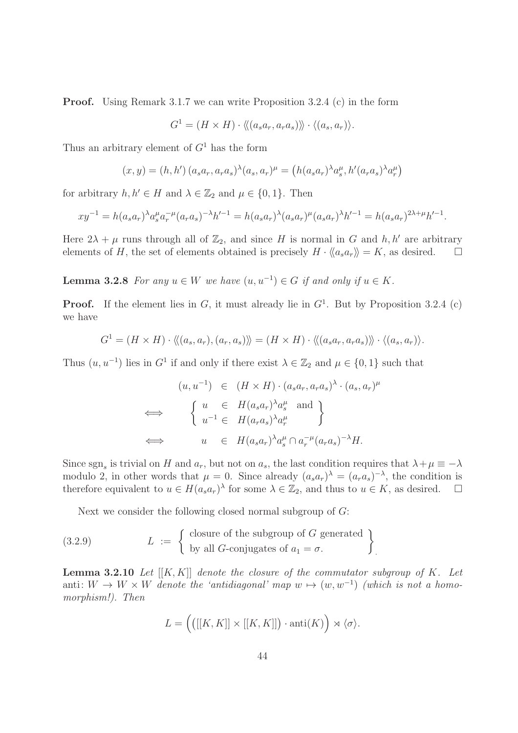**Proof.** Using Remark 3.1.7 we can write Proposition 3.2.4 (c) in the form

$$G^1 = (H \times H) \cdot \langle\!\langle (a_s a_r, a_r a_s) \rangle\!\rangle \cdot \langle (a_s, a_r) \rangle.$$

Thus an arbitrary element of $G^1$ has the form

$$(x, y) = (h, h')\,(a_s a_r, a_r a_s)^\lambda (a_s, a_r)^\mu = \big(h(a_s a_r)^\lambda a_s^\mu, h'(a_r a_s)^\lambda a_r^\mu\big)$$

for arbitrary $h, h' \in H$ and $\lambda \in \mathbb{Z}_2$ and $\mu \in \{0, 1\}$. Then

$$xy^{-1} = h(a_s a_r)^\lambda a_s^\mu a_r^{-\mu} (a_r a_s)^{-\lambda} h'^{-1} = h(a_s a_r)^\lambda (a_s a_r)^\mu (a_s a_r)^\lambda h'^{-1} = h(a_s a_r)^{2\lambda+\mu} h'^{-1}.$$

Here $2\lambda + \mu$ runs through all of $\mathbb{Z}_2$, and since $H$ is normal in $G$ and $h, h'$ are arbitrary elements of $H$, the set of elements obtained is precisely $H \cdot \langle\!\langle a_s a_r \rangle\!\rangle = K$, as desired. $\square$

**Lemma 3.2.8** *For any $u \in W$ we have $(u, u^{-1}) \in G$ if and only if $u \in K$.*

**Proof.** If the element lies in $G$, it must already lie in $G^1$. But by Proposition 3.2.4 (c) we have

$$G^1 = (H \times H) \cdot \langle\!\langle (a_s, a_r), (a_r, a_s) \rangle\!\rangle = (H \times H) \cdot \langle\!\langle (a_s a_r, a_r a_s) \rangle\!\rangle \cdot \langle (a_s, a_r) \rangle.$$

Thus $(u, u^{-1})$ lies in $G^1$ if and only if there exist $\lambda \in \mathbb{Z}_2$ and $\mu \in \{0, 1\}$ such that

$$\begin{array}{rrcl} & (u, u^{-1}) & \in & (H \times H) \cdot (a_s a_r, a_r a_s)^\lambda \cdot (a_s, a_r)^\mu \\ \iff & \left\{ \begin{array}{lcl} u & \in & H(a_s a_r)^\lambda a_s^\mu \quad \text{and} \\ u^{-1} & \in & H(a_r a_s)^\lambda a_r^\mu \end{array} \right\} & & \\ \iff & u & \in & H(a_s a_r)^\lambda a_s^\mu \cap a_r^{-\mu} (a_r a_s)^{-\lambda} H. \end{array}$$

Since $\operatorname{sgn}_s$ is trivial on $H$ and $a_r$, but not on $a_s$, the last condition requires that $\lambda + \mu \equiv -\lambda$ modulo 2, in other words that $\mu = 0$. Since already $(a_s a_r)^\lambda = (a_r a_s)^{-\lambda}$, the condition is therefore equivalent to $u \in H(a_s a_r)^\lambda$ for some $\lambda \in \mathbb{Z}_2$, and thus to $u \in K$, as desired. $\square$

Next we consider the following closed normal subgroup of $G$:

$$L := \left\{ \begin{array}{l} \text{closure of the subgroup of } G \text{ generated} \\ \text{by all } G\text{-conjugates of } a_1 = \sigma. \end{array} \right\}. \tag{3.2.9}$$

**Lemma 3.2.10** *Let $[[K, K]]$ denote the closure of the commutator subgroup of $K$. Let* anti: $W \to W \times W$ *denote the 'antidiagonal' map $w \mapsto (w, w^{-1})$ (which is not a homomorphism!). Then*

$$L = \Big( \big( [[K, K]] \times [[K, K]] \big) \cdot \operatorname{anti}(K) \Big) \rtimes \langle \sigma \rangle.$$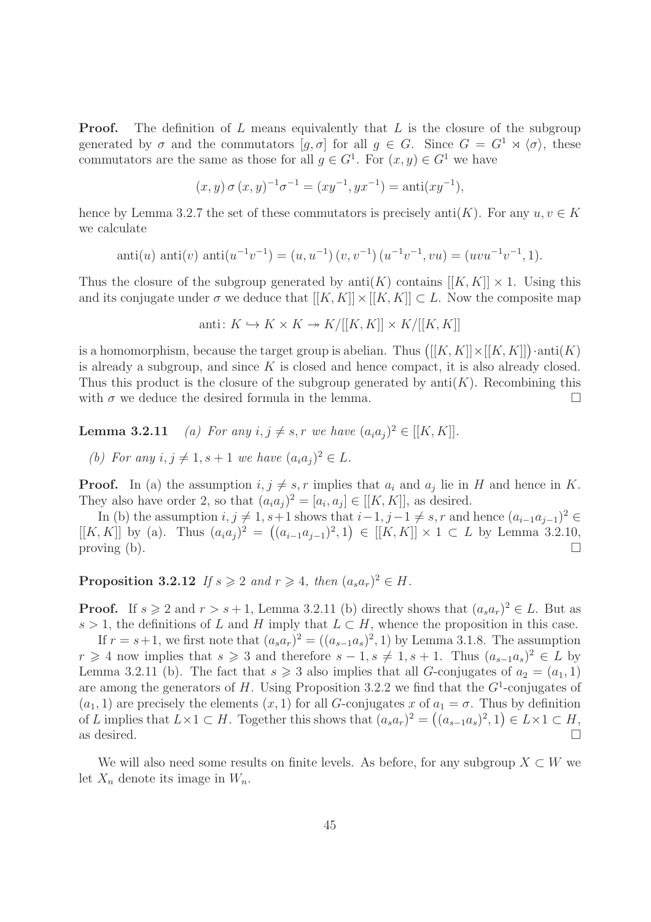**Proof.** The definition of $L$ means equivalently that $L$ is the closure of the subgroup generated by $\sigma$ and the commutators $[g, \sigma]$ for all $g \in G$. Since $G = G^1 \rtimes \langle\sigma\rangle$, these commutators are the same as those for all $g \in G^1$. For $(x, y) \in G^1$ we have

$$(x, y)\,\sigma\,(x, y)^{-1}\sigma^{-1} = (xy^{-1}, yx^{-1}) = \text{anti}(xy^{-1}),$$

hence by Lemma 3.2.7 the set of these commutators is precisely $\text{anti}(K)$. For any $u, v \in K$ we calculate

$$\text{anti}(u)\ \text{anti}(v)\ \text{anti}(u^{-1}v^{-1}) = (u, u^{-1})\,(v, v^{-1})\,(u^{-1}v^{-1}, vu) = (uvu^{-1}v^{-1}, 1).$$

Thus the closure of the subgroup generated by $\text{anti}(K)$ contains $[[K, K]] \times 1$. Using this and its conjugate under $\sigma$ we deduce that $[[K, K]] \times [[K, K]] \subset L$. Now the composite map

$$\text{anti}\colon K \hookrightarrow K \times K \twoheadrightarrow K/[[K, K]] \times K/[[K, K]]$$

is a homomorphism, because the target group is abelian. Thus $\bigl([[K, K]] \times [[K, K]]\bigr) \cdot \text{anti}(K)$ is already a subgroup, and since $K$ is closed and hence compact, it is also already closed. Thus this product is the closure of the subgroup generated by $\text{anti}(K)$. Recombining this with $\sigma$ we deduce the desired formula in the lemma. $\square$

**Lemma 3.2.11** *(a) For any $i, j \neq s, r$ we have $(a_i a_j)^2 \in [[K, K]]$.*

*(b) For any $i, j \neq 1, s+1$ we have $(a_i a_j)^2 \in L$.*

**Proof.** In (a) the assumption $i, j \neq s, r$ implies that $a_i$ and $a_j$ lie in $H$ and hence in $K$. They also have order 2, so that $(a_i a_j)^2 = [a_i, a_j] \in [[K, K]]$, as desired.

In (b) the assumption $i, j \neq 1, s+1$ shows that $i-1, j-1 \neq s, r$ and hence $(a_{i-1}a_{j-1})^2 \in [[K, K]]$ by (a). Thus $(a_i a_j)^2 = \bigl((a_{i-1}a_{j-1})^2, 1\bigr) \in [[K, K]] \times 1 \subset L$ by Lemma 3.2.10, proving (b). $\square$

**Proposition 3.2.12** *If $s \geqslant 2$ and $r \geqslant 4$, then $(a_s a_r)^2 \in H$.*

**Proof.** If $s \geqslant 2$ and $r > s+1$, Lemma 3.2.11 (b) directly shows that $(a_s a_r)^2 \in L$. But as $s > 1$, the definitions of $L$ and $H$ imply that $L \subset H$, whence the proposition in this case.

If $r = s+1$, we first note that $(a_s a_r)^2 = ((a_{s-1}a_s)^2, 1)$ by Lemma 3.1.8. The assumption $r \geqslant 4$ now implies that $s \geqslant 3$ and therefore $s-1, s \neq 1, s+1$. Thus $(a_{s-1}a_s)^2 \in L$ by Lemma 3.2.11 (b). The fact that $s \geqslant 3$ also implies that all $G$-conjugates of $a_2 = (a_1, 1)$ are among the generators of $H$. Using Proposition 3.2.2 we find that the $G^1$-conjugates of $(a_1, 1)$ are precisely the elements $(x, 1)$ for all $G$-conjugates $x$ of $a_1 = \sigma$. Thus by definition of $L$ implies that $L \times 1 \subset H$. Together this shows that $(a_s a_r)^2 = \bigl((a_{s-1}a_s)^2, 1\bigr) \in L \times 1 \subset H$, as desired. $\square$

We will also need some results on finite levels. As before, for any subgroup $X \subset W$ we let $X_n$ denote its image in $W_n$.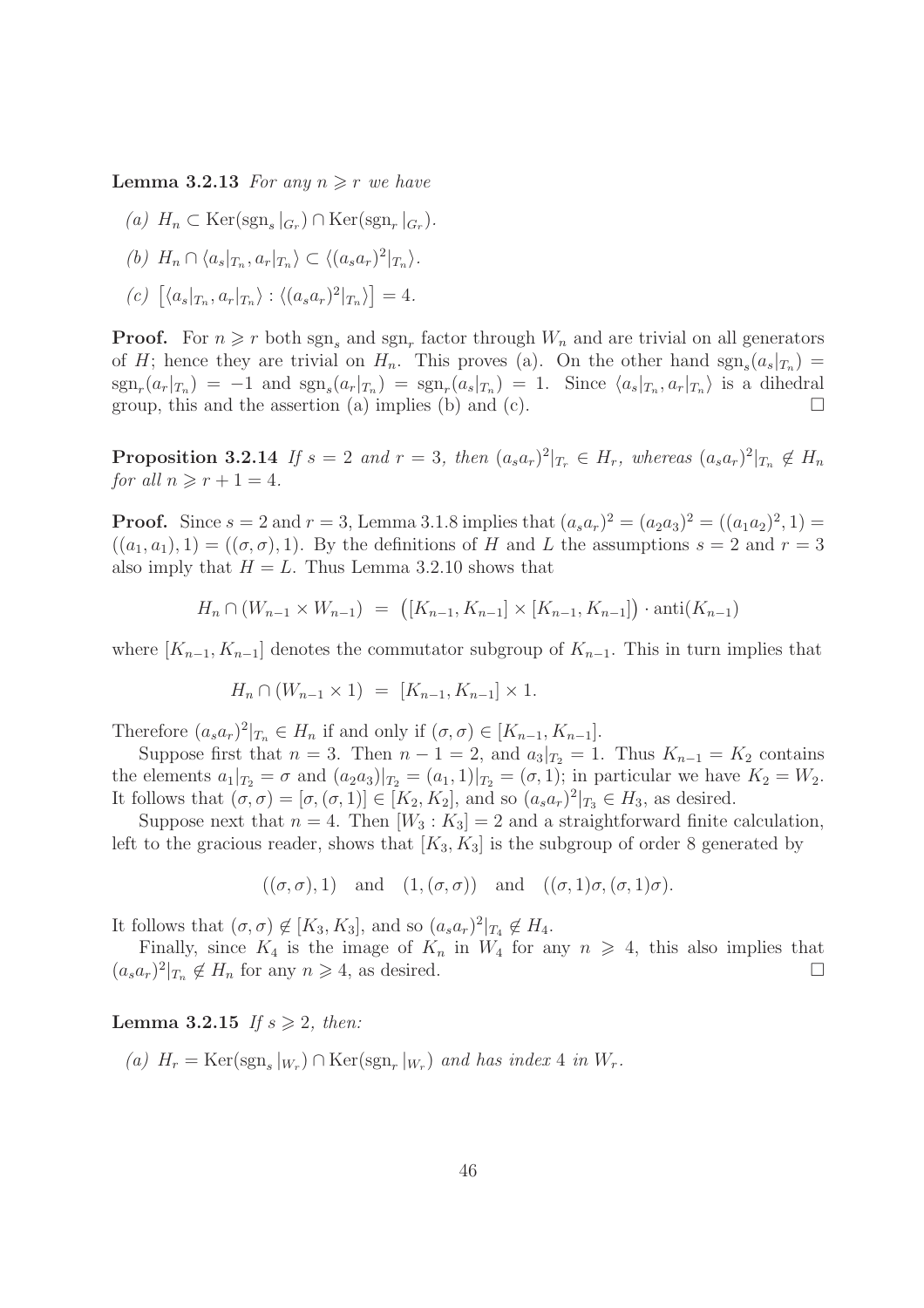**Lemma 3.2.13** *For any $n \geqslant r$ we have*

*(a) $H_n \subset \operatorname{Ker}(\operatorname{sgn}_s|_{G_r}) \cap \operatorname{Ker}(\operatorname{sgn}_r|_{G_r})$.*

*(b) $H_n \cap \langle a_s|_{T_n}, a_r|_{T_n}\rangle \subset \langle (a_s a_r)^2|_{T_n}\rangle$.*

*(c) $\big[\langle a_s|_{T_n}, a_r|_{T_n}\rangle : \langle (a_s a_r)^2|_{T_n}\rangle\big] = 4$.*

**Proof.** For $n \geqslant r$ both $\operatorname{sgn}_s$ and $\operatorname{sgn}_r$ factor through $W_n$ and are trivial on all generators of $H$; hence they are trivial on $H_n$. This proves (a). On the other hand $\operatorname{sgn}_s(a_s|_{T_n}) = \operatorname{sgn}_r(a_r|_{T_n}) = -1$ and $\operatorname{sgn}_s(a_r|_{T_n}) = \operatorname{sgn}_r(a_s|_{T_n}) = 1$. Since $\langle a_s|_{T_n}, a_r|_{T_n}\rangle$ is a dihedral group, this and the assertion (a) implies (b) and (c). $\square$

**Proposition 3.2.14** *If $s = 2$ and $r = 3$, then $(a_s a_r)^2|_{T_r} \in H_r$, whereas $(a_s a_r)^2|_{T_n} \notin H_n$ for all $n \geqslant r + 1 = 4$.*

**Proof.** Since $s = 2$ and $r = 3$, Lemma 3.1.8 implies that $(a_s a_r)^2 = (a_2 a_3)^2 = ((a_1 a_2)^2, 1) = ((a_1, a_1), 1) = ((\sigma, \sigma), 1)$. By the definitions of $H$ and $L$ the assumptions $s = 2$ and $r = 3$ also imply that $H = L$. Thus Lemma 3.2.10 shows that

$$H_n \cap (W_{n-1} \times W_{n-1}) \;=\; \big([K_{n-1}, K_{n-1}] \times [K_{n-1}, K_{n-1}]\big) \cdot \operatorname{anti}(K_{n-1})$$

where $[K_{n-1}, K_{n-1}]$ denotes the commutator subgroup of $K_{n-1}$. This in turn implies that

$$H_n \cap (W_{n-1} \times 1) \;=\; [K_{n-1}, K_{n-1}] \times 1.$$

Therefore $(a_s a_r)^2|_{T_n} \in H_n$ if and only if $(\sigma, \sigma) \in [K_{n-1}, K_{n-1}]$.

Suppose first that $n = 3$. Then $n - 1 = 2$, and $a_3|_{T_2} = 1$. Thus $K_{n-1} = K_2$ contains the elements $a_1|_{T_2} = \sigma$ and $(a_2 a_3)|_{T_2} = (a_1, 1)|_{T_2} = (\sigma, 1)$; in particular we have $K_2 = W_2$. It follows that $(\sigma, \sigma) = [\sigma, (\sigma, 1)] \in [K_2, K_2]$, and so $(a_s a_r)^2|_{T_3} \in H_3$, as desired.

Suppose next that $n = 4$. Then $[W_3 : K_3] = 2$ and a straightforward finite calculation, left to the gracious reader, shows that $[K_3, K_3]$ is the subgroup of order 8 generated by

$$((\sigma, \sigma), 1) \quad \text{and} \quad (1, (\sigma, \sigma)) \quad \text{and} \quad ((\sigma, 1)\sigma, (\sigma, 1)\sigma).$$

It follows that $(\sigma, \sigma) \notin [K_3, K_3]$, and so $(a_s a_r)^2|_{T_4} \notin H_4$.

Finally, since $K_4$ is the image of $K_n$ in $W_4$ for any $n \geqslant 4$, this also implies that $(a_s a_r)^2|_{T_n} \notin H_n$ for any $n \geqslant 4$, as desired. $\square$

**Lemma 3.2.15** *If $s \geqslant 2$, then:*

*(a) $H_r = \operatorname{Ker}(\operatorname{sgn}_s|_{W_r}) \cap \operatorname{Ker}(\operatorname{sgn}_r|_{W_r})$ and has index 4 in $W_r$.*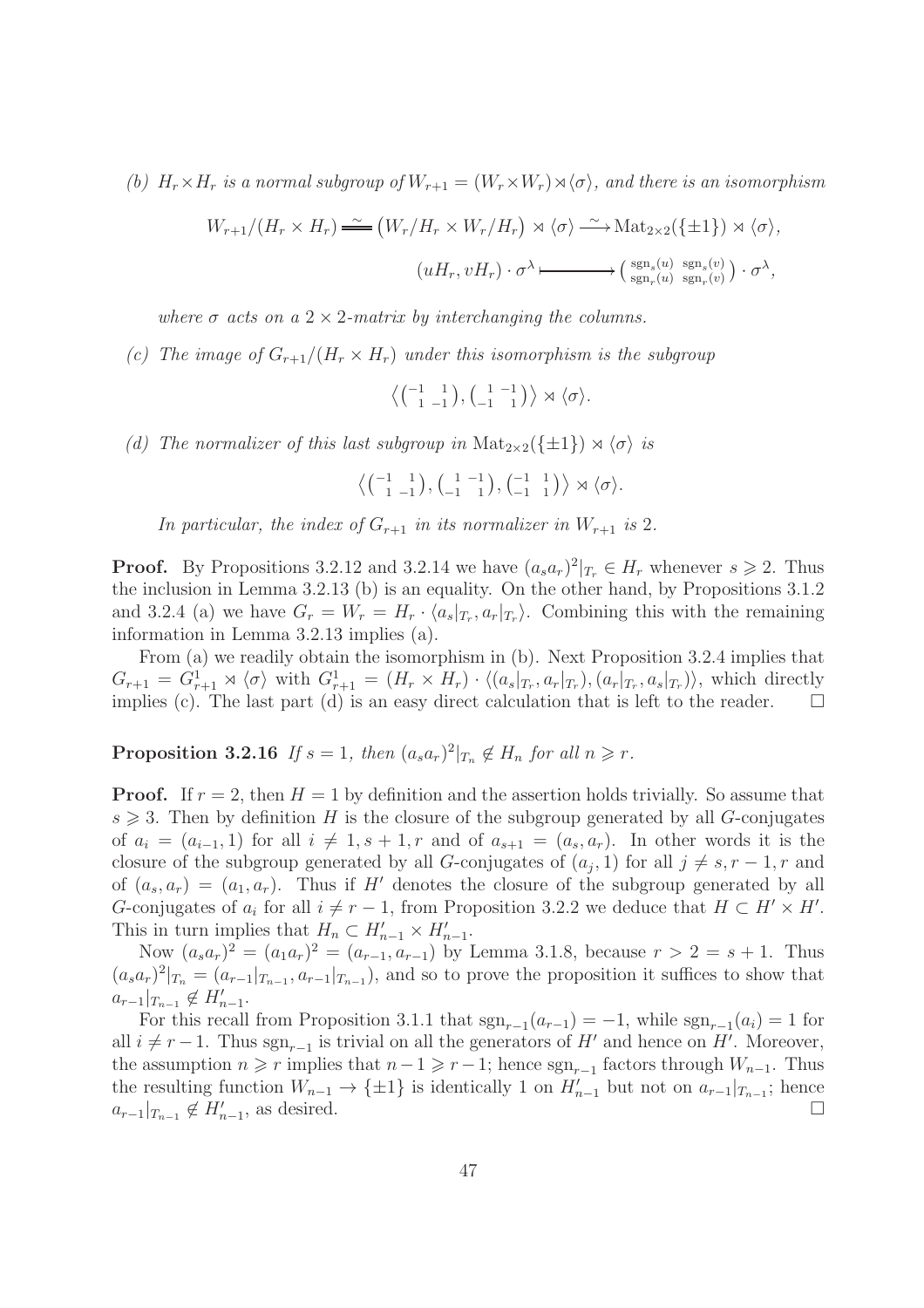*(b)* $H_r \times H_r$ *is a normal subgroup of* $W_{r+1} = (W_r \times W_r) \rtimes \langle\sigma\rangle$*, and there is an isomorphism*

$$W_{r+1}/(H_r \times H_r) = \!\!=\!\!= \big(W_r/H_r \times W_r/H_r\big) \rtimes \langle\sigma\rangle \xrightarrow{\sim} \mathrm{Mat}_{2\times 2}(\{\pm 1\}) \rtimes \langle\sigma\rangle,$$

$$(uH_r, vH_r)\cdot\sigma^\lambda \longmapsto \left(\begin{smallmatrix} \mathrm{sgn}_s(u) & \mathrm{sgn}_s(v) \\ \mathrm{sgn}_r(u) & \mathrm{sgn}_r(v) \end{smallmatrix}\right)\cdot\sigma^\lambda,$$

*where* $\sigma$ *acts on a* $2\times 2$*-matrix by interchanging the columns.*

*(c) The image of* $G_{r+1}/(H_r \times H_r)$ *under this isomorphism is the subgroup*

$$\left\langle \left(\begin{smallmatrix} -1 & 1 \\ 1 & -1 \end{smallmatrix}\right), \left(\begin{smallmatrix} 1 & -1 \\ -1 & 1 \end{smallmatrix}\right) \right\rangle \rtimes \langle\sigma\rangle.$$

*(d) The normalizer of this last subgroup in* $\mathrm{Mat}_{2\times 2}(\{\pm 1\}) \rtimes \langle\sigma\rangle$ *is*

$$\left\langle \left(\begin{smallmatrix} -1 & 1 \\ 1 & -1 \end{smallmatrix}\right), \left(\begin{smallmatrix} 1 & -1 \\ -1 & 1 \end{smallmatrix}\right), \left(\begin{smallmatrix} -1 & 1 \\ -1 & 1 \end{smallmatrix}\right) \right\rangle \rtimes \langle\sigma\rangle.$$

*In particular, the index of* $G_{r+1}$ *in its normalizer in* $W_{r+1}$ *is* 2*.*

**Proof.** By Propositions 3.2.12 and 3.2.14 we have $(a_s a_r)^2|_{T_r} \in H_r$ whenever $s \geqslant 2$. Thus the inclusion in Lemma 3.2.13 (b) is an equality. On the other hand, by Propositions 3.1.2 and 3.2.4 (a) we have $G_r = W_r = H_r \cdot \langle a_s|_{T_r}, a_r|_{T_r}\rangle$. Combining this with the remaining information in Lemma 3.2.13 implies (a).

From (a) we readily obtain the isomorphism in (b). Next Proposition 3.2.4 implies that $G_{r+1} = G^1_{r+1} \rtimes \langle\sigma\rangle$ with $G^1_{r+1} = (H_r \times H_r)\cdot\langle (a_s|_{T_r}, a_r|_{T_r}), (a_r|_{T_r}, a_s|_{T_r})\rangle$, which directly implies (c). The last part (d) is an easy direct calculation that is left to the reader. $\square$

**Proposition 3.2.16** *If* $s = 1$*, then* $(a_s a_r)^2|_{T_n} \notin H_n$ *for all* $n \geqslant r$*.*

**Proof.** If $r = 2$, then $H = 1$ by definition and the assertion holds trivially. So assume that $s \geqslant 3$. Then by definition $H$ is the closure of the subgroup generated by all $G$-conjugates of $a_i = (a_{i-1}, 1)$ for all $i \neq 1, s+1, r$ and of $a_{s+1} = (a_s, a_r)$. In other words it is the closure of the subgroup generated by all $G$-conjugates of $(a_j, 1)$ for all $j \neq s, r-1, r$ and of $(a_s, a_r) = (a_1, a_r)$. Thus if $H'$ denotes the closure of the subgroup generated by all $G$-conjugates of $a_i$ for all $i \neq r-1$, from Proposition 3.2.2 we deduce that $H \subset H' \times H'$. This in turn implies that $H_n \subset H'_{n-1} \times H'_{n-1}$.

Now $(a_s a_r)^2 = (a_1 a_r)^2 = (a_{r-1}, a_{r-1})$ by Lemma 3.1.8, because $r > 2 = s+1$. Thus $(a_s a_r)^2|_{T_n} = (a_{r-1}|_{T_{n-1}}, a_{r-1}|_{T_{n-1}})$, and so to prove the proposition it suffices to show that $a_{r-1}|_{T_{n-1}} \notin H'_{n-1}$.

For this recall from Proposition 3.1.1 that $\mathrm{sgn}_{r-1}(a_{r-1}) = -1$, while $\mathrm{sgn}_{r-1}(a_i) = 1$ for all $i \neq r-1$. Thus $\mathrm{sgn}_{r-1}$ is trivial on all the generators of $H'$ and hence on $H'$. Moreover, the assumption $n \geqslant r$ implies that $n-1 \geqslant r-1$; hence $\mathrm{sgn}_{r-1}$ factors through $W_{n-1}$. Thus the resulting function $W_{n-1} \to \{\pm 1\}$ is identically 1 on $H'_{n-1}$ but not on $a_{r-1}|_{T_{n-1}}$; hence $a_{r-1}|_{T_{n-1}} \notin H'_{n-1}$, as desired. $\square$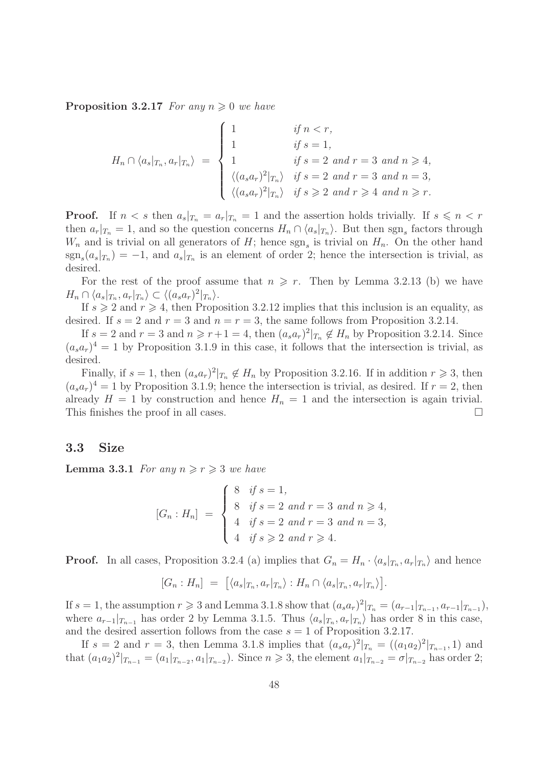**Proposition 3.2.17** *For any $n \geqslant 0$ we have*

$$H_n \cap \langle a_s|_{T_n}, a_r|_{T_n}\rangle \;=\; \begin{cases} 1 & \text{if } n < r, \\ 1 & \text{if } s = 1, \\ 1 & \text{if } s = 2 \text{ and } r = 3 \text{ and } n \geqslant 4, \\ \langle (a_s a_r)^2|_{T_n}\rangle & \text{if } s = 2 \text{ and } r = 3 \text{ and } n = 3, \\ \langle (a_s a_r)^2|_{T_n}\rangle & \text{if } s \geqslant 2 \text{ and } r \geqslant 4 \text{ and } n \geqslant r. \end{cases}$$

**Proof.** If $n < s$ then $a_s|_{T_n} = a_r|_{T_n} = 1$ and the assertion holds trivially. If $s \leqslant n < r$ then $a_r|_{T_n} = 1$, and so the question concerns $H_n \cap \langle a_s|_{T_n}\rangle$. But then $\mathrm{sgn}_s$ factors through $W_n$ and is trivial on all generators of $H$; hence $\mathrm{sgn}_s$ is trivial on $H_n$. On the other hand $\mathrm{sgn}_s(a_s|_{T_n}) = -1$, and $a_s|_{T_n}$ is an element of order 2; hence the intersection is trivial, as desired.

For the rest of the proof assume that $n \geqslant r$. Then by Lemma 3.2.13 (b) we have $H_n \cap \langle a_s|_{T_n}, a_r|_{T_n}\rangle \subset \langle (a_s a_r)^2|_{T_n}\rangle$.

If $s \geqslant 2$ and $r \geqslant 4$, then Proposition 3.2.12 implies that this inclusion is an equality, as desired. If $s = 2$ and $r = 3$ and $n = r = 3$, the same follows from Proposition 3.2.14.

If $s = 2$ and $r = 3$ and $n \geqslant r+1 = 4$, then $(a_s a_r)^2|_{T_n} \notin H_n$ by Proposition 3.2.14. Since $(a_s a_r)^4 = 1$ by Proposition 3.1.9 in this case, it follows that the intersection is trivial, as desired.

Finally, if $s = 1$, then $(a_s a_r)^2|_{T_n} \notin H_n$ by Proposition 3.2.16. If in addition $r \geqslant 3$, then $(a_s a_r)^4 = 1$ by Proposition 3.1.9; hence the intersection is trivial, as desired. If $r = 2$, then already $H = 1$ by construction and hence $H_n = 1$ and the intersection is again trivial. This finishes the proof in all cases. $\square$

## 3.3 Size

**Lemma 3.3.1** *For any $n \geqslant r \geqslant 3$ we have*

$$[G_n : H_n] \;=\; \begin{cases} 8 & \text{if } s = 1, \\ 8 & \text{if } s = 2 \text{ and } r = 3 \text{ and } n \geqslant 4, \\ 4 & \text{if } s = 2 \text{ and } r = 3 \text{ and } n = 3, \\ 4 & \text{if } s \geqslant 2 \text{ and } r \geqslant 4. \end{cases}$$

**Proof.** In all cases, Proposition 3.2.4 (a) implies that $G_n = H_n \cdot \langle a_s|_{T_n}, a_r|_{T_n}\rangle$ and hence

$$[G_n : H_n] \;=\; \big[\langle a_s|_{T_n}, a_r|_{T_n}\rangle : H_n \cap \langle a_s|_{T_n}, a_r|_{T_n}\rangle\big].$$

If $s = 1$, the assumption $r \geqslant 3$ and Lemma 3.1.8 show that $(a_s a_r)^2|_{T_n} = (a_{r-1}|_{T_{n-1}}, a_{r-1}|_{T_{n-1}})$, where $a_{r-1}|_{T_{n-1}}$ has order 2 by Lemma 3.1.5. Thus $\langle a_s|_{T_n}, a_r|_{T_n}\rangle$ has order 8 in this case, and the desired assertion follows from the case $s = 1$ of Proposition 3.2.17.

If $s = 2$ and $r = 3$, then Lemma 3.1.8 implies that $(a_s a_r)^2|_{T_n} = ((a_1 a_2)^2|_{T_{n-1}}, 1)$ and that $(a_1 a_2)^2|_{T_{n-1}} = (a_1|_{T_{n-2}}, a_1|_{T_{n-2}})$. Since $n \geqslant 3$, the element $a_1|_{T_{n-2}} = \sigma|_{T_{n-2}}$ has order 2;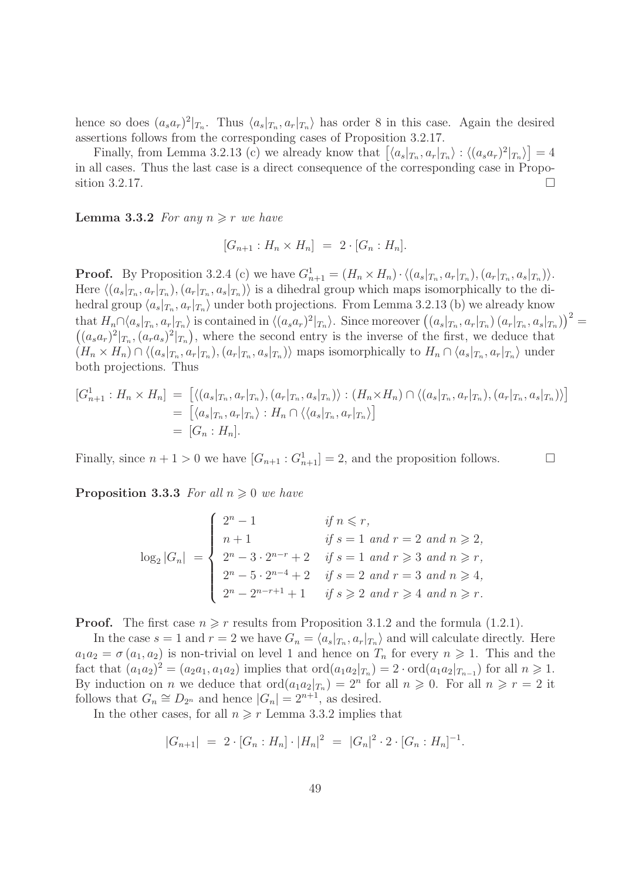hence so does $(a_s a_r)^2|_{T_n}$. Thus $\langle a_s|_{T_n}, a_r|_{T_n}\rangle$ has order 8 in this case. Again the desired assertions follows from the corresponding cases of Proposition 3.2.17.

Finally, from Lemma 3.2.13 (c) we already know that $\big[\langle a_s|_{T_n}, a_r|_{T_n}\rangle : \langle (a_s a_r)^2|_{T_n}\rangle\big] = 4$ in all cases. Thus the last case is a direct consequence of the corresponding case in Proposition 3.2.17. $\square$

**Lemma 3.3.2** *For any $n \geqslant r$ we have*

$$[G_{n+1} : H_n \times H_n] \;=\; 2 \cdot [G_n : H_n].$$

**Proof.** By Proposition 3.2.4 (c) we have $G^1_{n+1} = (H_n \times H_n) \cdot \langle (a_s|_{T_n}, a_r|_{T_n}), (a_r|_{T_n}, a_s|_{T_n})\rangle$. Here $\langle (a_s|_{T_n}, a_r|_{T_n}), (a_r|_{T_n}, a_s|_{T_n})\rangle$ is a dihedral group which maps isomorphically to the dihedral group $\langle a_s|_{T_n}, a_r|_{T_n}\rangle$ under both projections. From Lemma 3.2.13 (b) we already know that $H_n \cap \langle a_s|_{T_n}, a_r|_{T_n}\rangle$ is contained in $\langle (a_s a_r)^2|_{T_n}\rangle$. Since moreover $\big((a_s|_{T_n}, a_r|_{T_n})\,(a_r|_{T_n}, a_s|_{T_n})\big)^2 = \big((a_s a_r)^2|_{T_n}, (a_r a_s)^2|_{T_n}\big)$, where the second entry is the inverse of the first, we deduce that $(H_n \times H_n) \cap \langle (a_s|_{T_n}, a_r|_{T_n}), (a_r|_{T_n}, a_s|_{T_n})\rangle$ maps isomorphically to $H_n \cap \langle a_s|_{T_n}, a_r|_{T_n}\rangle$ under both projections. Thus

$$\begin{aligned}
[G^1_{n+1} : H_n \times H_n] \;&=\; \big[\langle (a_s|_{T_n}, a_r|_{T_n}), (a_r|_{T_n}, a_s|_{T_n})\rangle : (H_n \times H_n) \cap \langle (a_s|_{T_n}, a_r|_{T_n}), (a_r|_{T_n}, a_s|_{T_n})\rangle\big] \\
&=\; \big[\langle a_s|_{T_n}, a_r|_{T_n}\rangle : H_n \cap \langle \langle a_s|_{T_n}, a_r|_{T_n}\rangle\big] \\
&=\; [G_n : H_n].
\end{aligned}$$

Finally, since $n+1 > 0$ we have $[G_{n+1} : G^1_{n+1}] = 2$, and the proposition follows. $\square$

**Proposition 3.3.3** *For all $n \geqslant 0$ we have*

$$\log_2 |G_n| \;=\; \begin{cases} 2^n - 1 & \text{if } n \leqslant r, \\ n + 1 & \text{if } s = 1 \text{ and } r = 2 \text{ and } n \geqslant 2, \\ 2^n - 3 \cdot 2^{n-r} + 2 & \text{if } s = 1 \text{ and } r \geqslant 3 \text{ and } n \geqslant r, \\ 2^n - 5 \cdot 2^{n-4} + 2 & \text{if } s = 2 \text{ and } r = 3 \text{ and } n \geqslant 4, \\ 2^n - 2^{n-r+1} + 1 & \text{if } s \geqslant 2 \text{ and } r \geqslant 4 \text{ and } n \geqslant r. \end{cases}$$

**Proof.** The first case $n \geqslant r$ results from Proposition 3.1.2 and the formula (1.2.1).

In the case $s = 1$ and $r = 2$ we have $G_n = \langle a_s|_{T_n}, a_r|_{T_n}\rangle$ and will calculate directly. Here $a_1 a_2 = \sigma\,(a_1, a_2)$ is non-trivial on level 1 and hence on $T_n$ for every $n \geqslant 1$. This and the fact that $(a_1 a_2)^2 = (a_2 a_1, a_1 a_2)$ implies that $\mathrm{ord}(a_1 a_2|_{T_n}) = 2 \cdot \mathrm{ord}(a_1 a_2|_{T_{n-1}})$ for all $n \geqslant 1$. By induction on $n$ we deduce that $\mathrm{ord}(a_1 a_2|_{T_n}) = 2^n$ for all $n \geqslant 0$. For all $n \geqslant r = 2$ it follows that $G_n \cong D_{2^n}$ and hence $|G_n| = 2^{n+1}$, as desired.

In the other cases, for all $n \geqslant r$ Lemma 3.3.2 implies that

$$|G_{n+1}| \;=\; 2 \cdot [G_n : H_n] \cdot |H_n|^2 \;=\; |G_n|^2 \cdot 2 \cdot [G_n : H_n]^{-1}.$$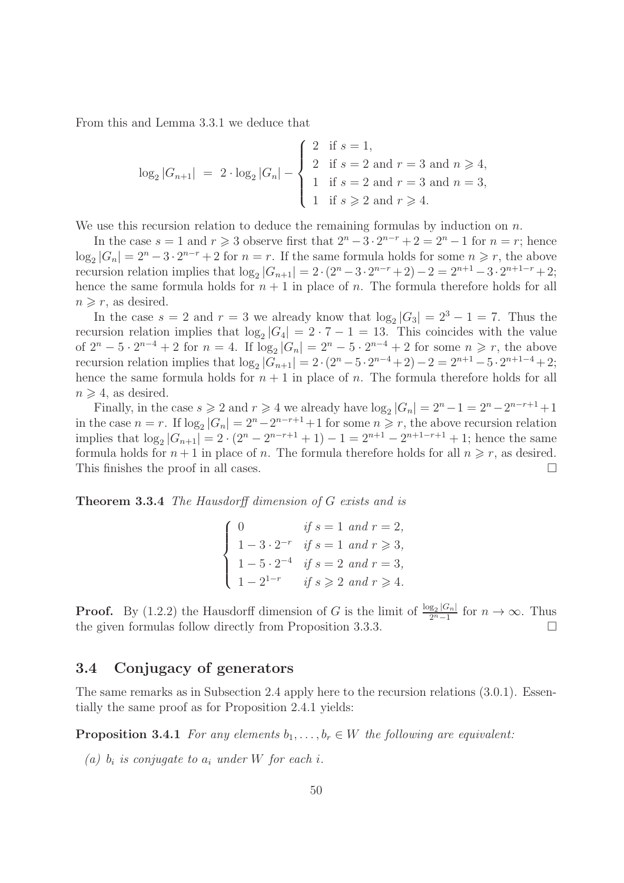From this and Lemma 3.3.1 we deduce that

$$\log_2 |G_{n+1}| \;=\; 2\cdot \log_2 |G_n| - \begin{cases} 2 & \text{if } s=1, \\ 2 & \text{if } s=2 \text{ and } r=3 \text{ and } n\geqslant 4, \\ 1 & \text{if } s=2 \text{ and } r=3 \text{ and } n=3, \\ 1 & \text{if } s\geqslant 2 \text{ and } r\geqslant 4. \end{cases}$$

We use this recursion relation to deduce the remaining formulas by induction on $n$.

In the case $s=1$ and $r\geqslant 3$ observe first that $2^n - 3\cdot 2^{n-r} + 2 = 2^n - 1$ for $n=r$; hence $\log_2 |G_n| = 2^n - 3\cdot 2^{n-r} + 2$ for $n=r$. If the same formula holds for some $n\geqslant r$, the above recursion relation implies that $\log_2 |G_{n+1}| = 2\cdot(2^n - 3\cdot 2^{n-r}+2) - 2 = 2^{n+1} - 3\cdot 2^{n+1-r} + 2$; hence the same formula holds for $n+1$ in place of $n$. The formula therefore holds for all $n\geqslant r$, as desired.

In the case $s=2$ and $r=3$ we already know that $\log_2 |G_3| = 2^3 - 1 = 7$. Thus the recursion relation implies that $\log_2 |G_4| = 2\cdot 7 - 1 = 13$. This coincides with the value of $2^n - 5\cdot 2^{n-4} + 2$ for $n=4$. If $\log_2 |G_n| = 2^n - 5\cdot 2^{n-4} + 2$ for some $n\geqslant r$, the above recursion relation implies that $\log_2 |G_{n+1}| = 2\cdot(2^n - 5\cdot 2^{n-4}+2) - 2 = 2^{n+1} - 5\cdot 2^{n+1-4} + 2$; hence the same formula holds for $n+1$ in place of $n$. The formula therefore holds for all $n\geqslant 4$, as desired.

Finally, in the case $s\geqslant 2$ and $r\geqslant 4$ we already have $\log_2 |G_n| = 2^n - 1 = 2^n - 2^{n-r+1} + 1$ in the case $n=r$. If $\log_2 |G_n| = 2^n - 2^{n-r+1} + 1$ for some $n\geqslant r$, the above recursion relation implies that $\log_2 |G_{n+1}| = 2\cdot(2^n - 2^{n-r+1}+1) - 1 = 2^{n+1} - 2^{n+1-r+1} + 1$; hence the same formula holds for $n+1$ in place of $n$. The formula therefore holds for all $n\geqslant r$, as desired. This finishes the proof in all cases. $\square$

**Theorem 3.3.4** *The Hausdorff dimension of $G$ exists and is*

$$\begin{cases} 0 & \textit{if } s=1 \textit{ and } r=2, \\ 1 - 3\cdot 2^{-r} & \textit{if } s=1 \textit{ and } r\geqslant 3, \\ 1 - 5\cdot 2^{-4} & \textit{if } s=2 \textit{ and } r=3, \\ 1 - 2^{1-r} & \textit{if } s\geqslant 2 \textit{ and } r\geqslant 4. \end{cases}$$

**Proof.** By (1.2.2) the Hausdorff dimension of $G$ is the limit of $\frac{\log_2 |G_n|}{2^n - 1}$ for $n\to\infty$. Thus the given formulas follow directly from Proposition 3.3.3. $\square$

## 3.4 Conjugacy of generators

The same remarks as in Subsection 2.4 apply here to the recursion relations (3.0.1). Essentially the same proof as for Proposition 2.4.1 yields:

**Proposition 3.4.1** *For any elements $b_1, \ldots, b_r \in W$ the following are equivalent:*

*(a) $b_i$ is conjugate to $a_i$ under $W$ for each $i$.*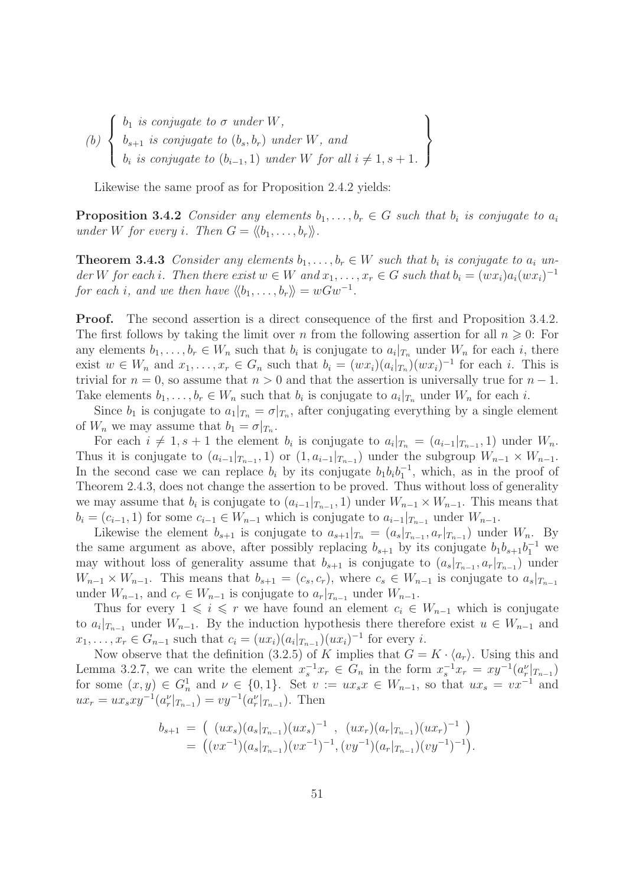$$(b) \left\{ \begin{array}{l} b_1 \text{ is conjugate to } \sigma \text{ under } W, \\ b_{s+1} \text{ is conjugate to } (b_s, b_r) \text{ under } W, \text{ and} \\ b_i \text{ is conjugate to } (b_{i-1}, 1) \text{ under } W \text{ for all } i \neq 1, s+1. \end{array} \right\}$$

Likewise the same proof as for Proposition 2.4.2 yields:

**Proposition 3.4.2** *Consider any elements $b_1, \ldots, b_r \in G$ such that $b_i$ is conjugate to $a_i$ under $W$ for every $i$. Then $G = \langle\langle b_1, \ldots, b_r \rangle\rangle$.*

**Theorem 3.4.3** *Consider any elements $b_1, \ldots, b_r \in W$ such that $b_i$ is conjugate to $a_i$ under $W$ for each $i$. Then there exist $w \in W$ and $x_1, \ldots, x_r \in G$ such that $b_i = (wx_i)a_i(wx_i)^{-1}$ for each $i$, and we then have $\langle\langle b_1, \ldots, b_r \rangle\rangle = wGw^{-1}$.*

**Proof.** The second assertion is a direct consequence of the first and Proposition 3.4.2. The first follows by taking the limit over $n$ from the following assertion for all $n \geqslant 0$: For any elements $b_1, \ldots, b_r \in W_n$ such that $b_i$ is conjugate to $a_i|_{T_n}$ under $W_n$ for each $i$, there exist $w \in W_n$ and $x_1, \ldots, x_r \in G_n$ such that $b_i = (wx_i)(a_i|_{T_n})(wx_i)^{-1}$ for each $i$. This is trivial for $n = 0$, so assume that $n > 0$ and that the assertion is universally true for $n-1$. Take elements $b_1, \ldots, b_r \in W_n$ such that $b_i$ is conjugate to $a_i|_{T_n}$ under $W_n$ for each $i$.

Since $b_1$ is conjugate to $a_1|_{T_n} = \sigma|_{T_n}$, after conjugating everything by a single element of $W_n$ we may assume that $b_1 = \sigma|_{T_n}$.

For each $i \neq 1, s+1$ the element $b_i$ is conjugate to $a_i|_{T_n} = (a_{i-1}|_{T_{n-1}}, 1)$ under $W_n$. Thus it is conjugate to $(a_{i-1}|_{T_{n-1}}, 1)$ or $(1, a_{i-1}|_{T_{n-1}})$ under the subgroup $W_{n-1} \times W_{n-1}$. In the second case we can replace $b_i$ by its conjugate $b_1 b_i b_1^{-1}$, which, as in the proof of Theorem 2.4.3, does not change the assertion to be proved. Thus without loss of generality we may assume that $b_i$ is conjugate to $(a_{i-1}|_{T_{n-1}}, 1)$ under $W_{n-1} \times W_{n-1}$. This means that $b_i = (c_{i-1}, 1)$ for some $c_{i-1} \in W_{n-1}$ which is conjugate to $a_{i-1}|_{T_{n-1}}$ under $W_{n-1}$.

Likewise the element $b_{s+1}$ is conjugate to $a_{s+1}|_{T_n} = (a_s|_{T_{n-1}}, a_r|_{T_{n-1}})$ under $W_n$. By the same argument as above, after possibly replacing $b_{s+1}$ by its conjugate $b_1 b_{s+1} b_1^{-1}$ we may without loss of generality assume that $b_{s+1}$ is conjugate to $(a_s|_{T_{n-1}}, a_r|_{T_{n-1}})$ under $W_{n-1} \times W_{n-1}$. This means that $b_{s+1} = (c_s, c_r)$, where $c_s \in W_{n-1}$ is conjugate to $a_s|_{T_{n-1}}$ under $W_{n-1}$, and $c_r \in W_{n-1}$ is conjugate to $a_r|_{T_{n-1}}$ under $W_{n-1}$.

Thus for every $1 \leqslant i \leqslant r$ we have found an element $c_i \in W_{n-1}$ which is conjugate to $a_i|_{T_{n-1}}$ under $W_{n-1}$. By the induction hypothesis there therefore exist $u \in W_{n-1}$ and $x_1, \ldots, x_r \in G_{n-1}$ such that $c_i = (ux_i)(a_i|_{T_{n-1}})(ux_i)^{-1}$ for every $i$.

Now observe that the definition (3.2.5) of $K$ implies that $G = K \cdot \langle a_r \rangle$. Using this and Lemma 3.2.7, we can write the element $x_s^{-1} x_r \in G_n$ in the form $x_s^{-1} x_r = xy^{-1}(a_r^\nu|_{T_{n-1}})$ for some $(x, y) \in G_n^1$ and $\nu \in \{0, 1\}$. Set $v := ux_s x \in W_{n-1}$, so that $ux_s = vx^{-1}$ and $ux_r = ux_s xy^{-1}(a_r^\nu|_{T_{n-1}}) = vy^{-1}(a_r^\nu|_{T_{n-1}})$. Then

$$\begin{aligned} b_{s+1} &= \big( \ (ux_s)(a_s|_{T_{n-1}})(ux_s)^{-1} \ , \ (ux_r)(a_r|_{T_{n-1}})(ux_r)^{-1} \ \big) \\ &= \big( (vx^{-1})(a_s|_{T_{n-1}})(vx^{-1})^{-1}, (vy^{-1})(a_r|_{T_{n-1}})(vy^{-1})^{-1} \big). \end{aligned}$$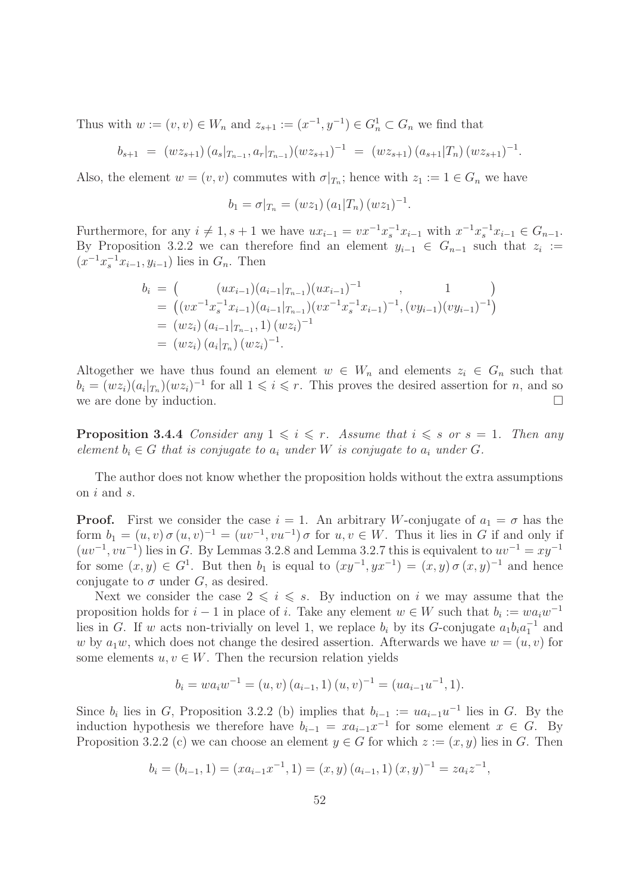Thus with $w := (v,v) \in W_n$ and $z_{s+1} := (x^{-1}, y^{-1}) \in G_n^1 \subset G_n$ we find that

$$b_{s+1} \;=\; (wz_{s+1})\,(a_s|_{T_{n-1}}, a_r|_{T_{n-1}})(wz_{s+1})^{-1} \;=\; (wz_{s+1})\,(a_{s+1}|T_n)\,(wz_{s+1})^{-1}.$$

Also, the element $w = (v,v)$ commutes with $\sigma|_{T_n}$; hence with $z_1 := 1 \in G_n$ we have

$$b_1 = \sigma|_{T_n} = (wz_1)\,(a_1|T_n)\,(wz_1)^{-1}.$$

Furthermore, for any $i \neq 1, s+1$ we have $ux_{i-1} = vx^{-1}x_s^{-1}x_{i-1}$ with $x^{-1}x_s^{-1}x_{i-1} \in G_{n-1}$. By Proposition 3.2.2 we can therefore find an element $y_{i-1} \in G_{n-1}$ such that $z_i := (x^{-1}x_s^{-1}x_{i-1}, y_{i-1})$ lies in $G_n$. Then

$$\begin{aligned}
b_i &= \big( \qquad (ux_{i-1})(a_{i-1}|_{T_{n-1}})(ux_{i-1})^{-1} \qquad , \qquad 1 \qquad \big) \\
&= \big((vx^{-1}x_s^{-1}x_{i-1})(a_{i-1}|_{T_{n-1}})(vx^{-1}x_s^{-1}x_{i-1})^{-1}, (vy_{i-1})(vy_{i-1})^{-1}\big) \\
&= (wz_i)\,(a_{i-1}|_{T_{n-1}}, 1)\,(wz_i)^{-1} \\
&= (wz_i)\,(a_i|_{T_n})\,(wz_i)^{-1}.
\end{aligned}$$

Altogether we have thus found an element $w \in W_n$ and elements $z_i \in G_n$ such that $b_i = (wz_i)(a_i|_{T_n})(wz_i)^{-1}$ for all $1 \leqslant i \leqslant r$. This proves the desired assertion for $n$, and so we are done by induction. $\square$

**Proposition 3.4.4** *Consider any $1 \leqslant i \leqslant r$. Assume that $i \leqslant s$ or $s = 1$. Then any element $b_i \in G$ that is conjugate to $a_i$ under $W$ is conjugate to $a_i$ under $G$.*

The author does not know whether the proposition holds without the extra assumptions on $i$ and $s$.

**Proof.** First we consider the case $i = 1$. An arbitrary $W$-conjugate of $a_1 = \sigma$ has the form $b_1 = (u,v)\,\sigma\,(u,v)^{-1} = (uv^{-1}, vu^{-1})\,\sigma$ for $u,v \in W$. Thus it lies in $G$ if and only if $(uv^{-1}, vu^{-1})$ lies in $G$. By Lemmas 3.2.8 and Lemma 3.2.7 this is equivalent to $uv^{-1} = xy^{-1}$ for some $(x,y) \in G^1$. But then $b_1$ is equal to $(xy^{-1}, yx^{-1}) = (x,y)\,\sigma\,(x,y)^{-1}$ and hence conjugate to $\sigma$ under $G$, as desired.

Next we consider the case $2 \leqslant i \leqslant s$. By induction on $i$ we may assume that the proposition holds for $i-1$ in place of $i$. Take any element $w \in W$ such that $b_i := wa_iw^{-1}$ lies in $G$. If $w$ acts non-trivially on level 1, we replace $b_i$ by its $G$-conjugate $a_1b_ia_1^{-1}$ and $w$ by $a_1w$, which does not change the desired assertion. Afterwards we have $w = (u,v)$ for some elements $u, v \in W$. Then the recursion relation yields

$$b_i = wa_iw^{-1} = (u,v)\,(a_{i-1},1)\,(u,v)^{-1} = (ua_{i-1}u^{-1}, 1).$$

Since $b_i$ lies in $G$, Proposition 3.2.2 (b) implies that $b_{i-1} := ua_{i-1}u^{-1}$ lies in $G$. By the induction hypothesis we therefore have $b_{i-1} = xa_{i-1}x^{-1}$ for some element $x \in G$. By Proposition 3.2.2 (c) we can choose an element $y \in G$ for which $z := (x,y)$ lies in $G$. Then

$$b_i = (b_{i-1}, 1) = (xa_{i-1}x^{-1}, 1) = (x,y)\,(a_{i-1},1)\,(x,y)^{-1} = za_iz^{-1},$$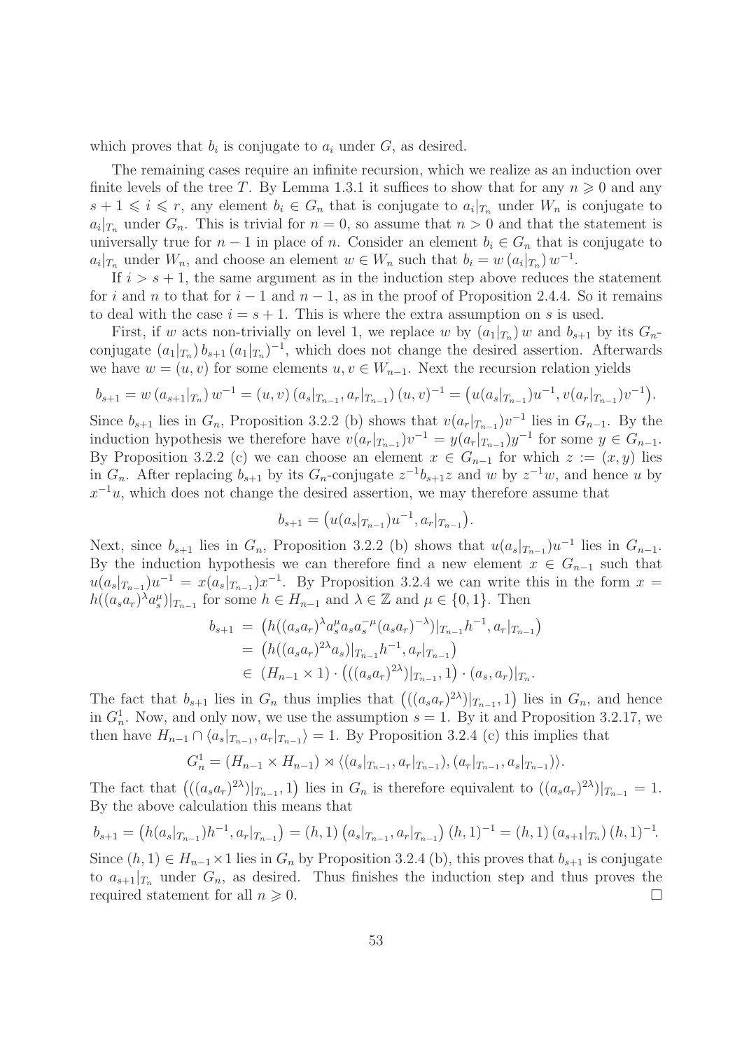which proves that $b_i$ is conjugate to $a_i$ under $G$, as desired.

The remaining cases require an infinite recursion, which we realize as an induction over finite levels of the tree $T$. By Lemma 1.3.1 it suffices to show that for any $n \geqslant 0$ and any $s+1 \leqslant i \leqslant r$, any element $b_i \in G_n$ that is conjugate to $a_i|_{T_n}$ under $W_n$ is conjugate to $a_i|_{T_n}$ under $G_n$. This is trivial for $n=0$, so assume that $n>0$ and that the statement is universally true for $n-1$ in place of $n$. Consider an element $b_i \in G_n$ that is conjugate to $a_i|_{T_n}$ under $W_n$, and choose an element $w \in W_n$ such that $b_i = w\,(a_i|_{T_n})\,w^{-1}$.

If $i > s+1$, the same argument as in the induction step above reduces the statement for $i$ and $n$ to that for $i-1$ and $n-1$, as in the proof of Proposition 2.4.4. So it remains to deal with the case $i = s+1$. This is where the extra assumption on $s$ is used.

First, if $w$ acts non-trivially on level 1, we replace $w$ by $(a_1|_{T_n})\,w$ and $b_{s+1}$ by its $G_n$-conjugate $(a_1|_{T_n})\,b_{s+1}\,(a_1|_{T_n})^{-1}$, which does not change the desired assertion. Afterwards we have $w = (u,v)$ for some elements $u, v \in W_{n-1}$. Next the recursion relation yields

$$b_{s+1} = w\,(a_{s+1}|_{T_n})\,w^{-1} = (u,v)\,(a_s|_{T_{n-1}}, a_r|_{T_{n-1}})\,(u,v)^{-1} = \big(u(a_s|_{T_{n-1}})u^{-1}, v(a_r|_{T_{n-1}})v^{-1}\big).$$

Since $b_{s+1}$ lies in $G_n$, Proposition 3.2.2 (b) shows that $v(a_r|_{T_{n-1}})v^{-1}$ lies in $G_{n-1}$. By the induction hypothesis we therefore have $v(a_r|_{T_{n-1}})v^{-1} = y(a_r|_{T_{n-1}})y^{-1}$ for some $y \in G_{n-1}$. By Proposition 3.2.2 (c) we can choose an element $x \in G_{n-1}$ for which $z := (x,y)$ lies in $G_n$. After replacing $b_{s+1}$ by its $G_n$-conjugate $z^{-1}b_{s+1}z$ and $w$ by $z^{-1}w$, and hence $u$ by $x^{-1}u$, which does not change the desired assertion, we may therefore assume that

$$b_{s+1} = \big(u(a_s|_{T_{n-1}})u^{-1}, a_r|_{T_{n-1}}\big).$$

Next, since $b_{s+1}$ lies in $G_n$, Proposition 3.2.2 (b) shows that $u(a_s|_{T_{n-1}})u^{-1}$ lies in $G_{n-1}$. By the induction hypothesis we can therefore find a new element $x \in G_{n-1}$ such that $u(a_s|_{T_{n-1}})u^{-1} = x(a_s|_{T_{n-1}})x^{-1}$. By Proposition 3.2.4 we can write this in the form $x = h((a_sa_r)^\lambda a_s^\mu)|_{T_{n-1}}$ for some $h \in H_{n-1}$ and $\lambda \in \mathbb{Z}$ and $\mu \in \{0,1\}$. Then

$$\begin{aligned}
b_{s+1} &= \big(h((a_sa_r)^\lambda a_s^\mu a_s a_s^{-\mu}(a_sa_r)^{-\lambda})|_{T_{n-1}}h^{-1}, a_r|_{T_{n-1}}\big) \\
&= \big(h((a_sa_r)^{2\lambda}a_s)|_{T_{n-1}}h^{-1}, a_r|_{T_{n-1}}\big) \\
&\in (H_{n-1} \times 1) \cdot \big(((a_sa_r)^{2\lambda})|_{T_{n-1}}, 1\big) \cdot (a_s, a_r)|_{T_n}.
\end{aligned}$$

The fact that $b_{s+1}$ lies in $G_n$ thus implies that $\big(((a_sa_r)^{2\lambda})|_{T_{n-1}}, 1\big)$ lies in $G_n$, and hence in $G_n^1$. Now, and only now, we use the assumption $s=1$. By it and Proposition 3.2.17, we then have $H_{n-1} \cap \langle a_s|_{T_{n-1}}, a_r|_{T_{n-1}}\rangle = 1$. By Proposition 3.2.4 (c) this implies that

$$G_n^1 = (H_{n-1} \times H_{n-1}) \rtimes \langle (a_s|_{T_{n-1}}, a_r|_{T_{n-1}}), (a_r|_{T_{n-1}}, a_s|_{T_{n-1}})\rangle.$$

The fact that $\big(((a_sa_r)^{2\lambda})|_{T_{n-1}}, 1\big)$ lies in $G_n$ is therefore equivalent to $((a_sa_r)^{2\lambda})|_{T_{n-1}} = 1$. By the above calculation this means that

$$b_{s+1} = \big(h(a_s|_{T_{n-1}})h^{-1}, a_r|_{T_{n-1}}\big) = (h,1)\,\big(a_s|_{T_{n-1}}, a_r|_{T_{n-1}}\big)\,(h,1)^{-1} = (h,1)\,(a_{s+1}|_{T_n})\,(h,1)^{-1}.$$

Since $(h,1) \in H_{n-1} \times 1$ lies in $G_n$ by Proposition 3.2.4 (b), this proves that $b_{s+1}$ is conjugate to $a_{s+1}|_{T_n}$ under $G_n$, as desired. Thus finishes the induction step and thus proves the required statement for all $n \geqslant 0$. $\square$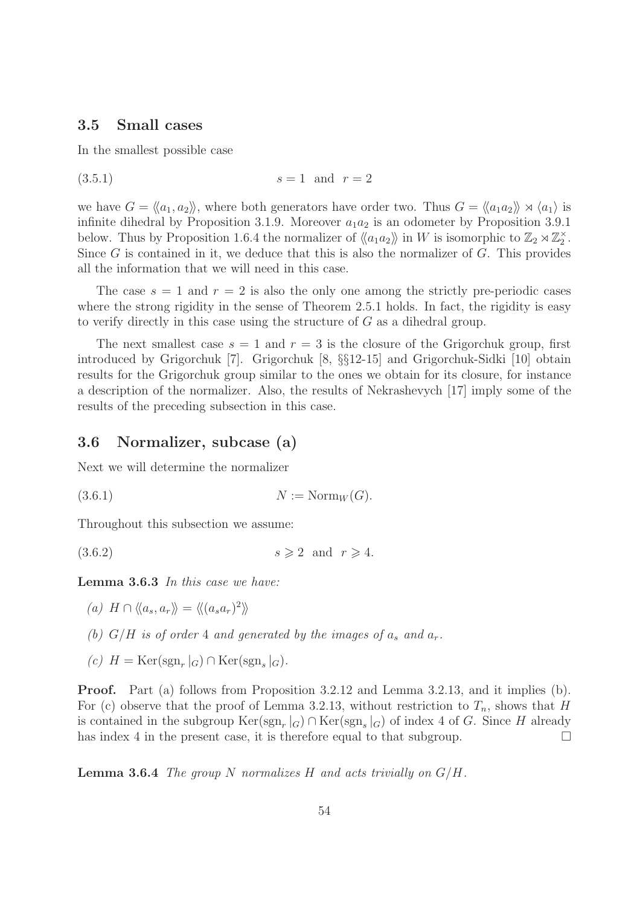### 3.5 Small cases

In the smallest possible case

$$s = 1 \text{ and } r = 2 \tag{3.5.1}$$

we have $G = \langle\langle a_1, a_2 \rangle\rangle$, where both generators have order two. Thus $G = \langle\langle a_1 a_2 \rangle\rangle \rtimes \langle a_1 \rangle$ is infinite dihedral by Proposition 3.1.9. Moreover $a_1 a_2$ is an odometer by Proposition 3.9.1 below. Thus by Proposition 1.6.4 the normalizer of $\langle\langle a_1 a_2 \rangle\rangle$ in $W$ is isomorphic to $\mathbb{Z}_2 \rtimes \mathbb{Z}_2^\times$. Since $G$ is contained in it, we deduce that this is also the normalizer of $G$. This provides all the information that we will need in this case.

The case $s = 1$ and $r = 2$ is also the only one among the strictly pre-periodic cases where the strong rigidity in the sense of Theorem 2.5.1 holds. In fact, the rigidity is easy to verify directly in this case using the structure of $G$ as a dihedral group.

The next smallest case $s = 1$ and $r = 3$ is the closure of the Grigorchuk group, first introduced by Grigorchuk [7]. Grigorchuk [8, §§12-15] and Grigorchuk-Sidki [10] obtain results for the Grigorchuk group similar to the ones we obtain for its closure, for instance a description of the normalizer. Also, the results of Nekrashevych [17] imply some of the results of the preceding subsection in this case.

### 3.6 Normalizer, subcase (a)

Next we will determine the normalizer

$$N := \mathrm{Norm}_W(G). \tag{3.6.1}$$

Throughout this subsection we assume:

$$s \geqslant 2 \text{ and } r \geqslant 4. \tag{3.6.2}$$

**Lemma 3.6.3** *In this case we have:*

*(a)* $H \cap \langle\langle a_s, a_r \rangle\rangle = \langle\langle (a_s a_r)^2 \rangle\rangle$

*(b)* $G/H$ *is of order* 4 *and generated by the images of* $a_s$ *and* $a_r$.

*(c)* $H = \mathrm{Ker}(\mathrm{sgn}_r|_G) \cap \mathrm{Ker}(\mathrm{sgn}_s|_G)$.

**Proof.** Part (a) follows from Proposition 3.2.12 and Lemma 3.2.13, and it implies (b). For (c) observe that the proof of Lemma 3.2.13, without restriction to $T_n$, shows that $H$ is contained in the subgroup $\mathrm{Ker}(\mathrm{sgn}_r|_G) \cap \mathrm{Ker}(\mathrm{sgn}_s|_G)$ of index 4 of $G$. Since $H$ already has index 4 in the present case, it is therefore equal to that subgroup. □

**Lemma 3.6.4** *The group* $N$ *normalizes* $H$ *and acts trivially on* $G/H$.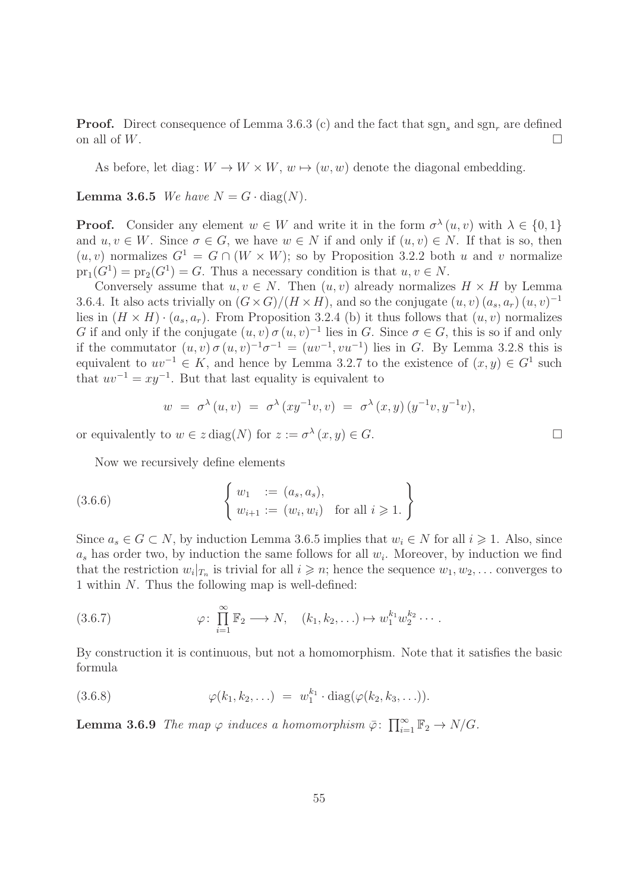**Proof.** Direct consequence of Lemma 3.6.3 (c) and the fact that $\mathrm{sgn}_s$ and $\mathrm{sgn}_r$ are defined on all of $W$. $\square$

As before, let $\mathrm{diag}\colon W \to W \times W$, $w \mapsto (w, w)$ denote the diagonal embedding.

**Lemma 3.6.5** *We have $N = G \cdot \mathrm{diag}(N)$.*

**Proof.** Consider any element $w \in W$ and write it in the form $\sigma^\lambda (u, v)$ with $\lambda \in \{0, 1\}$ and $u, v \in W$. Since $\sigma \in G$, we have $w \in N$ if and only if $(u, v) \in N$. If that is so, then $(u, v)$ normalizes $G^1 = G \cap (W \times W)$; so by Proposition 3.2.2 both $u$ and $v$ normalize $\mathrm{pr}_1(G^1) = \mathrm{pr}_2(G^1) = G$. Thus a necessary condition is that $u, v \in N$.

Conversely assume that $u, v \in N$. Then $(u, v)$ already normalizes $H \times H$ by Lemma 3.6.4. It also acts trivially on $(G \times G)/(H \times H)$, and so the conjugate $(u, v)\,(a_s, a_r)\,(u, v)^{-1}$ lies in $(H \times H) \cdot (a_s, a_r)$. From Proposition 3.2.4 (b) it thus follows that $(u, v)$ normalizes $G$ if and only if the conjugate $(u, v)\,\sigma\,(u, v)^{-1}$ lies in $G$. Since $\sigma \in G$, this is so if and only if the commutator $(u, v)\,\sigma\,(u, v)^{-1}\sigma^{-1} = (uv^{-1}, vu^{-1})$ lies in $G$. By Lemma 3.2.8 this is equivalent to $uv^{-1} \in K$, and hence by Lemma 3.2.7 to the existence of $(x, y) \in G^1$ such that $uv^{-1} = xy^{-1}$. But that last equality is equivalent to

$$w \;=\; \sigma^\lambda (u, v) \;=\; \sigma^\lambda (xy^{-1}v, v) \;=\; \sigma^\lambda (x, y)\,(y^{-1}v, y^{-1}v),$$

or equivalently to $w \in z\,\mathrm{diag}(N)$ for $z := \sigma^\lambda (x, y) \in G$. $\square$

Now we recursively define elements

$$\left\{ \begin{array}{ll} w_1 & := (a_s, a_s), \\ w_{i+1} & := (w_i, w_i) \quad \text{for all } i \geqslant 1. \end{array} \right\} \tag{3.6.6}$$

Since $a_s \in G \subset N$, by induction Lemma 3.6.5 implies that $w_i \in N$ for all $i \geqslant 1$. Also, since $a_s$ has order two, by induction the same follows for all $w_i$. Moreover, by induction we find that the restriction $w_i|_{T_n}$ is trivial for all $i \geqslant n$; hence the sequence $w_1, w_2, \ldots$ converges to 1 within $N$. Thus the following map is well-defined:

$$\varphi\colon \prod_{i=1}^{\infty} \mathbb{F}_2 \longrightarrow N, \quad (k_1, k_2, \ldots) \mapsto w_1^{k_1} w_2^{k_2} \cdots. \tag{3.6.7}$$

By construction it is continuous, but not a homomorphism. Note that it satisfies the basic formula

$$\varphi(k_1, k_2, \ldots) \;=\; w_1^{k_1} \cdot \mathrm{diag}(\varphi(k_2, k_3, \ldots)). \tag{3.6.8}$$

**Lemma 3.6.9** *The map $\varphi$ induces a homomorphism $\bar{\varphi}\colon \prod_{i=1}^{\infty} \mathbb{F}_2 \to N/G$.*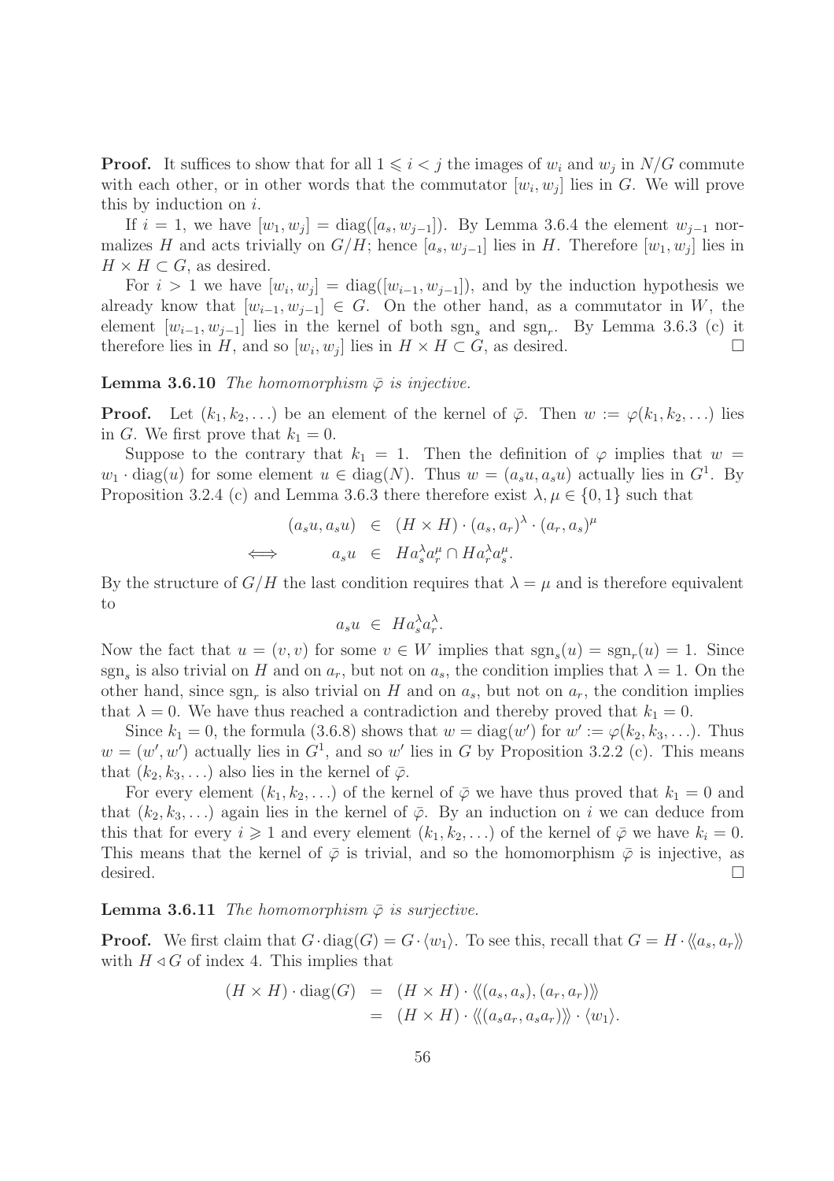**Proof.** It suffices to show that for all $1 \leqslant i < j$ the images of $w_i$ and $w_j$ in $N/G$ commute with each other, or in other words that the commutator $[w_i, w_j]$ lies in $G$. We will prove this by induction on $i$.

If $i = 1$, we have $[w_1, w_j] = \operatorname{diag}([a_s, w_{j-1}])$. By Lemma 3.6.4 the element $w_{j-1}$ normalizes $H$ and acts trivially on $G/H$; hence $[a_s, w_{j-1}]$ lies in $H$. Therefore $[w_1, w_j]$ lies in $H \times H \subset G$, as desired.

For $i > 1$ we have $[w_i, w_j] = \operatorname{diag}([w_{i-1}, w_{j-1}])$, and by the induction hypothesis we already know that $[w_{i-1}, w_{j-1}] \in G$. On the other hand, as a commutator in $W$, the element $[w_{i-1}, w_{j-1}]$ lies in the kernel of both $\operatorname{sgn}_s$ and $\operatorname{sgn}_r$. By Lemma 3.6.3 (c) it therefore lies in $H$, and so $[w_i, w_j]$ lies in $H \times H \subset G$, as desired. $\square$

**Lemma 3.6.10** *The homomorphism $\bar{\varphi}$ is injective.*

**Proof.** Let $(k_1, k_2, \ldots)$ be an element of the kernel of $\bar{\varphi}$. Then $w := \varphi(k_1, k_2, \ldots)$ lies in $G$. We first prove that $k_1 = 0$.

Suppose to the contrary that $k_1 = 1$. Then the definition of $\varphi$ implies that $w = w_1 \cdot \operatorname{diag}(u)$ for some element $u \in \operatorname{diag}(N)$. Thus $w = (a_s u, a_s u)$ actually lies in $G^1$. By Proposition 3.2.4 (c) and Lemma 3.6.3 there therefore exist $\lambda, \mu \in \{0, 1\}$ such that

$$
\begin{array}{rrcl}
 & (a_s u, a_s u) & \in & (H \times H) \cdot (a_s, a_r)^\lambda \cdot (a_r, a_s)^\mu \\
\Longleftrightarrow & a_s u & \in & H a_s^\lambda a_r^\mu \cap H a_r^\lambda a_s^\mu .
\end{array}
$$

By the structure of $G/H$ the last condition requires that $\lambda = \mu$ and is therefore equivalent to

$$
a_s u \ \in \ H a_s^\lambda a_r^\lambda .
$$

Now the fact that $u = (v, v)$ for some $v \in W$ implies that $\operatorname{sgn}_s(u) = \operatorname{sgn}_r(u) = 1$. Since $\operatorname{sgn}_s$ is also trivial on $H$ and on $a_r$, but not on $a_s$, the condition implies that $\lambda = 1$. On the other hand, since $\operatorname{sgn}_r$ is also trivial on $H$ and on $a_s$, but not on $a_r$, the condition implies that $\lambda = 0$. We have thus reached a contradiction and thereby proved that $k_1 = 0$.

Since $k_1 = 0$, the formula (3.6.8) shows that $w = \operatorname{diag}(w')$ for $w' := \varphi(k_2, k_3, \ldots)$. Thus $w = (w', w')$ actually lies in $G^1$, and so $w'$ lies in $G$ by Proposition 3.2.2 (c). This means that $(k_2, k_3, \ldots)$ also lies in the kernel of $\bar{\varphi}$.

For every element $(k_1, k_2, \ldots)$ of the kernel of $\bar{\varphi}$ we have thus proved that $k_1 = 0$ and that $(k_2, k_3, \ldots)$ again lies in the kernel of $\bar{\varphi}$. By an induction on $i$ we can deduce from this that for every $i \geqslant 1$ and every element $(k_1, k_2, \ldots)$ of the kernel of $\bar{\varphi}$ we have $k_i = 0$. This means that the kernel of $\bar{\varphi}$ is trivial, and so the homomorphism $\bar{\varphi}$ is injective, as desired. $\square$

**Lemma 3.6.11** *The homomorphism $\bar{\varphi}$ is surjective.*

**Proof.** We first claim that $G \cdot \operatorname{diag}(G) = G \cdot \langle w_1 \rangle$. To see this, recall that $G = H \cdot \langle\!\langle a_s, a_r \rangle\!\rangle$ with $H \triangleleft G$ of index 4. This implies that

$$
\begin{aligned}
(H \times H) \cdot \operatorname{diag}(G) &= (H \times H) \cdot \langle\!\langle (a_s, a_s), (a_r, a_r) \rangle\!\rangle \\
&= (H \times H) \cdot \langle\!\langle (a_s a_r, a_s a_r) \rangle\!\rangle \cdot \langle w_1 \rangle .
\end{aligned}
$$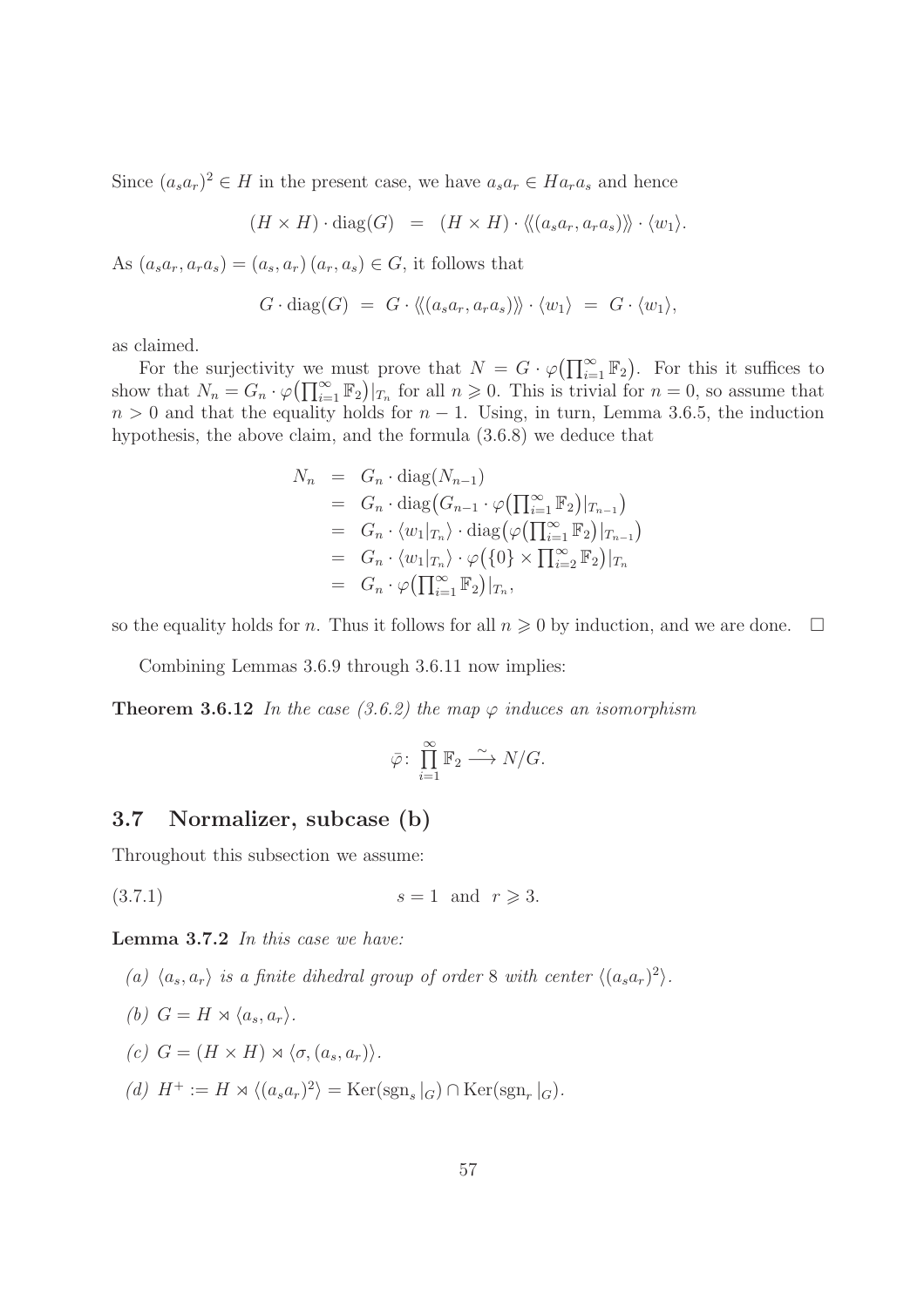Since $(a_s a_r)^2 \in H$ in the present case, we have $a_s a_r \in H a_r a_s$ and hence

$$(H \times H) \cdot \mathrm{diag}(G) \;=\; (H \times H) \cdot \langle\!\langle (a_s a_r, a_r a_s) \rangle\!\rangle \cdot \langle w_1 \rangle.$$

As $(a_s a_r, a_r a_s) = (a_s, a_r)\,(a_r, a_s) \in G$, it follows that

$$G \cdot \mathrm{diag}(G) \;=\; G \cdot \langle\!\langle (a_s a_r, a_r a_s) \rangle\!\rangle \cdot \langle w_1 \rangle \;=\; G \cdot \langle w_1 \rangle,$$

as claimed.

For the surjectivity we must prove that $N = G \cdot \varphi\big(\prod_{i=1}^\infty \mathbb{F}_2\big)$. For this it suffices to show that $N_n = G_n \cdot \varphi\big(\prod_{i=1}^\infty \mathbb{F}_2\big)|_{T_n}$ for all $n \geqslant 0$. This is trivial for $n = 0$, so assume that $n > 0$ and that the equality holds for $n-1$. Using, in turn, Lemma 3.6.5, the induction hypothesis, the above claim, and the formula (3.6.8) we deduce that

$$\begin{aligned}
N_n &= G_n \cdot \mathrm{diag}(N_{n-1}) \\
&= G_n \cdot \mathrm{diag}\big(G_{n-1} \cdot \varphi\big(\textstyle\prod_{i=1}^\infty \mathbb{F}_2\big)|_{T_{n-1}}\big) \\
&= G_n \cdot \langle w_1|_{T_n} \rangle \cdot \mathrm{diag}\big(\varphi\big(\textstyle\prod_{i=1}^\infty \mathbb{F}_2\big)|_{T_{n-1}}\big) \\
&= G_n \cdot \langle w_1|_{T_n} \rangle \cdot \varphi\big(\{0\} \times \textstyle\prod_{i=2}^\infty \mathbb{F}_2\big)|_{T_n} \\
&= G_n \cdot \varphi\big(\textstyle\prod_{i=1}^\infty \mathbb{F}_2\big)|_{T_n},
\end{aligned}$$

so the equality holds for $n$. Thus it follows for all $n \geqslant 0$ by induction, and we are done. $\square$

Combining Lemmas 3.6.9 through 3.6.11 now implies:

**Theorem 3.6.12** *In the case (3.6.2) the map $\varphi$ induces an isomorphism*

$$\bar{\varphi}\colon\, \prod_{i=1}^\infty \mathbb{F}_2 \xrightarrow{\;\sim\;} N/G.$$

## 3.7 Normalizer, subcase (b)

Throughout this subsection we assume:

$$s = 1 \;\text{ and }\; r \geqslant 3. \tag{3.7.1}$$

**Lemma 3.7.2** *In this case we have:*

*(a) $\langle a_s, a_r \rangle$ is a finite dihedral group of order 8 with center $\langle (a_s a_r)^2 \rangle$.*

*(b) $G = H \rtimes \langle a_s, a_r \rangle$.*

*(c) $G = (H \times H) \rtimes \langle \sigma, (a_s, a_r) \rangle$.*

*(d) $H^+ := H \rtimes \langle (a_s a_r)^2 \rangle = \mathrm{Ker}(\mathrm{sgn}_s|_G) \cap \mathrm{Ker}(\mathrm{sgn}_r|_G)$.*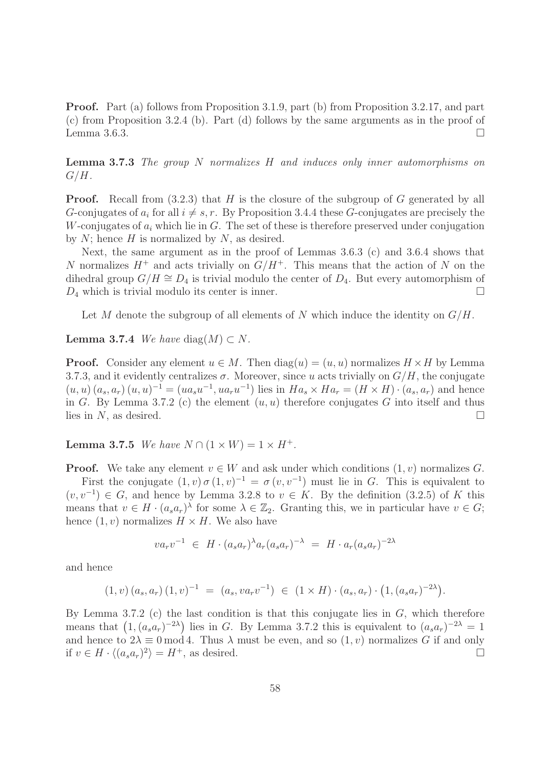**Proof.** Part (a) follows from Proposition 3.1.9, part (b) from Proposition 3.2.17, and part (c) from Proposition 3.2.4 (b). Part (d) follows by the same arguments as in the proof of Lemma 3.6.3. $\square$

**Lemma 3.7.3** *The group $N$ normalizes $H$ and induces only inner automorphisms on $G/H$.*

**Proof.** Recall from (3.2.3) that $H$ is the closure of the subgroup of $G$ generated by all $G$-conjugates of $a_i$ for all $i \neq s, r$. By Proposition 3.4.4 these $G$-conjugates are precisely the $W$-conjugates of $a_i$ which lie in $G$. The set of these is therefore preserved under conjugation by $N$; hence $H$ is normalized by $N$, as desired.

Next, the same argument as in the proof of Lemmas 3.6.3 (c) and 3.6.4 shows that $N$ normalizes $H^+$ and acts trivially on $G/H^+$. This means that the action of $N$ on the dihedral group $G/H \cong D_4$ is trivial modulo the center of $D_4$. But every automorphism of $D_4$ which is trivial modulo its center is inner. $\square$

Let $M$ denote the subgroup of all elements of $N$ which induce the identity on $G/H$.

**Lemma 3.7.4** *We have $\operatorname{diag}(M) \subset N$.*

**Proof.** Consider any element $u \in M$. Then $\operatorname{diag}(u) = (u, u)$ normalizes $H \times H$ by Lemma 3.7.3, and it evidently centralizes $\sigma$. Moreover, since $u$ acts trivially on $G/H$, the conjugate $(u, u)\,(a_s, a_r)\,(u, u)^{-1} = (ua_su^{-1}, ua_ru^{-1})$ lies in $Ha_s \times Ha_r = (H \times H) \cdot (a_s, a_r)$ and hence in $G$. By Lemma 3.7.2 (c) the element $(u, u)$ therefore conjugates $G$ into itself and thus lies in $N$, as desired. $\square$

**Lemma 3.7.5** *We have $N \cap (1 \times W) = 1 \times H^+$.*

**Proof.** We take any element $v \in W$ and ask under which conditions $(1, v)$ normalizes $G$.

First the conjugate $(1, v)\,\sigma\,(1, v)^{-1} = \sigma\,(v, v^{-1})$ must lie in $G$. This is equivalent to $(v, v^{-1}) \in G$, and hence by Lemma 3.2.8 to $v \in K$. By the definition (3.2.5) of $K$ this means that $v \in H \cdot (a_sa_r)^\lambda$ for some $\lambda \in \mathbb{Z}_2$. Granting this, we in particular have $v \in G$; hence $(1, v)$ normalizes $H \times H$. We also have

$$va_rv^{-1} \;\in\; H \cdot (a_sa_r)^\lambda a_r (a_sa_r)^{-\lambda} \;=\; H \cdot a_r (a_sa_r)^{-2\lambda}$$

and hence

$$(1, v)\,(a_s, a_r)\,(1, v)^{-1} \;=\; (a_s, va_rv^{-1}) \;\in\; (1 \times H) \cdot (a_s, a_r) \cdot \big(1, (a_sa_r)^{-2\lambda}\big).$$

By Lemma 3.7.2 (c) the last condition is that this conjugate lies in $G$, which therefore means that $\big(1, (a_sa_r)^{-2\lambda}\big)$ lies in $G$. By Lemma 3.7.2 this is equivalent to $(a_sa_r)^{-2\lambda} = 1$ and hence to $2\lambda \equiv 0 \bmod 4$. Thus $\lambda$ must be even, and so $(1, v)$ normalizes $G$ if and only if $v \in H \cdot \langle (a_sa_r)^2 \rangle = H^+$, as desired. $\square$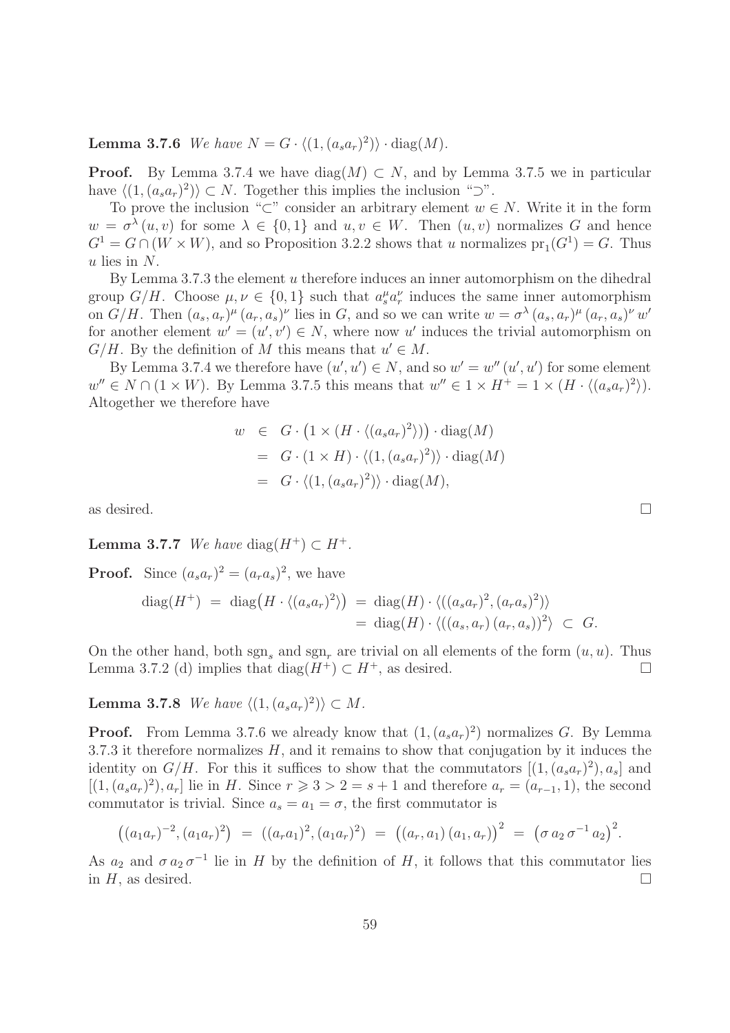**Lemma 3.7.6** *We have* $N = G \cdot \langle (1,(a_s a_r)^2) \rangle \cdot \mathrm{diag}(M)$.

**Proof.** By Lemma 3.7.4 we have $\mathrm{diag}(M) \subset N$, and by Lemma 3.7.5 we in particular have $\langle (1,(a_s a_r)^2) \rangle \subset N$. Together this implies the inclusion "$\supset$".

To prove the inclusion "$\subset$" consider an arbitrary element $w \in N$. Write it in the form $w = \sigma^\lambda (u,v)$ for some $\lambda \in \{0,1\}$ and $u, v \in W$. Then $(u,v)$ normalizes $G$ and hence $G^1 = G \cap (W \times W)$, and so Proposition 3.2.2 shows that $u$ normalizes $\mathrm{pr}_1(G^1) = G$. Thus $u$ lies in $N$.

By Lemma 3.7.3 the element $u$ therefore induces an inner automorphism on the dihedral group $G/H$. Choose $\mu, \nu \in \{0,1\}$ such that $a_s^\mu a_r^\nu$ induces the same inner automorphism on $G/H$. Then $(a_s, a_r)^\mu (a_r, a_s)^\nu$ lies in $G$, and so we can write $w = \sigma^\lambda (a_s, a_r)^\mu (a_r, a_s)^\nu w'$ for another element $w' = (u', v') \in N$, where now $u'$ induces the trivial automorphism on $G/H$. By the definition of $M$ this means that $u' \in M$.

By Lemma 3.7.4 we therefore have $(u', u') \in N$, and so $w' = w'' (u', u')$ for some element $w'' \in N \cap (1 \times W)$. By Lemma 3.7.5 this means that $w'' \in 1 \times H^+ = 1 \times (H \cdot \langle (a_s a_r)^2 \rangle)$. Altogether we therefore have

$$
\begin{aligned}
w &\in G \cdot \big(1 \times (H \cdot \langle (a_s a_r)^2 \rangle)\big) \cdot \mathrm{diag}(M) \\
&= G \cdot (1 \times H) \cdot \langle (1,(a_s a_r)^2) \rangle \cdot \mathrm{diag}(M) \\
&= G \cdot \langle (1,(a_s a_r)^2) \rangle \cdot \mathrm{diag}(M),
\end{aligned}
$$

as desired. $\square$

**Lemma 3.7.7** *We have* $\mathrm{diag}(H^+) \subset H^+$.

**Proof.** Since $(a_s a_r)^2 = (a_r a_s)^2$, we have

$$
\begin{aligned}
\mathrm{diag}(H^+) &= \mathrm{diag}\big(H \cdot \langle (a_s a_r)^2 \rangle\big) = \mathrm{diag}(H) \cdot \langle ((a_s a_r)^2, (a_r a_s)^2) \rangle \\
&= \mathrm{diag}(H) \cdot \langle ((a_s, a_r)\,(a_r, a_s))^2 \rangle \subset G.
\end{aligned}
$$

On the other hand, both $\mathrm{sgn}_s$ and $\mathrm{sgn}_r$ are trivial on all elements of the form $(u,u)$. Thus Lemma 3.7.2 (d) implies that $\mathrm{diag}(H^+) \subset H^+$, as desired. $\square$

**Lemma 3.7.8** *We have* $\langle (1,(a_s a_r)^2) \rangle \subset M$.

**Proof.** From Lemma 3.7.6 we already know that $(1,(a_s a_r)^2)$ normalizes $G$. By Lemma 3.7.3 it therefore normalizes $H$, and it remains to show that conjugation by it induces the identity on $G/H$. For this it suffices to show that the commutators $[(1,(a_s a_r)^2), a_s]$ and $[(1,(a_s a_r)^2), a_r]$ lie in $H$. Since $r \geqslant 3 > 2 = s+1$ and therefore $a_r = (a_{r-1}, 1)$, the second commutator is trivial. Since $a_s = a_1 = \sigma$, the first commutator is

$$
\big((a_1 a_r)^{-2}, (a_1 a_r)^2\big) = ((a_r a_1)^2, (a_1 a_r)^2) = \big((a_r, a_1)\,(a_1, a_r)\big)^2 = \big(\sigma\, a_2\, \sigma^{-1}\, a_2\big)^2.
$$

As $a_2$ and $\sigma\, a_2\, \sigma^{-1}$ lie in $H$ by the definition of $H$, it follows that this commutator lies in $H$, as desired. $\square$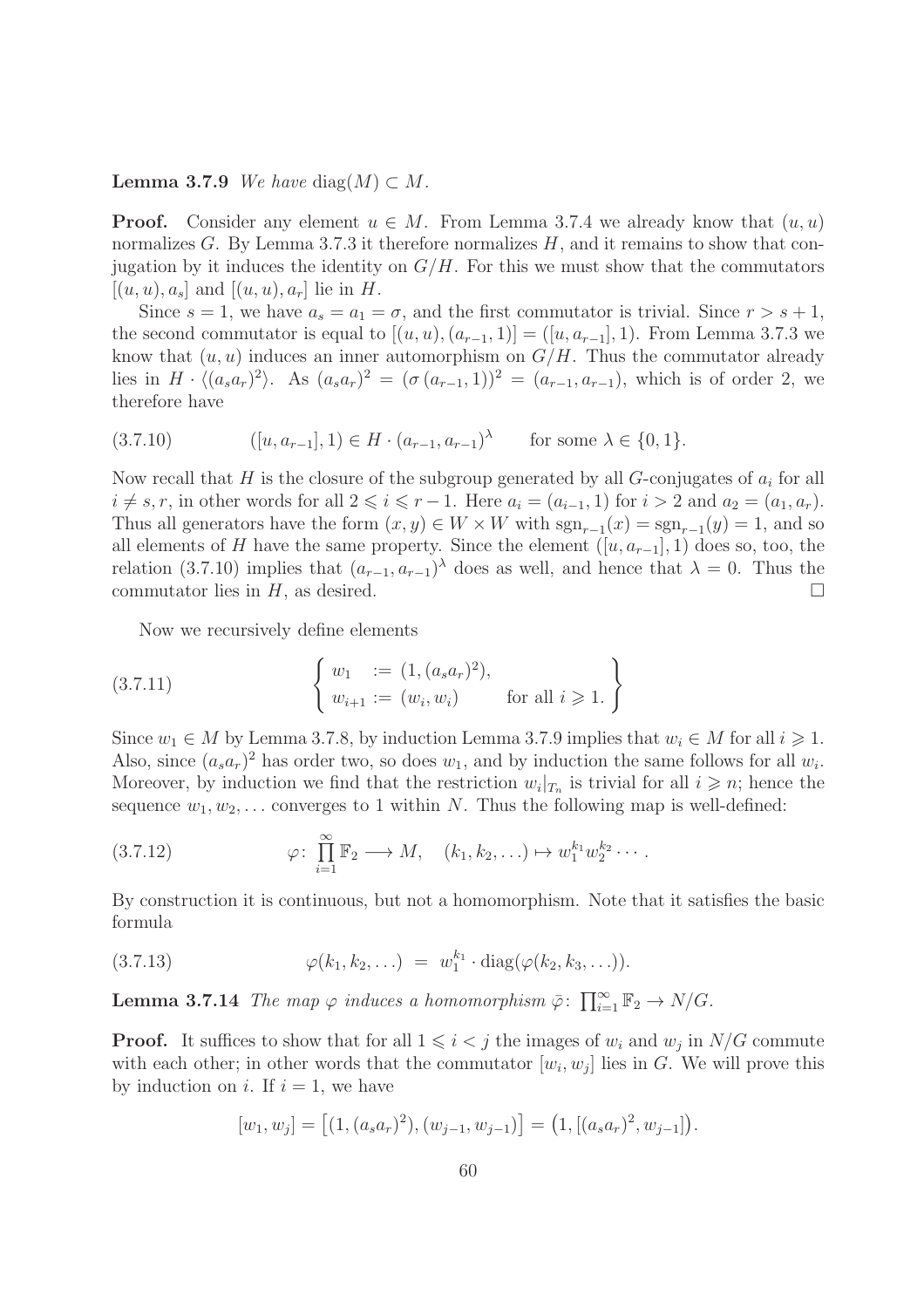**Lemma 3.7.9** *We have* $\operatorname{diag}(M) \subset M$.

**Proof.** Consider any element $u \in M$. From Lemma 3.7.4 we already know that $(u, u)$ normalizes $G$. By Lemma 3.7.3 it therefore normalizes $H$, and it remains to show that conjugation by it induces the identity on $G/H$. For this we must show that the commutators $[(u, u), a_s]$ and $[(u, u), a_r]$ lie in $H$.

Since $s = 1$, we have $a_s = a_1 = \sigma$, and the first commutator is trivial. Since $r > s+1$, the second commutator is equal to $[(u, u), (a_{r-1}, 1)] = ([u, a_{r-1}], 1)$. From Lemma 3.7.3 we know that $(u, u)$ induces an inner automorphism on $G/H$. Thus the commutator already lies in $H \cdot \langle (a_s a_r)^2 \rangle$. As $(a_s a_r)^2 = (\sigma\,(a_{r-1}, 1))^2 = (a_{r-1}, a_{r-1})$, which is of order 2, we therefore have

$$([u, a_{r-1}], 1) \in H \cdot (a_{r-1}, a_{r-1})^\lambda \qquad \text{for some } \lambda \in \{0, 1\}. \tag{3.7.10}$$

Now recall that $H$ is the closure of the subgroup generated by all $G$-conjugates of $a_i$ for all $i \neq s, r$, in other words for all $2 \leqslant i \leqslant r-1$. Here $a_i = (a_{i-1}, 1)$ for $i > 2$ and $a_2 = (a_1, a_r)$. Thus all generators have the form $(x, y) \in W \times W$ with $\operatorname{sgn}_{r-1}(x) = \operatorname{sgn}_{r-1}(y) = 1$, and so all elements of $H$ have the same property. Since the element $([u, a_{r-1}], 1)$ does so, too, the relation (3.7.10) implies that $(a_{r-1}, a_{r-1})^\lambda$ does as well, and hence that $\lambda = 0$. Thus the commutator lies in $H$, as desired. $\square$

Now we recursively define elements

$$\left\{ \begin{array}{ll} w_1 \;\; := (1, (a_s a_r)^2), & \\ w_{i+1} := (w_i, w_i) & \text{for all } i \geqslant 1. \end{array} \right\} \tag{3.7.11}$$

Since $w_1 \in M$ by Lemma 3.7.8, by induction Lemma 3.7.9 implies that $w_i \in M$ for all $i \geqslant 1$. Also, since $(a_s a_r)^2$ has order two, so does $w_1$, and by induction the same follows for all $w_i$. Moreover, by induction we find that the restriction $w_i|_{T_n}$ is trivial for all $i \geqslant n$; hence the sequence $w_1, w_2, \ldots$ converges to 1 within $N$. Thus the following map is well-defined:

$$\varphi\colon \prod_{i=1}^{\infty} \mathbb{F}_2 \longrightarrow M, \quad (k_1, k_2, \ldots) \mapsto w_1^{k_1} w_2^{k_2} \cdots. \tag{3.7.12}$$

By construction it is continuous, but not a homomorphism. Note that it satisfies the basic formula

$$\varphi(k_1, k_2, \ldots) \;=\; w_1^{k_1} \cdot \operatorname{diag}(\varphi(k_2, k_3, \ldots)). \tag{3.7.13}$$

**Lemma 3.7.14** *The map* $\varphi$ *induces a homomorphism* $\bar{\varphi}\colon \prod_{i=1}^{\infty} \mathbb{F}_2 \to N/G$.

**Proof.** It suffices to show that for all $1 \leqslant i < j$ the images of $w_i$ and $w_j$ in $N/G$ commute with each other; in other words that the commutator $[w_i, w_j]$ lies in $G$. We will prove this by induction on $i$. If $i = 1$, we have

$$[w_1, w_j] = \big[(1, (a_s a_r)^2), (w_{j-1}, w_{j-1})\big] = \big(1, [(a_s a_r)^2, w_{j-1}]\big).$$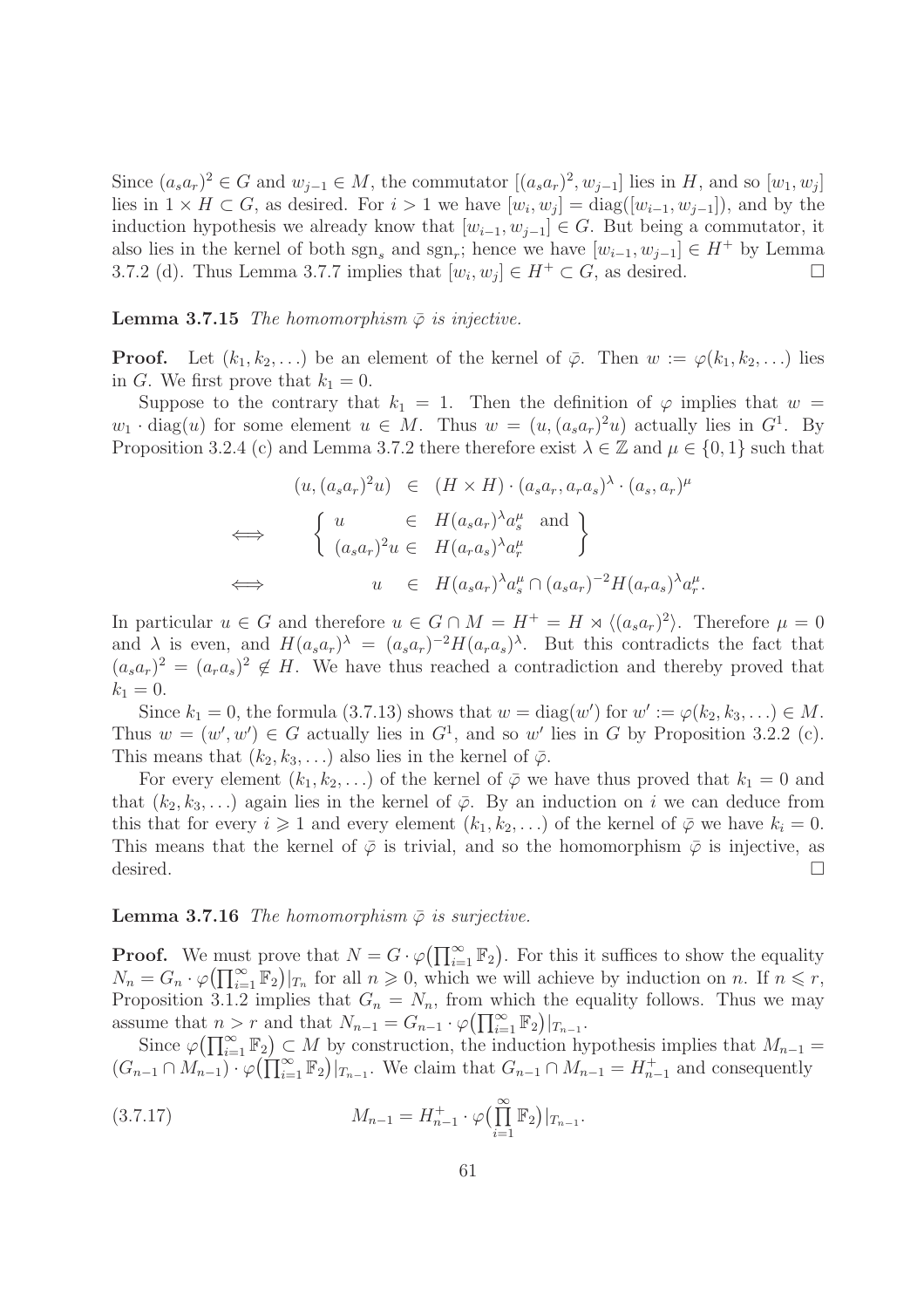Since $(a_s a_r)^2 \in G$ and $w_{j-1} \in M$, the commutator $[(a_s a_r)^2, w_{j-1}]$ lies in $H$, and so $[w_1, w_j]$ lies in $1 \times H \subset G$, as desired. For $i > 1$ we have $[w_i, w_j] = \mathrm{diag}([w_{i-1}, w_{j-1}])$, and by the induction hypothesis we already know that $[w_{i-1}, w_{j-1}] \in G$. But being a commutator, it also lies in the kernel of both $\mathrm{sgn}_s$ and $\mathrm{sgn}_r$; hence we have $[w_{i-1}, w_{j-1}] \in H^+$ by Lemma 3.7.2 (d). Thus Lemma 3.7.7 implies that $[w_i, w_j] \in H^+ \subset G$, as desired. $\square$

**Lemma 3.7.15** *The homomorphism $\bar{\varphi}$ is injective.*

**Proof.** Let $(k_1, k_2, \ldots)$ be an element of the kernel of $\bar{\varphi}$. Then $w := \varphi(k_1, k_2, \ldots)$ lies in $G$. We first prove that $k_1 = 0$.

Suppose to the contrary that $k_1 = 1$. Then the definition of $\varphi$ implies that $w = w_1 \cdot \mathrm{diag}(u)$ for some element $u \in M$. Thus $w = (u, (a_s a_r)^2 u)$ actually lies in $G^1$. By Proposition 3.2.4 (c) and Lemma 3.7.2 there therefore exist $\lambda \in \mathbb{Z}$ and $\mu \in \{0, 1\}$ such that

$$
\begin{aligned}
& (u, (a_s a_r)^2 u) \in (H \times H) \cdot (a_s a_r, a_r a_s)^\lambda \cdot (a_s, a_r)^\mu \\
\iff & \left\{ \begin{array}{ll} u & \in H(a_s a_r)^\lambda a_s^\mu \quad \text{and} \\ (a_s a_r)^2 u \in & H(a_r a_s)^\lambda a_r^\mu \end{array} \right\} \\
\iff & \quad u \in H(a_s a_r)^\lambda a_s^\mu \cap (a_s a_r)^{-2} H(a_r a_s)^\lambda a_r^\mu .
\end{aligned}
$$

In particular $u \in G$ and therefore $u \in G \cap M = H^+ = H \rtimes \langle (a_s a_r)^2 \rangle$. Therefore $\mu = 0$ and $\lambda$ is even, and $H(a_s a_r)^\lambda = (a_s a_r)^{-2} H(a_r a_s)^\lambda$. But this contradicts the fact that $(a_s a_r)^2 = (a_r a_s)^2 \notin H$. We have thus reached a contradiction and thereby proved that $k_1 = 0$.

Since $k_1 = 0$, the formula (3.7.13) shows that $w = \mathrm{diag}(w')$ for $w' := \varphi(k_2, k_3, \ldots) \in M$. Thus $w = (w', w') \in G$ actually lies in $G^1$, and so $w'$ lies in $G$ by Proposition 3.2.2 (c). This means that $(k_2, k_3, \ldots)$ also lies in the kernel of $\bar{\varphi}$.

For every element $(k_1, k_2, \ldots)$ of the kernel of $\bar{\varphi}$ we have thus proved that $k_1 = 0$ and that $(k_2, k_3, \ldots)$ again lies in the kernel of $\bar{\varphi}$. By an induction on $i$ we can deduce from this that for every $i \geqslant 1$ and every element $(k_1, k_2, \ldots)$ of the kernel of $\bar{\varphi}$ we have $k_i = 0$. This means that the kernel of $\bar{\varphi}$ is trivial, and so the homomorphism $\bar{\varphi}$ is injective, as desired. $\square$

**Lemma 3.7.16** *The homomorphism $\bar{\varphi}$ is surjective.*

**Proof.** We must prove that $N = G \cdot \varphi\big(\prod_{i=1}^\infty \mathbb{F}_2\big)$. For this it suffices to show the equality $N_n = G_n \cdot \varphi\big(\prod_{i=1}^\infty \mathbb{F}_2\big)|_{T_n}$ for all $n \geqslant 0$, which we will achieve by induction on $n$. If $n \leqslant r$, Proposition 3.1.2 implies that $G_n = N_n$, from which the equality follows. Thus we may assume that $n > r$ and that $N_{n-1} = G_{n-1} \cdot \varphi\big(\prod_{i=1}^\infty \mathbb{F}_2\big)|_{T_{n-1}}$.

Since $\varphi\big(\prod_{i=1}^\infty \mathbb{F}_2\big) \subset M$ by construction, the induction hypothesis implies that $M_{n-1} = (G_{n-1} \cap M_{n-1}) \cdot \varphi\big(\prod_{i=1}^\infty \mathbb{F}_2\big)|_{T_{n-1}}$. We claim that $G_{n-1} \cap M_{n-1} = H_{n-1}^+$ and consequently

$$
M_{n-1} = H_{n-1}^+ \cdot \varphi\big(\prod_{i=1}^\infty \mathbb{F}_2\big)|_{T_{n-1}}. \tag{3.7.17}
$$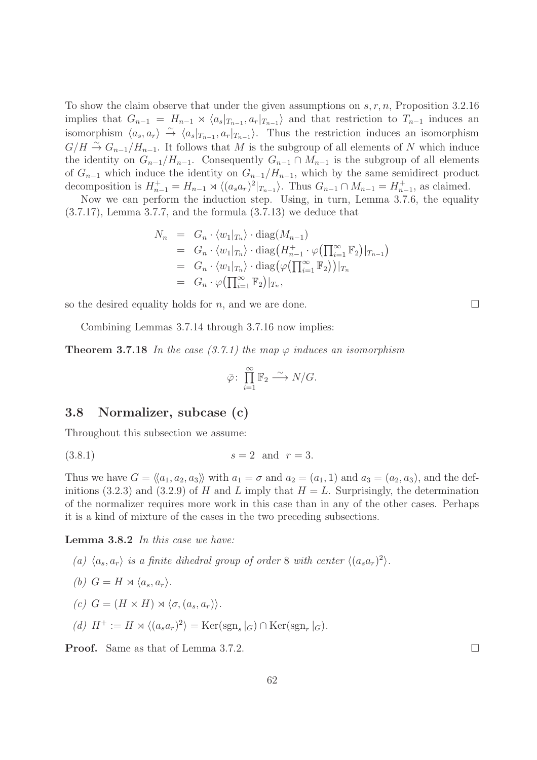To show the claim observe that under the given assumptions on $s, r, n$, Proposition 3.2.16 implies that $G_{n-1} = H_{n-1} \rtimes \langle a_s|_{T_{n-1}}, a_r|_{T_{n-1}}\rangle$ and that restriction to $T_{n-1}$ induces an isomorphism $\langle a_s, a_r\rangle \xrightarrow{\sim} \langle a_s|_{T_{n-1}}, a_r|_{T_{n-1}}\rangle$. Thus the restriction induces an isomorphism $G/H \xrightarrow{\sim} G_{n-1}/H_{n-1}$. It follows that $M$ is the subgroup of all elements of $N$ which induce the identity on $G_{n-1}/H_{n-1}$. Consequently $G_{n-1} \cap M_{n-1}$ is the subgroup of all elements of $G_{n-1}$ which induce the identity on $G_{n-1}/H_{n-1}$, which by the same semidirect product decomposition is $H_{n-1}^+ = H_{n-1} \rtimes \langle (a_s a_r)^2|_{T_{n-1}}\rangle$. Thus $G_{n-1} \cap M_{n-1} = H_{n-1}^+$, as claimed.

Now we can perform the induction step. Using, in turn, Lemma 3.7.6, the equality (3.7.17), Lemma 3.7.7, and the formula (3.7.13) we deduce that

$$\begin{aligned}
N_n &= G_n \cdot \langle w_1|_{T_n}\rangle \cdot \mathrm{diag}(M_{n-1}) \\
&= G_n \cdot \langle w_1|_{T_n}\rangle \cdot \mathrm{diag}\big(H_{n-1}^+ \cdot \varphi\big(\textstyle\prod_{i=1}^\infty \mathbb{F}_2\big)|_{T_{n-1}}\big) \\
&= G_n \cdot \langle w_1|_{T_n}\rangle \cdot \mathrm{diag}\big(\varphi\big(\textstyle\prod_{i=1}^\infty \mathbb{F}_2\big)\big)|_{T_n} \\
&= G_n \cdot \varphi\big(\textstyle\prod_{i=1}^\infty \mathbb{F}_2\big)|_{T_n},
\end{aligned}$$

so the desired equality holds for $n$, and we are done. $\square$

Combining Lemmas 3.7.14 through 3.7.16 now implies:

**Theorem 3.7.18** *In the case (3.7.1) the map $\varphi$ induces an isomorphism*

$$\bar{\varphi}\colon \prod_{i=1}^{\infty} \mathbb{F}_2 \xrightarrow{\ \sim\ } N/G.$$

## 3.8 Normalizer, subcase (c)

Throughout this subsection we assume:

$$s = 2 \ \text{ and } \ r = 3. \tag{3.8.1}$$

Thus we have $G = \langle\!\langle a_1, a_2, a_3\rangle\!\rangle$ with $a_1 = \sigma$ and $a_2 = (a_1, 1)$ and $a_3 = (a_2, a_3)$, and the definitions (3.2.3) and (3.2.9) of $H$ and $L$ imply that $H = L$. Surprisingly, the determination of the normalizer requires more work in this case than in any of the other cases. Perhaps it is a kind of mixture of the cases in the two preceding subsections.

**Lemma 3.8.2** *In this case we have:*

*(a) $\langle a_s, a_r\rangle$ is a finite dihedral group of order 8 with center $\langle (a_s a_r)^2\rangle$.*

*(b) $G = H \rtimes \langle a_s, a_r\rangle$.*

*(c) $G = (H \times H) \rtimes \langle \sigma, (a_s, a_r)\rangle$.*

*(d) $H^+ := H \rtimes \langle (a_s a_r)^2\rangle = \mathrm{Ker}(\mathrm{sgn}_s|_G) \cap \mathrm{Ker}(\mathrm{sgn}_r|_G)$.*

**Proof.** Same as that of Lemma 3.7.2. $\square$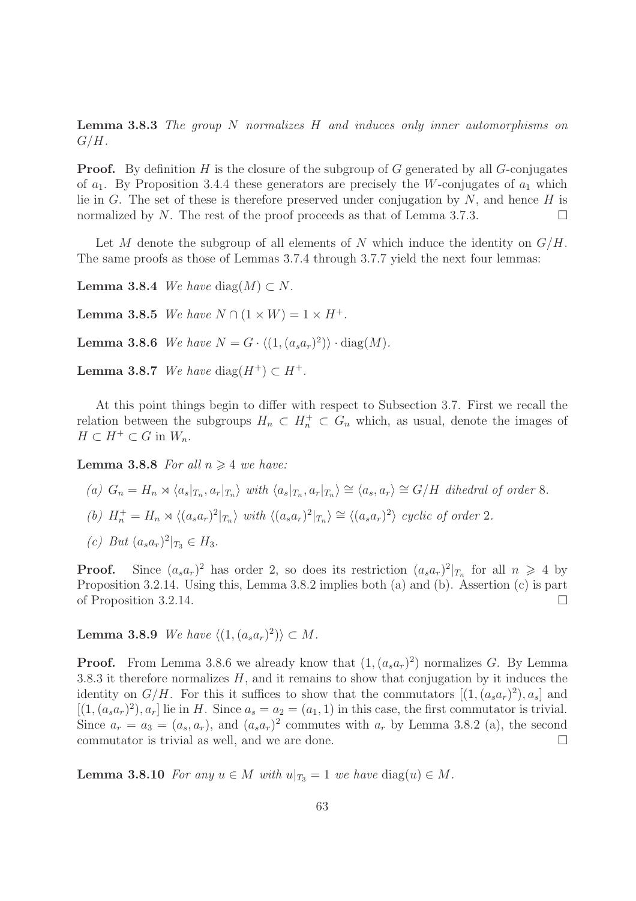**Lemma 3.8.3** *The group $N$ normalizes $H$ and induces only inner automorphisms on $G/H$.*

**Proof.** By definition $H$ is the closure of the subgroup of $G$ generated by all $G$-conjugates of $a_1$. By Proposition 3.4.4 these generators are precisely the $W$-conjugates of $a_1$ which lie in $G$. The set of these is therefore preserved under conjugation by $N$, and hence $H$ is normalized by $N$. The rest of the proof proceeds as that of Lemma 3.7.3. $\square$

Let $M$ denote the subgroup of all elements of $N$ which induce the identity on $G/H$. The same proofs as those of Lemmas 3.7.4 through 3.7.7 yield the next four lemmas:

**Lemma 3.8.4** *We have $\mathrm{diag}(M) \subset N$.*

**Lemma 3.8.5** *We have $N \cap (1 \times W) = 1 \times H^+$.*

**Lemma 3.8.6** *We have $N = G \cdot \langle (1, (a_s a_r)^2) \rangle \cdot \mathrm{diag}(M)$.*

**Lemma 3.8.7** *We have $\mathrm{diag}(H^+) \subset H^+$.*

At this point things begin to differ with respect to Subsection 3.7. First we recall the relation between the subgroups $H_n \subset H_n^+ \subset G_n$ which, as usual, denote the images of $H \subset H^+ \subset G$ in $W_n$.

**Lemma 3.8.8** *For all $n \geqslant 4$ we have:*

*(a) $G_n = H_n \rtimes \langle a_s|_{T_n}, a_r|_{T_n} \rangle$ with $\langle a_s|_{T_n}, a_r|_{T_n} \rangle \cong \langle a_s, a_r \rangle \cong G/H$ dihedral of order 8.*

*(b) $H_n^+ = H_n \rtimes \langle (a_s a_r)^2|_{T_n} \rangle$ with $\langle (a_s a_r)^2|_{T_n} \rangle \cong \langle (a_s a_r)^2 \rangle$ cyclic of order 2.*

*(c) But $(a_s a_r)^2|_{T_3} \in H_3$.*

**Proof.** Since $(a_s a_r)^2$ has order 2, so does its restriction $(a_s a_r)^2|_{T_n}$ for all $n \geqslant 4$ by Proposition 3.2.14. Using this, Lemma 3.8.2 implies both (a) and (b). Assertion (c) is part of Proposition 3.2.14. $\square$

**Lemma 3.8.9** *We have $\langle (1, (a_s a_r)^2) \rangle \subset M$.*

**Proof.** From Lemma 3.8.6 we already know that $(1, (a_s a_r)^2)$ normalizes $G$. By Lemma 3.8.3 it therefore normalizes $H$, and it remains to show that conjugation by it induces the identity on $G/H$. For this it suffices to show that the commutators $[(1, (a_s a_r)^2), a_s]$ and $[(1, (a_s a_r)^2), a_r]$ lie in $H$. Since $a_s = a_2 = (a_1, 1)$ in this case, the first commutator is trivial. Since $a_r = a_3 = (a_s, a_r)$, and $(a_s a_r)^2$ commutes with $a_r$ by Lemma 3.8.2 (a), the second commutator is trivial as well, and we are done. $\square$

**Lemma 3.8.10** *For any $u \in M$ with $u|_{T_3} = 1$ we have $\mathrm{diag}(u) \in M$.*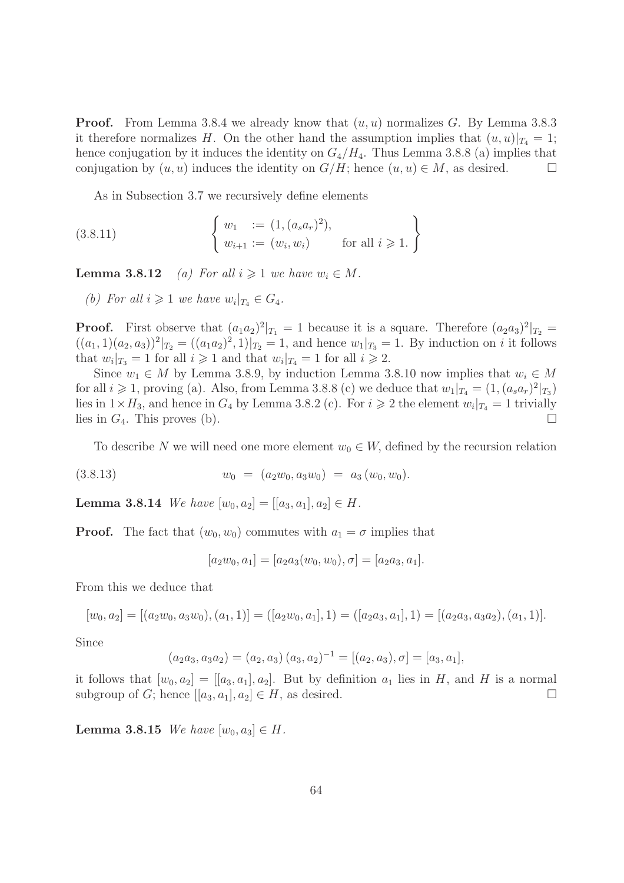**Proof.** From Lemma 3.8.4 we already know that $(u,u)$ normalizes $G$. By Lemma 3.8.3 it therefore normalizes $H$. On the other hand the assumption implies that $(u,u)|_{T_4} = 1$; hence conjugation by it induces the identity on $G_4/H_4$. Thus Lemma 3.8.8 (a) implies that conjugation by $(u,u)$ induces the identity on $G/H$; hence $(u,u) \in M$, as desired. $\square$

As in Subsection 3.7 we recursively define elements

$$
\left\{ \begin{array}{ll} w_1 & := (1, (a_s a_r)^2), \\ w_{i+1} := (w_i, w_i) & \text{for all } i \geqslant 1. \end{array} \right\} \tag{3.8.11}
$$

**Lemma 3.8.12** *(a) For all $i \geqslant 1$ we have $w_i \in M$.*

*(b) For all $i \geqslant 1$ we have $w_i|_{T_4} \in G_4$.*

**Proof.** First observe that $(a_1 a_2)^2|_{T_1} = 1$ because it is a square. Therefore $(a_2 a_3)^2|_{T_2} = ((a_1,1)(a_2,a_3))^2|_{T_2} = ((a_1 a_2)^2, 1)|_{T_2} = 1$, and hence $w_1|_{T_3} = 1$. By induction on $i$ it follows that $w_i|_{T_3} = 1$ for all $i \geqslant 1$ and that $w_i|_{T_4} = 1$ for all $i \geqslant 2$.

Since $w_1 \in M$ by Lemma 3.8.9, by induction Lemma 3.8.10 now implies that $w_i \in M$ for all $i \geqslant 1$, proving (a). Also, from Lemma 3.8.8 (c) we deduce that $w_1|_{T_4} = (1, (a_s a_r)^2|_{T_3})$ lies in $1 \times H_3$, and hence in $G_4$ by Lemma 3.8.2 (c). For $i \geqslant 2$ the element $w_i|_{T_4} = 1$ trivially lies in $G_4$. This proves (b). $\square$

To describe $N$ we will need one more element $w_0 \in W$, defined by the recursion relation

$$
w_0 \;=\; (a_2 w_0, a_3 w_0) \;=\; a_3\,(w_0, w_0). \tag{3.8.13}
$$

**Lemma 3.8.14** *We have $[w_0, a_2] = [[a_3, a_1], a_2] \in H$.*

**Proof.** The fact that $(w_0, w_0)$ commutes with $a_1 = \sigma$ implies that

$$
[a_2 w_0, a_1] = [a_2 a_3 (w_0, w_0), \sigma] = [a_2 a_3, a_1].
$$

From this we deduce that

$$
[w_0, a_2] = [(a_2 w_0, a_3 w_0), (a_1, 1)] = ([a_2 w_0, a_1], 1) = ([a_2 a_3, a_1], 1) = [(a_2 a_3, a_3 a_2), (a_1, 1)].
$$

Since

$$
(a_2 a_3, a_3 a_2) = (a_2, a_3)\,(a_3, a_2)^{-1} = [(a_2, a_3), \sigma] = [a_3, a_1],
$$

it follows that $[w_0, a_2] = [[a_3, a_1], a_2]$. But by definition $a_1$ lies in $H$, and $H$ is a normal subgroup of $G$; hence $[[a_3, a_1], a_2] \in H$, as desired. $\square$

**Lemma 3.8.15** *We have $[w_0, a_3] \in H$.*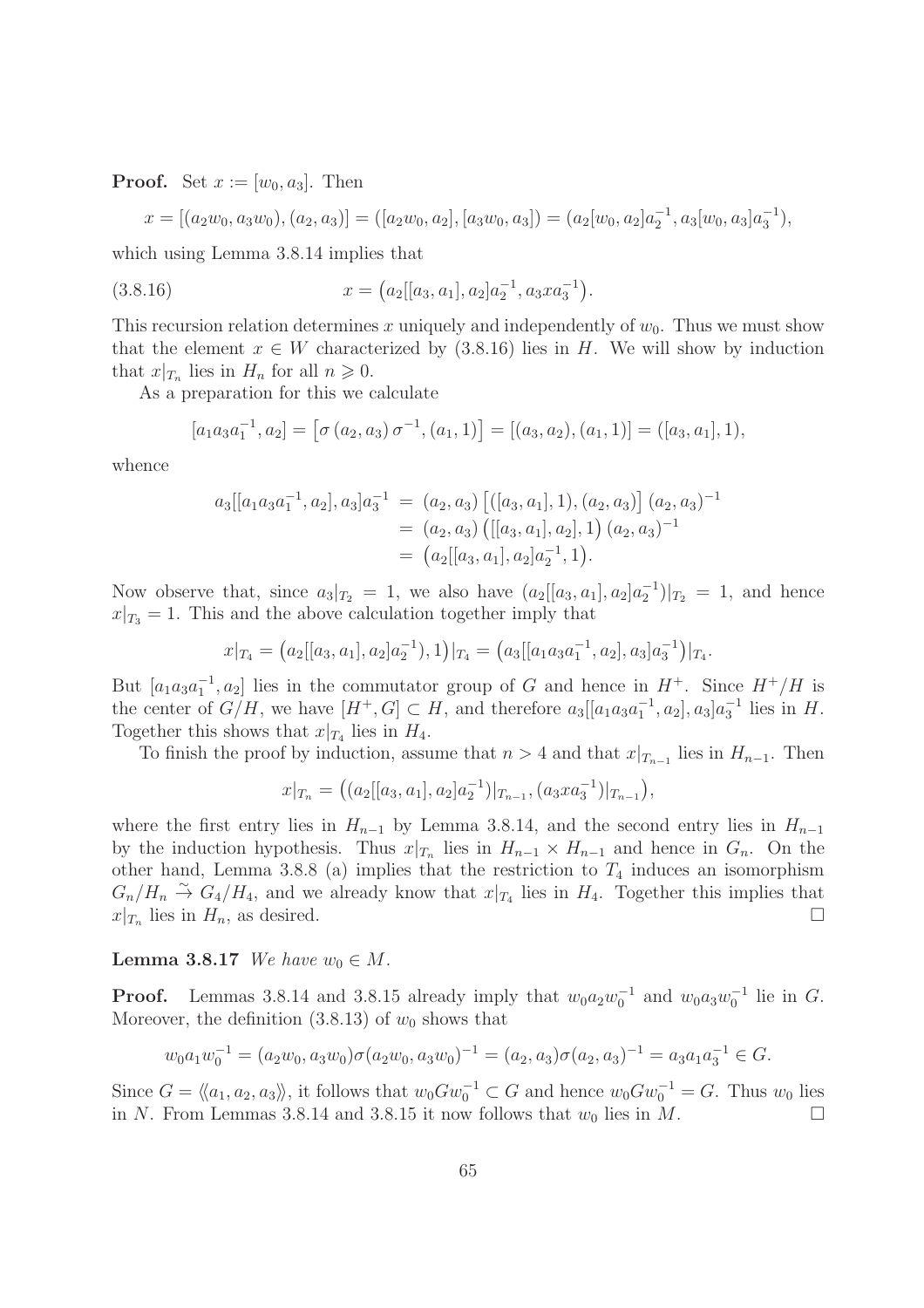**Proof.** Set $x := [w_0, a_3]$. Then

$$x = [(a_2w_0, a_3w_0), (a_2, a_3)] = ([a_2w_0, a_2], [a_3w_0, a_3]) = (a_2[w_0, a_2]a_2^{-1}, a_3[w_0, a_3]a_3^{-1}),$$

which using Lemma 3.8.14 implies that

$$x = \big(a_2[[a_3, a_1], a_2]a_2^{-1}, a_3xa_3^{-1}\big). \tag{3.8.16}$$

This recursion relation determines $x$ uniquely and independently of $w_0$. Thus we must show that the element $x \in W$ characterized by (3.8.16) lies in $H$. We will show by induction that $x|_{T_n}$ lies in $H_n$ for all $n \geqslant 0$.

As a preparation for this we calculate

$$[a_1a_3a_1^{-1}, a_2] = \big[\sigma\,(a_2, a_3)\,\sigma^{-1}, (a_1, 1)\big] = [(a_3, a_2), (a_1, 1)] = ([a_3, a_1], 1),$$

whence

$$\begin{aligned}
a_3[[a_1a_3a_1^{-1}, a_2], a_3]a_3^{-1} &= (a_2, a_3)\,\big[([a_3, a_1], 1), (a_2, a_3)\big]\,(a_2, a_3)^{-1} \\
&= (a_2, a_3)\,\big([[a_3, a_1], a_2], 1\big)\,(a_2, a_3)^{-1} \\
&= \big(a_2[[a_3, a_1], a_2]a_2^{-1}, 1\big).
\end{aligned}$$

Now observe that, since $a_3|_{T_2} = 1$, we also have $(a_2[[a_3, a_1], a_2]a_2^{-1})|_{T_2} = 1$, and hence $x|_{T_3} = 1$. This and the above calculation together imply that

$$x|_{T_4} = \big(a_2[[a_3, a_1], a_2]a_2^{-1}), 1\big)|_{T_4} = \big(a_3[[a_1a_3a_1^{-1}, a_2], a_3]a_3^{-1}\big)|_{T_4}.$$

But $[a_1a_3a_1^{-1}, a_2]$ lies in the commutator group of $G$ and hence in $H^+$. Since $H^+/H$ is the center of $G/H$, we have $[H^+, G] \subset H$, and therefore $a_3[[a_1a_3a_1^{-1}, a_2], a_3]a_3^{-1}$ lies in $H$. Together this shows that $x|_{T_4}$ lies in $H_4$.

To finish the proof by induction, assume that $n > 4$ and that $x|_{T_{n-1}}$ lies in $H_{n-1}$. Then

$$x|_{T_n} = \big((a_2[[a_3, a_1], a_2]a_2^{-1})|_{T_{n-1}}, (a_3xa_3^{-1})|_{T_{n-1}}\big),$$

where the first entry lies in $H_{n-1}$ by Lemma 3.8.14, and the second entry lies in $H_{n-1}$ by the induction hypothesis. Thus $x|_{T_n}$ lies in $H_{n-1} \times H_{n-1}$ and hence in $G_n$. On the other hand, Lemma 3.8.8 (a) implies that the restriction to $T_4$ induces an isomorphism $G_n/H_n \overset{\sim}{\to} G_4/H_4$, and we already know that $x|_{T_4}$ lies in $H_4$. Together this implies that $x|_{T_n}$ lies in $H_n$, as desired. $\square$

**Lemma 3.8.17** *We have $w_0 \in M$.*

**Proof.** Lemmas 3.8.14 and 3.8.15 already imply that $w_0a_2w_0^{-1}$ and $w_0a_3w_0^{-1}$ lie in $G$. Moreover, the definition (3.8.13) of $w_0$ shows that

$$w_0a_1w_0^{-1} = (a_2w_0, a_3w_0)\sigma(a_2w_0, a_3w_0)^{-1} = (a_2, a_3)\sigma(a_2, a_3)^{-1} = a_3a_1a_3^{-1} \in G.$$

Since $G = \langle\!\langle a_1, a_2, a_3\rangle\!\rangle$, it follows that $w_0Gw_0^{-1} \subset G$ and hence $w_0Gw_0^{-1} = G$. Thus $w_0$ lies in $N$. From Lemmas 3.8.14 and 3.8.15 it now follows that $w_0$ lies in $M$. $\square$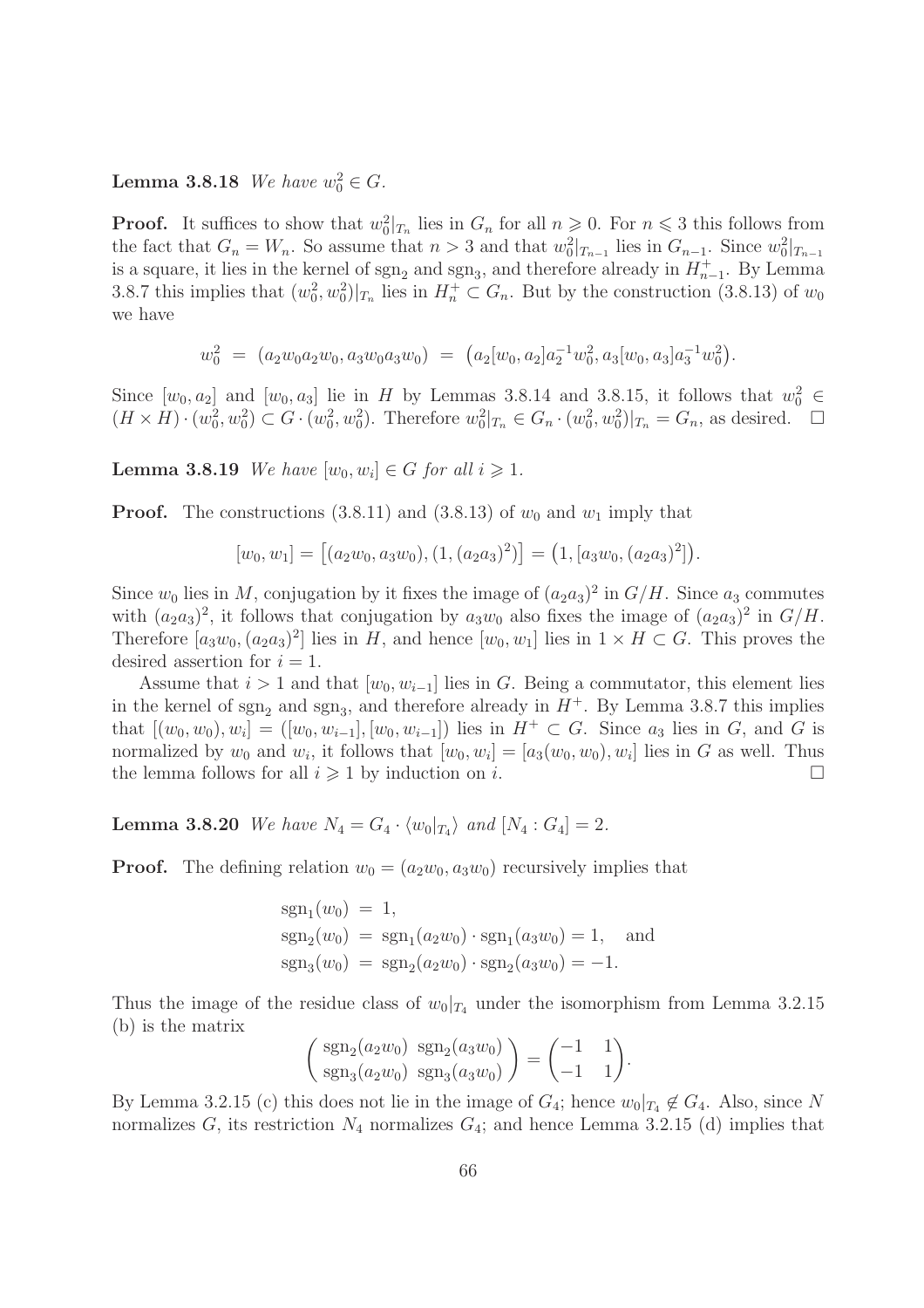**Lemma 3.8.18** *We have $w_0^2 \in G$.*

**Proof.** It suffices to show that $w_0^2|_{T_n}$ lies in $G_n$ for all $n \geqslant 0$. For $n \leqslant 3$ this follows from the fact that $G_n = W_n$. So assume that $n > 3$ and that $w_0^2|_{T_{n-1}}$ lies in $G_{n-1}$. Since $w_0^2|_{T_{n-1}}$ is a square, it lies in the kernel of $\mathrm{sgn}_2$ and $\mathrm{sgn}_3$, and therefore already in $H_{n-1}^+$. By Lemma 3.8.7 this implies that $(w_0^2, w_0^2)|_{T_n}$ lies in $H_n^+ \subset G_n$. But by the construction (3.8.13) of $w_0$ we have

$$w_0^2 \;=\; (a_2 w_0 a_2 w_0, a_3 w_0 a_3 w_0) \;=\; \big(a_2[w_0,a_2]a_2^{-1}w_0^2, a_3[w_0,a_3]a_3^{-1}w_0^2\big).$$

Since $[w_0, a_2]$ and $[w_0, a_3]$ lie in $H$ by Lemmas 3.8.14 and 3.8.15, it follows that $w_0^2 \in (H \times H) \cdot (w_0^2, w_0^2) \subset G \cdot (w_0^2, w_0^2)$. Therefore $w_0^2|_{T_n} \in G_n \cdot (w_0^2, w_0^2)|_{T_n} = G_n$, as desired. $\square$

**Lemma 3.8.19** *We have $[w_0, w_i] \in G$ for all $i \geqslant 1$.*

**Proof.** The constructions (3.8.11) and (3.8.13) of $w_0$ and $w_1$ imply that

$$[w_0, w_1] = \big[(a_2 w_0, a_3 w_0), (1, (a_2 a_3)^2)\big] = \big(1, [a_3 w_0, (a_2 a_3)^2]\big).$$

Since $w_0$ lies in $M$, conjugation by it fixes the image of $(a_2 a_3)^2$ in $G/H$. Since $a_3$ commutes with $(a_2 a_3)^2$, it follows that conjugation by $a_3 w_0$ also fixes the image of $(a_2 a_3)^2$ in $G/H$. Therefore $[a_3 w_0, (a_2 a_3)^2]$ lies in $H$, and hence $[w_0, w_1]$ lies in $1 \times H \subset G$. This proves the desired assertion for $i = 1$.

Assume that $i > 1$ and that $[w_0, w_{i-1}]$ lies in $G$. Being a commutator, this element lies in the kernel of $\mathrm{sgn}_2$ and $\mathrm{sgn}_3$, and therefore already in $H^+$. By Lemma 3.8.7 this implies that $[(w_0, w_0), w_i] = ([w_0, w_{i-1}], [w_0, w_{i-1}])$ lies in $H^+ \subset G$. Since $a_3$ lies in $G$, and $G$ is normalized by $w_0$ and $w_i$, it follows that $[w_0, w_i] = [a_3(w_0, w_0), w_i]$ lies in $G$ as well. Thus the lemma follows for all $i \geqslant 1$ by induction on $i$. $\square$

**Lemma 3.8.20** *We have $N_4 = G_4 \cdot \langle w_0|_{T_4} \rangle$ and $[N_4 : G_4] = 2$.*

**Proof.** The defining relation $w_0 = (a_2 w_0, a_3 w_0)$ recursively implies that

$$\begin{aligned}
\mathrm{sgn}_1(w_0) \;&=\; 1,\\
\mathrm{sgn}_2(w_0) \;&=\; \mathrm{sgn}_1(a_2 w_0) \cdot \mathrm{sgn}_1(a_3 w_0) = 1, \quad \text{and}\\
\mathrm{sgn}_3(w_0) \;&=\; \mathrm{sgn}_2(a_2 w_0) \cdot \mathrm{sgn}_2(a_3 w_0) = -1.
\end{aligned}$$

Thus the image of the residue class of $w_0|_{T_4}$ under the isomorphism from Lemma 3.2.15 (b) is the matrix

$$\begin{pmatrix} \mathrm{sgn}_2(a_2 w_0) & \mathrm{sgn}_2(a_3 w_0) \\ \mathrm{sgn}_3(a_2 w_0) & \mathrm{sgn}_3(a_3 w_0) \end{pmatrix} = \begin{pmatrix} -1 & 1 \\ -1 & 1 \end{pmatrix}.$$

By Lemma 3.2.15 (c) this does not lie in the image of $G_4$; hence $w_0|_{T_4} \notin G_4$. Also, since $N$ normalizes $G$, its restriction $N_4$ normalizes $G_4$; and hence Lemma 3.2.15 (d) implies that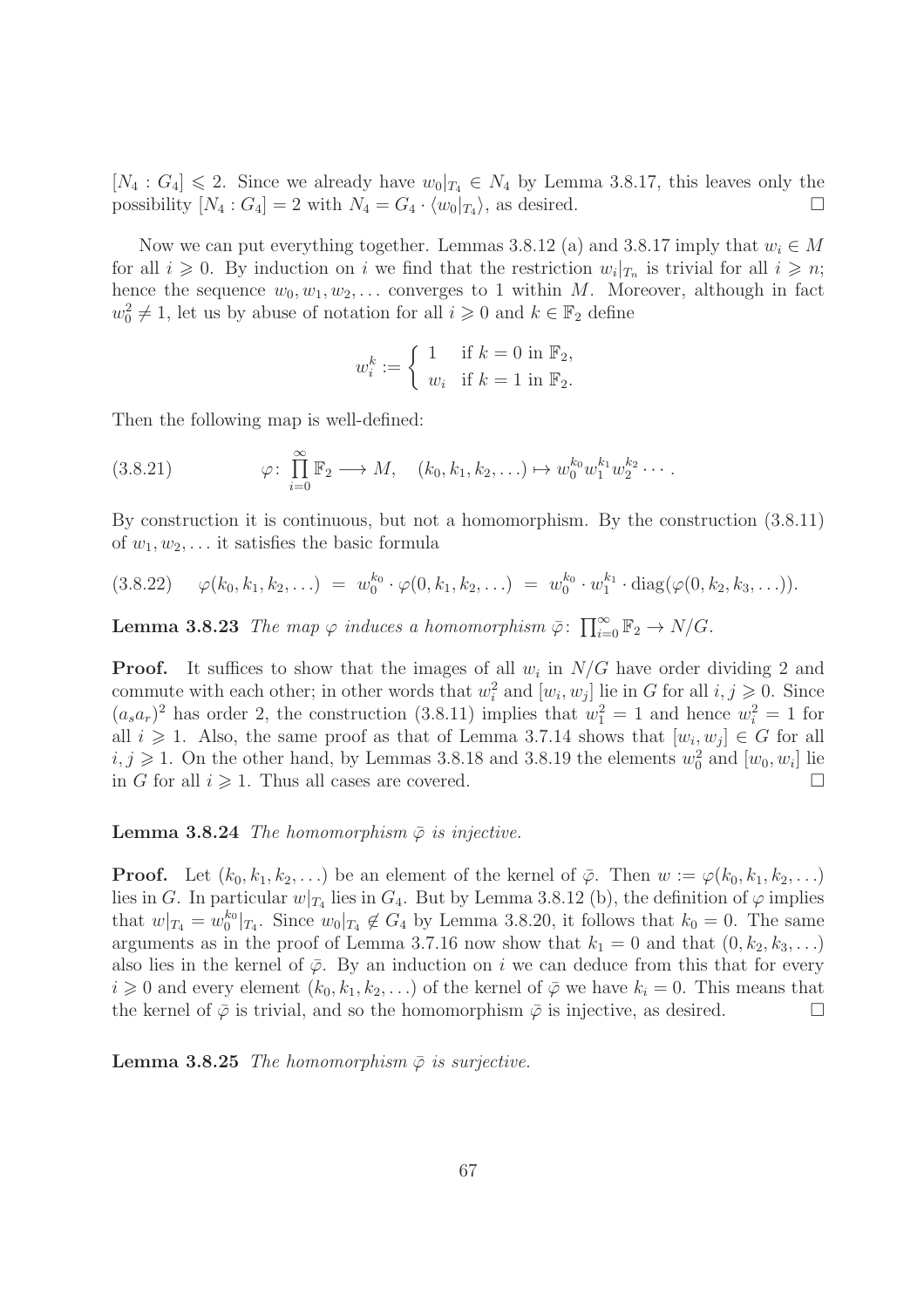$[N_4 : G_4] \leqslant 2$. Since we already have $w_0|_{T_4} \in N_4$ by Lemma 3.8.17, this leaves only the possibility $[N_4 : G_4] = 2$ with $N_4 = G_4 \cdot \langle w_0|_{T_4} \rangle$, as desired. □

Now we can put everything together. Lemmas 3.8.12 (a) and 3.8.17 imply that $w_i \in M$ for all $i \geqslant 0$. By induction on $i$ we find that the restriction $w_i|_{T_n}$ is trivial for all $i \geqslant n$; hence the sequence $w_0, w_1, w_2, \ldots$ converges to 1 within $M$. Moreover, although in fact $w_0^2 \neq 1$, let us by abuse of notation for all $i \geqslant 0$ and $k \in \mathbb{F}_2$ define

$$w_i^k := \begin{cases} 1 & \text{if } k = 0 \text{ in } \mathbb{F}_2, \\ w_i & \text{if } k = 1 \text{ in } \mathbb{F}_2. \end{cases}$$

Then the following map is well-defined:

$$\varphi \colon \prod_{i=0}^{\infty} \mathbb{F}_2 \longrightarrow M, \quad (k_0, k_1, k_2, \ldots) \mapsto w_0^{k_0} w_1^{k_1} w_2^{k_2} \cdots . \tag{3.8.21}$$

By construction it is continuous, but not a homomorphism. By the construction (3.8.11) of $w_1, w_2, \ldots$ it satisfies the basic formula

$$\varphi(k_0, k_1, k_2, \ldots) \;=\; w_0^{k_0} \cdot \varphi(0, k_1, k_2, \ldots) \;=\; w_0^{k_0} \cdot w_1^{k_1} \cdot \operatorname{diag}(\varphi(0, k_2, k_3, \ldots)). \tag{3.8.22}$$

**Lemma 3.8.23** *The map $\varphi$ induces a homomorphism $\bar{\varphi} \colon \prod_{i=0}^{\infty} \mathbb{F}_2 \to N/G$.*

**Proof.** It suffices to show that the images of all $w_i$ in $N/G$ have order dividing 2 and commute with each other; in other words that $w_i^2$ and $[w_i, w_j]$ lie in $G$ for all $i, j \geqslant 0$. Since $(a_s a_r)^2$ has order 2, the construction (3.8.11) implies that $w_1^2 = 1$ and hence $w_i^2 = 1$ for all $i \geqslant 1$. Also, the same proof as that of Lemma 3.7.14 shows that $[w_i, w_j] \in G$ for all $i, j \geqslant 1$. On the other hand, by Lemmas 3.8.18 and 3.8.19 the elements $w_0^2$ and $[w_0, w_i]$ lie in $G$ for all $i \geqslant 1$. Thus all cases are covered. □

**Lemma 3.8.24** *The homomorphism $\bar{\varphi}$ is injective.*

**Proof.** Let $(k_0, k_1, k_2, \ldots)$ be an element of the kernel of $\bar{\varphi}$. Then $w := \varphi(k_0, k_1, k_2, \ldots)$ lies in $G$. In particular $w|_{T_4}$ lies in $G_4$. But by Lemma 3.8.12 (b), the definition of $\varphi$ implies that $w|_{T_4} = w_0^{k_0}|_{T_4}$. Since $w_0|_{T_4} \notin G_4$ by Lemma 3.8.20, it follows that $k_0 = 0$. The same arguments as in the proof of Lemma 3.7.16 now show that $k_1 = 0$ and that $(0, k_2, k_3, \ldots)$ also lies in the kernel of $\bar{\varphi}$. By an induction on $i$ we can deduce from this that for every $i \geqslant 0$ and every element $(k_0, k_1, k_2, \ldots)$ of the kernel of $\bar{\varphi}$ we have $k_i = 0$. This means that the kernel of $\bar{\varphi}$ is trivial, and so the homomorphism $\bar{\varphi}$ is injective, as desired. □

**Lemma 3.8.25** *The homomorphism $\bar{\varphi}$ is surjective.*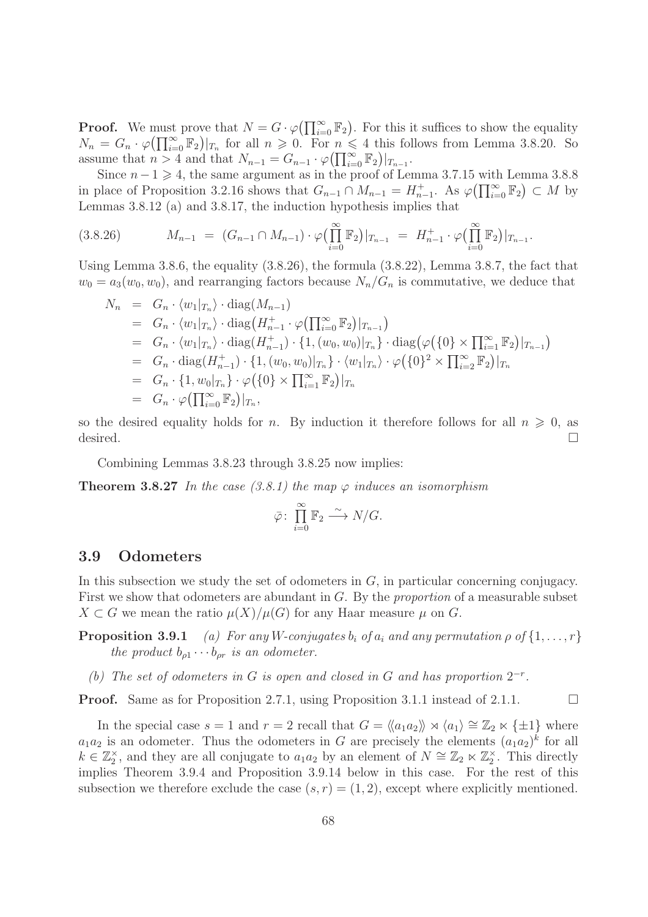**Proof.** We must prove that $N = G \cdot \varphi\big(\prod_{i=0}^{\infty} \mathbb{F}_2\big)$. For this it suffices to show the equality $N_n = G_n \cdot \varphi\big(\prod_{i=0}^{\infty} \mathbb{F}_2\big)|_{T_n}$ for all $n \geqslant 0$. For $n \leqslant 4$ this follows from Lemma 3.8.20. So assume that $n > 4$ and that $N_{n-1} = G_{n-1} \cdot \varphi\big(\prod_{i=0}^{\infty} \mathbb{F}_2\big)|_{T_{n-1}}$.

Since $n-1 \geqslant 4$, the same argument as in the proof of Lemma 3.7.15 with Lemma 3.8.8 in place of Proposition 3.2.16 shows that $G_{n-1} \cap M_{n-1} = H_{n-1}^+$. As $\varphi\big(\prod_{i=0}^{\infty} \mathbb{F}_2\big) \subset M$ by Lemmas 3.8.12 (a) and 3.8.17, the induction hypothesis implies that

$$M_{n-1} \;=\; (G_{n-1} \cap M_{n-1}) \cdot \varphi\Big(\prod_{i=0}^{\infty} \mathbb{F}_2\Big)|_{T_{n-1}} \;=\; H_{n-1}^+ \cdot \varphi\Big(\prod_{i=0}^{\infty} \mathbb{F}_2\Big)|_{T_{n-1}}. \tag{3.8.26}$$

Using Lemma 3.8.6, the equality (3.8.26), the formula (3.8.22), Lemma 3.8.7, the fact that $w_0 = a_3(w_0, w_0)$, and rearranging factors because $N_n/G_n$ is commutative, we deduce that

$$\begin{aligned}
N_n &= G_n \cdot \langle w_1|_{T_n}\rangle \cdot \mathrm{diag}(M_{n-1}) \\
&= G_n \cdot \langle w_1|_{T_n}\rangle \cdot \mathrm{diag}\big(H_{n-1}^+ \cdot \varphi\big(\textstyle\prod_{i=0}^{\infty} \mathbb{F}_2\big)|_{T_{n-1}}\big) \\
&= G_n \cdot \langle w_1|_{T_n}\rangle \cdot \mathrm{diag}(H_{n-1}^+) \cdot \{1, (w_0, w_0)|_{T_n}\} \cdot \mathrm{diag}\big(\varphi\big(\{0\} \times \textstyle\prod_{i=1}^{\infty} \mathbb{F}_2\big)|_{T_{n-1}}\big) \\
&= G_n \cdot \mathrm{diag}(H_{n-1}^+) \cdot \{1, (w_0, w_0)|_{T_n}\} \cdot \langle w_1|_{T_n}\rangle \cdot \varphi\big(\{0\}^2 \times \textstyle\prod_{i=2}^{\infty} \mathbb{F}_2\big)|_{T_n} \\
&= G_n \cdot \{1, w_0|_{T_n}\} \cdot \varphi\big(\{0\} \times \textstyle\prod_{i=1}^{\infty} \mathbb{F}_2\big)|_{T_n} \\
&= G_n \cdot \varphi\big(\textstyle\prod_{i=0}^{\infty} \mathbb{F}_2\big)|_{T_n},
\end{aligned}$$

so the desired equality holds for $n$. By induction it therefore follows for all $n \geqslant 0$, as desired. $\square$

Combining Lemmas 3.8.23 through 3.8.25 now implies:

**Theorem 3.8.27** *In the case (3.8.1) the map $\varphi$ induces an isomorphism*

$$\bar{\varphi}\colon \prod_{i=0}^{\infty} \mathbb{F}_2 \xrightarrow{\;\sim\;} N/G.$$

## 3.9 Odometers

In this subsection we study the set of odometers in $G$, in particular concerning conjugacy. First we show that odometers are abundant in $G$. By the *proportion* of a measurable subset $X \subset G$ we mean the ratio $\mu(X)/\mu(G)$ for any Haar measure $\mu$ on $G$.

**Proposition 3.9.1** *(a) For any $W$-conjugates $b_i$ of $a_i$ and any permutation $\rho$ of $\{1, \ldots, r\}$ the product $b_{\rho 1} \cdots b_{\rho r}$ is an odometer.*

*(b) The set of odometers in $G$ is open and closed in $G$ and has proportion $2^{-r}$.*

**Proof.** Same as for Proposition 2.7.1, using Proposition 3.1.1 instead of 2.1.1. $\square$

In the special case $s = 1$ and $r = 2$ recall that $G = \langle\!\langle a_1 a_2 \rangle\!\rangle \rtimes \langle a_1 \rangle \cong \mathbb{Z}_2 \ltimes \{\pm 1\}$ where $a_1 a_2$ is an odometer. Thus the odometers in $G$ are precisely the elements $(a_1 a_2)^k$ for all $k \in \mathbb{Z}_2^\times$, and they are all conjugate to $a_1 a_2$ by an element of $N \cong \mathbb{Z}_2 \ltimes \mathbb{Z}_2^\times$. This directly implies Theorem 3.9.4 and Proposition 3.9.14 below in this case. For the rest of this subsection we therefore exclude the case $(s, r) = (1, 2)$, except where explicitly mentioned.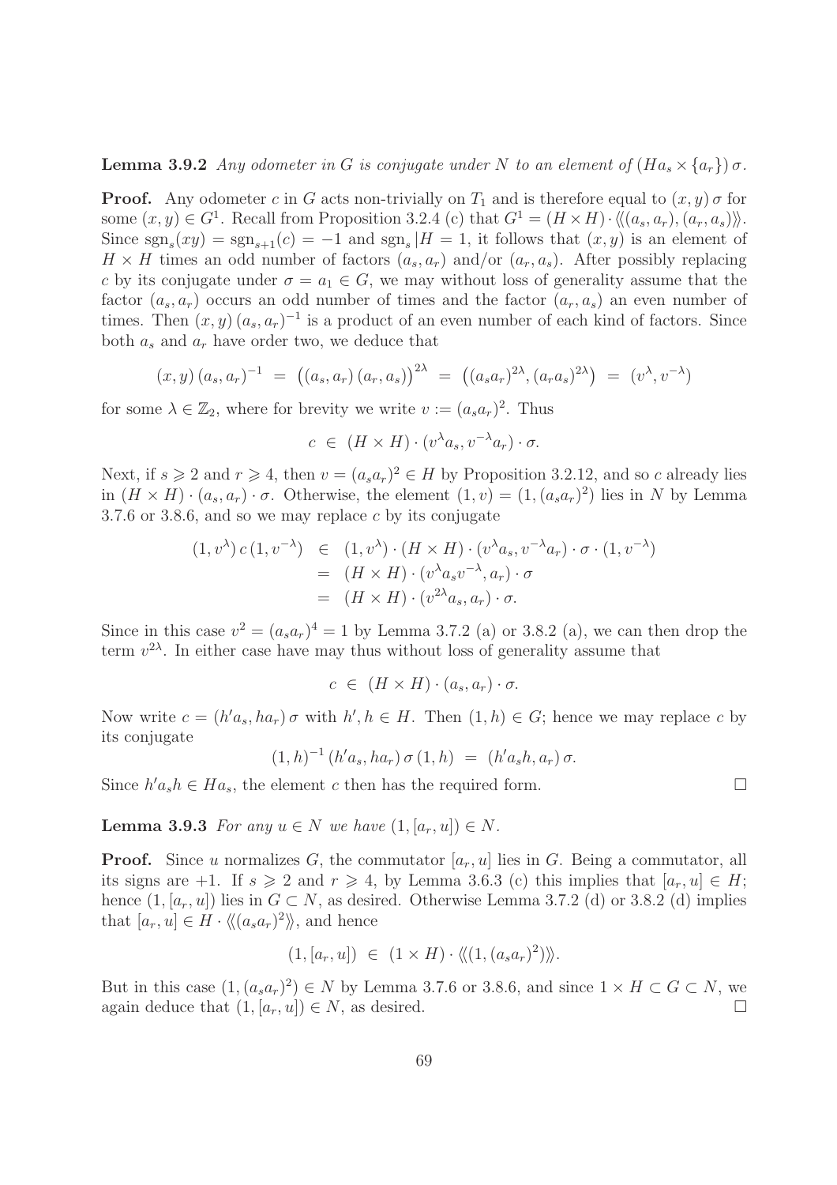**Lemma 3.9.2** *Any odometer in $G$ is conjugate under $N$ to an element of $(Ha_s \times \{a_r\})\,\sigma$.*

**Proof.** Any odometer $c$ in $G$ acts non-trivially on $T_1$ and is therefore equal to $(x,y)\,\sigma$ for some $(x,y) \in G^1$. Recall from Proposition 3.2.4 (c) that $G^1 = (H \times H) \cdot \langle\!\langle (a_s, a_r), (a_r, a_s) \rangle\!\rangle$. Since $\operatorname{sgn}_s(xy) = \operatorname{sgn}_{s+1}(c) = -1$ and $\operatorname{sgn}_s|H = 1$, it follows that $(x,y)$ is an element of $H \times H$ times an odd number of factors $(a_s, a_r)$ and/or $(a_r, a_s)$. After possibly replacing $c$ by its conjugate under $\sigma = a_1 \in G$, we may without loss of generality assume that the factor $(a_s, a_r)$ occurs an odd number of times and the factor $(a_r, a_s)$ an even number of times. Then $(x,y)\,(a_s,a_r)^{-1}$ is a product of an even number of each kind of factors. Since both $a_s$ and $a_r$ have order two, we deduce that

$$(x,y)\,(a_s,a_r)^{-1} \;=\; \big((a_s,a_r)\,(a_r,a_s)\big)^{2\lambda} \;=\; \big((a_sa_r)^{2\lambda}, (a_ra_s)^{2\lambda}\big) \;=\; (v^\lambda, v^{-\lambda})$$

for some $\lambda \in \mathbb{Z}_2$, where for brevity we write $v := (a_sa_r)^2$. Thus

$$c \;\in\; (H \times H) \cdot (v^\lambda a_s, v^{-\lambda} a_r) \cdot \sigma.$$

Next, if $s \geqslant 2$ and $r \geqslant 4$, then $v = (a_sa_r)^2 \in H$ by Proposition 3.2.12, and so $c$ already lies in $(H \times H) \cdot (a_s, a_r) \cdot \sigma$. Otherwise, the element $(1, v) = (1, (a_sa_r)^2)$ lies in $N$ by Lemma 3.7.6 or 3.8.6, and so we may replace $c$ by its conjugate

$$\begin{aligned}
(1, v^\lambda)\, c\, (1, v^{-\lambda}) \;&\in\; (1, v^\lambda) \cdot (H \times H) \cdot (v^\lambda a_s, v^{-\lambda} a_r) \cdot \sigma \cdot (1, v^{-\lambda}) \\
&=\; (H \times H) \cdot (v^\lambda a_s v^{-\lambda}, a_r) \cdot \sigma \\
&=\; (H \times H) \cdot (v^{2\lambda} a_s, a_r) \cdot \sigma.
\end{aligned}$$

Since in this case $v^2 = (a_sa_r)^4 = 1$ by Lemma 3.7.2 (a) or 3.8.2 (a), we can then drop the term $v^{2\lambda}$. In either case have may thus without loss of generality assume that

$$c \;\in\; (H \times H) \cdot (a_s, a_r) \cdot \sigma.$$

Now write $c = (h'a_s, ha_r)\,\sigma$ with $h', h \in H$. Then $(1,h) \in G$; hence we may replace $c$ by its conjugate

$$(1,h)^{-1}\,(h'a_s, ha_r)\,\sigma\,(1,h) \;=\; (h'a_sh, a_r)\,\sigma.$$

Since $h'a_sh \in Ha_s$, the element $c$ then has the required form. $\square$

**Lemma 3.9.3** *For any $u \in N$ we have $(1, [a_r, u]) \in N$.*

**Proof.** Since $u$ normalizes $G$, the commutator $[a_r, u]$ lies in $G$. Being a commutator, all its signs are $+1$. If $s \geqslant 2$ and $r \geqslant 4$, by Lemma 3.6.3 (c) this implies that $[a_r, u] \in H$; hence $(1, [a_r, u])$ lies in $G \subset N$, as desired. Otherwise Lemma 3.7.2 (d) or 3.8.2 (d) implies that $[a_r, u] \in H \cdot \langle\!\langle (a_sa_r)^2 \rangle\!\rangle$, and hence

$$(1, [a_r, u]) \;\in\; (1 \times H) \cdot \langle\!\langle (1, (a_sa_r)^2) \rangle\!\rangle.$$

But in this case $(1, (a_sa_r)^2) \in N$ by Lemma 3.7.6 or 3.8.6, and since $1 \times H \subset G \subset N$, we again deduce that $(1, [a_r, u]) \in N$, as desired. $\square$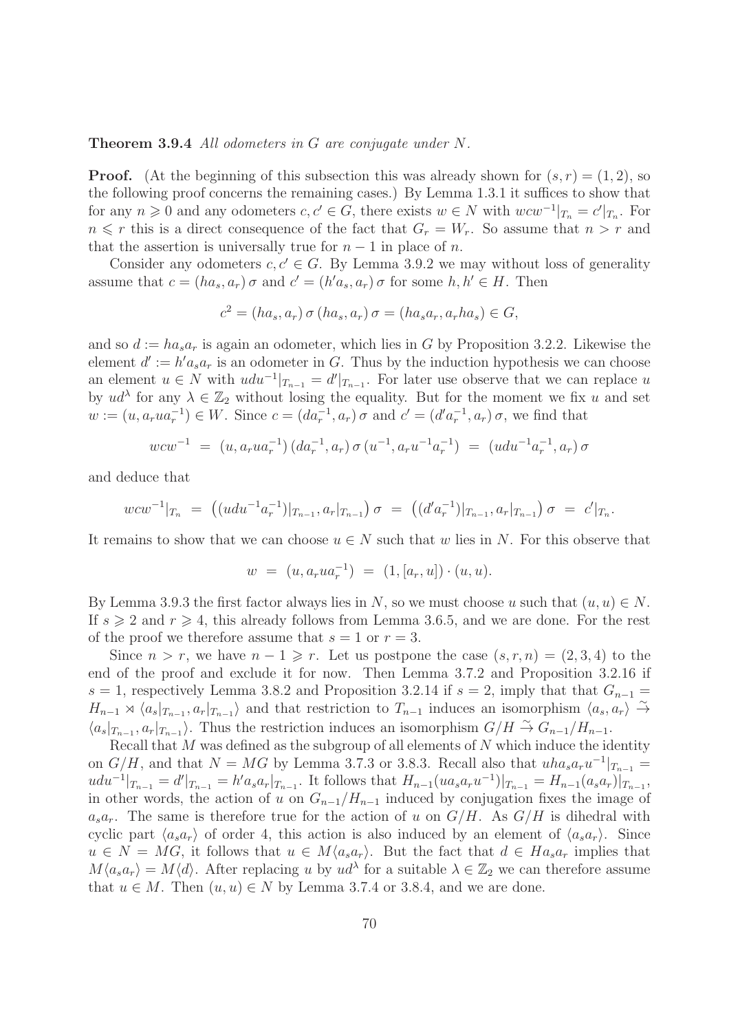**Theorem 3.9.4** *All odometers in $G$ are conjugate under $N$.*

**Proof.** (At the beginning of this subsection this was already shown for $(s,r) = (1,2)$, so the following proof concerns the remaining cases.) By Lemma 1.3.1 it suffices to show that for any $n \geqslant 0$ and any odometers $c, c' \in G$, there exists $w \in N$ with $wcw^{-1}|_{T_n} = c'|_{T_n}$. For $n \leqslant r$ this is a direct consequence of the fact that $G_r = W_r$. So assume that $n > r$ and that the assertion is universally true for $n-1$ in place of $n$.

Consider any odometers $c, c' \in G$. By Lemma 3.9.2 we may without loss of generality assume that $c = (ha_s, a_r)\,\sigma$ and $c' = (h'a_s, a_r)\,\sigma$ for some $h, h' \in H$. Then

$$c^2 = (ha_s, a_r)\,\sigma\,(ha_s, a_r)\,\sigma = (ha_s a_r, a_r h a_s) \in G,$$

and so $d := ha_s a_r$ is again an odometer, which lies in $G$ by Proposition 3.2.2. Likewise the element $d' := h'a_s a_r$ is an odometer in $G$. Thus by the induction hypothesis we can choose an element $u \in N$ with $udu^{-1}|_{T_{n-1}} = d'|_{T_{n-1}}$. For later use observe that we can replace $u$ by $ud^\lambda$ for any $\lambda \in \mathbb{Z}_2$ without losing the equality. But for the moment we fix $u$ and set $w := (u, a_r u a_r^{-1}) \in W$. Since $c = (da_r^{-1}, a_r)\,\sigma$ and $c' = (d'a_r^{-1}, a_r)\,\sigma$, we find that

$$wcw^{-1} \;=\; (u, a_r u a_r^{-1})\,(da_r^{-1}, a_r)\,\sigma\,(u^{-1}, a_r u^{-1} a_r^{-1}) \;=\; (udu^{-1}a_r^{-1}, a_r)\,\sigma$$

and deduce that

$$wcw^{-1}|_{T_n} \;=\; \big((udu^{-1}a_r^{-1})|_{T_{n-1}}, a_r|_{T_{n-1}}\big)\,\sigma \;=\; \big((d'a_r^{-1})|_{T_{n-1}}, a_r|_{T_{n-1}}\big)\,\sigma \;=\; c'|_{T_n}.$$

It remains to show that we can choose $u \in N$ such that $w$ lies in $N$. For this observe that

$$w \;=\; (u, a_r u a_r^{-1}) \;=\; (1, [a_r, u]) \cdot (u, u).$$

By Lemma 3.9.3 the first factor always lies in $N$, so we must choose $u$ such that $(u,u) \in N$. If $s \geqslant 2$ and $r \geqslant 4$, this already follows from Lemma 3.6.5, and we are done. For the rest of the proof we therefore assume that $s = 1$ or $r = 3$.

Since $n > r$, we have $n - 1 \geqslant r$. Let us postpone the case $(s,r,n) = (2,3,4)$ to the end of the proof and exclude it for now. Then Lemma 3.7.2 and Proposition 3.2.16 if $s = 1$, respectively Lemma 3.8.2 and Proposition 3.2.14 if $s = 2$, imply that that $G_{n-1} = H_{n-1} \rtimes \langle a_s|_{T_{n-1}}, a_r|_{T_{n-1}}\rangle$ and that restriction to $T_{n-1}$ induces an isomorphism $\langle a_s, a_r\rangle \xrightarrow{\sim} \langle a_s|_{T_{n-1}}, a_r|_{T_{n-1}}\rangle$. Thus the restriction induces an isomorphism $G/H \xrightarrow{\sim} G_{n-1}/H_{n-1}$.

Recall that $M$ was defined as the subgroup of all elements of $N$ which induce the identity on $G/H$, and that $N = MG$ by Lemma 3.7.3 or 3.8.3. Recall also that $uha_s a_r u^{-1}|_{T_{n-1}} = udu^{-1}|_{T_{n-1}} = d'|_{T_{n-1}} = h'a_s a_r|_{T_{n-1}}$. It follows that $H_{n-1}(ua_s a_r u^{-1})|_{T_{n-1}} = H_{n-1}(a_s a_r)|_{T_{n-1}}$, in other words, the action of $u$ on $G_{n-1}/H_{n-1}$ induced by conjugation fixes the image of $a_s a_r$. The same is therefore true for the action of $u$ on $G/H$. As $G/H$ is dihedral with cyclic part $\langle a_s a_r\rangle$ of order 4, this action is also induced by an element of $\langle a_s a_r\rangle$. Since $u \in N = MG$, it follows that $u \in M\langle a_s a_r\rangle$. But the fact that $d \in Ha_s a_r$ implies that $M\langle a_s a_r\rangle = M\langle d\rangle$. After replacing $u$ by $ud^\lambda$ for a suitable $\lambda \in \mathbb{Z}_2$ we can therefore assume that $u \in M$. Then $(u,u) \in N$ by Lemma 3.7.4 or 3.8.4, and we are done.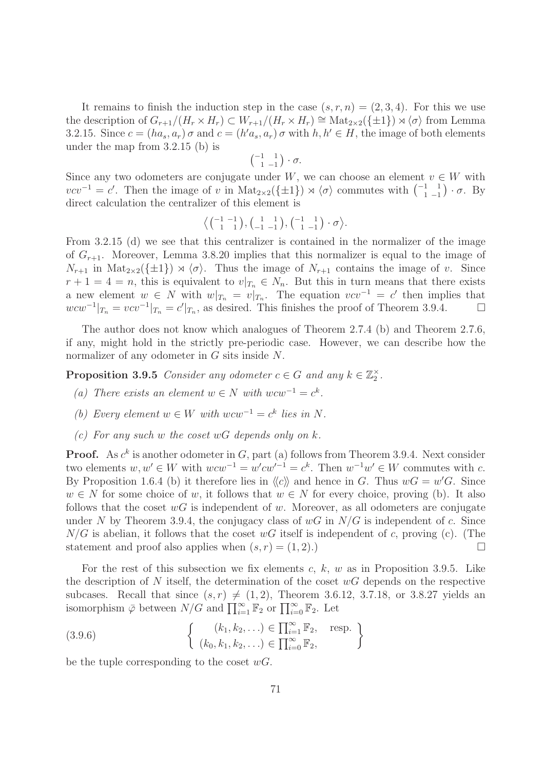It remains to finish the induction step in the case $(s,r,n) = (2,3,4)$. For this we use the description of $G_{r+1}/(H_r \times H_r) \subset W_{r+1}/(H_r \times H_r) \cong \mathrm{Mat}_{2\times 2}(\{\pm 1\}) \rtimes \langle\sigma\rangle$ from Lemma 3.2.15. Since $c = (ha_s, a_r)\,\sigma$ and $c = (h'a_s, a_r)\,\sigma$ with $h, h' \in H$, the image of both elements under the map from 3.2.15 (b) is

$$\left(\begin{smallmatrix} -1 & 1 \\ 1 & -1 \end{smallmatrix}\right) \cdot \sigma.$$

Since any two odometers are conjugate under $W$, we can choose an element $v \in W$ with $vcv^{-1} = c'$. Then the image of $v$ in $\mathrm{Mat}_{2\times 2}(\{\pm 1\}) \rtimes \langle\sigma\rangle$ commutes with $\left(\begin{smallmatrix} -1 & 1 \\ 1 & -1 \end{smallmatrix}\right) \cdot \sigma$. By direct calculation the centralizer of this element is

$$\big\langle \left(\begin{smallmatrix} -1 & -1 \\ 1 & 1 \end{smallmatrix}\right), \left(\begin{smallmatrix} 1 & 1 \\ -1 & -1 \end{smallmatrix}\right), \left(\begin{smallmatrix} -1 & 1 \\ 1 & -1 \end{smallmatrix}\right) \cdot \sigma \big\rangle.$$

From 3.2.15 (d) we see that this centralizer is contained in the normalizer of the image of $G_{r+1}$. Moreover, Lemma 3.8.20 implies that this normalizer is equal to the image of $N_{r+1}$ in $\mathrm{Mat}_{2\times 2}(\{\pm 1\}) \rtimes \langle\sigma\rangle$. Thus the image of $N_{r+1}$ contains the image of $v$. Since $r+1 = 4 = n$, this is equivalent to $v|_{T_n} \in N_n$. But this in turn means that there exists a new element $w \in N$ with $w|_{T_n} = v|_{T_n}$. The equation $vcv^{-1} = c'$ then implies that $wcw^{-1}|_{T_n} = vcv^{-1}|_{T_n} = c'|_{T_n}$, as desired. This finishes the proof of Theorem 3.9.4. $\square$

The author does not know which analogues of Theorem 2.7.4 (b) and Theorem 2.7.6, if any, might hold in the strictly pre-periodic case. However, we can describe how the normalizer of any odometer in $G$ sits inside $N$.

**Proposition 3.9.5** *Consider any odometer $c \in G$ and any $k \in \mathbb{Z}_2^\times$.*

*(a) There exists an element $w \in N$ with $wcw^{-1} = c^k$.*

*(b) Every element $w \in W$ with $wcw^{-1} = c^k$ lies in $N$.*

*(c) For any such $w$ the coset $wG$ depends only on $k$.*

**Proof.** As $c^k$ is another odometer in $G$, part (a) follows from Theorem 3.9.4. Next consider two elements $w, w' \in W$ with $wcw^{-1} = w'cw'^{-1} = c^k$. Then $w^{-1}w' \in W$ commutes with $c$. By Proposition 1.6.4 (b) it therefore lies in $\langle\!\langle c \rangle\!\rangle$ and hence in $G$. Thus $wG = w'G$. Since $w \in N$ for some choice of $w$, it follows that $w \in N$ for every choice, proving (b). It also follows that the coset $wG$ is independent of $w$. Moreover, as all odometers are conjugate under $N$ by Theorem 3.9.4, the conjugacy class of $wG$ in $N/G$ is independent of $c$. Since $N/G$ is abelian, it follows that the coset $wG$ itself is independent of $c$, proving (c). (The statement and proof also applies when $(s,r) = (1,2)$.) $\square$

For the rest of this subsection we fix elements $c$, $k$, $w$ as in Proposition 3.9.5. Like the description of $N$ itself, the determination of the coset $wG$ depends on the respective subcases. Recall that since $(s,r) \neq (1,2)$, Theorem 3.6.12, 3.7.18, or 3.8.27 yields an isomorphism $\bar\varphi$ between $N/G$ and $\prod_{i=1}^\infty \mathbb{F}_2$ or $\prod_{i=0}^\infty \mathbb{F}_2$. Let

$$\left\{ \begin{array}{c} (k_1, k_2, \ldots) \in \prod_{i=1}^\infty \mathbb{F}_2, \quad \text{resp.} \\ (k_0, k_1, k_2, \ldots) \in \prod_{i=0}^\infty \mathbb{F}_2, \end{array} \right\} \tag{3.9.6}$$

be the tuple corresponding to the coset $wG$.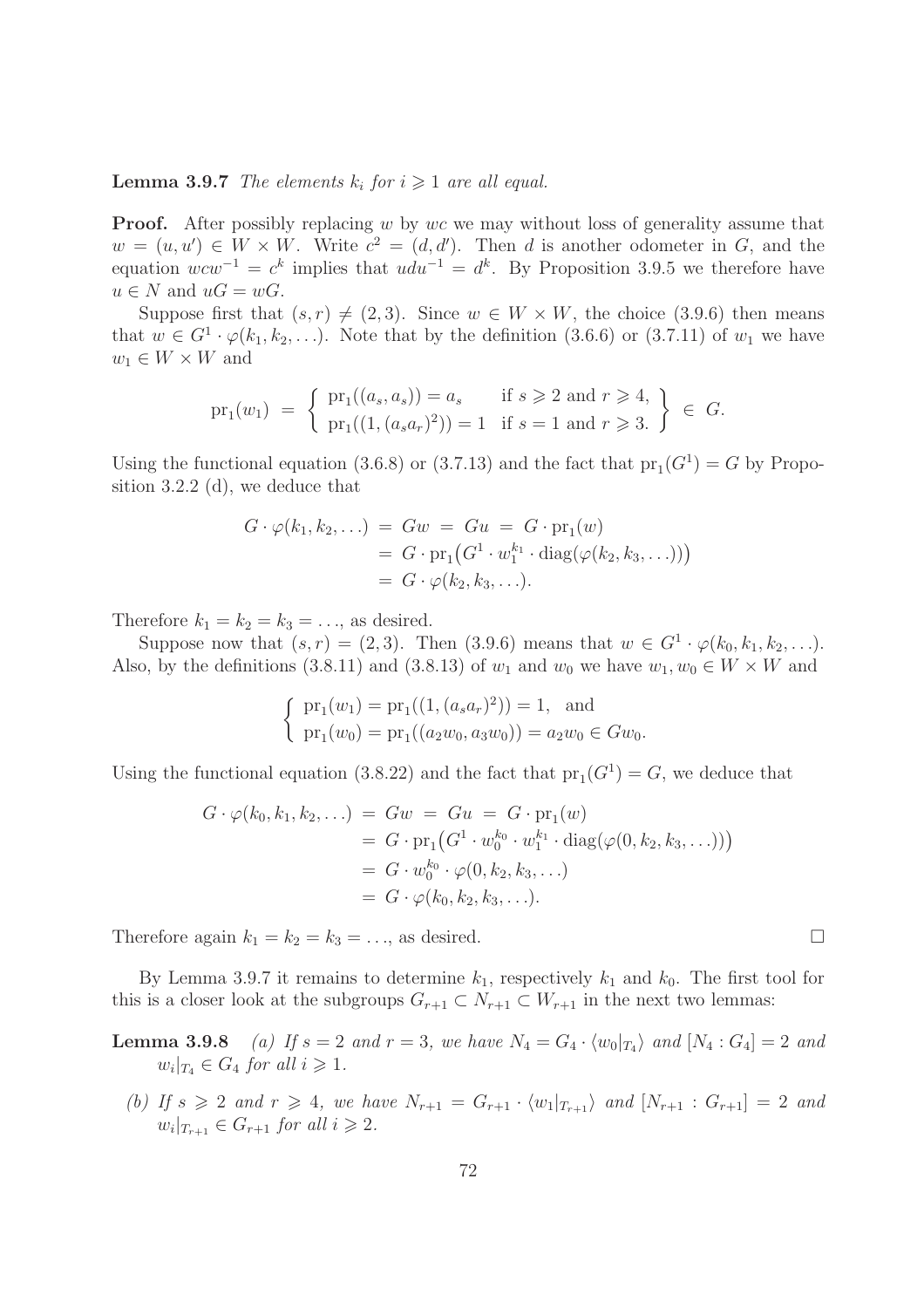**Lemma 3.9.7** *The elements $k_i$ for $i \geqslant 1$ are all equal.*

**Proof.** After possibly replacing $w$ by $wc$ we may without loss of generality assume that $w = (u, u') \in W \times W$. Write $c^2 = (d, d')$. Then $d$ is another odometer in $G$, and the equation $wcw^{-1} = c^k$ implies that $udu^{-1} = d^k$. By Proposition 3.9.5 we therefore have $u \in N$ and $uG = wG$.

Suppose first that $(s, r) \neq (2, 3)$. Since $w \in W \times W$, the choice (3.9.6) then means that $w \in G^1 \cdot \varphi(k_1, k_2, \ldots)$. Note that by the definition (3.6.6) or (3.7.11) of $w_1$ we have $w_1 \in W \times W$ and

$$\mathrm{pr}_1(w_1) \;=\; \left\{ \begin{array}{ll} \mathrm{pr}_1((a_s, a_s)) = a_s & \text{if } s \geqslant 2 \text{ and } r \geqslant 4, \\ \mathrm{pr}_1((1, (a_s a_r)^2)) = 1 & \text{if } s = 1 \text{ and } r \geqslant 3. \end{array} \right\} \;\in\; G.$$

Using the functional equation (3.6.8) or (3.7.13) and the fact that $\mathrm{pr}_1(G^1) = G$ by Proposition 3.2.2 (d), we deduce that

$$\begin{aligned} G \cdot \varphi(k_1, k_2, \ldots) \;&=\; Gw \;=\; Gu \;=\; G \cdot \mathrm{pr}_1(w) \\ &=\; G \cdot \mathrm{pr}_1\big(G^1 \cdot w_1^{k_1} \cdot \mathrm{diag}(\varphi(k_2, k_3, \ldots))\big) \\ &=\; G \cdot \varphi(k_2, k_3, \ldots). \end{aligned}$$

Therefore $k_1 = k_2 = k_3 = \ldots$, as desired.

Suppose now that $(s, r) = (2, 3)$. Then (3.9.6) means that $w \in G^1 \cdot \varphi(k_0, k_1, k_2, \ldots)$. Also, by the definitions (3.8.11) and (3.8.13) of $w_1$ and $w_0$ we have $w_1, w_0 \in W \times W$ and

$$\left\{ \begin{array}{l} \mathrm{pr}_1(w_1) = \mathrm{pr}_1((1, (a_s a_r)^2)) = 1, \;\; \text{and} \\ \mathrm{pr}_1(w_0) = \mathrm{pr}_1((a_2 w_0, a_3 w_0)) = a_2 w_0 \in G w_0. \end{array} \right.$$

Using the functional equation (3.8.22) and the fact that $\mathrm{pr}_1(G^1) = G$, we deduce that

$$\begin{aligned} G \cdot \varphi(k_0, k_1, k_2, \ldots) \;&=\; Gw \;=\; Gu \;=\; G \cdot \mathrm{pr}_1(w) \\ &=\; G \cdot \mathrm{pr}_1\big(G^1 \cdot w_0^{k_0} \cdot w_1^{k_1} \cdot \mathrm{diag}(\varphi(0, k_2, k_3, \ldots))\big) \\ &=\; G \cdot w_0^{k_0} \cdot \varphi(0, k_2, k_3, \ldots) \\ &=\; G \cdot \varphi(k_0, k_2, k_3, \ldots). \end{aligned}$$

Therefore again $k_1 = k_2 = k_3 = \ldots$, as desired. $\square$

By Lemma 3.9.7 it remains to determine $k_1$, respectively $k_1$ and $k_0$. The first tool for this is a closer look at the subgroups $G_{r+1} \subset N_{r+1} \subset W_{r+1}$ in the next two lemmas:

**Lemma 3.9.8** *(a) If $s = 2$ and $r = 3$, we have $N_4 = G_4 \cdot \langle w_0|_{T_4} \rangle$ and $[N_4 : G_4] = 2$ and $w_i|_{T_4} \in G_4$ for all $i \geqslant 1$.*

*(b) If $s \geqslant 2$ and $r \geqslant 4$, we have $N_{r+1} = G_{r+1} \cdot \langle w_1|_{T_{r+1}} \rangle$ and $[N_{r+1} : G_{r+1}] = 2$ and $w_i|_{T_{r+1}} \in G_{r+1}$ for all $i \geqslant 2$.*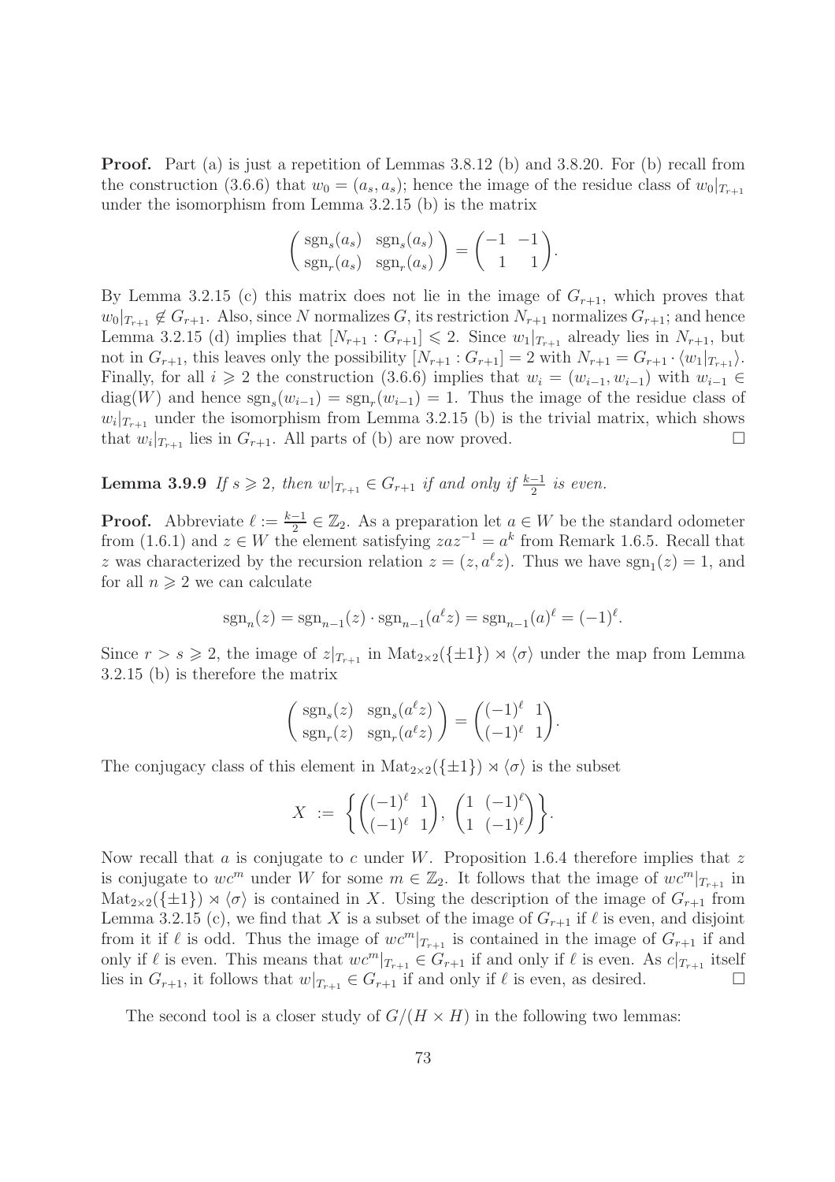**Proof.** Part (a) is just a repetition of Lemmas 3.8.12 (b) and 3.8.20. For (b) recall from the construction (3.6.6) that $w_0 = (a_s, a_s)$; hence the image of the residue class of $w_0|_{T_{r+1}}$ under the isomorphism from Lemma 3.2.15 (b) is the matrix

$$\begin{pmatrix} \mathrm{sgn}_s(a_s) & \mathrm{sgn}_s(a_s) \\ \mathrm{sgn}_r(a_s) & \mathrm{sgn}_r(a_s) \end{pmatrix} = \begin{pmatrix} -1 & -1 \\ 1 & 1 \end{pmatrix}.$$

By Lemma 3.2.15 (c) this matrix does not lie in the image of $G_{r+1}$, which proves that $w_0|_{T_{r+1}} \notin G_{r+1}$. Also, since $N$ normalizes $G$, its restriction $N_{r+1}$ normalizes $G_{r+1}$; and hence Lemma 3.2.15 (d) implies that $[N_{r+1} : G_{r+1}] \leqslant 2$. Since $w_1|_{T_{r+1}}$ already lies in $N_{r+1}$, but not in $G_{r+1}$, this leaves only the possibility $[N_{r+1} : G_{r+1}] = 2$ with $N_{r+1} = G_{r+1} \cdot \langle w_1|_{T_{r+1}} \rangle$. Finally, for all $i \geqslant 2$ the construction (3.6.6) implies that $w_i = (w_{i-1}, w_{i-1})$ with $w_{i-1} \in \mathrm{diag}(W)$ and hence $\mathrm{sgn}_s(w_{i-1}) = \mathrm{sgn}_r(w_{i-1}) = 1$. Thus the image of the residue class of $w_i|_{T_{r+1}}$ under the isomorphism from Lemma 3.2.15 (b) is the trivial matrix, which shows that $w_i|_{T_{r+1}}$ lies in $G_{r+1}$. All parts of (b) are now proved. $\square$

**Lemma 3.9.9** *If $s \geqslant 2$, then $w|_{T_{r+1}} \in G_{r+1}$ if and only if $\frac{k-1}{2}$ is even.*

**Proof.** Abbreviate $\ell := \frac{k-1}{2} \in \mathbb{Z}_2$. As a preparation let $a \in W$ be the standard odometer from (1.6.1) and $z \in W$ the element satisfying $zaz^{-1} = a^k$ from Remark 1.6.5. Recall that $z$ was characterized by the recursion relation $z = (z, a^\ell z)$. Thus we have $\mathrm{sgn}_1(z) = 1$, and for all $n \geqslant 2$ we can calculate

$$\mathrm{sgn}_n(z) = \mathrm{sgn}_{n-1}(z) \cdot \mathrm{sgn}_{n-1}(a^\ell z) = \mathrm{sgn}_{n-1}(a)^\ell = (-1)^\ell.$$

Since $r > s \geqslant 2$, the image of $z|_{T_{r+1}}$ in $\mathrm{Mat}_{2\times 2}(\{\pm 1\}) \rtimes \langle \sigma \rangle$ under the map from Lemma 3.2.15 (b) is therefore the matrix

$$\begin{pmatrix} \mathrm{sgn}_s(z) & \mathrm{sgn}_s(a^\ell z) \\ \mathrm{sgn}_r(z) & \mathrm{sgn}_r(a^\ell z) \end{pmatrix} = \begin{pmatrix} (-1)^\ell & 1 \\ (-1)^\ell & 1 \end{pmatrix}.$$

The conjugacy class of this element in $\mathrm{Mat}_{2\times 2}(\{\pm 1\}) \rtimes \langle \sigma \rangle$ is the subset

$$X \ := \ \left\{ \begin{pmatrix} (-1)^\ell & 1 \\ (-1)^\ell & 1 \end{pmatrix}, \ \begin{pmatrix} 1 & (-1)^\ell \\ 1 & (-1)^\ell \end{pmatrix} \right\}.$$

Now recall that $a$ is conjugate to $c$ under $W$. Proposition 1.6.4 therefore implies that $z$ is conjugate to $wc^m$ under $W$ for some $m \in \mathbb{Z}_2$. It follows that the image of $wc^m|_{T_{r+1}}$ in $\mathrm{Mat}_{2\times 2}(\{\pm 1\}) \rtimes \langle \sigma \rangle$ is contained in $X$. Using the description of the image of $G_{r+1}$ from Lemma 3.2.15 (c), we find that $X$ is a subset of the image of $G_{r+1}$ if $\ell$ is even, and disjoint from it if $\ell$ is odd. Thus the image of $wc^m|_{T_{r+1}}$ is contained in the image of $G_{r+1}$ if and only if $\ell$ is even. This means that $wc^m|_{T_{r+1}} \in G_{r+1}$ if and only if $\ell$ is even. As $c|_{T_{r+1}}$ itself lies in $G_{r+1}$, it follows that $w|_{T_{r+1}} \in G_{r+1}$ if and only if $\ell$ is even, as desired. $\square$

The second tool is a closer study of $G/(H \times H)$ in the following two lemmas: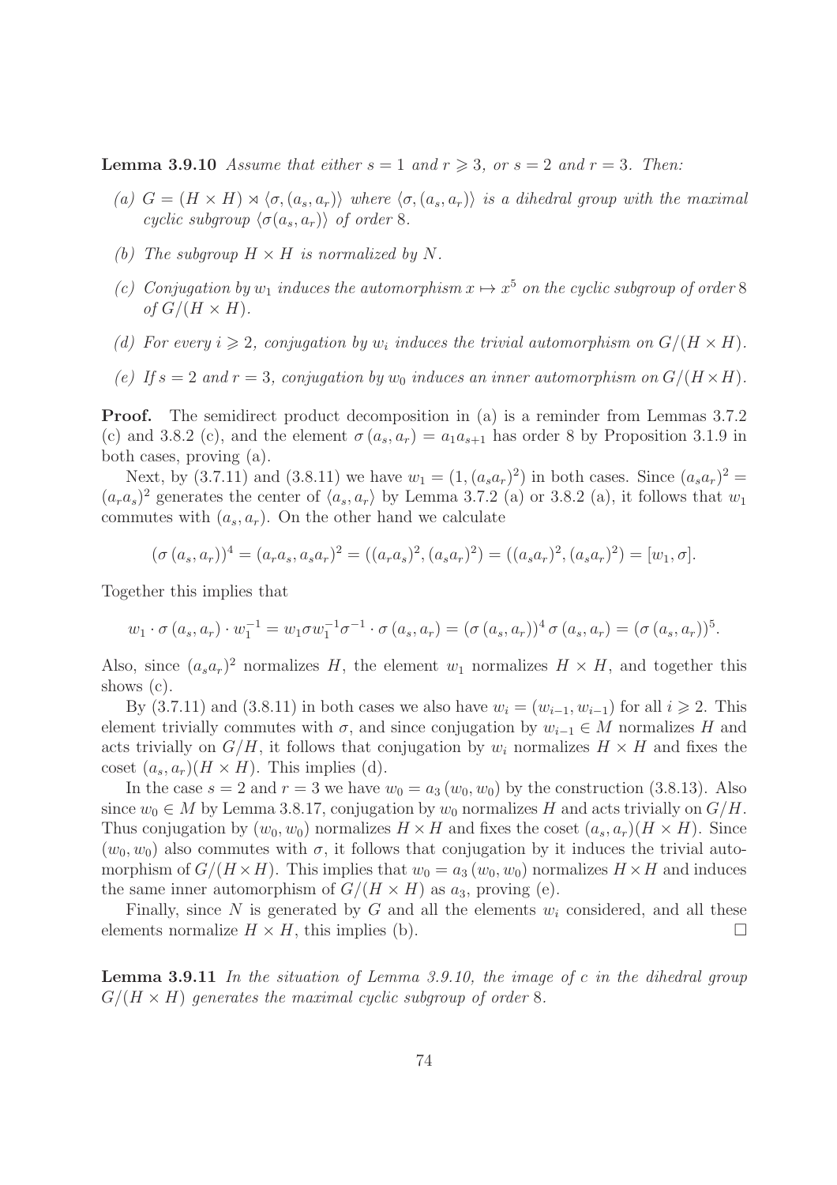**Lemma 3.9.10** *Assume that either $s = 1$ and $r \geqslant 3$, or $s = 2$ and $r = 3$. Then:*

*(a) $G = (H \times H) \rtimes \langle \sigma, (a_s, a_r) \rangle$ where $\langle \sigma, (a_s, a_r) \rangle$ is a dihedral group with the maximal cyclic subgroup $\langle \sigma(a_s, a_r) \rangle$ of order 8.*

*(b) The subgroup $H \times H$ is normalized by $N$.*

*(c) Conjugation by $w_1$ induces the automorphism $x \mapsto x^5$ on the cyclic subgroup of order 8 of $G/(H \times H)$.*

*(d) For every $i \geqslant 2$, conjugation by $w_i$ induces the trivial automorphism on $G/(H \times H)$.*

*(e) If $s = 2$ and $r = 3$, conjugation by $w_0$ induces an inner automorphism on $G/(H \times H)$.*

**Proof.** The semidirect product decomposition in (a) is a reminder from Lemmas 3.7.2 (c) and 3.8.2 (c), and the element $\sigma(a_s, a_r) = a_1 a_{s+1}$ has order 8 by Proposition 3.1.9 in both cases, proving (a).

Next, by (3.7.11) and (3.8.11) we have $w_1 = (1, (a_s a_r)^2)$ in both cases. Since $(a_s a_r)^2 = (a_r a_s)^2$ generates the center of $\langle a_s, a_r \rangle$ by Lemma 3.7.2 (a) or 3.8.2 (a), it follows that $w_1$ commutes with $(a_s, a_r)$. On the other hand we calculate

$$(\sigma(a_s, a_r))^4 = (a_r a_s, a_s a_r)^2 = ((a_r a_s)^2, (a_s a_r)^2) = ((a_s a_r)^2, (a_s a_r)^2) = [w_1, \sigma].$$

Together this implies that

$$w_1 \cdot \sigma(a_s, a_r) \cdot w_1^{-1} = w_1 \sigma w_1^{-1} \sigma^{-1} \cdot \sigma(a_s, a_r) = (\sigma(a_s, a_r))^4 \sigma(a_s, a_r) = (\sigma(a_s, a_r))^5.$$

Also, since $(a_s a_r)^2$ normalizes $H$, the element $w_1$ normalizes $H \times H$, and together this shows (c).

By (3.7.11) and (3.8.11) in both cases we also have $w_i = (w_{i-1}, w_{i-1})$ for all $i \geqslant 2$. This element trivially commutes with $\sigma$, and since conjugation by $w_{i-1} \in M$ normalizes $H$ and acts trivially on $G/H$, it follows that conjugation by $w_i$ normalizes $H \times H$ and fixes the coset $(a_s, a_r)(H \times H)$. This implies (d).

In the case $s = 2$ and $r = 3$ we have $w_0 = a_3(w_0, w_0)$ by the construction (3.8.13). Also since $w_0 \in M$ by Lemma 3.8.17, conjugation by $w_0$ normalizes $H$ and acts trivially on $G/H$. Thus conjugation by $(w_0, w_0)$ normalizes $H \times H$ and fixes the coset $(a_s, a_r)(H \times H)$. Since $(w_0, w_0)$ also commutes with $\sigma$, it follows that conjugation by it induces the trivial automorphism of $G/(H \times H)$. This implies that $w_0 = a_3(w_0, w_0)$ normalizes $H \times H$ and induces the same inner automorphism of $G/(H \times H)$ as $a_3$, proving (e).

Finally, since $N$ is generated by $G$ and all the elements $w_i$ considered, and all these elements normalize $H \times H$, this implies (b). $\square$

**Lemma 3.9.11** *In the situation of Lemma 3.9.10, the image of $c$ in the dihedral group $G/(H \times H)$ generates the maximal cyclic subgroup of order 8.*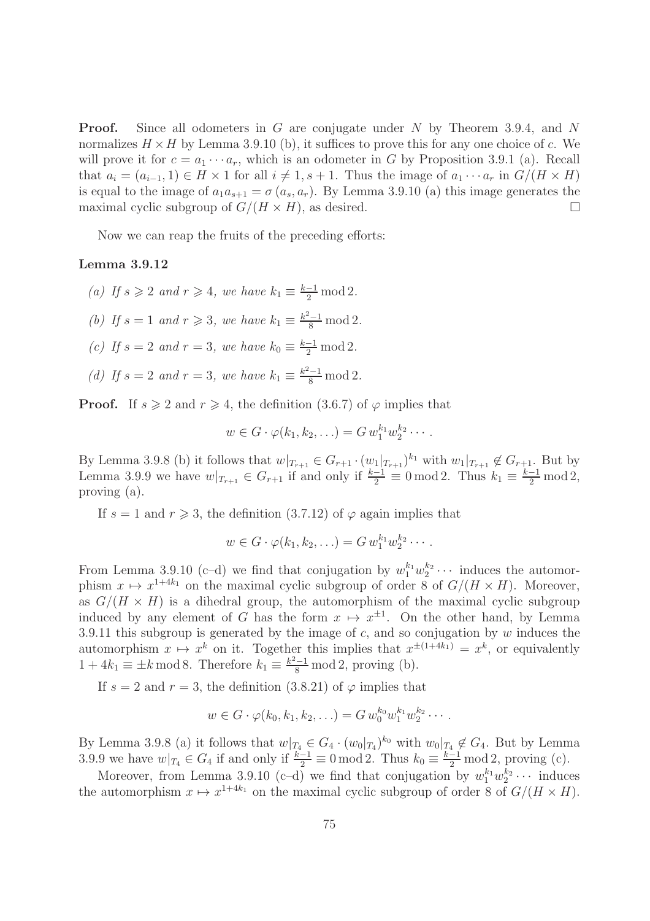**Proof.** Since all odometers in $G$ are conjugate under $N$ by Theorem 3.9.4, and $N$ normalizes $H \times H$ by Lemma 3.9.10 (b), it suffices to prove this for any one choice of $c$. We will prove it for $c = a_1 \cdots a_r$, which is an odometer in $G$ by Proposition 3.9.1 (a). Recall that $a_i = (a_{i-1}, 1) \in H \times 1$ for all $i \neq 1, s+1$. Thus the image of $a_1 \cdots a_r$ in $G/(H \times H)$ is equal to the image of $a_1 a_{s+1} = \sigma\,(a_s, a_r)$. By Lemma 3.9.10 (a) this image generates the maximal cyclic subgroup of $G/(H \times H)$, as desired. $\square$

Now we can reap the fruits of the preceding efforts:

**Lemma 3.9.12**

*(a) If $s \geqslant 2$ and $r \geqslant 4$, we have $k_1 \equiv \frac{k-1}{2} \bmod 2$.*

*(b) If $s = 1$ and $r \geqslant 3$, we have $k_1 \equiv \frac{k^2-1}{8} \bmod 2$.*

*(c) If $s = 2$ and $r = 3$, we have $k_0 \equiv \frac{k-1}{2} \bmod 2$.*

*(d) If $s = 2$ and $r = 3$, we have $k_1 \equiv \frac{k^2-1}{8} \bmod 2$.*

**Proof.** If $s \geqslant 2$ and $r \geqslant 4$, the definition (3.6.7) of $\varphi$ implies that

$$w \in G \cdot \varphi(k_1, k_2, \ldots) = G\, w_1^{k_1} w_2^{k_2} \cdots .$$

By Lemma 3.9.8 (b) it follows that $w|_{T_{r+1}} \in G_{r+1} \cdot (w_1|_{T_{r+1}})^{k_1}$ with $w_1|_{T_{r+1}} \notin G_{r+1}$. But by Lemma 3.9.9 we have $w|_{T_{r+1}} \in G_{r+1}$ if and only if $\frac{k-1}{2} \equiv 0 \bmod 2$. Thus $k_1 \equiv \frac{k-1}{2} \bmod 2$, proving (a).

If $s = 1$ and $r \geqslant 3$, the definition (3.7.12) of $\varphi$ again implies that

$$w \in G \cdot \varphi(k_1, k_2, \ldots) = G\, w_1^{k_1} w_2^{k_2} \cdots .$$

From Lemma 3.9.10 (c–d) we find that conjugation by $w_1^{k_1} w_2^{k_2} \cdots$ induces the automorphism $x \mapsto x^{1+4k_1}$ on the maximal cyclic subgroup of order 8 of $G/(H \times H)$. Moreover, as $G/(H \times H)$ is a dihedral group, the automorphism of the maximal cyclic subgroup induced by any element of $G$ has the form $x \mapsto x^{\pm 1}$. On the other hand, by Lemma 3.9.11 this subgroup is generated by the image of $c$, and so conjugation by $w$ induces the automorphism $x \mapsto x^k$ on it. Together this implies that $x^{\pm(1+4k_1)} = x^k$, or equivalently $1 + 4k_1 \equiv \pm k \bmod 8$. Therefore $k_1 \equiv \frac{k^2-1}{8} \bmod 2$, proving (b).

If $s = 2$ and $r = 3$, the definition (3.8.21) of $\varphi$ implies that

$$w \in G \cdot \varphi(k_0, k_1, k_2, \ldots) = G\, w_0^{k_0} w_1^{k_1} w_2^{k_2} \cdots .$$

By Lemma 3.9.8 (a) it follows that $w|_{T_4} \in G_4 \cdot (w_0|_{T_4})^{k_0}$ with $w_0|_{T_4} \notin G_4$. But by Lemma 3.9.9 we have $w|_{T_4} \in G_4$ if and only if $\frac{k-1}{2} \equiv 0 \bmod 2$. Thus $k_0 \equiv \frac{k-1}{2} \bmod 2$, proving (c).

Moreover, from Lemma 3.9.10 (c–d) we find that conjugation by $w_1^{k_1} w_2^{k_2} \cdots$ induces the automorphism $x \mapsto x^{1+4k_1}$ on the maximal cyclic subgroup of order 8 of $G/(H \times H)$.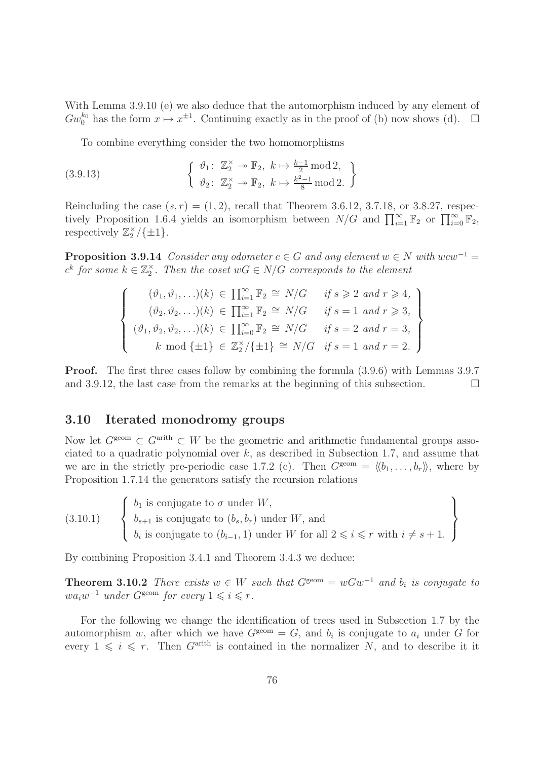With Lemma 3.9.10 (e) we also deduce that the automorphism induced by any element of $Gw_0^{k_0}$ has the form $x \mapsto x^{\pm 1}$. Continuing exactly as in the proof of (b) now shows (d). $\square$

To combine everything consider the two homomorphisms

$$\left\{ \begin{array}{l} \vartheta_1\colon\ \mathbb{Z}_2^\times \twoheadrightarrow \mathbb{F}_2,\ k \mapsto \frac{k-1}{2} \bmod 2, \\ \vartheta_2\colon\ \mathbb{Z}_2^\times \twoheadrightarrow \mathbb{F}_2,\ k \mapsto \frac{k^2-1}{8} \bmod 2. \end{array} \right\} \tag{3.9.13}$$

Reincluding the case $(s,r) = (1,2)$, recall that Theorem 3.6.12, 3.7.18, or 3.8.27, respectively Proposition 1.6.4 yields an isomorphism between $N/G$ and $\prod_{i=1}^\infty \mathbb{F}_2$ or $\prod_{i=0}^\infty \mathbb{F}_2$, respectively $\mathbb{Z}_2^\times/\{\pm 1\}$.

**Proposition 3.9.14** *Consider any odometer $c \in G$ and any element $w \in N$ with $wcw^{-1} = c^k$ for some $k \in \mathbb{Z}_2^\times$. Then the coset $wG \in N/G$ corresponds to the element*

$$\left\{ \begin{array}{rcll} (\vartheta_1, \vartheta_1, \ldots)(k) & \in & \prod_{i=1}^\infty \mathbb{F}_2 \cong N/G & \text{if } s \geqslant 2 \text{ and } r \geqslant 4, \\ (\vartheta_2, \vartheta_2, \ldots)(k) & \in & \prod_{i=1}^\infty \mathbb{F}_2 \cong N/G & \text{if } s = 1 \text{ and } r \geqslant 3, \\ (\vartheta_1, \vartheta_2, \vartheta_2, \ldots)(k) & \in & \prod_{i=0}^\infty \mathbb{F}_2 \cong N/G & \text{if } s = 2 \text{ and } r = 3, \\ k \bmod \{\pm 1\} & \in & \mathbb{Z}_2^\times/\{\pm 1\} \cong N/G & \text{if } s = 1 \text{ and } r = 2. \end{array} \right\}$$

**Proof.** The first three cases follow by combining the formula (3.9.6) with Lemmas 3.9.7 and 3.9.12, the last case from the remarks at the beginning of this subsection. $\square$

## 3.10 Iterated monodromy groups

Now let $G^{\text{geom}} \subset G^{\text{arith}} \subset W$ be the geometric and arithmetic fundamental groups associated to a quadratic polynomial over $k$, as described in Subsection 1.7, and assume that we are in the strictly pre-periodic case 1.7.2 (c). Then $G^{\text{geom}} = \langle\langle b_1, \ldots, b_r \rangle\rangle$, where by Proposition 1.7.14 the generators satisfy the recursion relations

$$\left\{ \begin{array}{l} b_1 \text{ is conjugate to } \sigma \text{ under } W, \\ b_{s+1} \text{ is conjugate to } (b_s, b_r) \text{ under } W, \text{ and} \\ b_i \text{ is conjugate to } (b_{i-1}, 1) \text{ under } W \text{ for all } 2 \leqslant i \leqslant r \text{ with } i \neq s+1. \end{array} \right\} \tag{3.10.1}$$

By combining Proposition 3.4.1 and Theorem 3.4.3 we deduce:

**Theorem 3.10.2** *There exists $w \in W$ such that $G^{\text{geom}} = wGw^{-1}$ and $b_i$ is conjugate to $wa_iw^{-1}$ under $G^{\text{geom}}$ for every $1 \leqslant i \leqslant r$.*

For the following we change the identification of trees used in Subsection 1.7 by the automorphism $w$, after which we have $G^{\text{geom}} = G$, and $b_i$ is conjugate to $a_i$ under $G$ for every $1 \leqslant i \leqslant r$. Then $G^{\text{arith}}$ is contained in the normalizer $N$, and to describe it it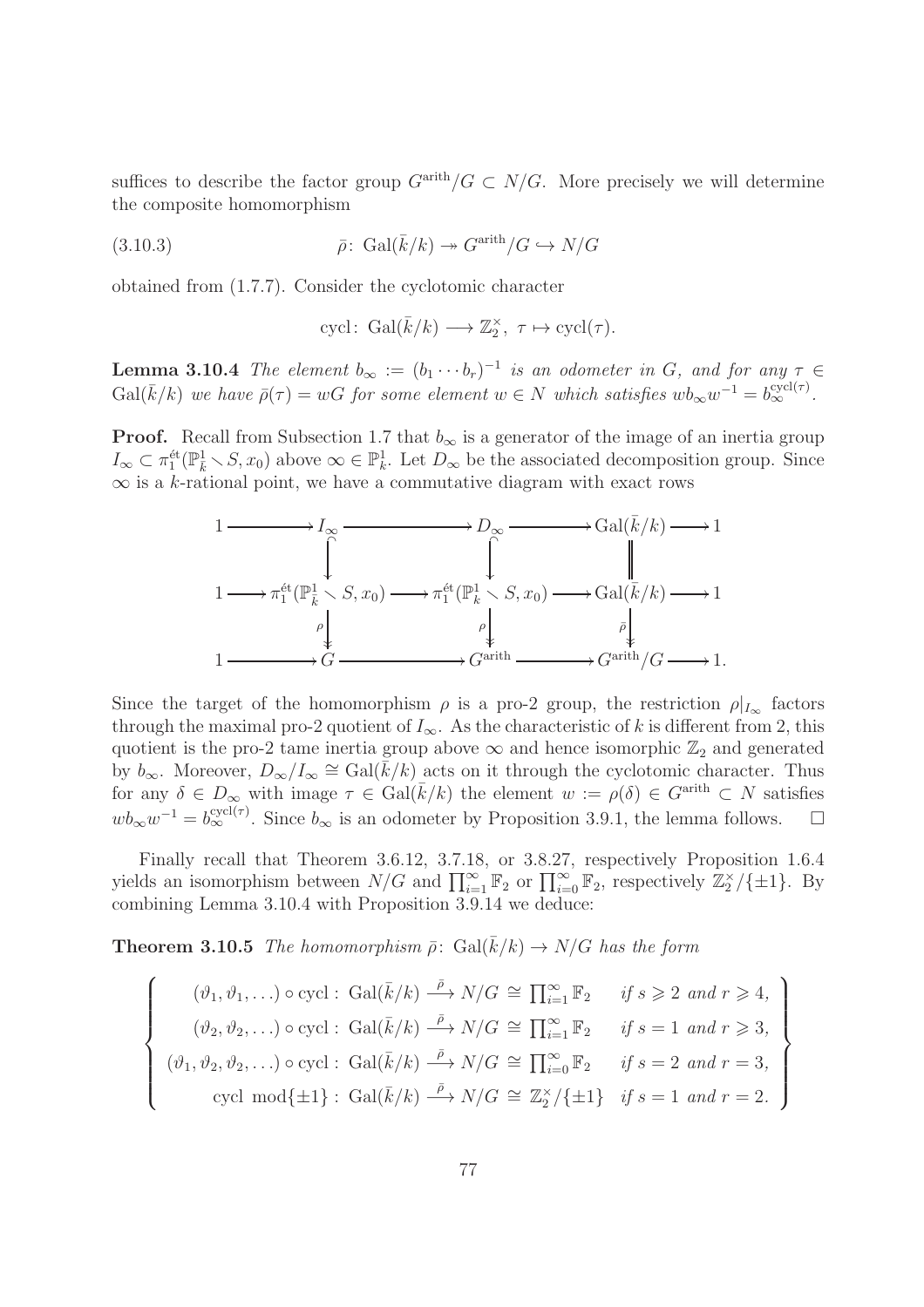suffices to describe the factor group $G^{\text{arith}}/G \subset N/G$. More precisely we will determine the composite homomorphism

$$\bar{\rho}\colon \operatorname{Gal}(\bar{k}/k) \twoheadrightarrow G^{\text{arith}}/G \hookrightarrow N/G \tag{3.10.3}$$

obtained from (1.7.7). Consider the cyclotomic character

$$\operatorname{cycl}\colon \operatorname{Gal}(\bar{k}/k) \longrightarrow \mathbb{Z}_2^\times,\ \tau \mapsto \operatorname{cycl}(\tau).$$

**Lemma 3.10.4** *The element $b_\infty := (b_1 \cdots b_r)^{-1}$ is an odometer in $G$, and for any $\tau \in \operatorname{Gal}(\bar{k}/k)$ we have $\bar{\rho}(\tau) = wG$ for some element $w \in N$ which satisfies $wb_\infty w^{-1} = b_\infty^{\operatorname{cycl}(\tau)}$.*

**Proof.** Recall from Subsection 1.7 that $b_\infty$ is a generator of the image of an inertia group $I_\infty \subset \pi_1^{\text{ét}}(\mathbb{P}^1_{\bar{k}} \smallsetminus S, x_0)$ above $\infty \in \mathbb{P}^1_{\bar{k}}$. Let $D_\infty$ be the associated decomposition group. Since $\infty$ is a $k$-rational point, we have a commutative diagram with exact rows

$$\begin{array}{ccccccccc}
1 & \longrightarrow & I_\infty & \longrightarrow & D_\infty & \longrightarrow & \operatorname{Gal}(\bar{k}/k) & \longrightarrow & 1 \\
 & & \downarrow & & \downarrow & & \| & & \\
1 & \longrightarrow & \pi_1^{\text{ét}}(\mathbb{P}^1_{\bar{k}} \smallsetminus S, x_0) & \longrightarrow & \pi_1^{\text{ét}}(\mathbb{P}^1_{k} \smallsetminus S, x_0) & \longrightarrow & \operatorname{Gal}(\bar{k}/k) & \longrightarrow & 1 \\
 & & \downarrow{\scriptstyle\rho} & & \downarrow{\scriptstyle\rho} & & \downarrow{\scriptstyle\bar{\rho}} & & \\
1 & \longrightarrow & G & \longrightarrow & G^{\text{arith}} & \longrightarrow & G^{\text{arith}}/G & \longrightarrow & 1.
\end{array}$$

Since the target of the homomorphism $\rho$ is a pro-2 group, the restriction $\rho|_{I_\infty}$ factors through the maximal pro-2 quotient of $I_\infty$. As the characteristic of $k$ is different from 2, this quotient is the pro-2 tame inertia group above $\infty$ and hence isomorphic $\mathbb{Z}_2$ and generated by $b_\infty$. Moreover, $D_\infty/I_\infty \cong \operatorname{Gal}(\bar{k}/k)$ acts on it through the cyclotomic character. Thus for any $\delta \in D_\infty$ with image $\tau \in \operatorname{Gal}(\bar{k}/k)$ the element $w := \rho(\delta) \in G^{\text{arith}} \subset N$ satisfies $wb_\infty w^{-1} = b_\infty^{\operatorname{cycl}(\tau)}$. Since $b_\infty$ is an odometer by Proposition 3.9.1, the lemma follows. $\square$

Finally recall that Theorem 3.6.12, 3.7.18, or 3.8.27, respectively Proposition 1.6.4 yields an isomorphism between $N/G$ and $\prod_{i=1}^\infty \mathbb{F}_2$ or $\prod_{i=0}^\infty \mathbb{F}_2$, respectively $\mathbb{Z}_2^\times/\{\pm 1\}$. By combining Lemma 3.10.4 with Proposition 3.9.14 we deduce:

**Theorem 3.10.5** *The homomorphism $\bar{\rho}\colon \operatorname{Gal}(\bar{k}/k) \to N/G$ has the form*

$$\left\{\begin{array}{rl}
(\vartheta_1, \vartheta_1, \ldots) \circ \operatorname{cycl}:\ \operatorname{Gal}(\bar{k}/k) \xrightarrow{\ \bar{\rho}\ } N/G \cong \prod_{i=1}^\infty \mathbb{F}_2 & \textit{if } s \geqslant 2 \textit{ and } r \geqslant 4, \\
(\vartheta_2, \vartheta_2, \ldots) \circ \operatorname{cycl}:\ \operatorname{Gal}(\bar{k}/k) \xrightarrow{\ \bar{\rho}\ } N/G \cong \prod_{i=1}^\infty \mathbb{F}_2 & \textit{if } s = 1 \textit{ and } r \geqslant 3, \\
(\vartheta_1, \vartheta_2, \vartheta_2, \ldots) \circ \operatorname{cycl}:\ \operatorname{Gal}(\bar{k}/k) \xrightarrow{\ \bar{\rho}\ } N/G \cong \prod_{i=0}^\infty \mathbb{F}_2 & \textit{if } s = 2 \textit{ and } r = 3, \\
\operatorname{cycl} \bmod\{\pm 1\}:\ \operatorname{Gal}(\bar{k}/k) \xrightarrow{\ \bar{\rho}\ } N/G \cong \mathbb{Z}_2^\times/\{\pm 1\} & \textit{if } s = 1 \textit{ and } r = 2.
\end{array}\right\}$$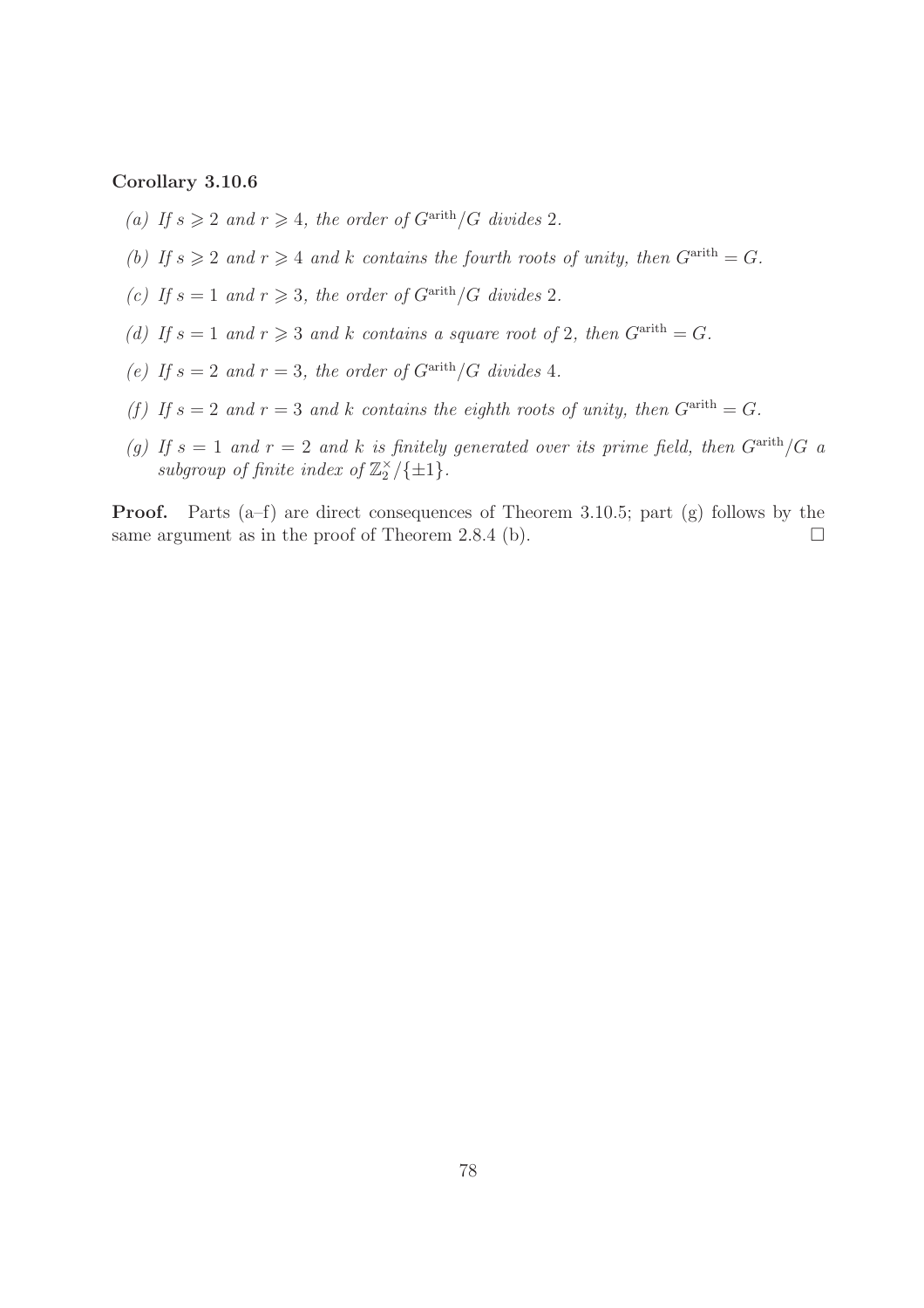**Corollary 3.10.6**

*(a) If $s \geqslant 2$ and $r \geqslant 4$, the order of $G^{\mathrm{arith}}/G$ divides 2.*

*(b) If $s \geqslant 2$ and $r \geqslant 4$ and $k$ contains the fourth roots of unity, then $G^{\mathrm{arith}} = G$.*

*(c) If $s = 1$ and $r \geqslant 3$, the order of $G^{\mathrm{arith}}/G$ divides 2.*

*(d) If $s = 1$ and $r \geqslant 3$ and $k$ contains a square root of 2, then $G^{\mathrm{arith}} = G$.*

*(e) If $s = 2$ and $r = 3$, the order of $G^{\mathrm{arith}}/G$ divides 4.*

*(f) If $s = 2$ and $r = 3$ and $k$ contains the eighth roots of unity, then $G^{\mathrm{arith}} = G$.*

*(g) If $s = 1$ and $r = 2$ and $k$ is finitely generated over its prime field, then $G^{\mathrm{arith}}/G$ a subgroup of finite index of $\mathbb{Z}_2^\times/\{\pm 1\}$.*

**Proof.** Parts (a–f) are direct consequences of Theorem 3.10.5; part (g) follows by the same argument as in the proof of Theorem 2.8.4 (b). □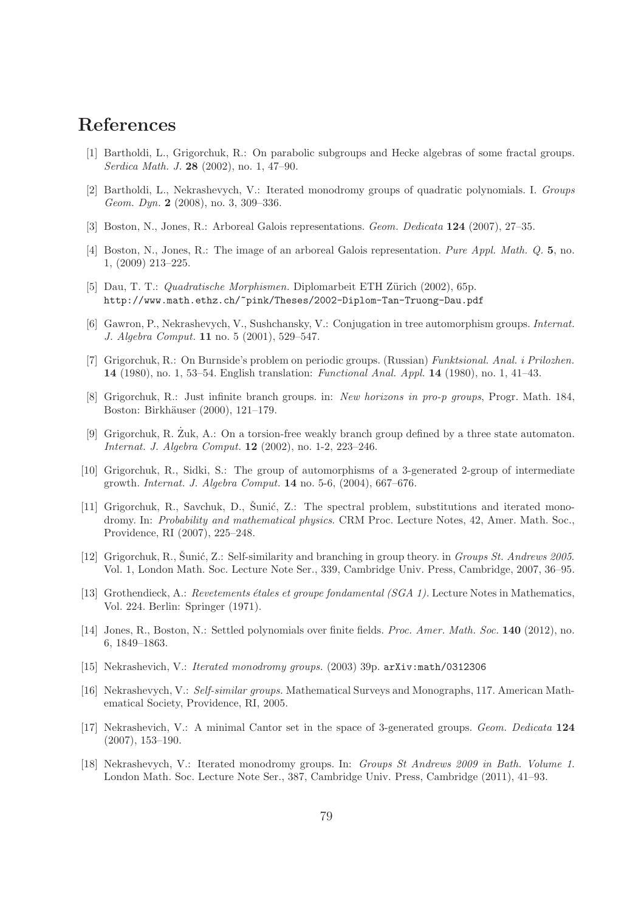# References

[1] Bartholdi, L., Grigorchuk, R.: On parabolic subgroups and Hecke algebras of some fractal groups. *Serdica Math. J.* **28** (2002), no. 1, 47–90.

[2] Bartholdi, L., Nekrashevych, V.: Iterated monodromy groups of quadratic polynomials. I. *Groups Geom. Dyn.* **2** (2008), no. 3, 309–336.

[3] Boston, N., Jones, R.: Arboreal Galois representations. *Geom. Dedicata* **124** (2007), 27–35.

[4] Boston, N., Jones, R.: The image of an arboreal Galois representation. *Pure Appl. Math. Q.* **5**, no. 1, (2009) 213–225.

[5] Dau, T. T.: *Quadratische Morphismen.* Diplomarbeit ETH Zürich (2002), 65p. `http://www.math.ethz.ch/~pink/Theses/2002-Diplom-Tan-Truong-Dau.pdf`

[6] Gawron, P., Nekrashevych, V., Sushchansky, V.: Conjugation in tree automorphism groups. *Internat. J. Algebra Comput.* **11** no. 5 (2001), 529–547.

[7] Grigorchuk, R.: On Burnside's problem on periodic groups. (Russian) *Funktsional. Anal. i Prilozhen.* **14** (1980), no. 1, 53–54. English translation: *Functional Anal. Appl.* **14** (1980), no. 1, 41–43.

[8] Grigorchuk, R.: Just infinite branch groups. in: *New horizons in pro-p groups*, Progr. Math. 184, Boston: Birkhäuser (2000), 121–179.

[9] Grigorchuk, R. Żuk, A.: On a torsion-free weakly branch group defined by a three state automaton. *Internat. J. Algebra Comput.* **12** (2002), no. 1-2, 223–246.

[10] Grigorchuk, R., Sidki, S.: The group of automorphisms of a 3-generated 2-group of intermediate growth. *Internat. J. Algebra Comput.* **14** no. 5-6, (2004), 667–676.

[11] Grigorchuk, R., Savchuk, D., Šunić, Z.: The spectral problem, substitutions and iterated monodromy. In: *Probability and mathematical physics*. CRM Proc. Lecture Notes, 42, Amer. Math. Soc., Providence, RI (2007), 225–248.

[12] Grigorchuk, R., Šunić, Z.: Self-similarity and branching in group theory. in *Groups St. Andrews 2005*. Vol. 1, London Math. Soc. Lecture Note Ser., 339, Cambridge Univ. Press, Cambridge, 2007, 36–95.

[13] Grothendieck, A.: *Revetements étales et groupe fondamental (SGA 1).* Lecture Notes in Mathematics, Vol. 224. Berlin: Springer (1971).

[14] Jones, R., Boston, N.: Settled polynomials over finite fields. *Proc. Amer. Math. Soc.* **140** (2012), no. 6, 1849–1863.

[15] Nekrashevich, V.: *Iterated monodromy groups.* (2003) 39p. `arXiv:math/0312306`

[16] Nekrashevych, V.: *Self-similar groups.* Mathematical Surveys and Monographs, 117. American Mathematical Society, Providence, RI, 2005.

[17] Nekrashevich, V.: A minimal Cantor set in the space of 3-generated groups. *Geom. Dedicata* **124** (2007), 153–190.

[18] Nekrashevych, V.: Iterated monodromy groups. In: *Groups St Andrews 2009 in Bath. Volume 1.* London Math. Soc. Lecture Note Ser., 387, Cambridge Univ. Press, Cambridge (2011), 41–93.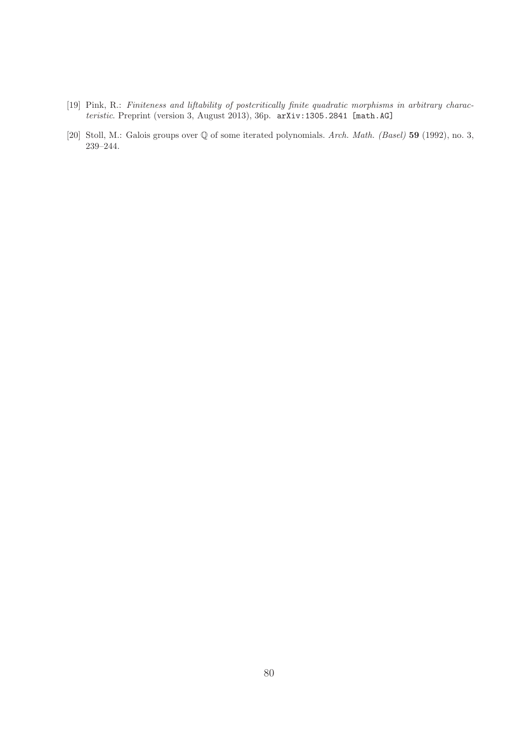[19] Pink, R.: *Finiteness and liftability of postcritically finite quadratic morphisms in arbitrary characteristic*. Preprint (version 3, August 2013), 36p. `arXiv:1305.2841 [math.AG]`

[20] Stoll, M.: Galois groups over $\mathbb{Q}$ of some iterated polynomials. *Arch. Math. (Basel)* **59** (1992), no. 3, 239–244.